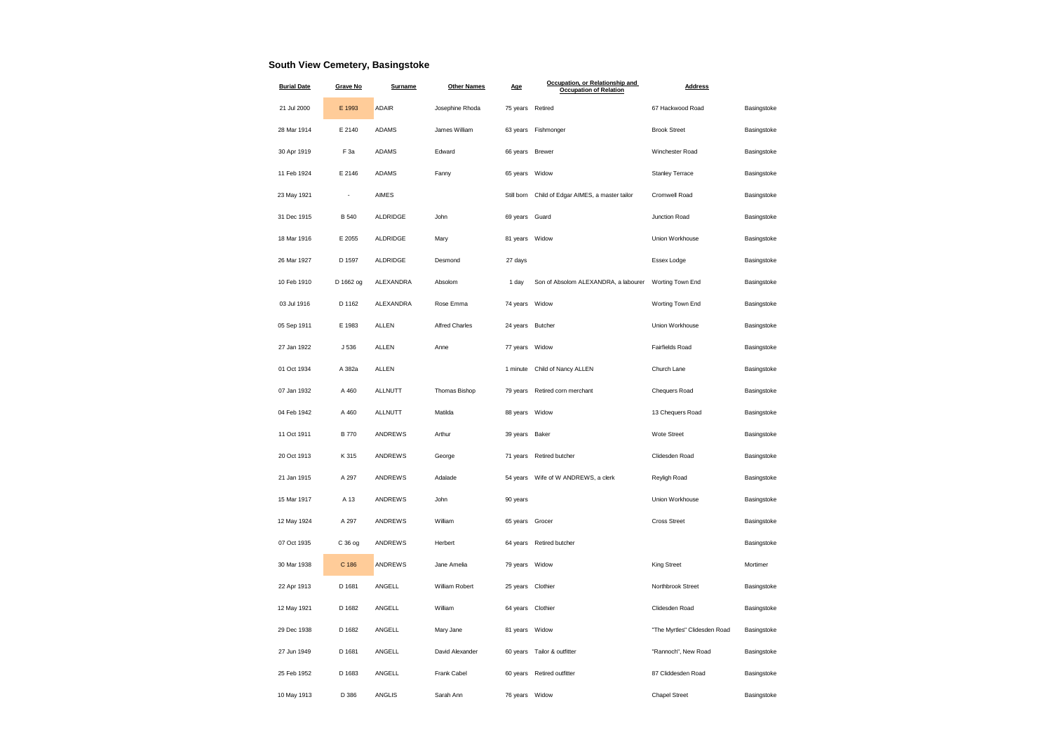## South View Cemetery, Basingstoke

| Burial Date | Grave No | Surname | Other Names | Age | Occupation, or Relationship and Occupation of Relation | Address | |
|---|---|---|---|---|---|---|---|
| 21 Jul 2000 | E 1993 | ADAIR | Josephine Rhoda | 75 years | Retired | 67 Hackwood Road | Basingstoke |
| 28 Mar 1914 | E 2140 | ADAMS | James William | 63 years | Fishmonger | Brook Street | Basingstoke |
| 30 Apr 1919 | F 3a | ADAMS | Edward | 66 years | Brewer | Winchester Road | Basingstoke |
| 11 Feb 1924 | E 2146 | ADAMS | Fanny | 65 years | Widow | Stanley Terrace | Basingstoke |
| 23 May 1921 | - | AIMES | | Still born | Child of Edgar AIMES, a master tailor | Cromwell Road | Basingstoke |
| 31 Dec 1915 | B 540 | ALDRIDGE | John | 69 years | Guard | Junction Road | Basingstoke |
| 18 Mar 1916 | E 2055 | ALDRIDGE | Mary | 81 years | Widow | Union Workhouse | Basingstoke |
| 26 Mar 1927 | D 1597 | ALDRIDGE | Desmond | 27 days | | Essex Lodge | Basingstoke |
| 10 Feb 1910 | D 1662 og | ALEXANDRA | Absolom | 1 day | Son of Absolom ALEXANDRA, a labourer | Worting Town End | Basingstoke |
| 03 Jul 1916 | D 1162 | ALEXANDRA | Rose Emma | 74 years | Widow | Worting Town End | Basingstoke |
| 05 Sep 1911 | E 1983 | ALLEN | Alfred Charles | 24 years | Butcher | Union Workhouse | Basingstoke |
| 27 Jan 1922 | J 536 | ALLEN | Anne | 77 years | Widow | Fairfields Road | Basingstoke |
| 01 Oct 1934 | A 382a | ALLEN | | 1 minute | Child of Nancy ALLEN | Church Lane | Basingstoke |
| 07 Jan 1932 | A 460 | ALLNUTT | Thomas Bishop | 79 years | Retired corn merchant | Chequers Road | Basingstoke |
| 04 Feb 1942 | A 460 | ALLNUTT | Matilda | 88 years | Widow | 13 Chequers Road | Basingstoke |
| 11 Oct 1911 | B 770 | ANDREWS | Arthur | 39 years | Baker | Wote Street | Basingstoke |
| 20 Oct 1913 | K 315 | ANDREWS | George | 71 years | Retired butcher | Clidesden Road | Basingstoke |
| 21 Jan 1915 | A 297 | ANDREWS | Adalade | 54 years | Wife of W ANDREWS, a clerk | Reyligh Road | Basingstoke |
| 15 Mar 1917 | A 13 | ANDREWS | John | 90 years | | Union Workhouse | Basingstoke |
| 12 May 1924 | A 297 | ANDREWS | William | 65 years | Grocer | Cross Street | Basingstoke |
| 07 Oct 1935 | C 36 og | ANDREWS | Herbert | 64 years | Retired butcher | | Basingstoke |
| 30 Mar 1938 | C 186 | ANDREWS | Jane Amelia | 79 years | Widow | King Street | Mortimer |
| 22 Apr 1913 | D 1681 | ANGELL | William Robert | 25 years | Clothier | Northbrook Street | Basingstoke |
| 12 May 1921 | D 1682 | ANGELL | William | 64 years | Clothier | Clidesden Road | Basingstoke |
| 29 Dec 1938 | D 1682 | ANGELL | Mary Jane | 81 years | Widow | "The Myrtles" Clidesden Road | Basingstoke |
| 27 Jun 1949 | D 1681 | ANGELL | David Alexander | 60 years | Tailor & outfitter | "Rannoch", New Road | Basingstoke |
| 25 Feb 1952 | D 1683 | ANGELL | Frank Cabel | 60 years | Retired outfitter | 87 Cliddesden Road | Basingstoke |
| 10 May 1913 | D 386 | ANGLIS | Sarah Ann | 76 years | Widow | Chapel Street | Basingstoke |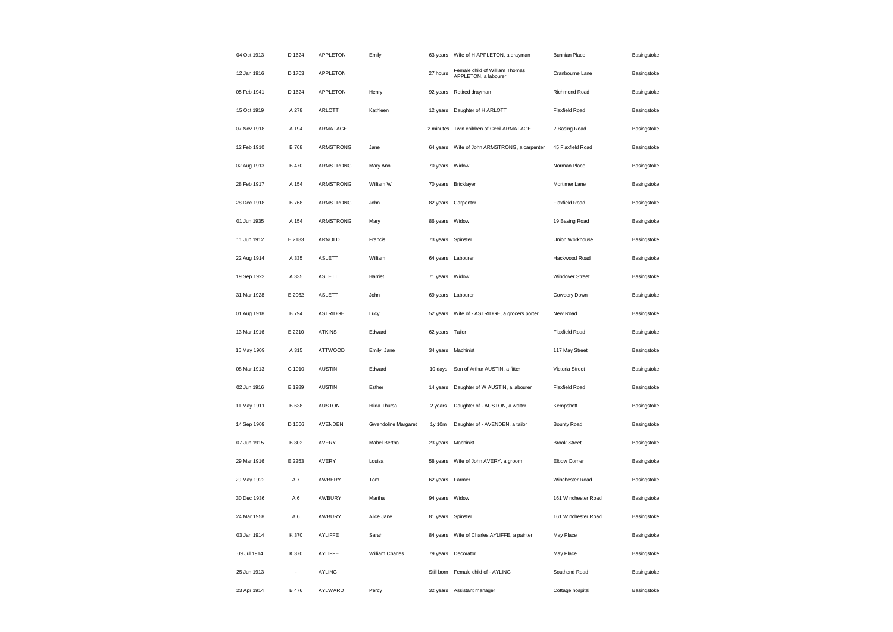| | | | | | | | |
|---|---|---|---|---|---|---|---|
| 04 Oct 1913 | D 1624 | APPLETON | Emily | 63 years | Wife of H APPLETON, a drayman | Bunnian Place | Basingstoke |
| 12 Jan 1916 | D 1703 | APPLETON | | 27 hours | Female child of William Thomas APPLETON, a labourer | Cranbourne Lane | Basingstoke |
| 05 Feb 1941 | D 1624 | APPLETON | Henry | 92 years | Retired drayman | Richmond Road | Basingstoke |
| 15 Oct 1919 | A 278 | ARLOTT | Kathleen | 12 years | Daughter of H ARLOTT | Flaxfield Road | Basingstoke |
| 07 Nov 1918 | A 194 | ARMATAGE | | 2 minutes | Twin children of Cecil ARMATAGE | 2 Basing Road | Basingstoke |
| 12 Feb 1910 | B 768 | ARMSTRONG | Jane | 64 years | Wife of John ARMSTRONG, a carpenter | 45 Flaxfield Road | Basingstoke |
| 02 Aug 1913 | B 470 | ARMSTRONG | Mary Ann | 70 years | Widow | Norman Place | Basingstoke |
| 28 Feb 1917 | A 154 | ARMSTRONG | William W | 70 years | Bricklayer | Mortimer Lane | Basingstoke |
| 28 Dec 1918 | B 768 | ARMSTRONG | John | 82 years | Carpenter | Flaxfield Road | Basingstoke |
| 01 Jun 1935 | A 154 | ARMSTRONG | Mary | 86 years | Widow | 19 Basing Road | Basingstoke |
| 11 Jun 1912 | E 2183 | ARNOLD | Francis | 73 years | Spinster | Union Workhouse | Basingstoke |
| 22 Aug 1914 | A 335 | ASLETT | William | 64 years | Labourer | Hackwood Road | Basingstoke |
| 19 Sep 1923 | A 335 | ASLETT | Harriet | 71 years | Widow | Windover Street | Basingstoke |
| 31 Mar 1928 | E 2062 | ASLETT | John | 69 years | Labourer | Cowdery Down | Basingstoke |
| 01 Aug 1918 | B 794 | ASTRIDGE | Lucy | 52 years | Wife of - ASTRIDGE, a grocers porter | New Road | Basingstoke |
| 13 Mar 1916 | E 2210 | ATKINS | Edward | 62 years | Tailor | Flaxfield Road | Basingstoke |
| 15 May 1909 | A 315 | ATTWOOD | Emily Jane | 34 years | Machinist | 117 May Street | Basingstoke |
| 08 Mar 1913 | C 1010 | AUSTIN | Edward | 10 days | Son of Arthur AUSTIN, a fitter | Victoria Street | Basingstoke |
| 02 Jun 1916 | E 1989 | AUSTIN | Esther | 14 years | Daughter of W AUSTIN, a labourer | Flaxfield Road | Basingstoke |
| 11 May 1911 | B 638 | AUSTON | Hilda Thursa | 2 years | Daughter of - AUSTON, a waiter | Kempshott | Basingstoke |
| 14 Sep 1909 | D 1566 | AVENDEN | Gwendoline Margaret | 1y 10m | Daughter of - AVENDEN, a tailor | Bounty Road | Basingstoke |
| 07 Jun 1915 | B 802 | AVERY | Mabel Bertha | 23 years | Machinist | Brook Street | Basingstoke |
| 29 Mar 1916 | E 2253 | AVERY | Louisa | 58 years | Wife of John AVERY, a groom | Elbow Corner | Basingstoke |
| 29 May 1922 | A 7 | AWBERY | Tom | 62 years | Farmer | Winchester Road | Basingstoke |
| 30 Dec 1936 | A 6 | AWBURY | Martha | 94 years | Widow | 161 Winchester Road | Basingstoke |
| 24 Mar 1958 | A 6 | AWBURY | Alice Jane | 81 years | Spinster | 161 Winchester Road | Basingstoke |
| 03 Jan 1914 | K 370 | AYLIFFE | Sarah | 84 years | Wife of Charles AYLIFFE, a painter | May Place | Basingstoke |
| 09 Jul 1914 | K 370 | AYLIFFE | William Charles | 79 years | Decorator | May Place | Basingstoke |
| 25 Jun 1913 | - | AYLING | | Still born | Female child of - AYLING | Southend Road | Basingstoke |
| 23 Apr 1914 | B 476 | AYLWARD | Percy | 32 years | Assistant manager | Cottage hospital | Basingstoke |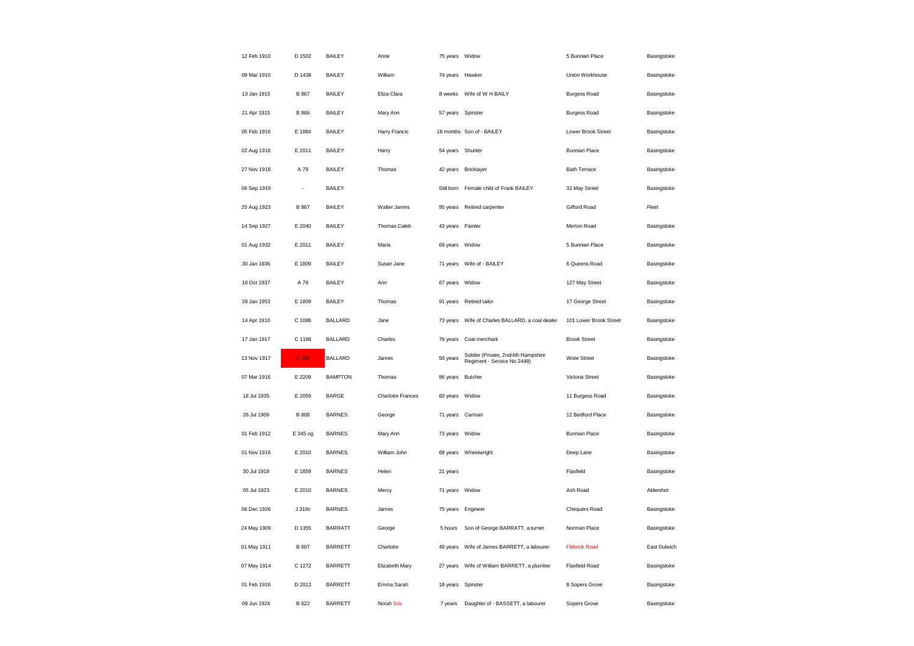| | | | | | | | |
|---|---|---|---|---|---|---|---|
| 12 Feb 1910 | D 1502 | BAILEY | Anne | 75 years | Widow | 5 Bunnian Place | Basingstoke |
| 09 Mar 1910 | D 1438 | BAILEY | William | 74 years | Hawker | Union Workhouse | Basingstoke |
| 13 Jan 1915 | B 867 | BAILEY | Eliza Clara | 8 weeks | Wife of W H BAILY | Burgess Road | Basingstoke |
| 21 Apr 1915 | B 866 | BAILEY | Mary Ann | 57 years | Spinster | Burgess Road | Basingstoke |
| 05 Feb 1916 | E 1884 | BAILEY | Harry Francis | 18 months | Son of - BAILEY | Lower Brook Street | Basingstoke |
| 02 Aug 1916 | E 2011 | BAILEY | Harry | 54 years | Shunter | Bunnian Place | Basingstoke |
| 27 Nov 1918 | A 79 | BAILEY | Thomas | 42 years | Bricklayer | Bath Terrace | Basingstoke |
| 06 Sep 1919 | - | BAILEY | | Still born | Female child of Frank BAILEY | 32 May Street | Basingstoke |
| 25 Aug 1923 | B 867 | BAILEY | Walter James | 95 years | Retired carpenter | Gifford Road | Fleet |
| 14 Sep 1927 | E 2040 | BAILEY | Thomas Caleb | 43 years | Painter | Merton Road | Basingstoke |
| 01 Aug 1932 | E 2011 | BAILEY | Maria | 69 years | Widow | 5 Bunnian Place | Basingstoke |
| 30 Jan 1936 | E 1809 | BAILEY | Susan Jane | 71 years | Wife of - BAILEY | 6 Queens Road | Basingstoke |
| 10 Oct 1937 | A 79 | BAILEY | Ann | 67 years | Widow | 127 May Street | Basingstoke |
| 28 Jan 1953 | E 1809 | BAILEY | Thomas | 91 years | Retired tailor | 17 George Street | Basingstoke |
| 14 Apr 1910 | C 1086 | BALLARD | Jane | 73 years | Wife of Charles BALLARD, a coal dealer | 101 Lower Brook Street | Basingstoke |
| 17 Jan 1917 | C 1188 | BALLARD | Charles | 76 years | Coal merchant | Brook Street | Basingstoke |
| 13 Nov 1917 | A 292 | BALLARD | James | 50 years | Soldier (Private, 2nd/4th Hampshire Regiment - Service No 2448) | Wote Street | Basingstoke |
| 07 Mar 1916 | E 2209 | BAMPTON | Thomas | 86 years | Butcher | Victoria Street | Basingstoke |
| 18 Jul 1935 | E 2059 | BARGE | Charlotte Frances | 60 years | Widow | 11 Burgess Road | Basingstoke |
| 26 Jul 1909 | B 808 | BARNES | George | 71 years | Carman | 12 Bedford Place | Basingstoke |
| 01 Feb 1912 | E 345 og | BARNES | Mary Ann | 73 years | Widow | Bunnian Place | Basingstoke |
| 01 Nov 1916 | E 2010 | BARNES | William John | 68 years | Wheelwright | Deep Lane | Basingstoke |
| 30 Jul 1918 | E 1859 | BARNES | Helen | 21 years | | Flaxfield | Basingstoke |
| 05 Jul 1923 | E 2010 | BARNES | Mercy | 71 years | Widow | Ash Road | Aldershot |
| 06 Dec 1926 | J 318c | BARNES | James | 75 years | Engineer | Chequers Road | Basingstoke |
| 24 May 1909 | D 1355 | BARRATT | George | 5 hours | Son of George BARRATT, a turner | Norman Place | Basingstoke |
| 01 May 1911 | B 607 | BARRETT | Charlotte | 49 years | Wife of James BARRETT, a labourer | Fibbrick Road | East Dulwich |
| 07 May 1914 | C 1272 | BARRETT | Elizabeth Mary | 27 years | Wife of William BARRETT, a plumber | Flaxfield Road | Basingstoke |
| 01 Feb 1916 | D 2013 | BARRETT | Emma Sarah | 18 years | Spinster | 8 Sopers Grove | Basingstoke |
| 09 Jun 1924 | B 622 | BARRETT | Norah Sris | 7 years | Daughter of - BASSETT, a labourer | Sopers Grove | Basingstoke |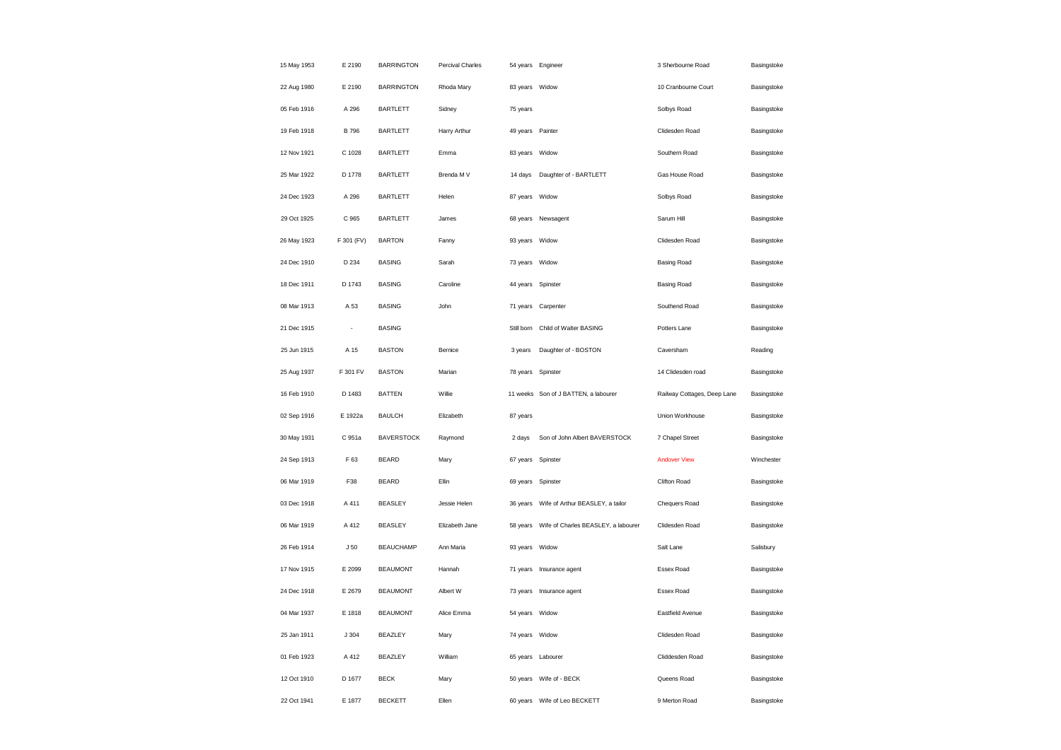| | | | | | | | |
|---|---|---|---|---|---|---|---|
| 15 May 1953 | E 2190 | BARRINGTON | Percival Charles | 54 years | Engineer | 3 Sherbourne Road | Basingstoke |
| 22 Aug 1980 | E 2190 | BARRINGTON | Rhoda Mary | 83 years | Widow | 10 Cranbourne Court | Basingstoke |
| 05 Feb 1916 | A 296 | BARTLETT | Sidney | 75 years | | Solbys Road | Basingstoke |
| 19 Feb 1918 | B 796 | BARTLETT | Harry Arthur | 49 years | Painter | Clidesden Road | Basingstoke |
| 12 Nov 1921 | C 1028 | BARTLETT | Emma | 83 years | Widow | Southern Road | Basingstoke |
| 25 Mar 1922 | D 1778 | BARTLETT | Brenda M V | 14 days | Daughter of - BARTLETT | Gas House Road | Basingstoke |
| 24 Dec 1923 | A 296 | BARTLETT | Helen | 87 years | Widow | Solbys Road | Basingstoke |
| 29 Oct 1925 | C 965 | BARTLETT | James | 68 years | Newsagent | Sarum Hill | Basingstoke |
| 26 May 1923 | F 301 (FV) | BARTON | Fanny | 93 years | Widow | Clidesden Road | Basingstoke |
| 24 Dec 1910 | D 234 | BASING | Sarah | 73 years | Widow | Basing Road | Basingstoke |
| 18 Dec 1911 | D 1743 | BASING | Caroline | 44 years | Spinster | Basing Road | Basingstoke |
| 08 Mar 1913 | A 53 | BASING | John | 71 years | Carpenter | Southend Road | Basingstoke |
| 21 Dec 1915 | - | BASING | | Still born | Child of Walter BASING | Potters Lane | Basingstoke |
| 25 Jun 1915 | A 15 | BASTON | Bernice | 3 years | Daughter of - BOSTON | Caversham | Reading |
| 25 Aug 1937 | F 301 FV | BASTON | Marian | 78 years | Spinster | 14 Clidesden road | Basingstoke |
| 16 Feb 1910 | D 1483 | BATTEN | Willie | 11 weeks | Son of J BATTEN, a labourer | Railway Cottages, Deep Lane | Basingstoke |
| 02 Sep 1916 | E 1922a | BAULCH | Elizabeth | 87 years | | Union Workhouse | Basingstoke |
| 30 May 1931 | C 951a | BAVERSTOCK | Raymond | 2 days | Son of John Albert BAVERSTOCK | 7 Chapel Street | Basingstoke |
| 24 Sep 1913 | F 63 | BEARD | Mary | 67 years | Spinster | Andover View | Winchester |
| 06 Mar 1919 | F38 | BEARD | Ellin | 69 years | Spinster | Clifton Road | Basingstoke |
| 03 Dec 1918 | A 411 | BEASLEY | Jessie Helen | 36 years | Wife of Arthur BEASLEY, a tailor | Chequers Road | Basingstoke |
| 06 Mar 1919 | A 412 | BEASLEY | Elizabeth Jane | 58 years | Wife of Charles BEASLEY, a labourer | Clidesden Road | Basingstoke |
| 26 Feb 1914 | J 50 | BEAUCHAMP | Ann Maria | 93 years | Widow | Salt Lane | Salisbury |
| 17 Nov 1915 | E 2099 | BEAUMONT | Hannah | 71 years | Insurance agent | Essex Road | Basingstoke |
| 24 Dec 1918 | E 2679 | BEAUMONT | Albert W | 73 years | Insurance agent | Essex Road | Basingstoke |
| 04 Mar 1937 | E 1818 | BEAUMONT | Alice Emma | 54 years | Widow | Eastfield Avenue | Basingstoke |
| 25 Jan 1911 | J 304 | BEAZLEY | Mary | 74 years | Widow | Clidesden Road | Basingstoke |
| 01 Feb 1923 | A 412 | BEAZLEY | William | 65 years | Labourer | Cliddesden Road | Basingstoke |
| 12 Oct 1910 | D 1677 | BECK | Mary | 50 years | Wife of - BECK | Queens Road | Basingstoke |
| 22 Oct 1941 | E 1877 | BECKETT | Ellen | 60 years | Wife of Leo BECKETT | 9 Merton Road | Basingstoke |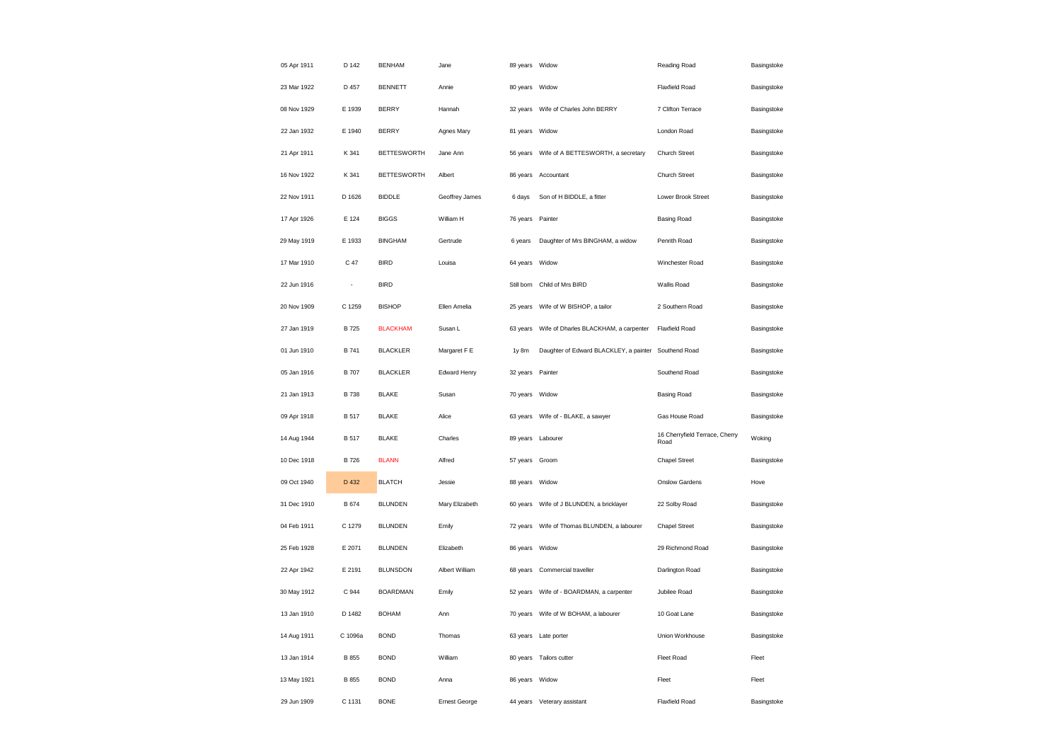| | | | | | | | |
|---|---|---|---|---|---|---|---|
| 05 Apr 1911 | D 142 | BENHAM | Jane | 89 years | Widow | Reading Road | Basingstoke |
| 23 Mar 1922 | D 457 | BENNETT | Annie | 80 years | Widow | Flaxfield Road | Basingstoke |
| 08 Nov 1929 | E 1939 | BERRY | Hannah | 32 years | Wife of Charles John BERRY | 7 Clifton Terrace | Basingstoke |
| 22 Jan 1932 | E 1940 | BERRY | Agnes Mary | 81 years | Widow | London Road | Basingstoke |
| 21 Apr 1911 | K 341 | BETTESWORTH | Jane Ann | 56 years | Wife of A BETTESWORTH, a secretary | Church Street | Basingstoke |
| 16 Nov 1922 | K 341 | BETTESWORTH | Albert | 86 years | Accountant | Church Street | Basingstoke |
| 22 Nov 1911 | D 1626 | BIDDLE | Geoffrey James | 6 days | Son of H BIDDLE, a fitter | Lower Brook Street | Basingstoke |
| 17 Apr 1926 | E 124 | BIGGS | William H | 76 years | Painter | Basing Road | Basingstoke |
| 29 May 1919 | E 1933 | BINGHAM | Gertrude | 6 years | Daughter of Mrs BINGHAM, a widow | Penrith Road | Basingstoke |
| 17 Mar 1910 | C 47 | BIRD | Louisa | 64 years | Widow | Winchester Road | Basingstoke |
| 22 Jun 1916 | - | BIRD | | Still born | Child of Mrs BIRD | Wallis Road | Basingstoke |
| 20 Nov 1909 | C 1259 | BISHOP | Ellen Amelia | 25 years | Wife of W BISHOP, a tailor | 2 Southern Road | Basingstoke |
| 27 Jan 1919 | B 725 | BLACKHAM | Susan L | 63 years | Wife of Dharles BLACKHAM, a carpenter | Flaxfield Road | Basingstoke |
| 01 Jun 1910 | B 741 | BLACKLER | Margaret F E | 1y 8m | Daughter of Edward BLACKLEY, a painter | Southend Road | Basingstoke |
| 05 Jan 1916 | B 707 | BLACKLER | Edward Henry | 32 years | Painter | Southend Road | Basingstoke |
| 21 Jan 1913 | B 738 | BLAKE | Susan | 70 years | Widow | Basing Road | Basingstoke |
| 09 Apr 1918 | B 517 | BLAKE | Alice | 63 years | Wife of - BLAKE, a sawyer | Gas House Road | Basingstoke |
| 14 Aug 1944 | B 517 | BLAKE | Charles | 89 years | Labourer | 16 Cherryfield Terrace, Cherry Road | Woking |
| 10 Dec 1918 | B 726 | BLANN | Alfred | 57 years | Groom | Chapel Street | Basingstoke |
| 09 Oct 1940 | D 432 | BLATCH | Jessie | 88 years | Widow | Onslow Gardens | Hove |
| 31 Dec 1910 | B 674 | BLUNDEN | Mary Elizabeth | 60 years | Wife of J BLUNDEN, a bricklayer | 22 Solby Road | Basingstoke |
| 04 Feb 1911 | C 1279 | BLUNDEN | Emily | 72 years | Wife of Thomas BLUNDEN, a labourer | Chapel Street | Basingstoke |
| 25 Feb 1928 | E 2071 | BLUNDEN | Elizabeth | 86 years | Widow | 29 Richmond Road | Basingstoke |
| 22 Apr 1942 | E 2191 | BLUNSDON | Albert William | 68 years | Commercial traveller | Darlington Road | Basingstoke |
| 30 May 1912 | C 944 | BOARDMAN | Emily | 52 years | Wife of - BOARDMAN, a carpenter | Jubilee Road | Basingstoke |
| 13 Jan 1910 | D 1482 | BOHAM | Ann | 70 years | Wife of W BOHAM, a labourer | 10 Goat Lane | Basingstoke |
| 14 Aug 1911 | C 1096a | BOND | Thomas | 63 years | Late porter | Union Workhouse | Basingstoke |
| 13 Jan 1914 | B 855 | BOND | William | 80 years | Tailors cutter | Fleet Road | Fleet |
| 13 May 1921 | B 855 | BOND | Anna | 86 years | Widow | Fleet | Fleet |
| 29 Jun 1909 | C 1131 | BONE | Ernest George | 44 years | Veterary assistant | Flaxfield Road | Basingstoke |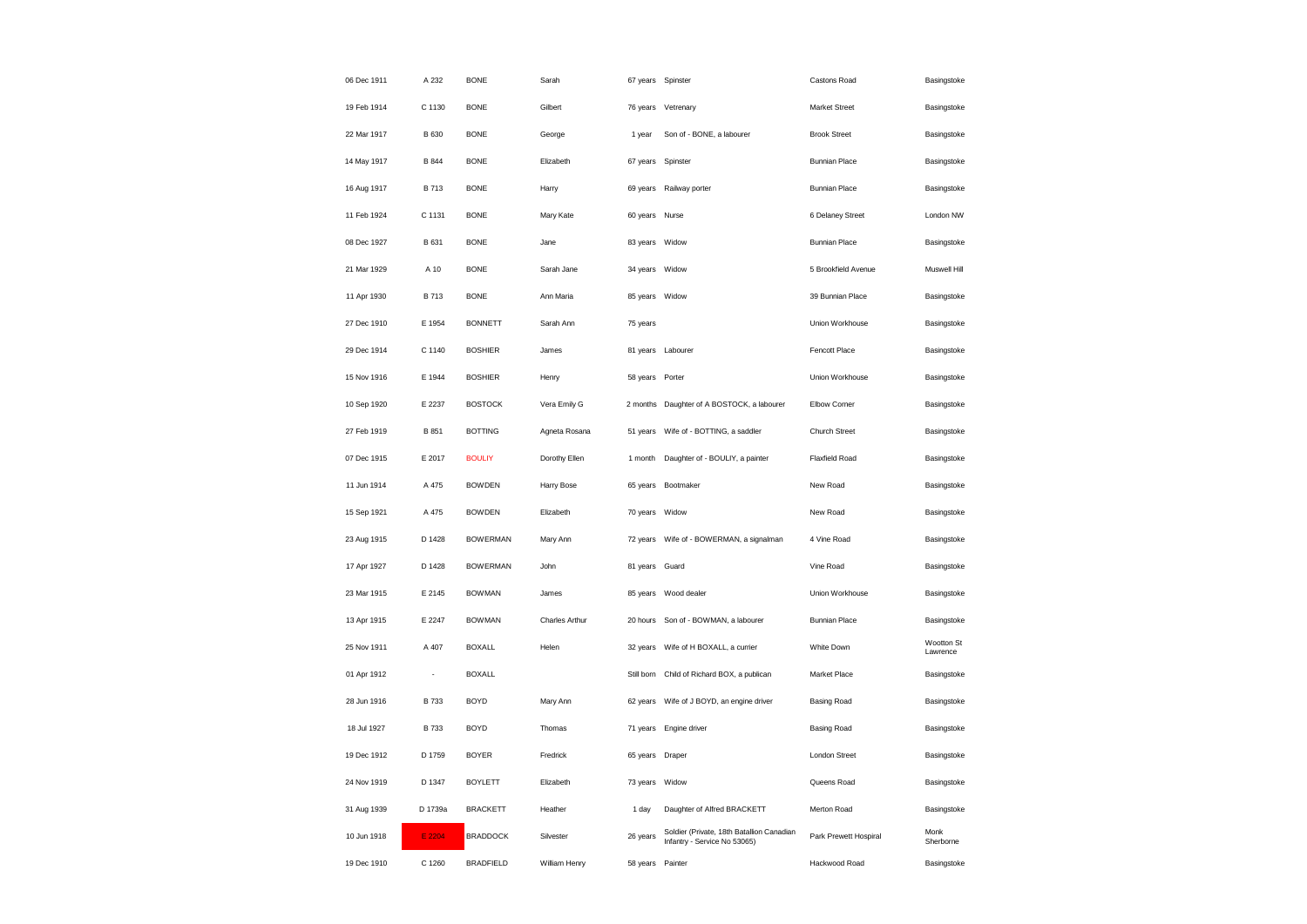| | | | | | | | |
|---|---|---|---|---|---|---|---|
| 06 Dec 1911 | A 232 | BONE | Sarah | 67 years | Spinster | Castons Road | Basingstoke |
| 19 Feb 1914 | C 1130 | BONE | Gilbert | 76 years | Vetrenary | Market Street | Basingstoke |
| 22 Mar 1917 | B 630 | BONE | George | 1 year | Son of - BONE, a labourer | Brook Street | Basingstoke |
| 14 May 1917 | B 844 | BONE | Elizabeth | 67 years | Spinster | Bunnian Place | Basingstoke |
| 16 Aug 1917 | B 713 | BONE | Harry | 69 years | Railway porter | Bunnian Place | Basingstoke |
| 11 Feb 1924 | C 1131 | BONE | Mary Kate | 60 years | Nurse | 6 Delaney Street | London NW |
| 08 Dec 1927 | B 631 | BONE | Jane | 83 years | Widow | Bunnian Place | Basingstoke |
| 21 Mar 1929 | A 10 | BONE | Sarah Jane | 34 years | Widow | 5 Brookfield Avenue | Muswell Hill |
| 11 Apr 1930 | B 713 | BONE | Ann Maria | 85 years | Widow | 39 Bunnian Place | Basingstoke |
| 27 Dec 1910 | E 1954 | BONNETT | Sarah Ann | 75 years | | Union Workhouse | Basingstoke |
| 29 Dec 1914 | C 1140 | BOSHIER | James | 81 years | Labourer | Fencott Place | Basingstoke |
| 15 Nov 1916 | E 1944 | BOSHIER | Henry | 58 years | Porter | Union Workhouse | Basingstoke |
| 10 Sep 1920 | E 2237 | BOSTOCK | Vera Emily G | 2 months | Daughter of A BOSTOCK, a labourer | Elbow Corner | Basingstoke |
| 27 Feb 1919 | B 851 | BOTTING | Agneta Rosana | 51 years | Wife of - BOTTING, a saddler | Church Street | Basingstoke |
| 07 Dec 1915 | E 2017 | BOULIY | Dorothy Ellen | 1 month | Daughter of - BOULIY, a painter | Flaxfield Road | Basingstoke |
| 11 Jun 1914 | A 475 | BOWDEN | Harry Bose | 65 years | Bootmaker | New Road | Basingstoke |
| 15 Sep 1921 | A 475 | BOWDEN | Elizabeth | 70 years | Widow | New Road | Basingstoke |
| 23 Aug 1915 | D 1428 | BOWERMAN | Mary Ann | 72 years | Wife of - BOWERMAN, a signalman | 4 Vine Road | Basingstoke |
| 17 Apr 1927 | D 1428 | BOWERMAN | John | 81 years | Guard | Vine Road | Basingstoke |
| 23 Mar 1915 | E 2145 | BOWMAN | James | 85 years | Wood dealer | Union Workhouse | Basingstoke |
| 13 Apr 1915 | E 2247 | BOWMAN | Charles Arthur | 20 hours | Son of - BOWMAN, a labourer | Bunnian Place | Basingstoke |
| 25 Nov 1911 | A 407 | BOXALL | Helen | 32 years | Wife of H BOXALL, a currier | White Down | Wootton St Lawrence |
| 01 Apr 1912 | - | BOXALL | | Still born | Child of Richard BOX, a publican | Market Place | Basingstoke |
| 28 Jun 1916 | B 733 | BOYD | Mary Ann | 62 years | Wife of J BOYD, an engine driver | Basing Road | Basingstoke |
| 18 Jul 1927 | B 733 | BOYD | Thomas | 71 years | Engine driver | Basing Road | Basingstoke |
| 19 Dec 1912 | D 1759 | BOYER | Fredrick | 65 years | Draper | London Street | Basingstoke |
| 24 Nov 1919 | D 1347 | BOYLETT | Elizabeth | 73 years | Widow | Queens Road | Basingstoke |
| 31 Aug 1939 | D 1739a | BRACKETT | Heather | 1 day | Daughter of Alfred BRACKETT | Merton Road | Basingstoke |
| 10 Jun 1918 | E 2204 | BRADDOCK | Silvester | 26 years | Soldier (Private, 18th Batallion Canadian Infantry - Service No 53065) | Park Prewett Hospiral | Monk Sherborne |
| 19 Dec 1910 | C 1260 | BRADFIELD | William Henry | 58 years | Painter | Hackwood Road | Basingstoke |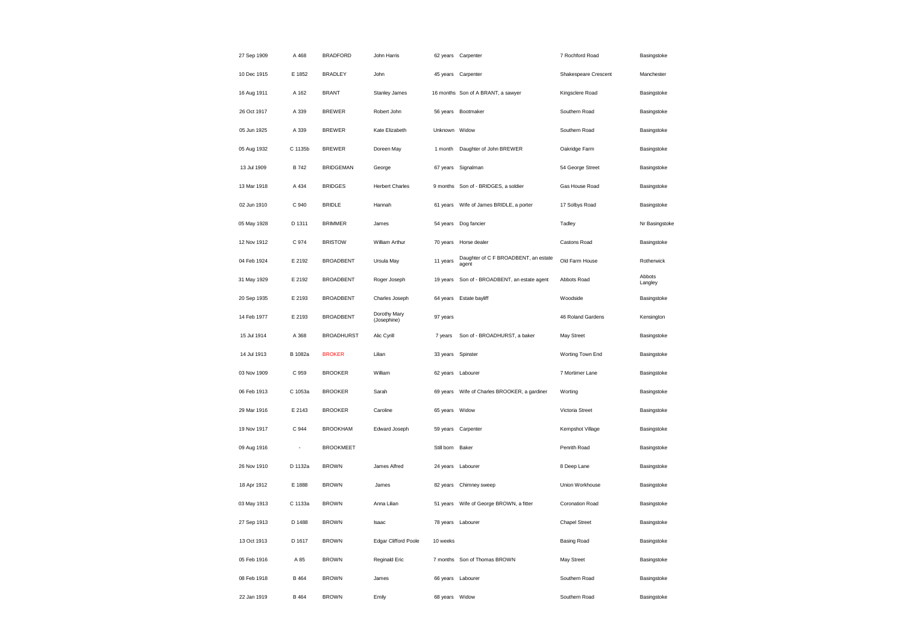| | | | | | | | |
|---|---|---|---|---|---|---|---|
| 27 Sep 1909 | A 468 | BRADFORD | John Harris | 62 years | Carpenter | 7 Rochford Road | Basingstoke |
| 10 Dec 1915 | E 1852 | BRADLEY | John | 45 years | Carpenter | Shakespeare Crescent | Manchester |
| 16 Aug 1911 | A 162 | BRANT | Stanley James | 16 months | Son of A BRANT, a sawyer | Kingsclere Road | Basingstoke |
| 26 Oct 1917 | A 339 | BREWER | Robert John | 56 years | Bootmaker | Southern Road | Basingstoke |
| 05 Jun 1925 | A 339 | BREWER | Kate Elizabeth | Unknown | Widow | Southern Road | Basingstoke |
| 05 Aug 1932 | C 1135b | BREWER | Doreen May | 1 month | Daughter of John BREWER | Oakridge Farm | Basingstoke |
| 13 Jul 1909 | B 742 | BRIDGEMAN | George | 67 years | Signalman | 54 George Street | Basingstoke |
| 13 Mar 1918 | A 434 | BRIDGES | Herbert Charles | 9 months | Son of - BRIDGES, a soldier | Gas House Road | Basingstoke |
| 02 Jun 1910 | C 940 | BRIDLE | Hannah | 61 years | Wife of James BRIDLE, a porter | 17 Solbys Road | Basingstoke |
| 05 May 1928 | D 1311 | BRIMMER | James | 54 years | Dog fancier | Tadley | Nr Basingstoke |
| 12 Nov 1912 | C 974 | BRISTOW | William Arthur | 70 years | Horse dealer | Castons Road | Basingstoke |
| 04 Feb 1924 | E 2192 | BROADBENT | Ursula May | 11 years | Daughter of C F BROADBENT, an estate agent | Old Farm House | Rotherwick |
| 31 May 1929 | E 2192 | BROADBENT | Roger Joseph | 19 years | Son of - BROADBENT, an estate agent | Abbots Road | Abbots Langley |
| 20 Sep 1935 | E 2193 | BROADBENT | Charles Joseph | 64 years | Estate bayliff | Woodside | Basingstoke |
| 14 Feb 1977 | E 2193 | BROADBENT | Dorothy Mary (Josephine) | 97 years | | 46 Roland Gardens | Kensington |
| 15 Jul 1914 | A 368 | BROADHURST | Alic Cyrill | 7 years | Son of - BROADHURST, a baker | May Street | Basingstoke |
| 14 Jul 1913 | B 1082a | BROKER | Lilian | 33 years | Spinster | Worting Town End | Basingstoke |
| 03 Nov 1909 | C 959 | BROOKER | William | 62 years | Labourer | 7 Mortimer Lane | Basingstoke |
| 06 Feb 1913 | C 1053a | BROOKER | Sarah | 69 years | Wife of Charles BROOKER, a gardiner | Worting | Basingstoke |
| 29 Mar 1916 | E 2143 | BROOKER | Caroline | 65 years | Widow | Victoria Street | Basingstoke |
| 19 Nov 1917 | C 944 | BROOKHAM | Edward Joseph | 59 years | Carpenter | Kempshot Village | Basingstoke |
| 09 Aug 1916 | - | BROOKMEET | | Still born | Baker | Penrith Road | Basingstoke |
| 26 Nov 1910 | D 1132a | BROWN | James Alfred | 24 years | Labourer | 8 Deep Lane | Basingstoke |
| 18 Apr 1912 | E 1888 | BROWN | James | 82 years | Chimney sweep | Union Workhouse | Basingstoke |
| 03 May 1913 | C 1133a | BROWN | Anna Lilian | 51 years | Wife of George BROWN, a fitter | Coronation Road | Basingstoke |
| 27 Sep 1913 | D 1488 | BROWN | Isaac | 78 years | Labourer | Chapel Street | Basingstoke |
| 13 Oct 1913 | D 1617 | BROWN | Edgar Clifford Poole | 10 weeks | | Basing Road | Basingstoke |
| 05 Feb 1916 | A 85 | BROWN | Reginald Eric | 7 months | Son of Thomas BROWN | May Street | Basingstoke |
| 08 Feb 1918 | B 464 | BROWN | James | 66 years | Labourer | Southern Road | Basingstoke |
| 22 Jan 1919 | B 464 | BROWN | Emily | 68 years | Widow | Southern Road | Basingstoke |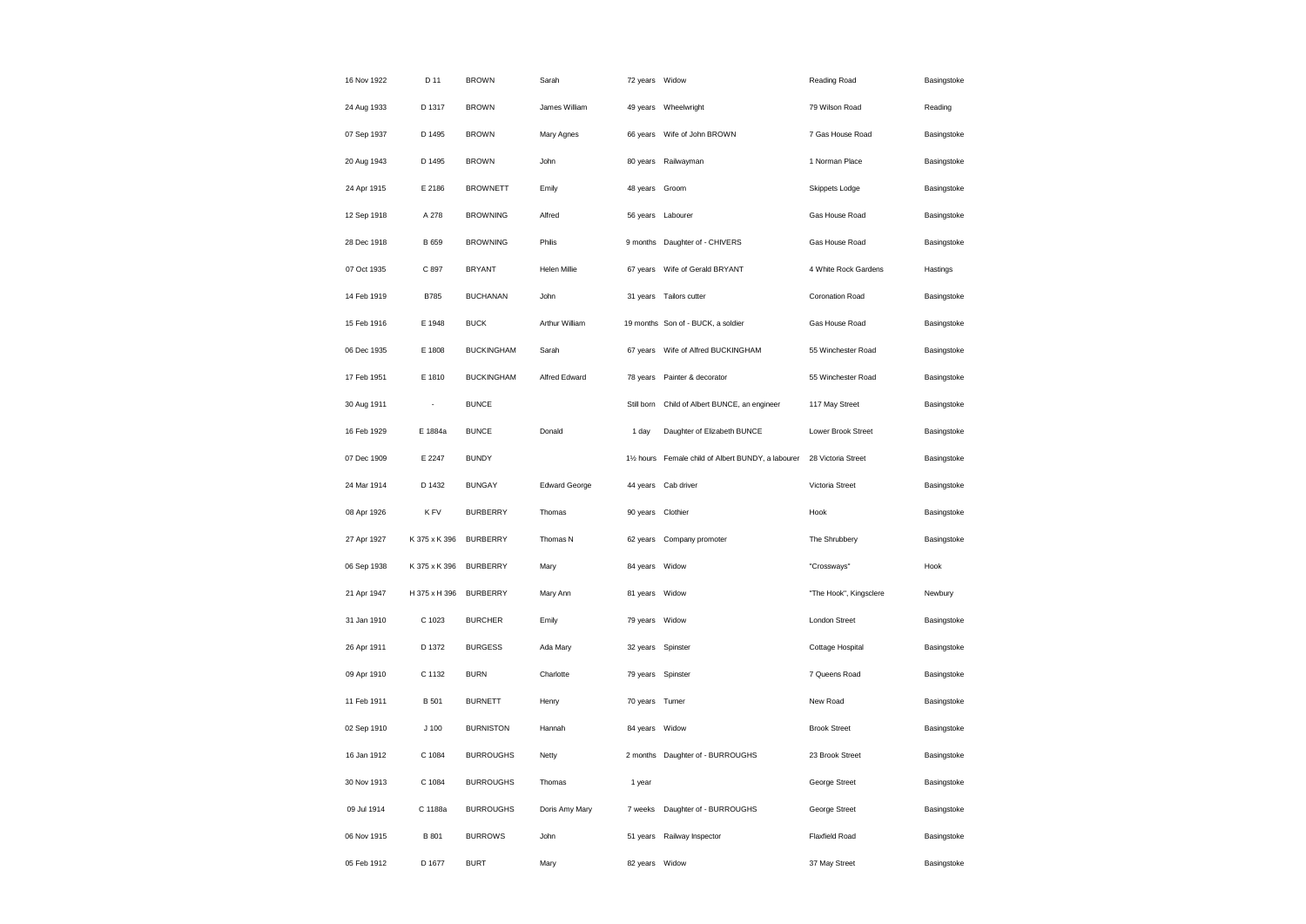| | | | | | | | |
|---|---|---|---|---|---|---|---|
| 16 Nov 1922 | D 11 | BROWN | Sarah | 72 years | Widow | Reading Road | Basingstoke |
| 24 Aug 1933 | D 1317 | BROWN | James William | 49 years | Wheelwright | 79 Wilson Road | Reading |
| 07 Sep 1937 | D 1495 | BROWN | Mary Agnes | 66 years | Wife of John BROWN | 7 Gas House Road | Basingstoke |
| 20 Aug 1943 | D 1495 | BROWN | John | 80 years | Railwayman | 1 Norman Place | Basingstoke |
| 24 Apr 1915 | E 2186 | BROWNETT | Emily | 48 years | Groom | Skippets Lodge | Basingstoke |
| 12 Sep 1918 | A 278 | BROWNING | Alfred | 56 years | Labourer | Gas House Road | Basingstoke |
| 28 Dec 1918 | B 659 | BROWNING | Philis | 9 months | Daughter of - CHIVERS | Gas House Road | Basingstoke |
| 07 Oct 1935 | C 897 | BRYANT | Helen Millie | 67 years | Wife of Gerald BRYANT | 4 White Rock Gardens | Hastings |
| 14 Feb 1919 | B785 | BUCHANAN | John | 31 years | Tailors cutter | Coronation Road | Basingstoke |
| 15 Feb 1916 | E 1948 | BUCK | Arthur William | 19 months | Son of - BUCK, a soldier | Gas House Road | Basingstoke |
| 06 Dec 1935 | E 1808 | BUCKINGHAM | Sarah | 67 years | Wife of Alfred BUCKINGHAM | 55 Winchester Road | Basingstoke |
| 17 Feb 1951 | E 1810 | BUCKINGHAM | Alfred Edward | 78 years | Painter & decorator | 55 Winchester Road | Basingstoke |
| 30 Aug 1911 | - | BUNCE | | Still born | Child of Albert BUNCE, an engineer | 117 May Street | Basingstoke |
| 16 Feb 1929 | E 1884a | BUNCE | Donald | 1 day | Daughter of Elizabeth BUNCE | Lower Brook Street | Basingstoke |
| 07 Dec 1909 | E 2247 | BUNDY | | 1½ hours | Female child of Albert BUNDY, a labourer | 28 Victoria Street | Basingstoke |
| 24 Mar 1914 | D 1432 | BUNGAY | Edward George | 44 years | Cab driver | Victoria Street | Basingstoke |
| 08 Apr 1926 | K FV | BURBERRY | Thomas | 90 years | Clothier | Hook | Basingstoke |
| 27 Apr 1927 | K 375 x K 396 | BURBERRY | Thomas N | 62 years | Company promoter | The Shrubbery | Basingstoke |
| 06 Sep 1938 | K 375 x K 396 | BURBERRY | Mary | 84 years | Widow | "Crossways" | Hook |
| 21 Apr 1947 | H 375 x H 396 | BURBERRY | Mary Ann | 81 years | Widow | "The Hook", Kingsclere | Newbury |
| 31 Jan 1910 | C 1023 | BURCHER | Emily | 79 years | Widow | London Street | Basingstoke |
| 26 Apr 1911 | D 1372 | BURGESS | Ada Mary | 32 years | Spinster | Cottage Hospital | Basingstoke |
| 09 Apr 1910 | C 1132 | BURN | Charlotte | 79 years | Spinster | 7 Queens Road | Basingstoke |
| 11 Feb 1911 | B 501 | BURNETT | Henry | 70 years | Turner | New Road | Basingstoke |
| 02 Sep 1910 | J 100 | BURNISTON | Hannah | 84 years | Widow | Brook Street | Basingstoke |
| 16 Jan 1912 | C 1084 | BURROUGHS | Netty | 2 months | Daughter of - BURROUGHS | 23 Brook Street | Basingstoke |
| 30 Nov 1913 | C 1084 | BURROUGHS | Thomas | 1 year | | George Street | Basingstoke |
| 09 Jul 1914 | C 1188a | BURROUGHS | Doris Amy Mary | 7 weeks | Daughter of - BURROUGHS | George Street | Basingstoke |
| 06 Nov 1915 | B 801 | BURROWS | John | 51 years | Railway Inspector | Flaxfield Road | Basingstoke |
| 05 Feb 1912 | D 1677 | BURT | Mary | 82 years | Widow | 37 May Street | Basingstoke |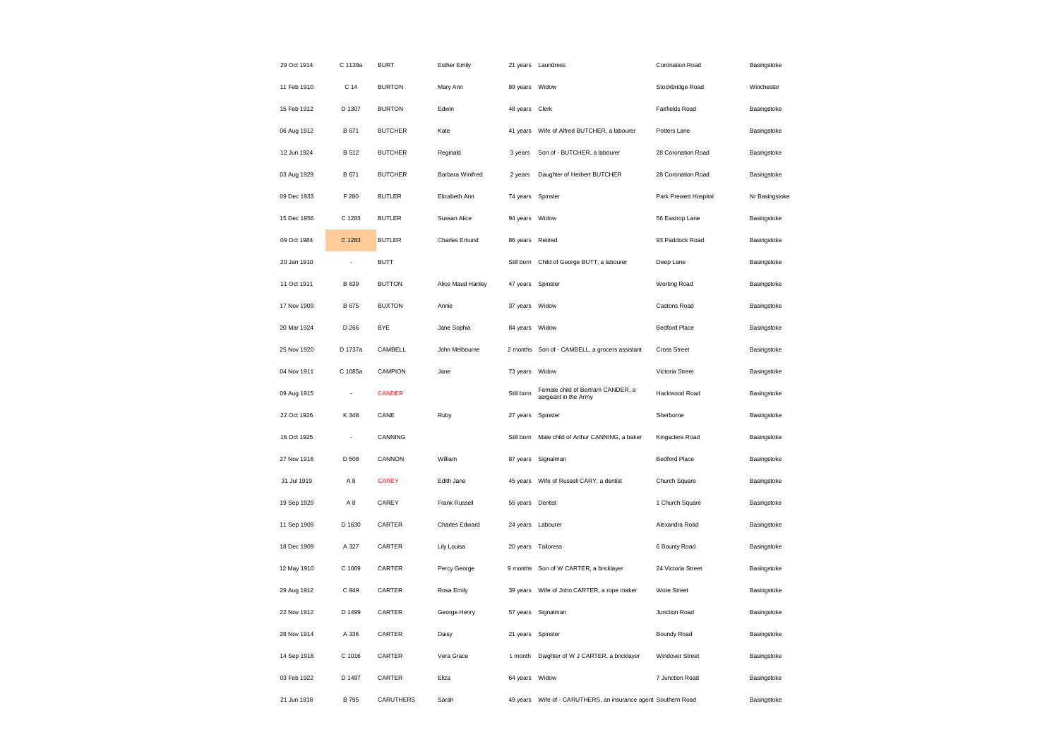| | | | | | | | |
|---|---|---|---|---|---|---|---|
| 29 Oct 1914 | C 1139a | BURT | Esther Emily | 21 years | Laundress | Coronation Road | Basingstoke |
| 11 Feb 1910 | C 14 | BURTON | Mary Ann | 89 years | Widow | Stockbridge Road | Winchester |
| 15 Feb 1912 | D 1307 | BURTON | Edwin | 48 years | Clerk | Fairfields Road | Basingstoke |
| 06 Aug 1912 | B 671 | BUTCHER | Kate | 41 years | Wife of Alfred BUTCHER, a labourer | Potters Lane | Basingstoke |
| 12 Jun 1924 | B 512 | BUTCHER | Reginald | 3 years | Son of - BUTCHER, a labourer | 28 Coronation Road | Basingstoke |
| 03 Aug 1929 | B 671 | BUTCHER | Barbara Winifred | 2 years | Daughter of Herbert BUTCHER | 28 Coronation Road | Basingstoke |
| 09 Dec 1933 | F 280 | BUTLER | Elizabeth Ann | 74 years | Spinster | Park Prewett Hospital | Nr Basingstoke |
| 15 Dec 1956 | C 1283 | BUTLER | Sussan Alice | 94 years | Widow | 56 Eastrop Lane | Basingstoke |
| 09 Oct 1984 | C 1283 | BUTLER | Charles Emund | 86 years | Retired | 93 Paddock Road | Basingstoke |
| 20 Jan 1910 | - | BUTT | | Still born | Child of George BUTT, a labourer | Deep Lane | Basingstoke |
| 11 Oct 1911 | B 639 | BUTTON | Alice Maud Hanley | 47 years | Spinster | Worting Road | Basingstoke |
| 17 Nov 1909 | B 675 | BUXTON | Annie | 37 years | Widow | Castons Road | Basingstoke |
| 20 Mar 1924 | D 266 | BYE | Jane Sophia | 84 years | Widow | Bedford Place | Basingstoke |
| 25 Nov 1920 | D 1737a | CAMBELL | John Melbourne | 2 months | Son of - CAMBELL, a grocers assistant | Cross Street | Basingstoke |
| 04 Nov 1911 | C 1085a | CAMPION | Jane | 73 years | Widow | Victoria Street | Basingstoke |
| 09 Aug 1915 | - | CANDER | | Still born | Female child of Bertram CANDER, a sergeant in the Army | Hackwood Road | Basingstoke |
| 22 Oct 1926 | K 348 | CANE | Ruby | 27 years | Spinster | Sherborne | Basingstoke |
| 16 Oct 1925 | - | CANNING | | Still born | Male child of Arthur CANNING, a baker | Kingsclere Road | Basingstoke |
| 27 Nov 1916 | D 508 | CANNON | William | 87 years | Signalman | Bedford Place | Basingstoke |
| 31 Jul 1919 | A 8 | CAREY | Edith Jane | 45 years | Wife of Russell CARY, a dentist | Church Square | Basingstoke |
| 19 Sep 1929 | A 8 | CAREY | Frank Russell | 55 years | Dentist | 1 Church Square | Basingstoke |
| 11 Sep 1909 | D 1630 | CARTER | Charles Edward | 24 years | Labourer | Alexandra Road | Basingstoke |
| 18 Dec 1909 | A 327 | CARTER | Lily Louisa | 20 years | Tailoress | 6 Bounty Road | Basingstoke |
| 12 May 1910 | C 1069 | CARTER | Percy George | 9 months | Son of W CARTER, a bricklayer | 24 Victoria Street | Basingstoke |
| 29 Aug 1912 | C 949 | CARTER | Rosa Emily | 39 years | Wife of John CARTER, a rope maker | Wote Street | Basingstoke |
| 22 Nov 1912 | D 1499 | CARTER | George Henry | 57 years | Signalman | Junction Road | Basingstoke |
| 28 Nov 1914 | A 336 | CARTER | Daisy | 21 years | Spinster | Boundy Road | Basingstoke |
| 14 Sep 1918 | C 1016 | CARTER | Vera Grace | 1 month | Daighter of W J CARTER, a bricklayer | Windover Street | Basingstoke |
| 03 Feb 1922 | D 1497 | CARTER | Eliza | 64 years | Widow | 7 Junction Road | Basingstoke |
| 21 Jun 1918 | B 795 | CARUTHERS | Sarah | 49 years | Wife of - CARUTHERS, an insurance agent | Southern Road | Basingstoke |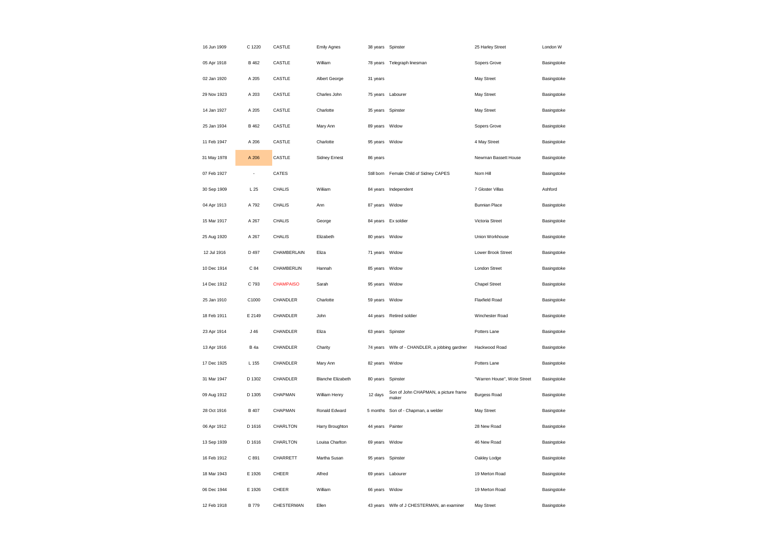| | | | | | | | |
|---|---|---|---|---|---|---|---|
| 16 Jun 1909 | C 1220 | CASTLE | Emily Agnes | 38 years | Spinster | 25 Harley Street | London W |
| 05 Apr 1918 | B 462 | CASTLE | William | 78 years | Telegraph linesman | Sopers Grove | Basingstoke |
| 02 Jan 1920 | A 205 | CASTLE | Albert George | 31 years | | May Street | Basingstoke |
| 29 Nov 1923 | A 203 | CASTLE | Charles John | 75 years | Labourer | May Street | Basingstoke |
| 14 Jan 1927 | A 205 | CASTLE | Charlotte | 35 years | Spinster | May Street | Basingstoke |
| 25 Jan 1934 | B 462 | CASTLE | Mary Ann | 89 years | Widow | Sopers Grove | Basingstoke |
| 11 Feb 1947 | A 206 | CASTLE | Charlotte | 95 years | Widow | 4 May Street | Basingstoke |
| 31 May 1978 | A 206 | CASTLE | Sidney Ernest | 86 years | | Newman Bassett House | Basingstoke |
| 07 Feb 1927 | - | CATES | | Still born | Female Child of Sidney CAPES | Norn Hill | Basingstoke |
| 30 Sep 1909 | L 25 | CHALIS | William | 84 years | Independent | 7 Gloster Villas | Ashford |
| 04 Apr 1913 | A 792 | CHALIS | Ann | 87 years | Widow | Bunnian Place | Basingstoke |
| 15 Mar 1917 | A 267 | CHALIS | George | 84 years | Ex soldier | Victoria Street | Basingstoke |
| 25 Aug 1920 | A 267 | CHALIS | Elizabeth | 80 years | Widow | Union Workhouse | Basingstoke |
| 12 Jul 1916 | D 497 | CHAMBERLAIN | Eliza | 71 years | Widow | Lower Brook Street | Basingstoke |
| 10 Dec 1914 | C 84 | CHAMBERLIN | Hannah | 85 years | Widow | London Street | Basingstoke |
| 14 Dec 1912 | C 793 | CHAMPAISO | Sarah | 95 years | Widow | Chapel Street | Basingstoke |
| 25 Jan 1910 | C1000 | CHANDLER | Charlotte | 59 years | Widow | Flaxfield Road | Basingstoke |
| 18 Feb 1911 | E 2149 | CHANDLER | John | 44 years | Retired soldier | Winchester Road | Basingstoke |
| 23 Apr 1914 | J 46 | CHANDLER | Eliza | 63 years | Spinster | Potters Lane | Basingstoke |
| 13 Apr 1916 | B 4a | CHANDLER | Charity | 74 years | Wife of - CHANDLER, a jobbing gardner | Hackwood Road | Basingstoke |
| 17 Dec 1925 | L 155 | CHANDLER | Mary Ann | 82 years | Widow | Potters Lane | Basingstoke |
| 31 Mar 1947 | D 1302 | CHANDLER | Blanche Elizabeth | 80 years | Spinster | "Warren House", Wote Street | Basingstoke |
| 09 Aug 1912 | D 1305 | CHAPMAN | William Henry | 12 days | Son of John CHAPMAN, a picture frame maker | Burgess Road | Basingstoke |
| 28 Oct 1916 | B 407 | CHAPMAN | Ronald Edward | 5 months | Son of - Chapman, a welder | May Street | Basingstoke |
| 06 Apr 1912 | D 1616 | CHARLTON | Harry Broughton | 44 years | Painter | 28 New Road | Basingstoke |
| 13 Sep 1939 | D 1616 | CHARLTON | Louisa Charlton | 69 years | Widow | 46 New Road | Basingstoke |
| 16 Feb 1912 | C 891 | CHARRETT | Martha Susan | 95 years | Spinster | Oakley Lodge | Basingstoke |
| 18 Mar 1943 | E 1926 | CHEER | Alfred | 69 years | Labourer | 19 Merton Road | Basingstoke |
| 06 Dec 1944 | E 1926 | CHEER | William | 66 years | Widow | 19 Merton Road | Basingstoke |
| 12 Feb 1918 | B 779 | CHESTERMAN | Ellen | 43 years | Wife of J CHESTERMAN, an examiner | May Street | Basingstoke |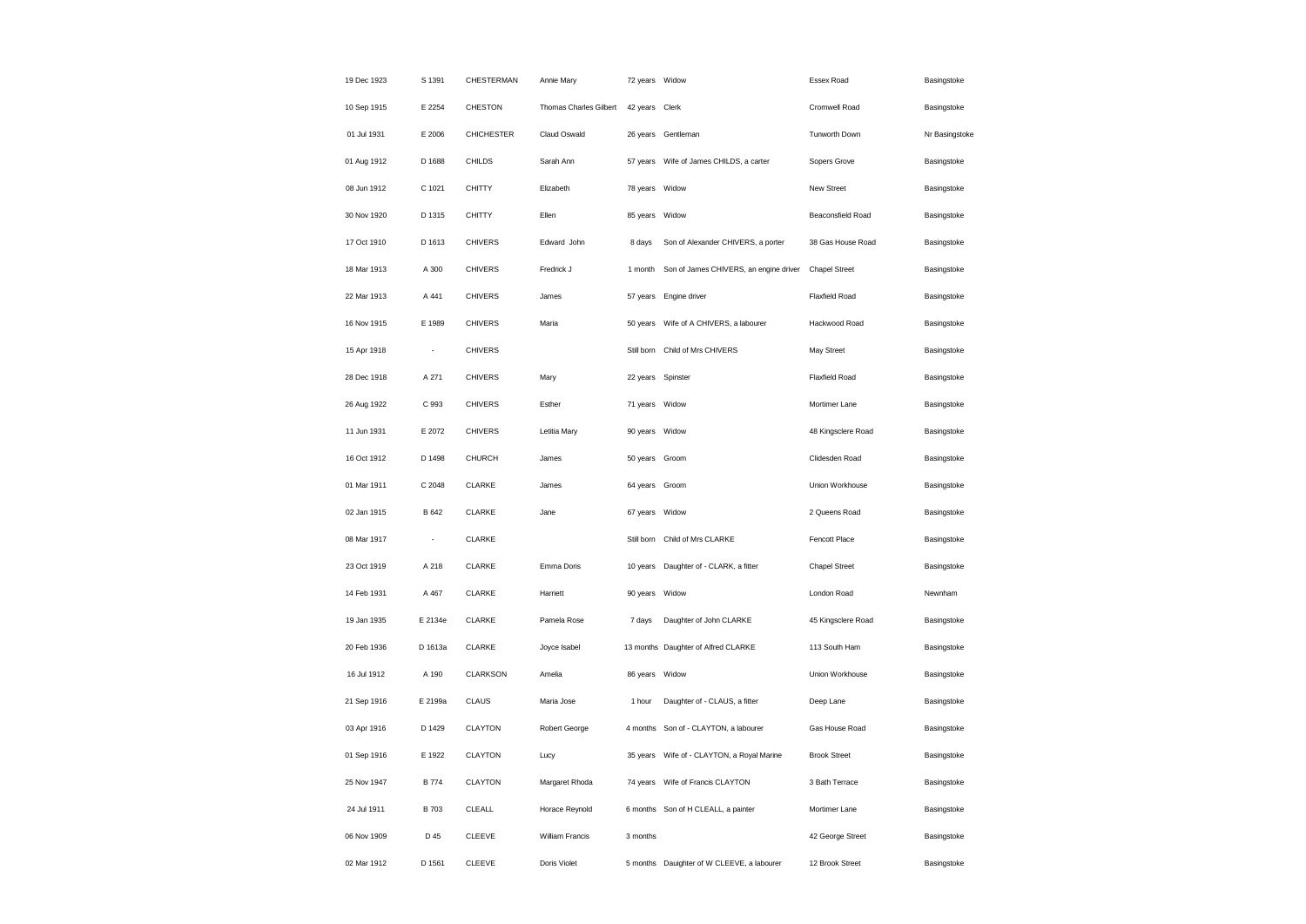| | | | | | | | |
|---|---|---|---|---|---|---|---|
| 19 Dec 1923 | S 1391 | CHESTERMAN | Annie Mary | 72 years | Widow | Essex Road | Basingstoke |
| 10 Sep 1915 | E 2254 | CHESTON | Thomas Charles Gilbert | 42 years | Clerk | Cromwell Road | Basingstoke |
| 01 Jul 1931 | E 2006 | CHICHESTER | Claud Oswald | 26 years | Gentleman | Tunworth Down | Nr Basingstoke |
| 01 Aug 1912 | D 1688 | CHILDS | Sarah Ann | 57 years | Wife of James CHILDS, a carter | Sopers Grove | Basingstoke |
| 08 Jun 1912 | C 1021 | CHITTY | Elizabeth | 78 years | Widow | New Street | Basingstoke |
| 30 Nov 1920 | D 1315 | CHITTY | Ellen | 85 years | Widow | Beaconsfield Road | Basingstoke |
| 17 Oct 1910 | D 1613 | CHIVERS | Edward John | 8 days | Son of Alexander CHIVERS, a porter | 38 Gas House Road | Basingstoke |
| 18 Mar 1913 | A 300 | CHIVERS | Fredrick J | 1 month | Son of James CHIVERS, an engine driver | Chapel Street | Basingstoke |
| 22 Mar 1913 | A 441 | CHIVERS | James | 57 years | Engine driver | Flaxfield Road | Basingstoke |
| 16 Nov 1915 | E 1989 | CHIVERS | Maria | 50 years | Wife of A CHIVERS, a labourer | Hackwood Road | Basingstoke |
| 15 Apr 1918 | - | CHIVERS | | Still born | Child of Mrs CHIVERS | May Street | Basingstoke |
| 28 Dec 1918 | A 271 | CHIVERS | Mary | 22 years | Spinster | Flaxfield Road | Basingstoke |
| 26 Aug 1922 | C 993 | CHIVERS | Esther | 71 years | Widow | Mortimer Lane | Basingstoke |
| 11 Jun 1931 | E 2072 | CHIVERS | Letitia Mary | 90 years | Widow | 48 Kingsclere Road | Basingstoke |
| 16 Oct 1912 | D 1498 | CHURCH | James | 50 years | Groom | Clidesden Road | Basingstoke |
| 01 Mar 1911 | C 2048 | CLARKE | James | 64 years | Groom | Union Workhouse | Basingstoke |
| 02 Jan 1915 | B 642 | CLARKE | Jane | 67 years | Widow | 2 Queens Road | Basingstoke |
| 08 Mar 1917 | - | CLARKE | | Still born | Child of Mrs CLARKE | Fencott Place | Basingstoke |
| 23 Oct 1919 | A 218 | CLARKE | Emma Doris | 10 years | Daughter of - CLARK, a fitter | Chapel Street | Basingstoke |
| 14 Feb 1931 | A 467 | CLARKE | Harriett | 90 years | Widow | London Road | Newnham |
| 19 Jan 1935 | E 2134e | CLARKE | Pamela Rose | 7 days | Daughter of John CLARKE | 45 Kingsclere Road | Basingstoke |
| 20 Feb 1936 | D 1613a | CLARKE | Joyce Isabel | 13 months | Daughter of Alfred CLARKE | 113 South Ham | Basingstoke |
| 16 Jul 1912 | A 190 | CLARKSON | Amelia | 86 years | Widow | Union Workhouse | Basingstoke |
| 21 Sep 1916 | E 2199a | CLAUS | Maria Jose | 1 hour | Daughter of - CLAUS, a fitter | Deep Lane | Basingstoke |
| 03 Apr 1916 | D 1429 | CLAYTON | Robert George | 4 months | Son of - CLAYTON, a labourer | Gas House Road | Basingstoke |
| 01 Sep 1916 | E 1922 | CLAYTON | Lucy | 35 years | Wife of - CLAYTON, a Royal Marine | Brook Street | Basingstoke |
| 25 Nov 1947 | B 774 | CLAYTON | Margaret Rhoda | 74 years | Wife of Francis CLAYTON | 3 Bath Terrace | Basingstoke |
| 24 Jul 1911 | B 703 | CLEALL | Horace Reynold | 6 months | Son of H CLEALL, a painter | Mortimer Lane | Basingstoke |
| 06 Nov 1909 | D 45 | CLEEVE | William Francis | 3 months | | 42 George Street | Basingstoke |
| 02 Mar 1912 | D 1561 | CLEEVE | Doris Violet | 5 months | Daughter of W CLEEVE, a labourer | 12 Brook Street | Basingstoke |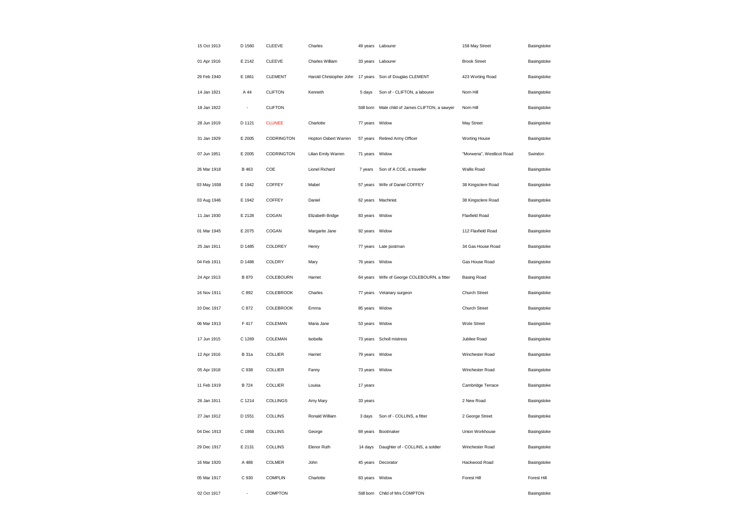| | | | | | | | |
|---|---|---|---|---|---|---|---|
| 15 Oct 1913 | D 1560 | CLEEVE | Charles | 49 years | Labourer | 158 May Street | Basingstoke |
| 01 Apr 1916 | E 2142 | CLEEVE | Charles William | 33 years | Labourer | Brook Street | Basingstoke |
| 29 Feb 1940 | E 1861 | CLEMENT | Harold Christopher John | 17 years | Son of Douglas CLEMENT | 423 Worting Road | Basingstoke |
| 14 Jan 1921 | A 44 | CLIFTON | Kenneth | 5 days | Son of - CLIFTON, a labourer | Norn Hill | Basingstoke |
| 18 Jan 1922 | - | CLIFTON | | Still born | Male child of James CLIFTON, a sawyer | Norn Hill | Basingstoke |
| 28 Jun 1919 | D 1121 | CLUNEE | Charlotte | 77 years | Widow | May Street | Basingstoke |
| 31 Jan 1929 | E 2005 | CODRINGTON | Hopton Osbert Warren | 57 years | Retired Army Officer | Worting House | Basingstoke |
| 07 Jun 1951 | E 2005 | CODRINGTON | Lilian Emily Warren | 71 years | Widow | "Morwena", Westlicot Road | Swindon |
| 26 Mar 1918 | B 463 | COE | Lionel Richard | 7 years | Son of A COE, a traveller | Wallis Road | Basingstoke |
| 03 May 1938 | E 1942 | COFFEY | Mabel | 57 years | Wife of Daniel COFFEY | 38 Kingsclere Road | Basingstoke |
| 03 Aug 1946 | E 1942 | COFFEY | Daniel | 62 years | Machinist | 38 Kingsclere Road | Basingstoke |
| 11 Jan 1930 | E 2128 | COGAN | Elizabeth Bridge | 83 years | Widow | Flaxfield Road | Basingstoke |
| 01 Mar 1945 | E 2075 | COGAN | Margarite Jane | 92 years | Widow | 112 Flaxfield Road | Basingstoke |
| 25 Jan 1911 | D 1485 | COLDREY | Henry | 77 years | Late postman | 34 Gas House Road | Basingstoke |
| 04 Feb 1911 | D 1486 | COLDRY | Mary | 76 years | Widow | Gas House Road | Basingstoke |
| 24 Apr 1913 | B 870 | COLEBOURN | Harriet | 64 years | Wife of George COLEBOURN, a fitter | Basing Road | Basingstoke |
| 16 Nov 1911 | C 892 | COLEBROOK | Charles | 77 years | Vetanary surgeon | Church Street | Basingstoke |
| 10 Dec 1917 | C 872 | COLEBROOK | Emma | 85 years | Widow | Church Street | Basingstoke |
| 06 Mar 1913 | F 417 | COLEMAN | Maria Jane | 53 years | Widow | Wote Street | Basingstoke |
| 17 Jun 1915 | C 1269 | COLEMAN | Isobella | 73 years | Scholl mistress | Jubilee Road | Basingstoke |
| 12 Apr 1916 | B 31a | COLLIER | Harriet | 79 years | Widow | Winchester Road | Basingstoke |
| 05 Apr 1918 | C 938 | COLLIER | Fanny | 73 years | Widow | Winchester Road | Basingstoke |
| 11 Feb 1919 | B 724 | COLLIER | Louisa | 17 years | | Cambridge Terrace | Basingstoke |
| 26 Jan 1911 | C 1214 | COLLINGS | Amy Mary | 33 years | | 2 New Road | Basingstoke |
| 27 Jan 1912 | D 1551 | COLLINS | Ronald William | 3 days | Son of - COLLINS, a fitter | 2 George Street | Basingstoke |
| 04 Dec 1913 | C 1868 | COLLINS | George | 69 years | Bootmaker | Union Workhouse | Basingstoke |
| 29 Dec 1917 | E 2131 | COLLINS | Elenor Ruth | 14 days | Daughter of - COLLINS, a soldier | Winchester Road | Basingstoke |
| 16 Mar 1920 | A 488 | COLMER | John | 45 years | Decorator | Hackwood Road | Basingstoke |
| 05 Mar 1917 | C 930 | COMPLIN | Charlotte | 83 years | Widow | Forest Hill | Forest Hill |
| 02 Oct 1917 | - | COMPTON | | Still born | Child of Mrs COMPTON | | Basingstoke |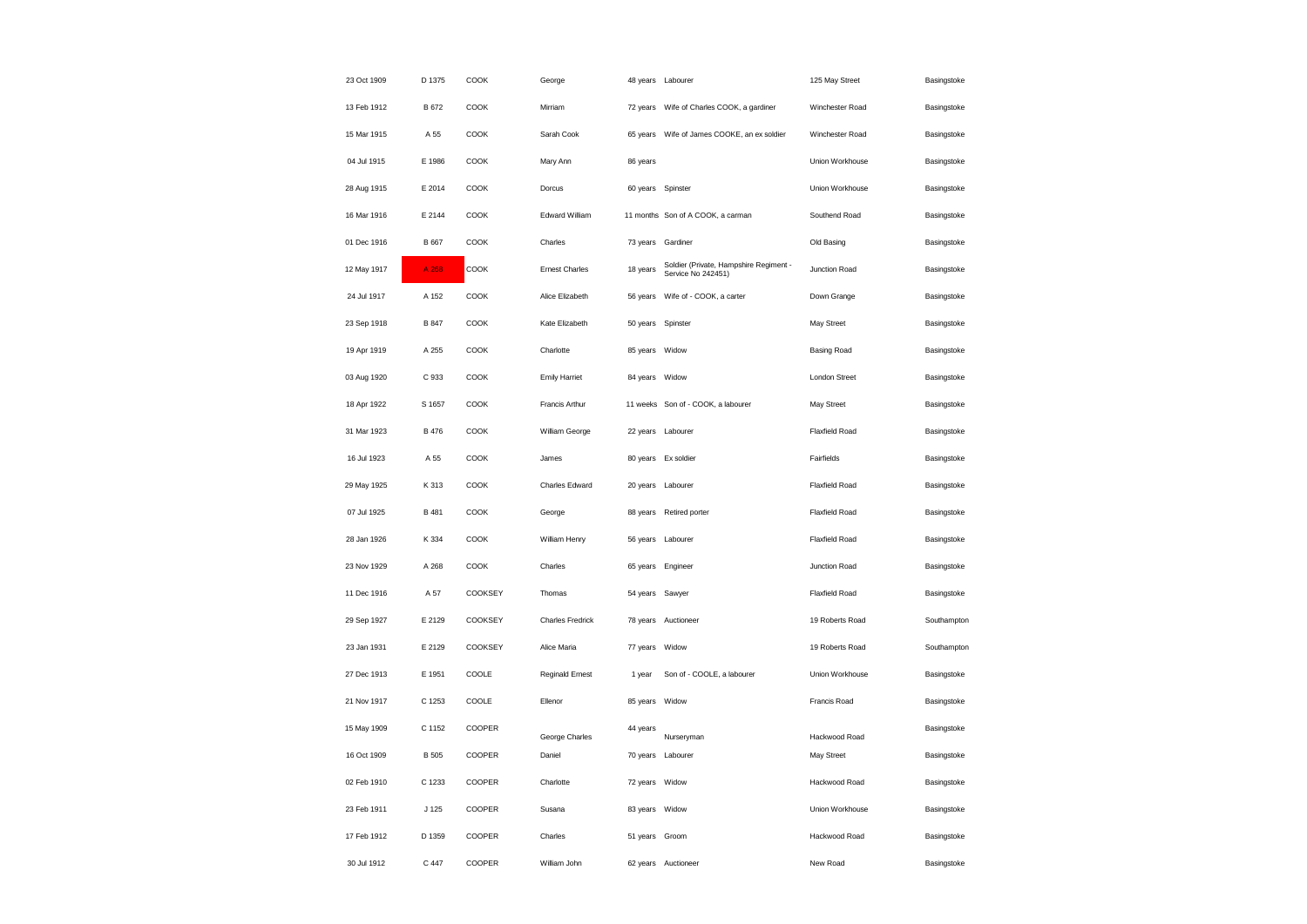| | | | | | | | |
|---|---|---|---|---|---|---|---|
| 23 Oct 1909 | D 1375 | COOK | George | 48 years | Labourer | 125 May Street | Basingstoke |
| 13 Feb 1912 | B 672 | COOK | Mirriam | 72 years | Wife of Charles COOK, a gardiner | Winchester Road | Basingstoke |
| 15 Mar 1915 | A 55 | COOK | Sarah Cook | 65 years | Wife of James COOKE, an ex soldier | Winchester Road | Basingstoke |
| 04 Jul 1915 | E 1986 | COOK | Mary Ann | 86 years | | Union Workhouse | Basingstoke |
| 28 Aug 1915 | E 2014 | COOK | Dorcus | 60 years | Spinster | Union Workhouse | Basingstoke |
| 16 Mar 1916 | E 2144 | COOK | Edward William | 11 months | Son of A COOK, a carman | Southend Road | Basingstoke |
| 01 Dec 1916 | B 667 | COOK | Charles | 73 years | Gardiner | Old Basing | Basingstoke |
| 12 May 1917 | A 258 | COOK | Ernest Charles | 18 years | Soldier (Private, Hampshire Regiment - Service No 242451) | Junction Road | Basingstoke |
| 24 Jul 1917 | A 152 | COOK | Alice Elizabeth | 56 years | Wife of - COOK, a carter | Down Grange | Basingstoke |
| 23 Sep 1918 | B 847 | COOK | Kate Elizabeth | 50 years | Spinster | May Street | Basingstoke |
| 19 Apr 1919 | A 255 | COOK | Charlotte | 85 years | Widow | Basing Road | Basingstoke |
| 03 Aug 1920 | C 933 | COOK | Emily Harriet | 84 years | Widow | London Street | Basingstoke |
| 18 Apr 1922 | S 1657 | COOK | Francis Arthur | 11 weeks | Son of - COOK, a labourer | May Street | Basingstoke |
| 31 Mar 1923 | B 476 | COOK | William George | 22 years | Labourer | Flaxfield Road | Basingstoke |
| 16 Jul 1923 | A 55 | COOK | James | 80 years | Ex soldier | Fairfields | Basingstoke |
| 29 May 1925 | K 313 | COOK | Charles Edward | 20 years | Labourer | Flaxfield Road | Basingstoke |
| 07 Jul 1925 | B 481 | COOK | George | 88 years | Retired porter | Flaxfield Road | Basingstoke |
| 28 Jan 1926 | K 334 | COOK | William Henry | 56 years | Labourer | Flaxfield Road | Basingstoke |
| 23 Nov 1929 | A 268 | COOK | Charles | 65 years | Engineer | Junction Road | Basingstoke |
| 11 Dec 1916 | A 57 | COOKSEY | Thomas | 54 years | Sawyer | Flaxfield Road | Basingstoke |
| 29 Sep 1927 | E 2129 | COOKSEY | Charles Fredrick | 78 years | Auctioneer | 19 Roberts Road | Southampton |
| 23 Jan 1931 | E 2129 | COOKSEY | Alice Maria | 77 years | Widow | 19 Roberts Road | Southampton |
| 27 Dec 1913 | E 1951 | COOLE | Reginald Ernest | 1 year | Son of - COOLE, a labourer | Union Workhouse | Basingstoke |
| 21 Nov 1917 | C 1253 | COOLE | Ellenor | 85 years | Widow | Francis Road | Basingstoke |
| 15 May 1909 | C 1152 | COOPER | George Charles | 44 years | Nurseryman | Hackwood Road | Basingstoke |
| 16 Oct 1909 | B 505 | COOPER | Daniel | 70 years | Labourer | May Street | Basingstoke |
| 02 Feb 1910 | C 1233 | COOPER | Charlotte | 72 years | Widow | Hackwood Road | Basingstoke |
| 23 Feb 1911 | J 125 | COOPER | Susana | 83 years | Widow | Union Workhouse | Basingstoke |
| 17 Feb 1912 | D 1359 | COOPER | Charles | 51 years | Groom | Hackwood Road | Basingstoke |
| 30 Jul 1912 | C 447 | COOPER | William John | 62 years | Auctioneer | New Road | Basingstoke |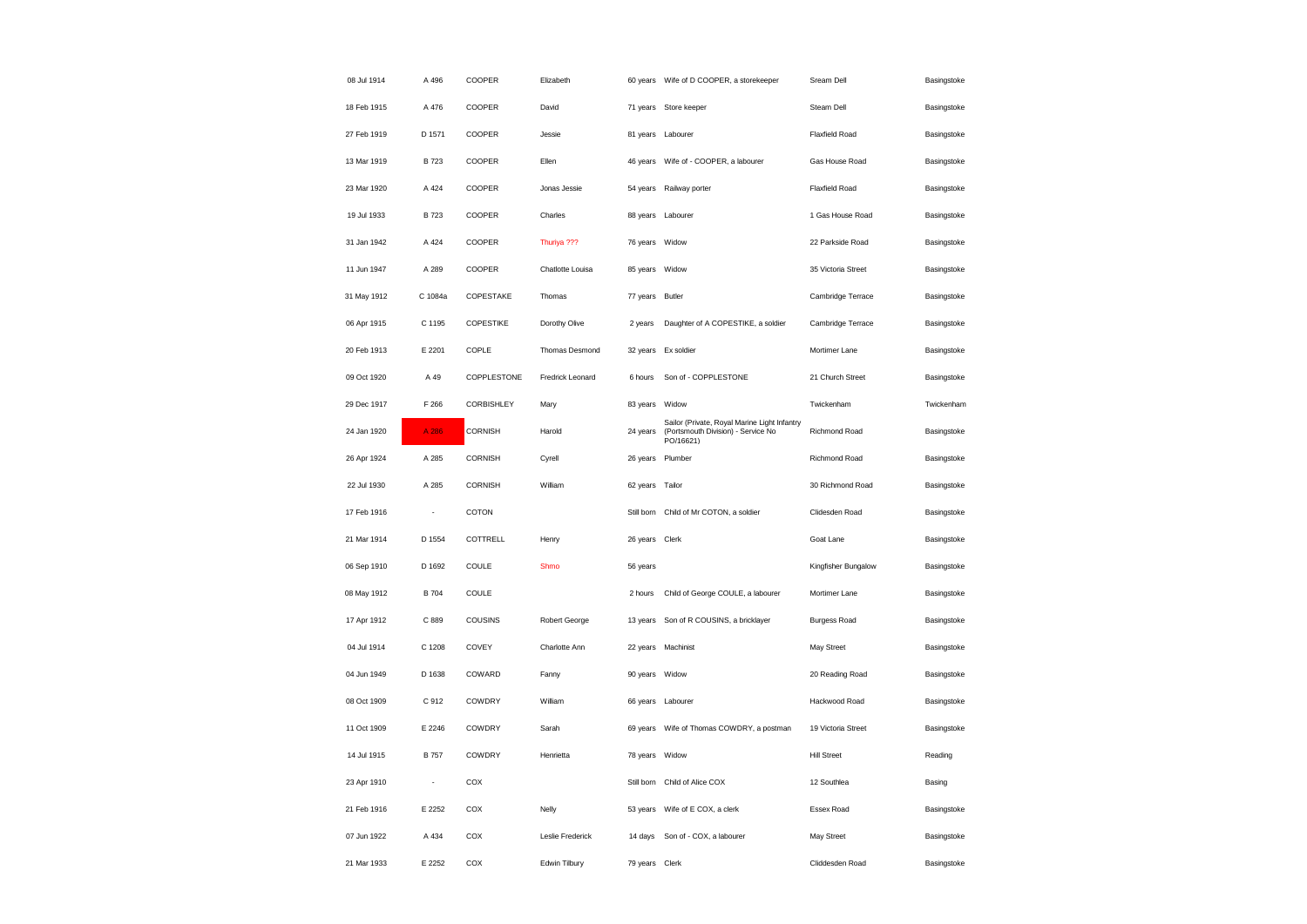| | | | | | | | |
|---|---|---|---|---|---|---|---|
| 08 Jul 1914 | A 496 | COOPER | Elizabeth | 60 years | Wife of D COOPER, a storekeeper | Sream Dell | Basingstoke |
| 18 Feb 1915 | A 476 | COOPER | David | 71 years | Store keeper | Steam Dell | Basingstoke |
| 27 Feb 1919 | D 1571 | COOPER | Jessie | 81 years | Labourer | Flaxfield Road | Basingstoke |
| 13 Mar 1919 | B 723 | COOPER | Ellen | 46 years | Wife of - COOPER, a labourer | Gas House Road | Basingstoke |
| 23 Mar 1920 | A 424 | COOPER | Jonas Jessie | 54 years | Railway porter | Flaxfield Road | Basingstoke |
| 19 Jul 1933 | B 723 | COOPER | Charles | 88 years | Labourer | 1 Gas House Road | Basingstoke |
| 31 Jan 1942 | A 424 | COOPER | Thuriya ??? | 76 years | Widow | 22 Parkside Road | Basingstoke |
| 11 Jun 1947 | A 289 | COOPER | Chatlotte Louisa | 85 years | Widow | 35 Victoria Street | Basingstoke |
| 31 May 1912 | C 1084a | COPESTAKE | Thomas | 77 years | Butler | Cambridge Terrace | Basingstoke |
| 06 Apr 1915 | C 1195 | COPESTIKE | Dorothy Olive | 2 years | Daughter of A COPESTIKE, a soldier | Cambridge Terrace | Basingstoke |
| 20 Feb 1913 | E 2201 | COPLE | Thomas Desmond | 32 years | Ex soldier | Mortimer Lane | Basingstoke |
| 09 Oct 1920 | A 49 | COPPLESTONE | Fredrick Leonard | 6 hours | Son of - COPPLESTONE | 21 Church Street | Basingstoke |
| 29 Dec 1917 | F 266 | CORBISHLEY | Mary | 83 years | Widow | Twickenham | Twickenham |
| 24 Jan 1920 | A 286 | CORNISH | Harold | 24 years | Sailor (Private, Royal Marine Light Infantry (Portsmouth Division) - Service No PO/16621) | Richmond Road | Basingstoke |
| 26 Apr 1924 | A 285 | CORNISH | Cyrell | 26 years | Plumber | Richmond Road | Basingstoke |
| 22 Jul 1930 | A 285 | CORNISH | William | 62 years | Tailor | 30 Richmond Road | Basingstoke |
| 17 Feb 1916 | - | COTON | | Still born | Child of Mr COTON, a soldier | Clidesden Road | Basingstoke |
| 21 Mar 1914 | D 1554 | COTTRELL | Henry | 26 years | Clerk | Goat Lane | Basingstoke |
| 06 Sep 1910 | D 1692 | COULE | Shmo | 56 years | | Kingfisher Bungalow | Basingstoke |
| 08 May 1912 | B 704 | COULE | | 2 hours | Child of George COULE, a labourer | Mortimer Lane | Basingstoke |
| 17 Apr 1912 | C 889 | COUSINS | Robert George | 13 years | Son of R COUSINS, a bricklayer | Burgess Road | Basingstoke |
| 04 Jul 1914 | C 1208 | COVEY | Charlotte Ann | 22 years | Machinist | May Street | Basingstoke |
| 04 Jun 1949 | D 1638 | COWARD | Fanny | 90 years | Widow | 20 Reading Road | Basingstoke |
| 08 Oct 1909 | C 912 | COWDRY | William | 66 years | Labourer | Hackwood Road | Basingstoke |
| 11 Oct 1909 | E 2246 | COWDRY | Sarah | 69 years | Wife of Thomas COWDRY, a postman | 19 Victoria Street | Basingstoke |
| 14 Jul 1915 | B 757 | COWDRY | Henrietta | 78 years | Widow | Hill Street | Reading |
| 23 Apr 1910 | - | COX | | Still born | Child of Alice COX | 12 Southlea | Basing |
| 21 Feb 1916 | E 2252 | COX | Nelly | 53 years | Wife of E COX, a clerk | Essex Road | Basingstoke |
| 07 Jun 1922 | A 434 | COX | Leslie Frederick | 14 days | Son of - COX, a labourer | May Street | Basingstoke |
| 21 Mar 1933 | E 2252 | COX | Edwin Tilbury | 79 years | Clerk | Cliddesden Road | Basingstoke |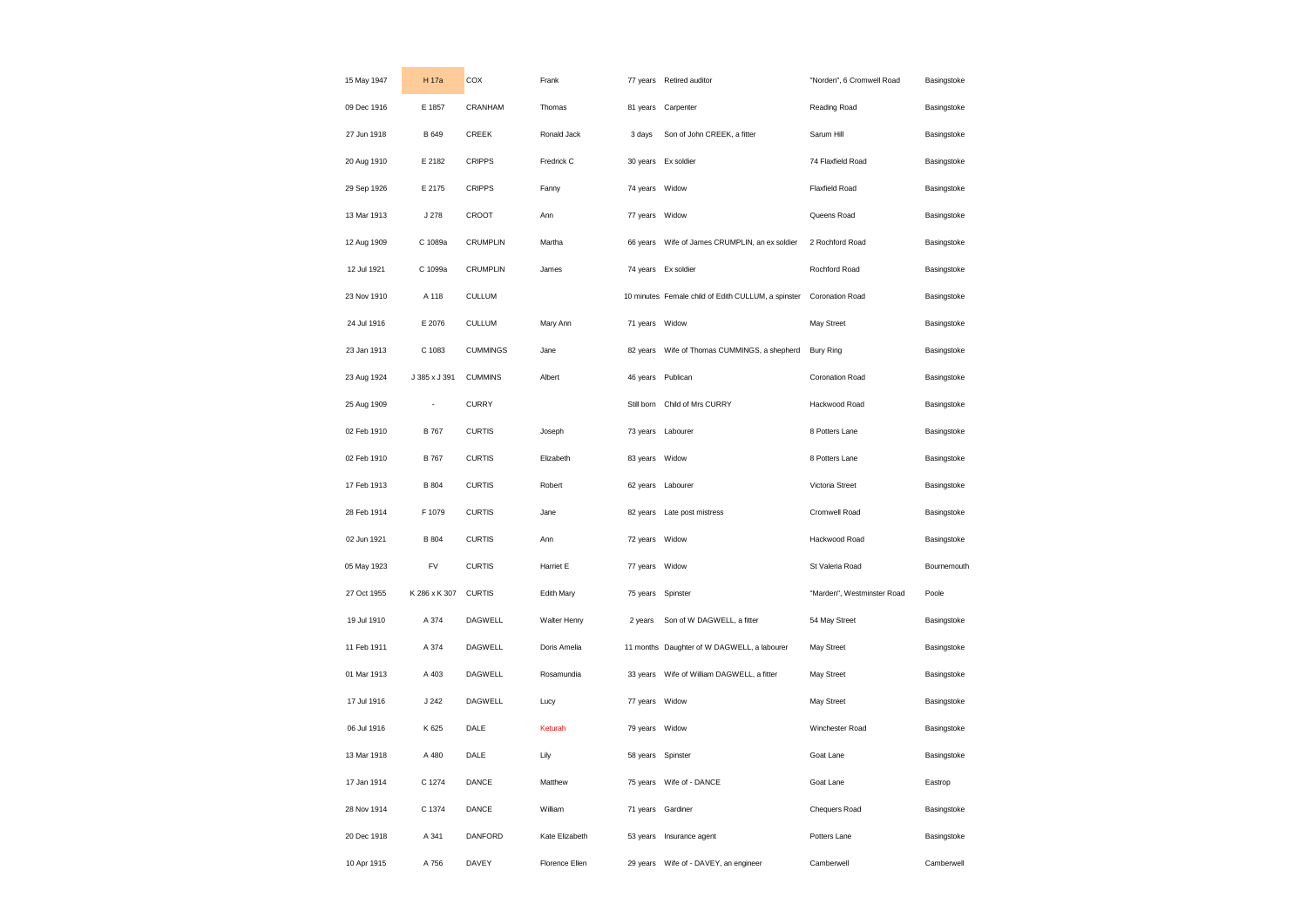| | | | | | | | |
|---|---|---|---|---|---|---|---|
| 15 May 1947 | H 17a | COX | Frank | 77 years | Retired auditor | "Norden", 6 Cromwell Road | Basingstoke |
| 09 Dec 1916 | E 1857 | CRANHAM | Thomas | 81 years | Carpenter | Reading Road | Basingstoke |
| 27 Jun 1918 | B 649 | CREEK | Ronald Jack | 3 days | Son of John CREEK, a fitter | Sarum Hill | Basingstoke |
| 20 Aug 1910 | E 2182 | CRIPPS | Fredrick C | 30 years | Ex soldier | 74 Flaxfield Road | Basingstoke |
| 29 Sep 1926 | E 2175 | CRIPPS | Fanny | 74 years | Widow | Flaxfield Road | Basingstoke |
| 13 Mar 1913 | J 278 | CROOT | Ann | 77 years | Widow | Queens Road | Basingstoke |
| 12 Aug 1909 | C 1089a | CRUMPLIN | Martha | 66 years | Wife of James CRUMPLIN, an ex soldier | 2 Rochford Road | Basingstoke |
| 12 Jul 1921 | C 1099a | CRUMPLIN | James | 74 years | Ex soldier | Rochford Road | Basingstoke |
| 23 Nov 1910 | A 118 | CULLUM | | 10 minutes | Female child of Edith CULLUM, a spinster | Coronation Road | Basingstoke |
| 24 Jul 1916 | E 2076 | CULLUM | Mary Ann | 71 years | Widow | May Street | Basingstoke |
| 23 Jan 1913 | C 1083 | CUMMINGS | Jane | 82 years | Wife of Thomas CUMMINGS, a shepherd | Bury Ring | Basingstoke |
| 23 Aug 1924 | J 385 x J 391 | CUMMINS | Albert | 46 years | Publican | Coronation Road | Basingstoke |
| 25 Aug 1909 | - | CURRY | | Still born | Child of Mrs CURRY | Hackwood Road | Basingstoke |
| 02 Feb 1910 | B 767 | CURTIS | Joseph | 73 years | Labourer | 8 Potters Lane | Basingstoke |
| 02 Feb 1910 | B 767 | CURTIS | Elizabeth | 83 years | Widow | 8 Potters Lane | Basingstoke |
| 17 Feb 1913 | B 804 | CURTIS | Robert | 62 years | Labourer | Victoria Street | Basingstoke |
| 28 Feb 1914 | F 1079 | CURTIS | Jane | 82 years | Late post mistress | Cromwell Road | Basingstoke |
| 02 Jun 1921 | B 804 | CURTIS | Ann | 72 years | Widow | Hackwood Road | Basingstoke |
| 05 May 1923 | FV | CURTIS | Harriet E | 77 years | Widow | St Valeria Road | Bournemouth |
| 27 Oct 1955 | K 286 x K 307 | CURTIS | Edith Mary | 75 years | Spinster | "Marden", Westminster Road | Poole |
| 19 Jul 1910 | A 374 | DAGWELL | Walter Henry | 2 years | Son of W DAGWELL, a fitter | 54 May Street | Basingstoke |
| 11 Feb 1911 | A 374 | DAGWELL | Doris Amelia | 11 months | Daughter of W DAGWELL, a labourer | May Street | Basingstoke |
| 01 Mar 1913 | A 403 | DAGWELL | Rosamundia | 33 years | Wife of William DAGWELL, a fitter | May Street | Basingstoke |
| 17 Jul 1916 | J 242 | DAGWELL | Lucy | 77 years | Widow | May Street | Basingstoke |
| 06 Jul 1916 | K 625 | DALE | Keturah | 79 years | Widow | Winchester Road | Basingstoke |
| 13 Mar 1918 | A 480 | DALE | Lily | 58 years | Spinster | Goat Lane | Basingstoke |
| 17 Jan 1914 | C 1274 | DANCE | Matthew | 75 years | Wife of - DANCE | Goat Lane | Eastrop |
| 28 Nov 1914 | C 1374 | DANCE | William | 71 years | Gardiner | Chequers Road | Basingstoke |
| 20 Dec 1918 | A 341 | DANFORD | Kate Elizabeth | 53 years | Insurance agent | Potters Lane | Basingstoke |
| 10 Apr 1915 | A 756 | DAVEY | Florence Ellen | 29 years | Wife of - DAVEY, an engineer | Camberwell | Camberwell |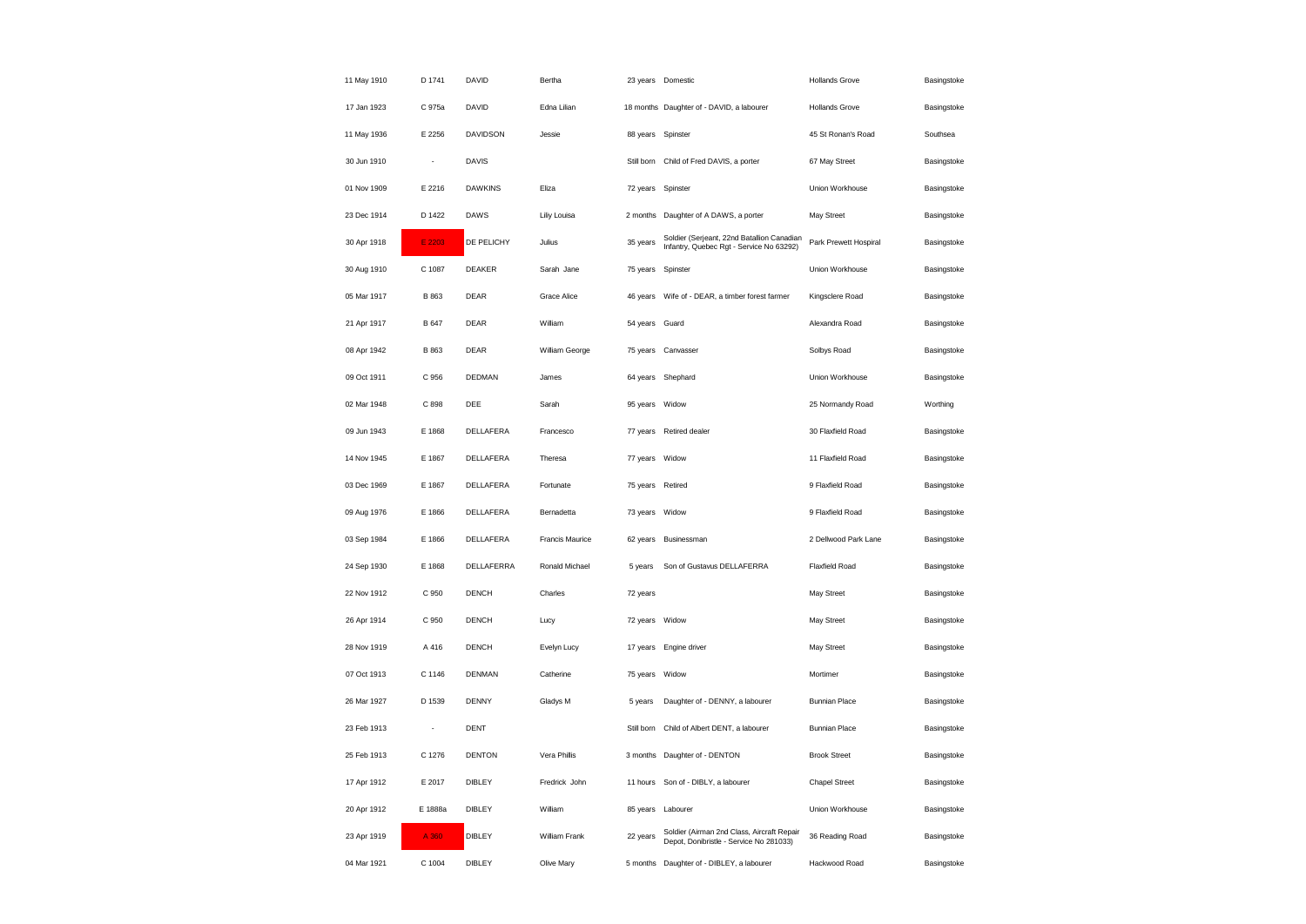| | | | | | | | |
|---|---|---|---|---|---|---|---|
| 11 May 1910 | D 1741 | DAVID | Bertha | 23 years | Domestic | Hollands Grove | Basingstoke |
| 17 Jan 1923 | C 975a | DAVID | Edna Lilian | 18 months | Daughter of - DAVID, a labourer | Hollands Grove | Basingstoke |
| 11 May 1936 | E 2256 | DAVIDSON | Jessie | 88 years | Spinster | 45 St Ronan's Road | Southsea |
| 30 Jun 1910 | - | DAVIS | | Still born | Child of Fred DAVIS, a porter | 67 May Street | Basingstoke |
| 01 Nov 1909 | E 2216 | DAWKINS | Eliza | 72 years | Spinster | Union Workhouse | Basingstoke |
| 23 Dec 1914 | D 1422 | DAWS | Lilly Louisa | 2 months | Daughter of A DAWS, a porter | May Street | Basingstoke |
| 30 Apr 1918 | E 2203 | DE PELICHY | Julius | 35 years | Soldier (Serjeant, 22nd Batallion Canadian Infantry, Quebec Rgt - Service No 63292) | Park Prewett Hospital | Basingstoke |
| 30 Aug 1910 | C 1087 | DEAKER | Sarah Jane | 75 years | Spinster | Union Workhouse | Basingstoke |
| 05 Mar 1917 | B 863 | DEAR | Grace Alice | 46 years | Wife of - DEAR, a timber forest farmer | Kingsclere Road | Basingstoke |
| 21 Apr 1917 | B 647 | DEAR | William | 54 years | Guard | Alexandra Road | Basingstoke |
| 08 Apr 1942 | B 863 | DEAR | William George | 75 years | Canvasser | Solbys Road | Basingstoke |
| 09 Oct 1911 | C 956 | DEDMAN | James | 64 years | Shephard | Union Workhouse | Basingstoke |
| 02 Mar 1948 | C 898 | DEE | Sarah | 95 years | Widow | 25 Normandy Road | Worthing |
| 09 Jun 1943 | E 1868 | DELLAFERA | Francesco | 77 years | Retired dealer | 30 Flaxfield Road | Basingstoke |
| 14 Nov 1945 | E 1867 | DELLAFERA | Theresa | 77 years | Widow | 11 Flaxfield Road | Basingstoke |
| 03 Dec 1969 | E 1867 | DELLAFERA | Fortunate | 75 years | Retired | 9 Flaxfield Road | Basingstoke |
| 09 Aug 1976 | E 1866 | DELLAFERA | Bernadetta | 73 years | Widow | 9 Flaxfield Road | Basingstoke |
| 03 Sep 1984 | E 1866 | DELLAFERA | Francis Maurice | 62 years | Businessman | 2 Dellwood Park Lane | Basingstoke |
| 24 Sep 1930 | E 1868 | DELLAFERRA | Ronald Michael | 5 years | Son of Gustavus DELLAFERRA | Flaxfield Road | Basingstoke |
| 22 Nov 1912 | C 950 | DENCH | Charles | 72 years | | May Street | Basingstoke |
| 26 Apr 1914 | C 950 | DENCH | Lucy | 72 years | Widow | May Street | Basingstoke |
| 28 Nov 1919 | A 416 | DENCH | Evelyn Lucy | 17 years | Engine driver | May Street | Basingstoke |
| 07 Oct 1913 | C 1146 | DENMAN | Catherine | 75 years | Widow | Mortimer | Basingstoke |
| 26 Mar 1927 | D 1539 | DENNY | Gladys M | 5 years | Daughter of - DENNY, a labourer | Bunnian Place | Basingstoke |
| 23 Feb 1913 | - | DENT | | Still born | Child of Albert DENT, a labourer | Bunnian Place | Basingstoke |
| 25 Feb 1913 | C 1276 | DENTON | Vera Phillis | 3 months | Daughter of - DENTON | Brook Street | Basingstoke |
| 17 Apr 1912 | E 2017 | DIBLEY | Fredrick John | 11 hours | Son of - DIBLY, a labourer | Chapel Street | Basingstoke |
| 20 Apr 1912 | E 1888a | DIBLEY | William | 85 years | Labourer | Union Workhouse | Basingstoke |
| 23 Apr 1919 | A 360 | DIBLEY | William Frank | 22 years | Soldier (Airman 2nd Class, Aircraft Repair Depot, Donibristle - Service No 281033) | 36 Reading Road | Basingstoke |
| 04 Mar 1921 | C 1004 | DIBLEY | Olive Mary | 5 months | Daughter of - DIBLEY, a labourer | Hackwood Road | Basingstoke |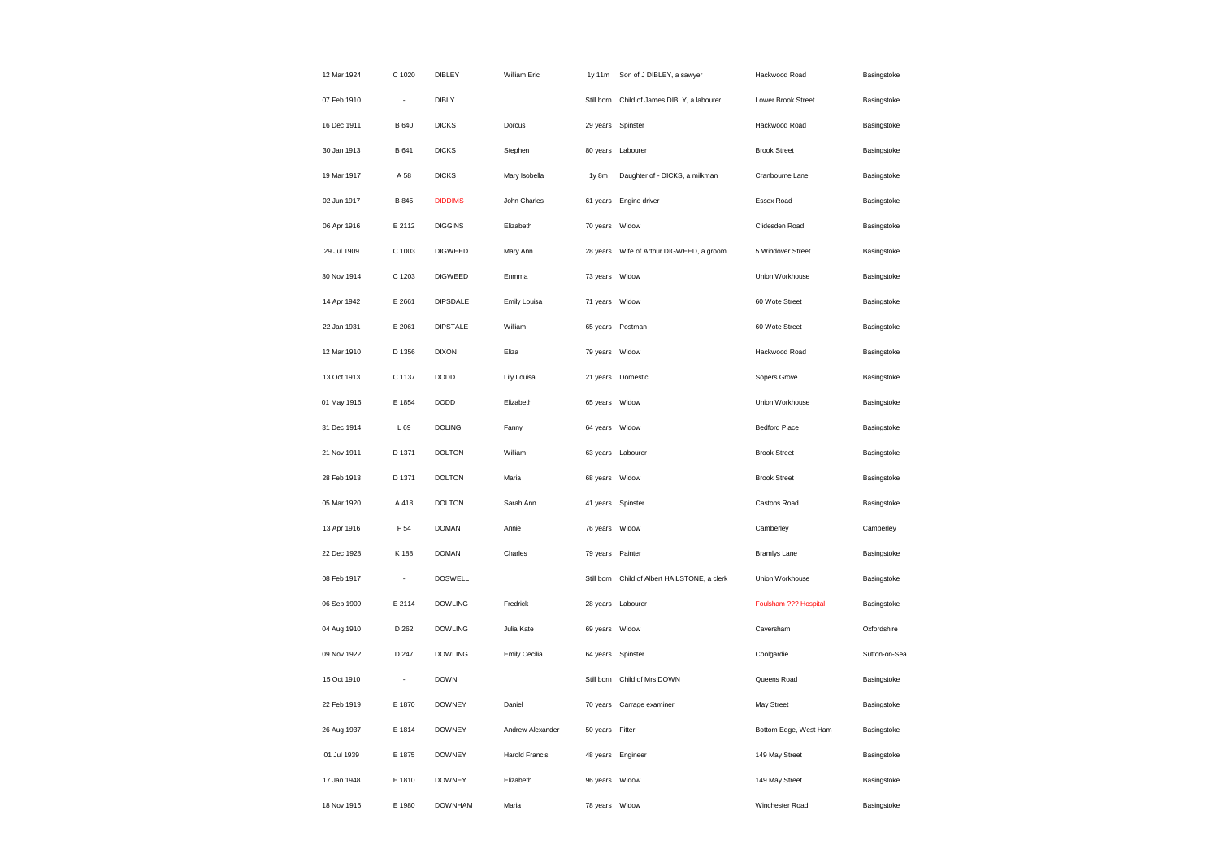| | | | | | | | |
|---|---|---|---|---|---|---|---|
| 12 Mar 1924 | C 1020 | DIBLEY | William Eric | 1y 11m | Son of J DIBLEY, a sawyer | Hackwood Road | Basingstoke |
| 07 Feb 1910 | - | DIBLY | | Still born | Child of James DIBLY, a labourer | Lower Brook Street | Basingstoke |
| 16 Dec 1911 | B 640 | DICKS | Dorcus | 29 years | Spinster | Hackwood Road | Basingstoke |
| 30 Jan 1913 | B 641 | DICKS | Stephen | 80 years | Labourer | Brook Street | Basingstoke |
| 19 Mar 1917 | A 58 | DICKS | Mary Isobella | 1y 8m | Daughter of - DICKS, a milkman | Cranbourne Lane | Basingstoke |
| 02 Jun 1917 | B 845 | DIDDIMS | John Charles | 61 years | Engine driver | Essex Road | Basingstoke |
| 06 Apr 1916 | E 2112 | DIGGINS | Elizabeth | 70 years | Widow | Clidesden Road | Basingstoke |
| 29 Jul 1909 | C 1003 | DIGWEED | Mary Ann | 28 years | Wife of Arthur DIGWEED, a groom | 5 Windover Street | Basingstoke |
| 30 Nov 1914 | C 1203 | DIGWEED | Enmma | 73 years | Widow | Union Workhouse | Basingstoke |
| 14 Apr 1942 | E 2661 | DIPSDALE | Emily Louisa | 71 years | Widow | 60 Wote Street | Basingstoke |
| 22 Jan 1931 | E 2061 | DIPSTALE | William | 65 years | Postman | 60 Wote Street | Basingstoke |
| 12 Mar 1910 | D 1356 | DIXON | Eliza | 79 years | Widow | Hackwood Road | Basingstoke |
| 13 Oct 1913 | C 1137 | DODD | Lily Louisa | 21 years | Domestic | Sopers Grove | Basingstoke |
| 01 May 1916 | E 1854 | DODD | Elizabeth | 65 years | Widow | Union Workhouse | Basingstoke |
| 31 Dec 1914 | L 69 | DOLING | Fanny | 64 years | Widow | Bedford Place | Basingstoke |
| 21 Nov 1911 | D 1371 | DOLTON | William | 63 years | Labourer | Brook Street | Basingstoke |
| 28 Feb 1913 | D 1371 | DOLTON | Maria | 68 years | Widow | Brook Street | Basingstoke |
| 05 Mar 1920 | A 418 | DOLTON | Sarah Ann | 41 years | Spinster | Castons Road | Basingstoke |
| 13 Apr 1916 | F 54 | DOMAN | Annie | 76 years | Widow | Camberley | Camberley |
| 22 Dec 1928 | K 188 | DOMAN | Charles | 79 years | Painter | Bramlys Lane | Basingstoke |
| 08 Feb 1917 | - | DOSWELL | | Still born | Child of Albert HAILSTONE, a clerk | Union Workhouse | Basingstoke |
| 06 Sep 1909 | E 2114 | DOWLING | Fredrick | 28 years | Labourer | Foulsham ??? Hospital | Basingstoke |
| 04 Aug 1910 | D 262 | DOWLING | Julia Kate | 69 years | Widow | Caversham | Oxfordshire |
| 09 Nov 1922 | D 247 | DOWLING | Emily Cecilia | 64 years | Spinster | Coolgardie | Sutton-on-Sea |
| 15 Oct 1910 | - | DOWN | | Still born | Child of Mrs DOWN | Queens Road | Basingstoke |
| 22 Feb 1919 | E 1870 | DOWNEY | Daniel | 70 years | Carrage examiner | May Street | Basingstoke |
| 26 Aug 1937 | E 1814 | DOWNEY | Andrew Alexander | 50 years | Fitter | Bottom Edge, West Ham | Basingstoke |
| 01 Jul 1939 | E 1875 | DOWNEY | Harold Francis | 48 years | Engineer | 149 May Street | Basingstoke |
| 17 Jan 1948 | E 1810 | DOWNEY | Elizabeth | 96 years | Widow | 149 May Street | Basingstoke |
| 18 Nov 1916 | E 1980 | DOWNHAM | Maria | 78 years | Widow | Winchester Road | Basingstoke |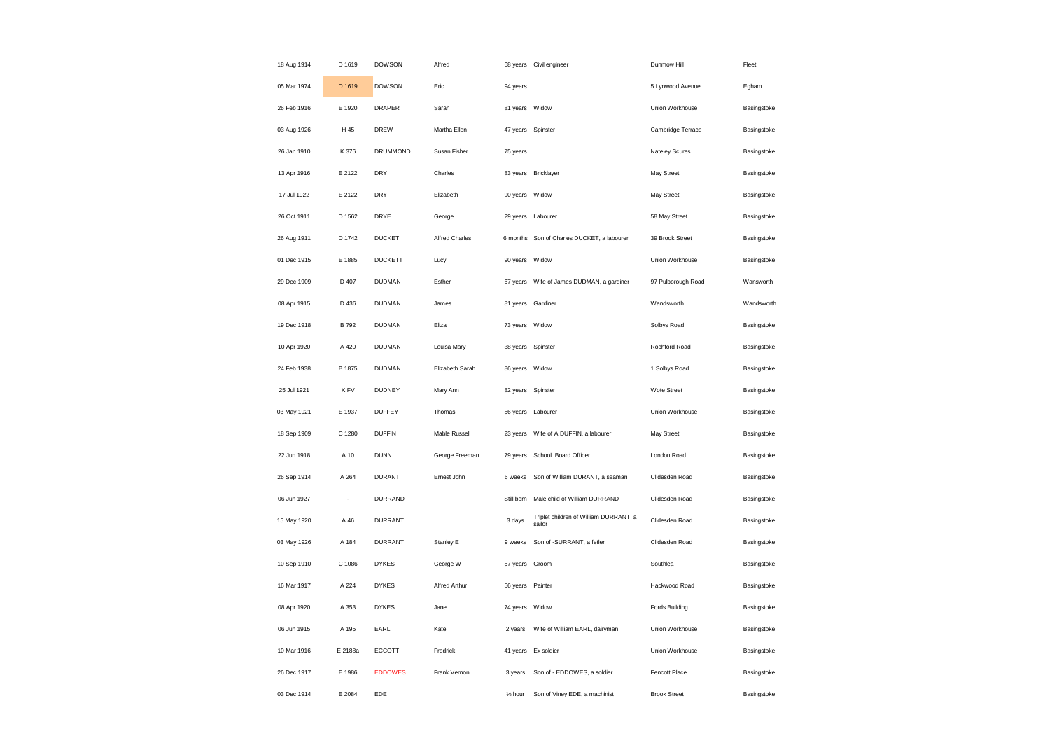| | | | | | | | |
|---|---|---|---|---|---|---|---|
| 18 Aug 1914 | D 1619 | DOWSON | Alfred | 68 years | Civil engineer | Dunmow Hill | Fleet |
| 05 Mar 1974 | D 1619 | DOWSON | Eric | 94 years | | 5 Lynwood Avenue | Egham |
| 26 Feb 1916 | E 1920 | DRAPER | Sarah | 81 years | Widow | Union Workhouse | Basingstoke |
| 03 Aug 1926 | H 45 | DREW | Martha Ellen | 47 years | Spinster | Cambridge Terrace | Basingstoke |
| 26 Jan 1910 | K 376 | DRUMMOND | Susan Fisher | 75 years | | Nateley Scures | Basingstoke |
| 13 Apr 1916 | E 2122 | DRY | Charles | 83 years | Bricklayer | May Street | Basingstoke |
| 17 Jul 1922 | E 2122 | DRY | Elizabeth | 90 years | Widow | May Street | Basingstoke |
| 26 Oct 1911 | D 1562 | DRYE | George | 29 years | Labourer | 58 May Street | Basingstoke |
| 26 Aug 1911 | D 1742 | DUCKET | Alfred Charles | 6 months | Son of Charles DUCKET, a labourer | 39 Brook Street | Basingstoke |
| 01 Dec 1915 | E 1885 | DUCKETT | Lucy | 90 years | Widow | Union Workhouse | Basingstoke |
| 29 Dec 1909 | D 407 | DUDMAN | Esther | 67 years | Wife of James DUDMAN, a gardiner | 97 Pulborough Road | Wansworth |
| 08 Apr 1915 | D 436 | DUDMAN | James | 81 years | Gardiner | Wandsworth | Wandsworth |
| 19 Dec 1918 | B 792 | DUDMAN | Eliza | 73 years | Widow | Solbys Road | Basingstoke |
| 10 Apr 1920 | A 420 | DUDMAN | Louisa Mary | 38 years | Spinster | Rochford Road | Basingstoke |
| 24 Feb 1938 | B 1875 | DUDMAN | Elizabeth Sarah | 86 years | Widow | 1 Solbys Road | Basingstoke |
| 25 Jul 1921 | K FV | DUDNEY | Mary Ann | 82 years | Spinster | Wote Street | Basingstoke |
| 03 May 1921 | E 1937 | DUFFEY | Thomas | 56 years | Labourer | Union Workhouse | Basingstoke |
| 18 Sep 1909 | C 1280 | DUFFIN | Mable Russel | 23 years | Wife of A DUFFIN, a labourer | May Street | Basingstoke |
| 22 Jun 1918 | A 10 | DUNN | George Freeman | 79 years | School Board Officer | London Road | Basingstoke |
| 26 Sep 1914 | A 264 | DURANT | Ernest John | 6 weeks | Son of William DURANT, a seaman | Clidesden Road | Basingstoke |
| 06 Jun 1927 | - | DURRAND | | Still born | Male child of William DURRAND | Clidesden Road | Basingstoke |
| 15 May 1920 | A 46 | DURRANT | | 3 days | Triplet children of William DURRANT, a sailor | Clidesden Road | Basingstoke |
| 03 May 1926 | A 184 | DURRANT | Stanley E | 9 weeks | Son of -SURRANT, a fetler | Clidesden Road | Basingstoke |
| 10 Sep 1910 | C 1086 | DYKES | George W | 57 years | Groom | Southlea | Basingstoke |
| 16 Mar 1917 | A 224 | DYKES | Alfred Arthur | 56 years | Painter | Hackwood Road | Basingstoke |
| 08 Apr 1920 | A 353 | DYKES | Jane | 74 years | Widow | Fords Building | Basingstoke |
| 06 Jun 1915 | A 195 | EARL | Kate | 2 years | Wife of William EARL, dairyman | Union Workhouse | Basingstoke |
| 10 Mar 1916 | E 2188a | ECCOTT | Fredrick | 41 years | Ex soldier | Union Workhouse | Basingstoke |
| 26 Dec 1917 | E 1986 | EDDOWES | Frank Vernon | 3 years | Son of - EDDOWES, a soldier | Fencott Place | Basingstoke |
| 03 Dec 1914 | E 2084 | EDE | | ½ hour | Son of Viney EDE, a machinist | Brook Street | Basingstoke |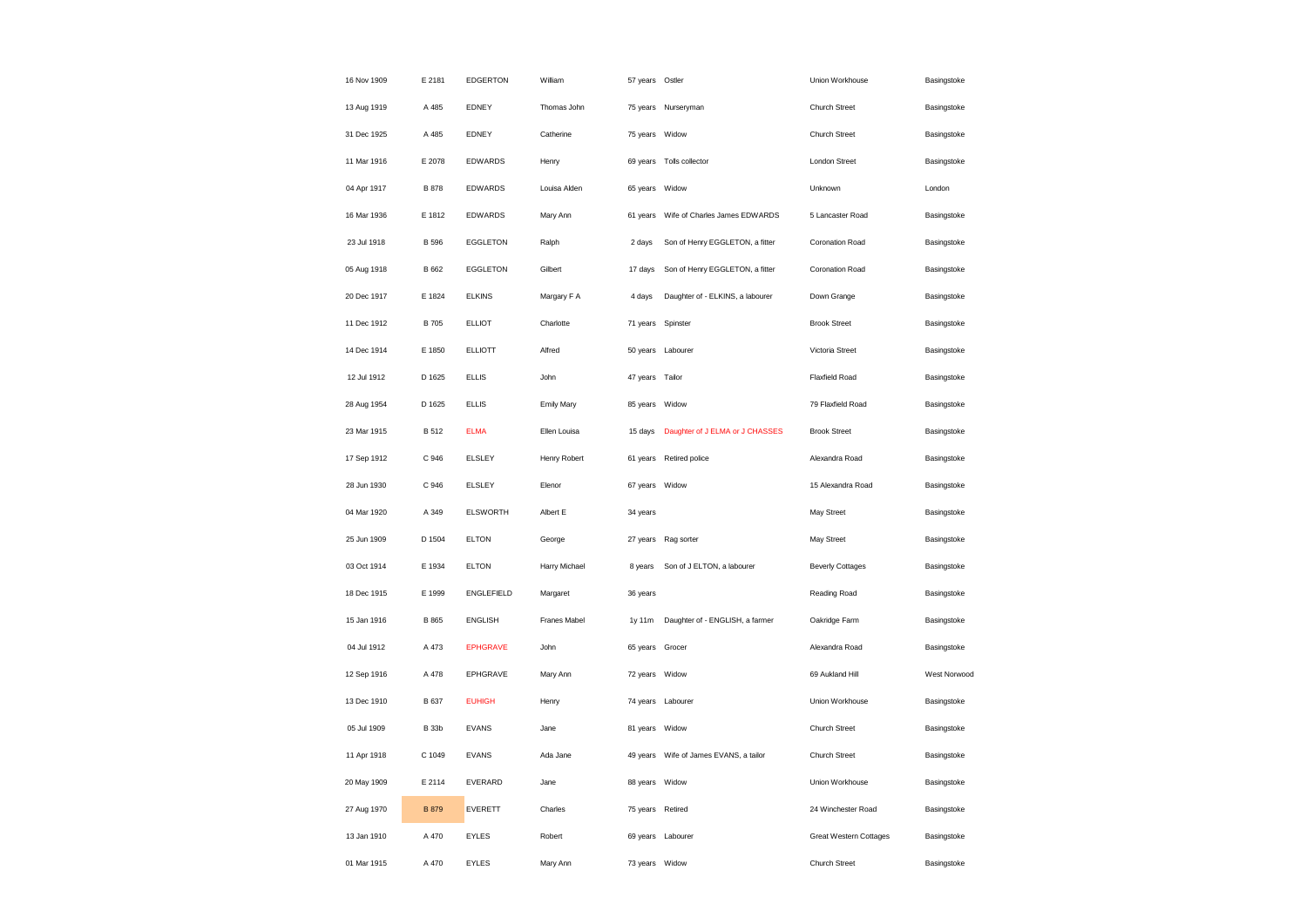| | | | | | | | |
|---|---|---|---|---|---|---|---|
| 16 Nov 1909 | E 2181 | EDGERTON | William | 57 years | Ostler | Union Workhouse | Basingstoke |
| 13 Aug 1919 | A 485 | EDNEY | Thomas John | 75 years | Nurseryman | Church Street | Basingstoke |
| 31 Dec 1925 | A 485 | EDNEY | Catherine | 75 years | Widow | Church Street | Basingstoke |
| 11 Mar 1916 | E 2078 | EDWARDS | Henry | 69 years | Tolls collector | London Street | Basingstoke |
| 04 Apr 1917 | B 878 | EDWARDS | Louisa Alden | 65 years | Widow | Unknown | London |
| 16 Mar 1936 | E 1812 | EDWARDS | Mary Ann | 61 years | Wife of Charles James EDWARDS | 5 Lancaster Road | Basingstoke |
| 23 Jul 1918 | B 596 | EGGLETON | Ralph | 2 days | Son of Henry EGGLETON, a fitter | Coronation Road | Basingstoke |
| 05 Aug 1918 | B 662 | EGGLETON | Gilbert | 17 days | Son of Henry EGGLETON, a fitter | Coronation Road | Basingstoke |
| 20 Dec 1917 | E 1824 | ELKINS | Margary F A | 4 days | Daughter of - ELKINS, a labourer | Down Grange | Basingstoke |
| 11 Dec 1912 | B 705 | ELLIOT | Charlotte | 71 years | Spinster | Brook Street | Basingstoke |
| 14 Dec 1914 | E 1850 | ELLIOTT | Alfred | 50 years | Labourer | Victoria Street | Basingstoke |
| 12 Jul 1912 | D 1625 | ELLIS | John | 47 years | Tailor | Flaxfield Road | Basingstoke |
| 28 Aug 1954 | D 1625 | ELLIS | Emily Mary | 85 years | Widow | 79 Flaxfield Road | Basingstoke |
| 23 Mar 1915 | B 512 | ELMA | Ellen Louisa | 15 days | Daughter of J ELMA or J CHASSES | Brook Street | Basingstoke |
| 17 Sep 1912 | C 946 | ELSLEY | Henry Robert | 61 years | Retired police | Alexandra Road | Basingstoke |
| 28 Jun 1930 | C 946 | ELSLEY | Elenor | 67 years | Widow | 15 Alexandra Road | Basingstoke |
| 04 Mar 1920 | A 349 | ELSWORTH | Albert E | 34 years | | May Street | Basingstoke |
| 25 Jun 1909 | D 1504 | ELTON | George | 27 years | Rag sorter | May Street | Basingstoke |
| 03 Oct 1914 | E 1934 | ELTON | Harry Michael | 8 years | Son of J ELTON, a labourer | Beverly Cottages | Basingstoke |
| 18 Dec 1915 | E 1999 | ENGLEFIELD | Margaret | 36 years | | Reading Road | Basingstoke |
| 15 Jan 1916 | B 865 | ENGLISH | Franes Mabel | 1y 11m | Daughter of - ENGLISH, a farmer | Oakridge Farm | Basingstoke |
| 04 Jul 1912 | A 473 | EPHGRAVE | John | 65 years | Grocer | Alexandra Road | Basingstoke |
| 12 Sep 1916 | A 478 | EPHGRAVE | Mary Ann | 72 years | Widow | 69 Aukland Hill | West Norwood |
| 13 Dec 1910 | B 637 | EUHIGH | Henry | 74 years | Labourer | Union Workhouse | Basingstoke |
| 05 Jul 1909 | B 33b | EVANS | Jane | 81 years | Widow | Church Street | Basingstoke |
| 11 Apr 1918 | C 1049 | EVANS | Ada Jane | 49 years | Wife of James EVANS, a tailor | Church Street | Basingstoke |
| 20 May 1909 | E 2114 | EVERARD | Jane | 88 years | Widow | Union Workhouse | Basingstoke |
| 27 Aug 1970 | B 879 | EVERETT | Charles | 75 years | Retired | 24 Winchester Road | Basingstoke |
| 13 Jan 1910 | A 470 | EYLES | Robert | 69 years | Labourer | Great Western Cottages | Basingstoke |
| 01 Mar 1915 | A 470 | EYLES | Mary Ann | 73 years | Widow | Church Street | Basingstoke |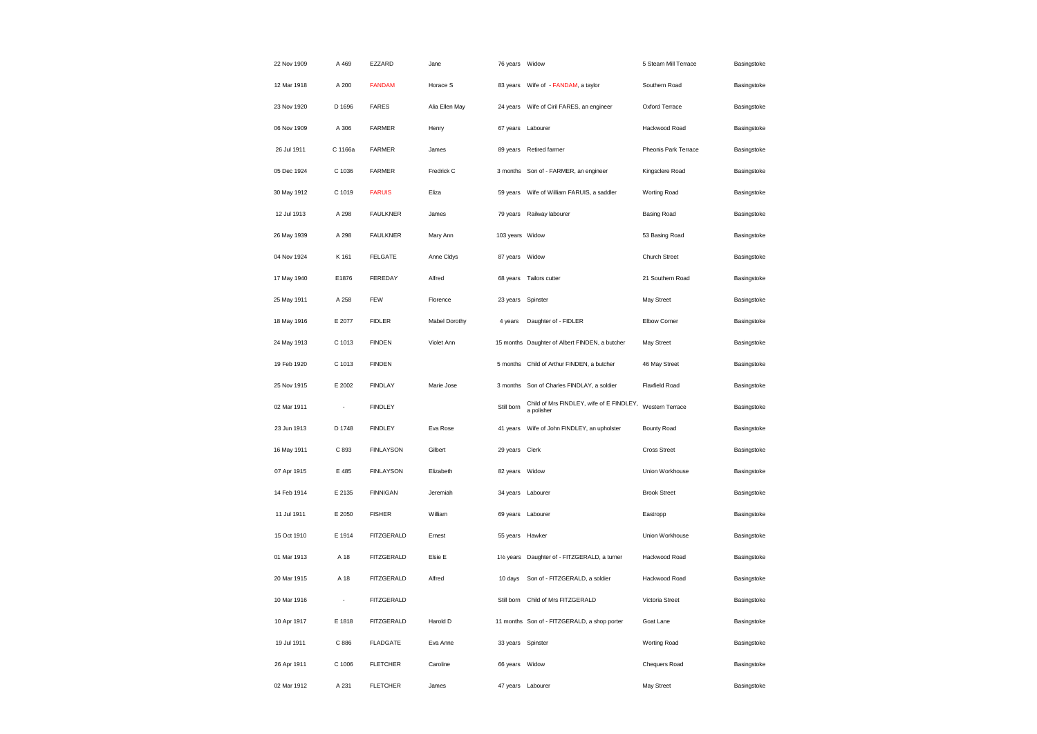| | | | | | | | |
|---|---|---|---|---|---|---|---|
| 22 Nov 1909 | A 469 | EZZARD | Jane | 76 years | Widow | 5 Steam Mill Terrace | Basingstoke |
| 12 Mar 1918 | A 200 | FANDAM | Horace S | 83 years | Wife of - FANDAM, a taylor | Southern Road | Basingstoke |
| 23 Nov 1920 | D 1696 | FARES | Alia Ellen May | 24 years | Wife of Ciril FARES, an engineer | Oxford Terrace | Basingstoke |
| 06 Nov 1909 | A 306 | FARMER | Henry | 67 years | Labourer | Hackwood Road | Basingstoke |
| 26 Jul 1911 | C 1166a | FARMER | James | 89 years | Retired farmer | Pheonis Park Terrace | Basingstoke |
| 05 Dec 1924 | C 1036 | FARMER | Fredrick C | 3 months | Son of - FARMER, an engineer | Kingsclere Road | Basingstoke |
| 30 May 1912 | C 1019 | FARUIS | Eliza | 59 years | Wife of William FARUIS, a saddler | Worting Road | Basingstoke |
| 12 Jul 1913 | A 298 | FAULKNER | James | 79 years | Railway labourer | Basing Road | Basingstoke |
| 26 May 1939 | A 298 | FAULKNER | Mary Ann | 103 years | Widow | 53 Basing Road | Basingstoke |
| 04 Nov 1924 | K 161 | FELGATE | Anne Cldys | 87 years | Widow | Church Street | Basingstoke |
| 17 May 1940 | E1876 | FEREDAY | Alfred | 68 years | Tailors cutter | 21 Southern Road | Basingstoke |
| 25 May 1911 | A 258 | FEW | Florence | 23 years | Spinster | May Street | Basingstoke |
| 18 May 1916 | E 2077 | FIDLER | Mabel Dorothy | 4 years | Daughter of - FIDLER | Elbow Corner | Basingstoke |
| 24 May 1913 | C 1013 | FINDEN | Violet Ann | 15 months | Daughter of Albert FINDEN, a butcher | May Street | Basingstoke |
| 19 Feb 1920 | C 1013 | FINDEN | | 5 months | Child of Arthur FINDEN, a butcher | 46 May Street | Basingstoke |
| 25 Nov 1915 | E 2002 | FINDLAY | Marie Jose | 3 months | Son of Charles FINDLAY, a soldier | Flaxfield Road | Basingstoke |
| 02 Mar 1911 | - | FINDLEY | | Still born | Child of Mrs FINDLEY, wife of E FINDLEY, a polisher | Western Terrace | Basingstoke |
| 23 Jun 1913 | D 1748 | FINDLEY | Eva Rose | 41 years | Wife of John FINDLEY, an upholster | Bounty Road | Basingstoke |
| 16 May 1911 | C 893 | FINLAYSON | Gilbert | 29 years | Clerk | Cross Street | Basingstoke |
| 07 Apr 1915 | E 485 | FINLAYSON | Elizabeth | 82 years | Widow | Union Workhouse | Basingstoke |
| 14 Feb 1914 | E 2135 | FINNIGAN | Jeremiah | 34 years | Labourer | Brook Street | Basingstoke |
| 11 Jul 1911 | E 2050 | FISHER | William | 69 years | Labourer | Eastropp | Basingstoke |
| 15 Oct 1910 | E 1914 | FITZGERALD | Ernest | 55 years | Hawker | Union Workhouse | Basingstoke |
| 01 Mar 1913 | A 18 | FITZGERALD | Elsie E | 1½ years | Daughter of - FITZGERALD, a turner | Hackwood Road | Basingstoke |
| 20 Mar 1915 | A 18 | FITZGERALD | Alfred | 10 days | Son of - FITZGERALD, a soldier | Hackwood Road | Basingstoke |
| 10 Mar 1916 | - | FITZGERALD | | Still born | Child of Mrs FITZGERALD | Victoria Street | Basingstoke |
| 10 Apr 1917 | E 1818 | FITZGERALD | Harold D | 11 months | Son of - FITZGERALD, a shop porter | Goat Lane | Basingstoke |
| 19 Jul 1911 | C 886 | FLADGATE | Eva Anne | 33 years | Spinster | Worting Road | Basingstoke |
| 26 Apr 1911 | C 1006 | FLETCHER | Caroline | 66 years | Widow | Chequers Road | Basingstoke |
| 02 Mar 1912 | A 231 | FLETCHER | James | 47 years | Labourer | May Street | Basingstoke |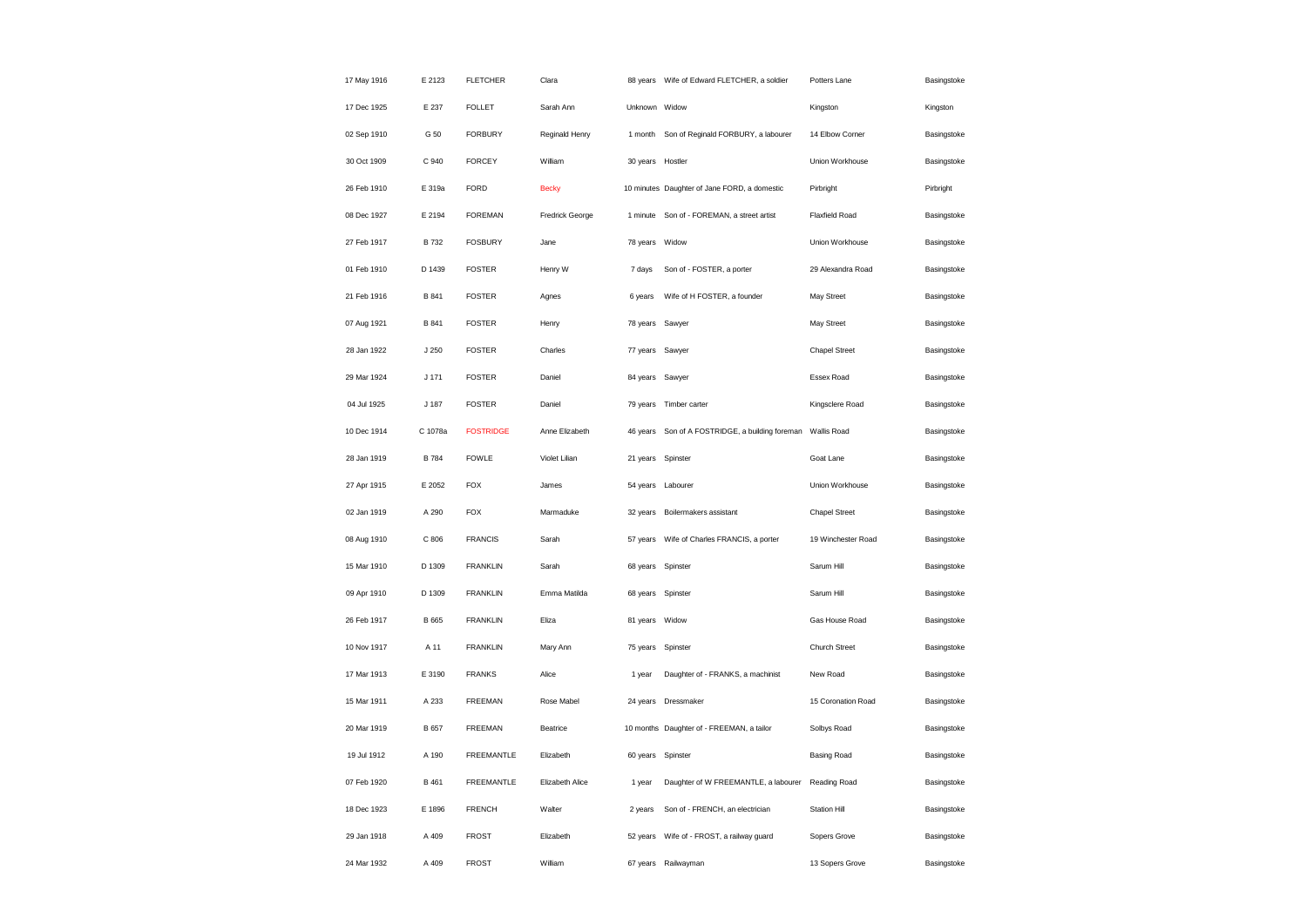| | | | | | | | |
|---|---|---|---|---|---|---|---|
| 17 May 1916 | E 2123 | FLETCHER | Clara | 88 years | Wife of Edward FLETCHER, a soldier | Potters Lane | Basingstoke |
| 17 Dec 1925 | E 237 | FOLLET | Sarah Ann | Unknown | Widow | Kingston | Kingston |
| 02 Sep 1910 | G 50 | FORBURY | Reginald Henry | 1 month | Son of Reginald FORBURY, a labourer | 14 Elbow Corner | Basingstoke |
| 30 Oct 1909 | C 940 | FORCEY | William | 30 years | Hostler | Union Workhouse | Basingstoke |
| 26 Feb 1910 | E 319a | FORD | Becky | 10 minutes | Daughter of Jane FORD, a domestic | Pirbright | Pirbright |
| 08 Dec 1927 | E 2194 | FOREMAN | Fredrick George | 1 minute | Son of - FOREMAN, a street artist | Flaxfield Road | Basingstoke |
| 27 Feb 1917 | B 732 | FOSBURY | Jane | 78 years | Widow | Union Workhouse | Basingstoke |
| 01 Feb 1910 | D 1439 | FOSTER | Henry W | 7 days | Son of - FOSTER, a porter | 29 Alexandra Road | Basingstoke |
| 21 Feb 1916 | B 841 | FOSTER | Agnes | 6 years | Wife of H FOSTER, a founder | May Street | Basingstoke |
| 07 Aug 1921 | B 841 | FOSTER | Henry | 78 years | Sawyer | May Street | Basingstoke |
| 28 Jan 1922 | J 250 | FOSTER | Charles | 77 years | Sawyer | Chapel Street | Basingstoke |
| 29 Mar 1924 | J 171 | FOSTER | Daniel | 84 years | Sawyer | Essex Road | Basingstoke |
| 04 Jul 1925 | J 187 | FOSTER | Daniel | 79 years | Timber carter | Kingsclere Road | Basingstoke |
| 10 Dec 1914 | C 1078a | FOSTRIDGE | Anne Elizabeth | 46 years | Son of A FOSTRIDGE, a building foreman | Wallis Road | Basingstoke |
| 28 Jan 1919 | B 784 | FOWLE | Violet Lilian | 21 years | Spinster | Goat Lane | Basingstoke |
| 27 Apr 1915 | E 2052 | FOX | James | 54 years | Labourer | Union Workhouse | Basingstoke |
| 02 Jan 1919 | A 290 | FOX | Marmaduke | 32 years | Boilermakers assistant | Chapel Street | Basingstoke |
| 08 Aug 1910 | C 806 | FRANCIS | Sarah | 57 years | Wife of Charles FRANCIS, a porter | 19 Winchester Road | Basingstoke |
| 15 Mar 1910 | D 1309 | FRANKLIN | Sarah | 68 years | Spinster | Sarum Hill | Basingstoke |
| 09 Apr 1910 | D 1309 | FRANKLIN | Emma Matilda | 68 years | Spinster | Sarum Hill | Basingstoke |
| 26 Feb 1917 | B 665 | FRANKLIN | Eliza | 81 years | Widow | Gas House Road | Basingstoke |
| 10 Nov 1917 | A 11 | FRANKLIN | Mary Ann | 75 years | Spinster | Church Street | Basingstoke |
| 17 Mar 1913 | E 3190 | FRANKS | Alice | 1 year | Daughter of - FRANKS, a machinist | New Road | Basingstoke |
| 15 Mar 1911 | A 233 | FREEMAN | Rose Mabel | 24 years | Dressmaker | 15 Coronation Road | Basingstoke |
| 20 Mar 1919 | B 657 | FREEMAN | Beatrice | 10 months | Daughter of - FREEMAN, a tailor | Solbys Road | Basingstoke |
| 19 Jul 1912 | A 190 | FREEMANTLE | Elizabeth | 60 years | Spinster | Basing Road | Basingstoke |
| 07 Feb 1920 | B 461 | FREEMANTLE | Elizabeth Alice | 1 year | Daughter of W FREEMANTLE, a labourer | Reading Road | Basingstoke |
| 18 Dec 1923 | E 1896 | FRENCH | Walter | 2 years | Son of - FRENCH, an electrician | Station Hill | Basingstoke |
| 29 Jan 1918 | A 409 | FROST | Elizabeth | 52 years | Wife of - FROST, a railway guard | Sopers Grove | Basingstoke |
| 24 Mar 1932 | A 409 | FROST | William | 67 years | Railwayman | 13 Sopers Grove | Basingstoke |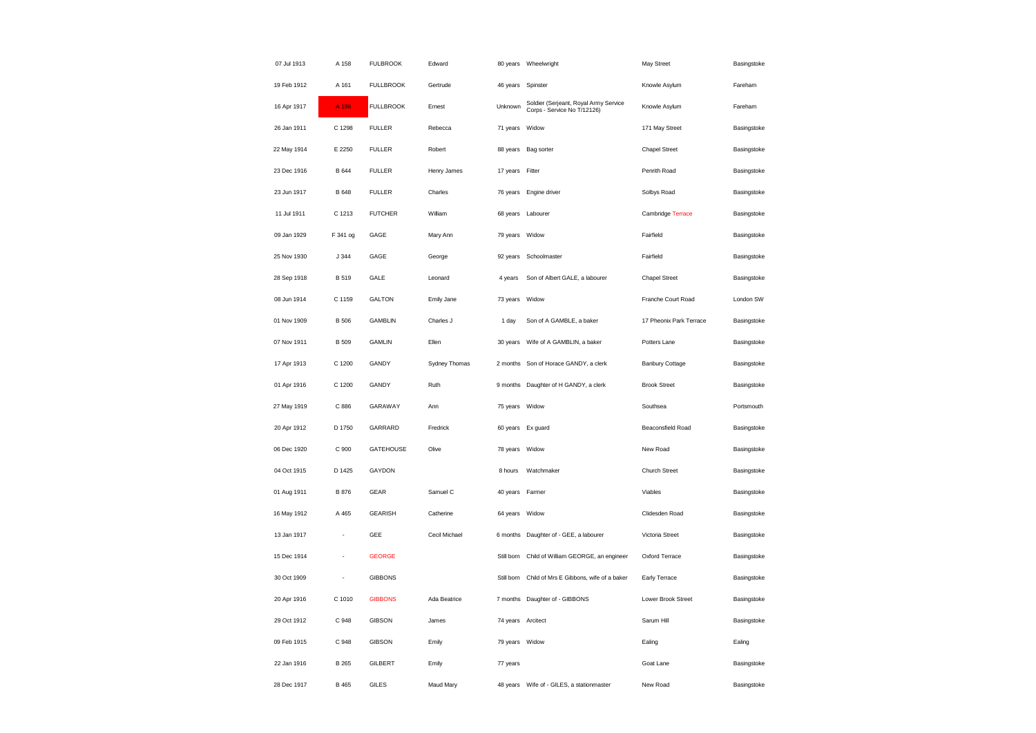| | | | | | | | |
|---|---|---|---|---|---|---|---|
| 07 Jul 1913 | A 158 | FULBROOK | Edward | 80 years | Wheelwright | May Street | Basingstoke |
| 19 Feb 1912 | A 161 | FULLBROOK | Gertrude | 46 years | Spinster | Knowle Asylum | Fareham |
| 16 Apr 1917 | A 196 | FULLBROOK | Ernest | Unknown | Soldier (Serjeant, Royal Army Service Corps - Service No T/12126) | Knowle Asylum | Fareham |
| 26 Jan 1911 | C 1298 | FULLER | Rebecca | 71 years | Widow | 171 May Street | Basingstoke |
| 22 May 1914 | E 2250 | FULLER | Robert | 88 years | Bag sorter | Chapel Street | Basingstoke |
| 23 Dec 1916 | B 644 | FULLER | Henry James | 17 years | Fitter | Penrith Road | Basingstoke |
| 23 Jun 1917 | B 648 | FULLER | Charles | 76 years | Engine driver | Solbys Road | Basingstoke |
| 11 Jul 1911 | C 1213 | FUTCHER | William | 68 years | Labourer | Cambridge Terrace | Basingstoke |
| 09 Jan 1929 | F 341 og | GAGE | Mary Ann | 79 years | Widow | Fairfield | Basingstoke |
| 25 Nov 1930 | J 344 | GAGE | George | 92 years | Schoolmaster | Fairfield | Basingstoke |
| 28 Sep 1918 | B 519 | GALE | Leonard | 4 years | Son of Albert GALE, a labourer | Chapel Street | Basingstoke |
| 08 Jun 1914 | C 1159 | GALTON | Emily Jane | 73 years | Widow | Franche Court Road | London SW |
| 01 Nov 1909 | B 506 | GAMBLIN | Charles J | 1 day | Son of A GAMBLE, a baker | 17 Pheonix Park Terrace | Basingstoke |
| 07 Nov 1911 | B 509 | GAMLIN | Ellen | 30 years | Wife of A GAMBLIN, a baker | Potters Lane | Basingstoke |
| 17 Apr 1913 | C 1200 | GANDY | Sydney Thomas | 2 months | Son of Horace GANDY, a clerk | Banbury Cottage | Basingstoke |
| 01 Apr 1916 | C 1200 | GANDY | Ruth | 9 months | Daughter of H GANDY, a clerk | Brook Street | Basingstoke |
| 27 May 1919 | C 886 | GARAWAY | Ann | 75 years | Widow | Southsea | Portsmouth |
| 20 Apr 1912 | D 1750 | GARRARD | Fredrick | 60 years | Ex guard | Beaconsfield Road | Basingstoke |
| 06 Dec 1920 | C 900 | GATEHOUSE | Olive | 78 years | Widow | New Road | Basingstoke |
| 04 Oct 1915 | D 1425 | GAYDON | | 8 hours | Watchmaker | Church Street | Basingstoke |
| 01 Aug 1911 | B 876 | GEAR | Samuel C | 40 years | Farmer | Viables | Basingstoke |
| 16 May 1912 | A 465 | GEARISH | Catherine | 64 years | Widow | Clidesden Road | Basingstoke |
| 13 Jan 1917 | - | GEE | Cecil Michael | 6 months | Daughter of - GEE, a labourer | Victoria Street | Basingstoke |
| 15 Dec 1914 | - | GEORGE | | Still born | Child of William GEORGE, an engineer | Oxford Terrace | Basingstoke |
| 30 Oct 1909 | - | GIBBONS | | Still born | Child of Mrs E Gibbons, wife of a baker | Early Terrace | Basingstoke |
| 20 Apr 1916 | C 1010 | GIBBONS | Ada Beatrice | 7 months | Daughter of - GIBBONS | Lower Brook Street | Basingstoke |
| 29 Oct 1912 | C 948 | GIBSON | James | 74 years | Arcitect | Sarum Hill | Basingstoke |
| 09 Feb 1915 | C 948 | GIBSON | Emily | 79 years | Widow | Ealing | Ealing |
| 22 Jan 1916 | B 265 | GILBERT | Emily | 77 years | | Goat Lane | Basingstoke |
| 28 Dec 1917 | B 465 | GILES | Maud Mary | 48 years | Wife of - GILES, a stationmaster | New Road | Basingstoke |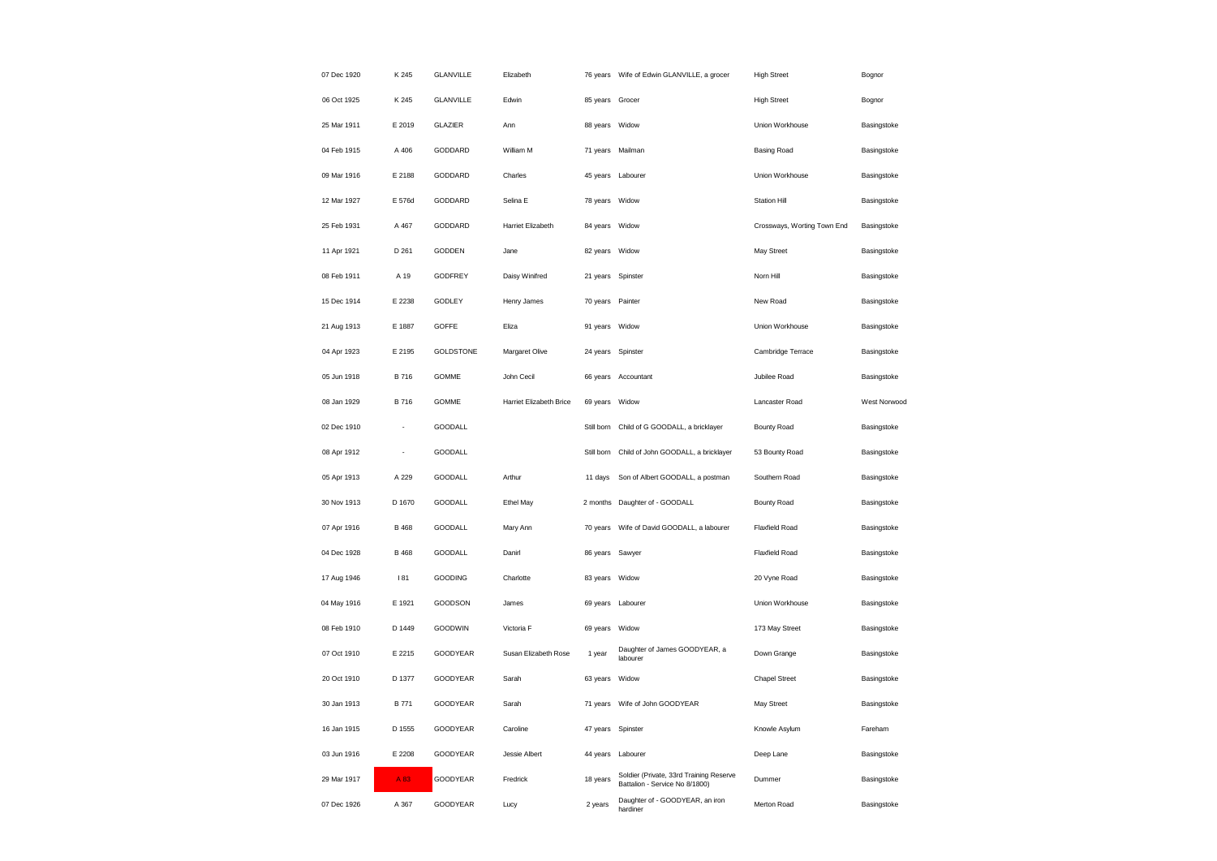| | | | | | | | |
|---|---|---|---|---|---|---|---|
| 07 Dec 1920 | K 245 | GLANVILLE | Elizabeth | 76 years | Wife of Edwin GLANVILLE, a grocer | High Street | Bognor |
| 06 Oct 1925 | K 245 | GLANVILLE | Edwin | 85 years | Grocer | High Street | Bognor |
| 25 Mar 1911 | E 2019 | GLAZIER | Ann | 88 years | Widow | Union Workhouse | Basingstoke |
| 04 Feb 1915 | A 406 | GODDARD | William M | 71 years | Mailman | Basing Road | Basingstoke |
| 09 Mar 1916 | E 2188 | GODDARD | Charles | 45 years | Labourer | Union Workhouse | Basingstoke |
| 12 Mar 1927 | E 576d | GODDARD | Selina E | 78 years | Widow | Station Hill | Basingstoke |
| 25 Feb 1931 | A 467 | GODDARD | Harriet Elizabeth | 84 years | Widow | Crossways, Worting Town End | Basingstoke |
| 11 Apr 1921 | D 261 | GODDEN | Jane | 82 years | Widow | May Street | Basingstoke |
| 08 Feb 1911 | A 19 | GODFREY | Daisy Winifred | 21 years | Spinster | Norn Hill | Basingstoke |
| 15 Dec 1914 | E 2238 | GODLEY | Henry James | 70 years | Painter | New Road | Basingstoke |
| 21 Aug 1913 | E 1887 | GOFFE | Eliza | 91 years | Widow | Union Workhouse | Basingstoke |
| 04 Apr 1923 | E 2195 | GOLDSTONE | Margaret Olive | 24 years | Spinster | Cambridge Terrace | Basingstoke |
| 05 Jun 1918 | B 716 | GOMME | John Cecil | 66 years | Accountant | Jubilee Road | Basingstoke |
| 08 Jan 1929 | B 716 | GOMME | Harriet Elizabeth Brice | 69 years | Widow | Lancaster Road | West Norwood |
| 02 Dec 1910 | - | GOODALL | | Still born | Child of G GOODALL, a bricklayer | Bounty Road | Basingstoke |
| 08 Apr 1912 | - | GOODALL | | Still born | Child of John GOODALL, a bricklayer | 53 Bounty Road | Basingstoke |
| 05 Apr 1913 | A 229 | GOODALL | Arthur | 11 days | Son of Albert GOODALL, a postman | Southern Road | Basingstoke |
| 30 Nov 1913 | D 1670 | GOODALL | Ethel May | 2 months | Daughter of - GOODALL | Bounty Road | Basingstoke |
| 07 Apr 1916 | B 468 | GOODALL | Mary Ann | 70 years | Wife of David GOODALL, a labourer | Flaxfield Road | Basingstoke |
| 04 Dec 1928 | B 468 | GOODALL | Danirl | 86 years | Sawyer | Flaxfield Road | Basingstoke |
| 17 Aug 1946 | I 81 | GOODING | Charlotte | 83 years | Widow | 20 Vyne Road | Basingstoke |
| 04 May 1916 | E 1921 | GOODSON | James | 69 years | Labourer | Union Workhouse | Basingstoke |
| 08 Feb 1910 | D 1449 | GOODWIN | Victoria F | 69 years | Widow | 173 May Street | Basingstoke |
| 07 Oct 1910 | E 2215 | GOODYEAR | Susan Elizabeth Rose | 1 year | Daughter of James GOODYEAR, a labourer | Down Grange | Basingstoke |
| 20 Oct 1910 | D 1377 | GOODYEAR | Sarah | 63 years | Widow | Chapel Street | Basingstoke |
| 30 Jan 1913 | B 771 | GOODYEAR | Sarah | 71 years | Wife of John GOODYEAR | May Street | Basingstoke |
| 16 Jan 1915 | D 1555 | GOODYEAR | Caroline | 47 years | Spinster | Knowle Asylum | Fareham |
| 03 Jun 1916 | E 2208 | GOODYEAR | Jessie Albert | 44 years | Labourer | Deep Lane | Basingstoke |
| 29 Mar 1917 | A 83 | GOODYEAR | Fredrick | 18 years | Soldier (Private, 33rd Training Reserve Battalion - Service No 8/1800) | Dummer | Basingstoke |
| 07 Dec 1926 | A 367 | GOODYEAR | Lucy | 2 years | Daughter of - GOODYEAR, an iron hardiner | Merton Road | Basingstoke |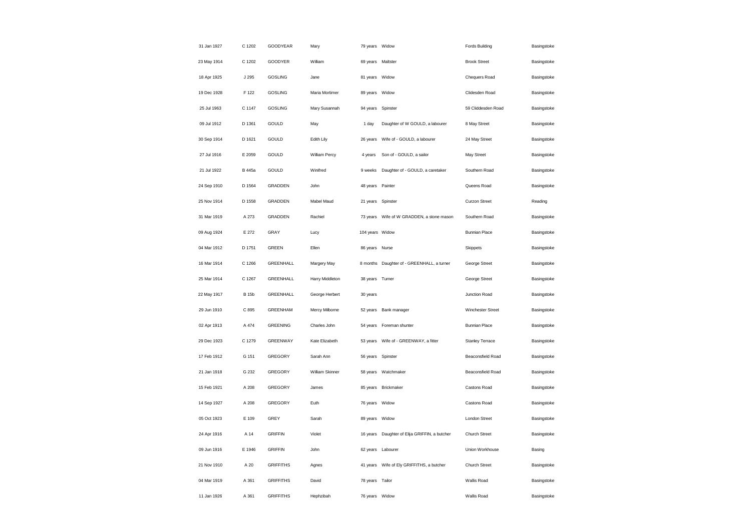| | | | | | | | |
|---|---|---|---|---|---|---|---|
| 31 Jan 1927 | C 1202 | GOODYEAR | Mary | 79 years | Widow | Fords Building | Basingstoke |
| 23 May 1914 | C 1202 | GOODYER | William | 69 years | Maltster | Brook Street | Basingstoke |
| 18 Apr 1925 | J 295 | GOSLING | Jane | 81 years | Widow | Chequers Road | Basingstoke |
| 19 Dec 1928 | F 122 | GOSLING | Maria Mortimer | 89 years | Widow | Clidesden Road | Basingstoke |
| 25 Jul 1963 | C 1147 | GOSLING | Mary Susannah | 94 years | Spinster | 59 Cliddesden Road | Basingstoke |
| 09 Jul 1912 | D 1361 | GOULD | May | 1 day | Daughter of W GOULD, a labourer | 8 May Street | Basingstoke |
| 30 Sep 1914 | D 1621 | GOULD | Edith Lily | 26 years | Wife of - GOULD, a labourer | 24 May Street | Basingstoke |
| 27 Jul 1916 | E 2059 | GOULD | William Percy | 4 years | Son of - GOULD, a sailor | May Street | Basingstoke |
| 21 Jul 1922 | B 445a | GOULD | Winifred | 9 weeks | Daughter of - GOULD, a caretaker | Southern Road | Basingstoke |
| 24 Sep 1910 | D 1564 | GRADDEN | John | 48 years | Painter | Queens Road | Basingstoke |
| 25 Nov 1914 | D 1558 | GRADDEN | Mabel Maud | 21 years | Spinster | Curzon Street | Reading |
| 31 Mar 1919 | A 273 | GRADDEN | Rachiel | 73 years | Wife of W GRADDEN, a stone mason | Southern Road | Basingstoke |
| 09 Aug 1924 | E 272 | GRAY | Lucy | 104 years | Widow | Bunnian Place | Basingstoke |
| 04 Mar 1912 | D 1751 | GREEN | Ellen | 86 years | Nurse | Skippets | Basingstoke |
| 16 Mar 1914 | C 1266 | GREENHALL | Margery May | 8 months | Daughter of - GREENHALL, a turner | George Street | Basingstoke |
| 25 Mar 1914 | C 1267 | GREENHALL | Harry Middleton | 38 years | Turner | George Street | Basingstoke |
| 22 May 1917 | B 15b | GREENHALL | George Herbert | 30 years | | Junction Road | Basingstoke |
| 29 Jun 1910 | C 895 | GREENHAM | Mercy Milborne | 52 years | Bank manager | Winchester Street | Basingstoke |
| 02 Apr 1913 | A 474 | GREENING | Charles John | 54 years | Foreman shunter | Bunnian Place | Basingstoke |
| 29 Dec 1923 | C 1279 | GREENWAY | Kate Elizabeth | 53 years | Wife of - GREENWAY, a fitter | Stanley Terrace | Basingstoke |
| 17 Feb 1912 | G 151 | GREGORY | Sarah Ann | 56 years | Spinster | Beaconsfield Road | Basingstoke |
| 21 Jan 1918 | G 232 | GREGORY | William Skinner | 58 years | Watchmaker | Beaconsfield Road | Basingstoke |
| 15 Feb 1921 | A 208 | GREGORY | James | 85 years | Brickmaker | Castons Road | Basingstoke |
| 14 Sep 1927 | A 208 | GREGORY | Euth | 76 years | Widow | Castons Road | Basingstoke |
| 05 Oct 1923 | E 109 | GREY | Sarah | 89 years | Widow | London Street | Basingstoke |
| 24 Apr 1916 | A 14 | GRIFFIN | Violet | 16 years | Daughter of Elija GRIFFIN, a butcher | Church Street | Basingstoke |
| 09 Jun 1916 | E 1946 | GRIFFIN | John | 62 years | Labourer | Union Workhouse | Basing |
| 21 Nov 1910 | A 20 | GRIFFITHS | Agnes | 41 years | Wife of Ely GRIFFITHS, a butcher | Church Street | Basingstoke |
| 04 Mar 1919 | A 361 | GRIFFITHS | David | 78 years | Tailor | Wallis Road | Basingstoke |
| 11 Jan 1926 | A 361 | GRIFFITHS | Hephzibah | 76 years | Widow | Wallis Road | Basingstoke |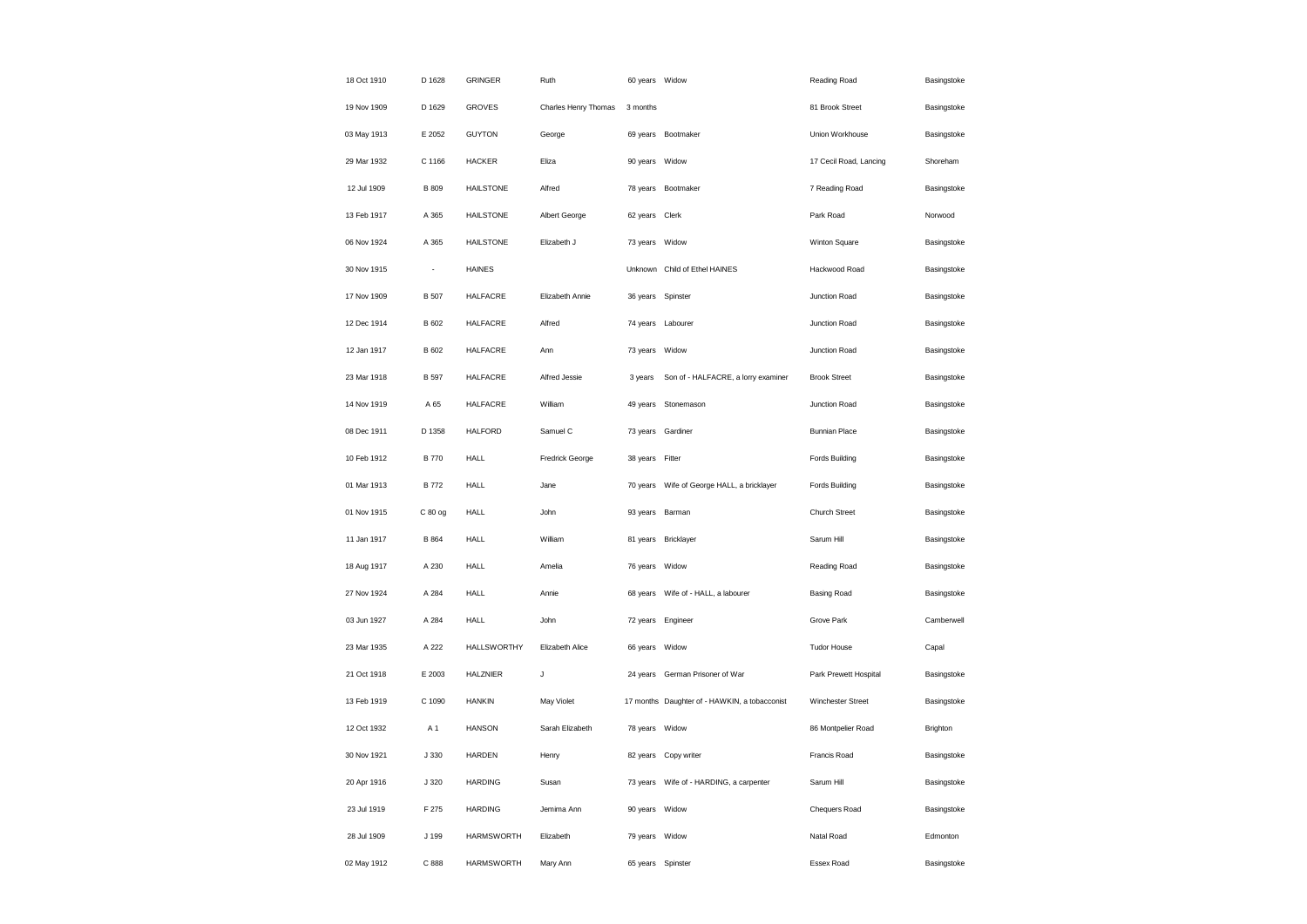| | | | | | | | |
|---|---|---|---|---|---|---|---|
| 18 Oct 1910 | D 1628 | GRINGER | Ruth | 60 years | Widow | Reading Road | Basingstoke |
| 19 Nov 1909 | D 1629 | GROVES | Charles Henry Thomas | 3 months | | 81 Brook Street | Basingstoke |
| 03 May 1913 | E 2052 | GUYTON | George | 69 years | Bootmaker | Union Workhouse | Basingstoke |
| 29 Mar 1932 | C 1166 | HACKER | Eliza | 90 years | Widow | 17 Cecil Road, Lancing | Shoreham |
| 12 Jul 1909 | B 809 | HAILSTONE | Alfred | 78 years | Bootmaker | 7 Reading Road | Basingstoke |
| 13 Feb 1917 | A 365 | HAILSTONE | Albert George | 62 years | Clerk | Park Road | Norwood |
| 06 Nov 1924 | A 365 | HAILSTONE | Elizabeth J | 73 years | Widow | Winton Square | Basingstoke |
| 30 Nov 1915 | - | HAINES | | Unknown | Child of Ethel HAINES | Hackwood Road | Basingstoke |
| 17 Nov 1909 | B 507 | HALFACRE | Elizabeth Annie | 36 years | Spinster | Junction Road | Basingstoke |
| 12 Dec 1914 | B 602 | HALFACRE | Alfred | 74 years | Labourer | Junction Road | Basingstoke |
| 12 Jan 1917 | B 602 | HALFACRE | Ann | 73 years | Widow | Junction Road | Basingstoke |
| 23 Mar 1918 | B 597 | HALFACRE | Alfred Jessie | 3 years | Son of - HALFACRE, a lorry examiner | Brook Street | Basingstoke |
| 14 Nov 1919 | A 65 | HALFACRE | William | 49 years | Stonemason | Junction Road | Basingstoke |
| 08 Dec 1911 | D 1358 | HALFORD | Samuel C | 73 years | Gardiner | Bunnian Place | Basingstoke |
| 10 Feb 1912 | B 770 | HALL | Fredrick George | 38 years | Fitter | Fords Building | Basingstoke |
| 01 Mar 1913 | B 772 | HALL | Jane | 70 years | Wife of George HALL, a bricklayer | Fords Building | Basingstoke |
| 01 Nov 1915 | C 80 og | HALL | John | 93 years | Barman | Church Street | Basingstoke |
| 11 Jan 1917 | B 864 | HALL | William | 81 years | Bricklayer | Sarum Hill | Basingstoke |
| 18 Aug 1917 | A 230 | HALL | Amelia | 76 years | Widow | Reading Road | Basingstoke |
| 27 Nov 1924 | A 284 | HALL | Annie | 68 years | Wife of - HALL, a labourer | Basing Road | Basingstoke |
| 03 Jun 1927 | A 284 | HALL | John | 72 years | Engineer | Grove Park | Camberwell |
| 23 Mar 1935 | A 222 | HALLSWORTHY | Elizabeth Alice | 66 years | Widow | Tudor House | Capal |
| 21 Oct 1918 | E 2003 | HALZNIER | J | 24 years | German Prisoner of War | Park Prewett Hospital | Basingstoke |
| 13 Feb 1919 | C 1090 | HANKIN | May Violet | 17 months | Daughter of - HAWKIN, a tobacconist | Winchester Street | Basingstoke |
| 12 Oct 1932 | A 1 | HANSON | Sarah Elizabeth | 78 years | Widow | 86 Montpelier Road | Brighton |
| 30 Nov 1921 | J 330 | HARDEN | Henry | 82 years | Copy writer | Francis Road | Basingstoke |
| 20 Apr 1916 | J 320 | HARDING | Susan | 73 years | Wife of - HARDING, a carpenter | Sarum Hill | Basingstoke |
| 23 Jul 1919 | F 275 | HARDING | Jemima Ann | 90 years | Widow | Chequers Road | Basingstoke |
| 28 Jul 1909 | J 199 | HARMSWORTH | Elizabeth | 79 years | Widow | Natal Road | Edmonton |
| 02 May 1912 | C 888 | HARMSWORTH | Mary Ann | 65 years | Spinster | Essex Road | Basingstoke |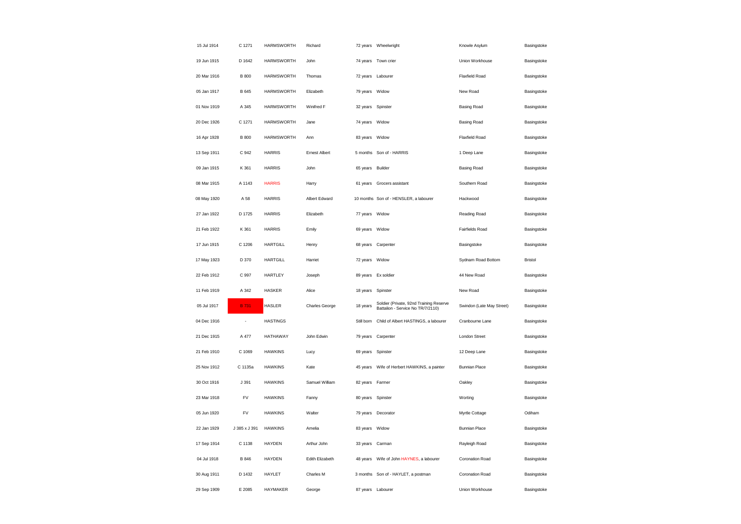| | | | | | | | |
|---|---|---|---|---|---|---|---|
| 15 Jul 1914 | C 1271 | HARMSWORTH | Richard | 72 years | Wheelwright | Knowle Asylum | Basingstoke |
| 19 Jun 1915 | D 1642 | HARMSWORTH | John | 74 years | Town crier | Union Workhouse | Basingstoke |
| 20 Mar 1916 | B 800 | HARMSWORTH | Thomas | 72 years | Labourer | Flaxfield Road | Basingstoke |
| 05 Jan 1917 | B 645 | HARMSWORTH | Elizabeth | 79 years | Widow | New Road | Basingstoke |
| 01 Nov 1919 | A 345 | HARMSWORTH | Winifred F | 32 years | Spinster | Basing Road | Basingstoke |
| 20 Dec 1926 | C 1271 | HARMSWORTH | Jane | 74 years | Widow | Basing Road | Basingstoke |
| 16 Apr 1928 | B 800 | HARMSWORTH | Ann | 83 years | Widow | Flaxfield Road | Basingstoke |
| 13 Sep 1911 | C 942 | HARRIS | Ernest Albert | 5 months | Son of - HARRIS | 1 Deep Lane | Basingstoke |
| 09 Jan 1915 | K 361 | HARRIS | John | 65 years | Builder | Basing Road | Basingstoke |
| 08 Mar 1915 | A 1143 | HARRIS | Harry | 61 years | Grocers assistant | Southern Road | Basingstoke |
| 08 May 1920 | A 58 | HARRIS | Albert Edward | 10 months | Son of - HENSLER, a labourer | Hackwood | Basingstoke |
| 27 Jan 1922 | D 1725 | HARRIS | Elizabeth | 77 years | Widow | Reading Road | Basingstoke |
| 21 Feb 1922 | K 361 | HARRIS | Emily | 69 years | Widow | Fairfields Road | Basingstoke |
| 17 Jun 1915 | C 1206 | HARTGILL | Henry | 68 years | Carpenter | Basingstoke | Basingstoke |
| 17 May 1923 | D 370 | HARTGILL | Harriet | 72 years | Widow | Sydnam Road Bottom | Bristol |
| 22 Feb 1912 | C 997 | HARTLEY | Joseph | 89 years | Ex soldier | 44 New Road | Basingstoke |
| 11 Feb 1919 | A 342 | HASKER | Alice | 18 years | Spinster | New Road | Basingstoke |
| 05 Jul 1917 | B 731 | HASLER | Charles George | 18 years | Soldier (Private, 92nd Training Reserve Battalion - Service No TR/7/2110) | Swindon (Late May Street) | Basingstoke |
| 04 Dec 1916 | - | HASTINGS | | Still born | Child of Albert HASTINGS, a labourer | Cranbourne Lane | Basingstoke |
| 21 Dec 1915 | A 477 | HATHAWAY | John Edwin | 79 years | Carpenter | London Street | Basingstoke |
| 21 Feb 1910 | C 1069 | HAWKINS | Lucy | 69 years | Spinster | 12 Deep Lane | Basingstoke |
| 25 Nov 1912 | C 1135a | HAWKINS | Kate | 45 years | Wife of Herbert HAWKINS, a painter | Bunnian Place | Basingstoke |
| 30 Oct 1916 | J 391 | HAWKINS | Samuel William | 82 years | Farmer | Oakley | Basingstoke |
| 23 Mar 1918 | FV | HAWKINS | Fanny | 80 years | Spinster | Worting | Basingstoke |
| 05 Jun 1920 | FV | HAWKINS | Walter | 79 years | Decorator | Myrtle Cottage | Odiham |
| 22 Jan 1929 | J 385 x J 391 | HAWKINS | Amelia | 83 years | Widow | Bunnian Place | Basingstoke |
| 17 Sep 1914 | C 1138 | HAYDEN | Arthur John | 33 years | Carman | Rayleigh Road | Basingstoke |
| 04 Jul 1918 | B 846 | HAYDEN | Edith Elizabeth | 48 years | Wife of John HAYNES, a labourer | Coronation Road | Basingstoke |
| 30 Aug 1911 | D 1432 | HAYLET | Charles M | 3 months | Son of - HAYLET, a postman | Coronation Road | Basingstoke |
| 29 Sep 1909 | E 2085 | HAYMAKER | George | 87 years | Labourer | Union Workhouse | Basingstoke |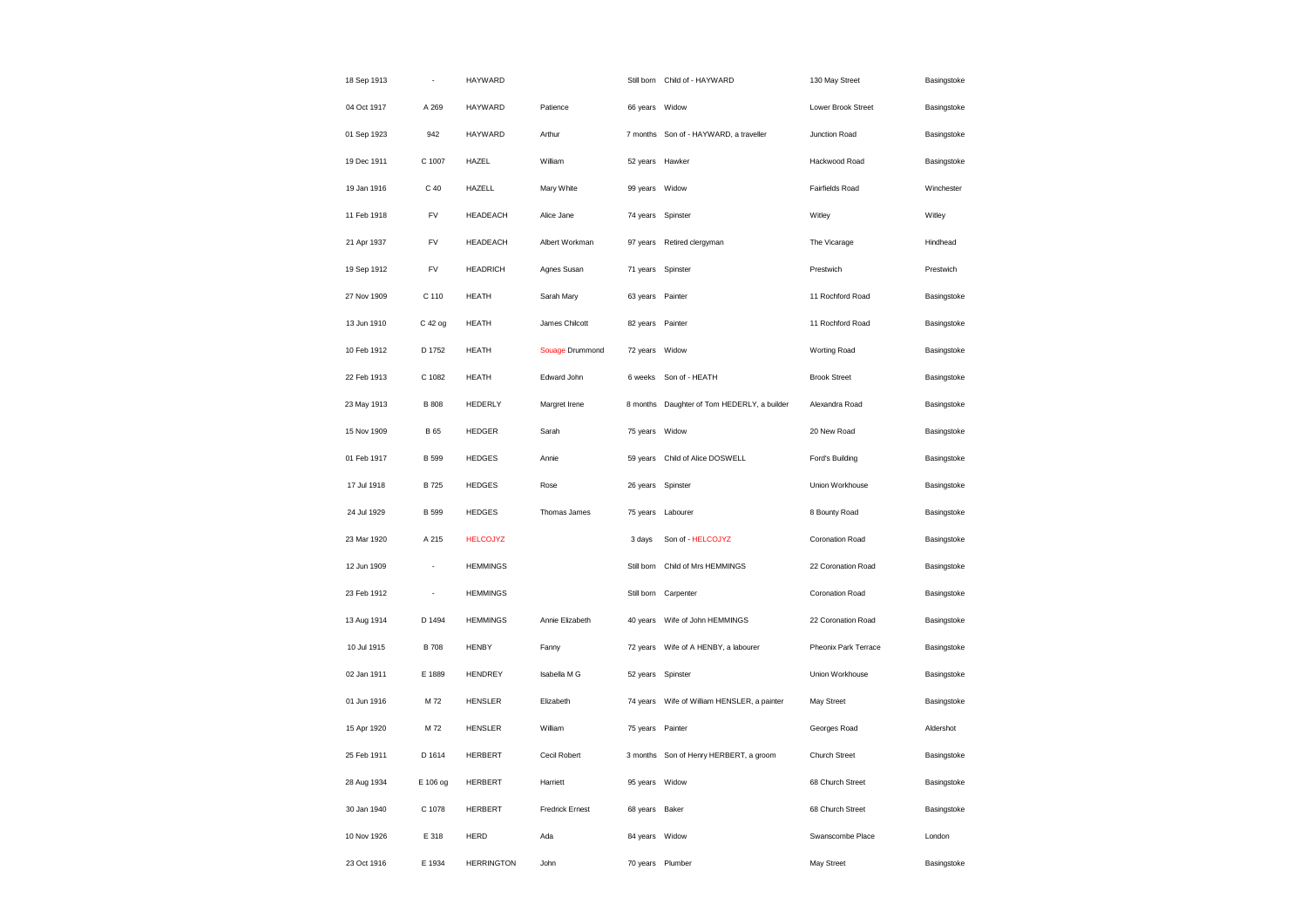| | | | | | | | |
|---|---|---|---|---|---|---|---|
| 18 Sep 1913 | - | HAYWARD | | Still born | Child of - HAYWARD | 130 May Street | Basingstoke |
| 04 Oct 1917 | A 269 | HAYWARD | Patience | 66 years | Widow | Lower Brook Street | Basingstoke |
| 01 Sep 1923 | 942 | HAYWARD | Arthur | 7 months | Son of - HAYWARD, a traveller | Junction Road | Basingstoke |
| 19 Dec 1911 | C 1007 | HAZEL | William | 52 years | Hawker | Hackwood Road | Basingstoke |
| 19 Jan 1916 | C 40 | HAZELL | Mary White | 99 years | Widow | Fairfields Road | Winchester |
| 11 Feb 1918 | FV | HEADEACH | Alice Jane | 74 years | Spinster | Witley | Witley |
| 21 Apr 1937 | FV | HEADEACH | Albert Workman | 97 years | Retired clergyman | The Vicarage | Hindhead |
| 19 Sep 1912 | FV | HEADRICH | Agnes Susan | 71 years | Spinster | Prestwich | Prestwich |
| 27 Nov 1909 | C 110 | HEATH | Sarah Mary | 63 years | Painter | 11 Rochford Road | Basingstoke |
| 13 Jun 1910 | C 42 og | HEATH | James Chilcott | 82 years | Painter | 11 Rochford Road | Basingstoke |
| 10 Feb 1912 | D 1752 | HEATH | Souage Drummond | 72 years | Widow | Worting Road | Basingstoke |
| 22 Feb 1913 | C 1082 | HEATH | Edward John | 6 weeks | Son of - HEATH | Brook Street | Basingstoke |
| 23 May 1913 | B 808 | HEDERLY | Margret Irene | 8 months | Daughter of Tom HEDERLY, a builder | Alexandra Road | Basingstoke |
| 15 Nov 1909 | B 65 | HEDGER | Sarah | 75 years | Widow | 20 New Road | Basingstoke |
| 01 Feb 1917 | B 599 | HEDGES | Annie | 59 years | Child of Alice DOSWELL | Ford's Building | Basingstoke |
| 17 Jul 1918 | B 725 | HEDGES | Rose | 26 years | Spinster | Union Workhouse | Basingstoke |
| 24 Jul 1929 | B 599 | HEDGES | Thomas James | 75 years | Labourer | 8 Bounty Road | Basingstoke |
| 23 Mar 1920 | A 215 | HELCOJYZ | | 3 days | Son of - HELCOJYZ | Coronation Road | Basingstoke |
| 12 Jun 1909 | - | HEMMINGS | | Still born | Child of Mrs HEMMINGS | 22 Coronation Road | Basingstoke |
| 23 Feb 1912 | - | HEMMINGS | | Still born | Carpenter | Coronation Road | Basingstoke |
| 13 Aug 1914 | D 1494 | HEMMINGS | Annie Elizabeth | 40 years | Wife of John HEMMINGS | 22 Coronation Road | Basingstoke |
| 10 Jul 1915 | B 708 | HENBY | Fanny | 72 years | Wife of A HENBY, a labourer | Pheonix Park Terrace | Basingstoke |
| 02 Jan 1911 | E 1889 | HENDREY | Isabella M G | 52 years | Spinster | Union Workhouse | Basingstoke |
| 01 Jun 1916 | M 72 | HENSLER | Elizabeth | 74 years | Wife of William HENSLER, a painter | May Street | Basingstoke |
| 15 Apr 1920 | M 72 | HENSLER | William | 75 years | Painter | Georges Road | Aldershot |
| 25 Feb 1911 | D 1614 | HERBERT | Cecil Robert | 3 months | Son of Henry HERBERT, a groom | Church Street | Basingstoke |
| 28 Aug 1934 | E 106 og | HERBERT | Harriett | 95 years | Widow | 68 Church Street | Basingstoke |
| 30 Jan 1940 | C 1078 | HERBERT | Fredrick Ernest | 68 years | Baker | 68 Church Street | Basingstoke |
| 10 Nov 1926 | E 318 | HERD | Ada | 84 years | Widow | Swanscombe Place | London |
| 23 Oct 1916 | E 1934 | HERRINGTON | John | 70 years | Plumber | May Street | Basingstoke |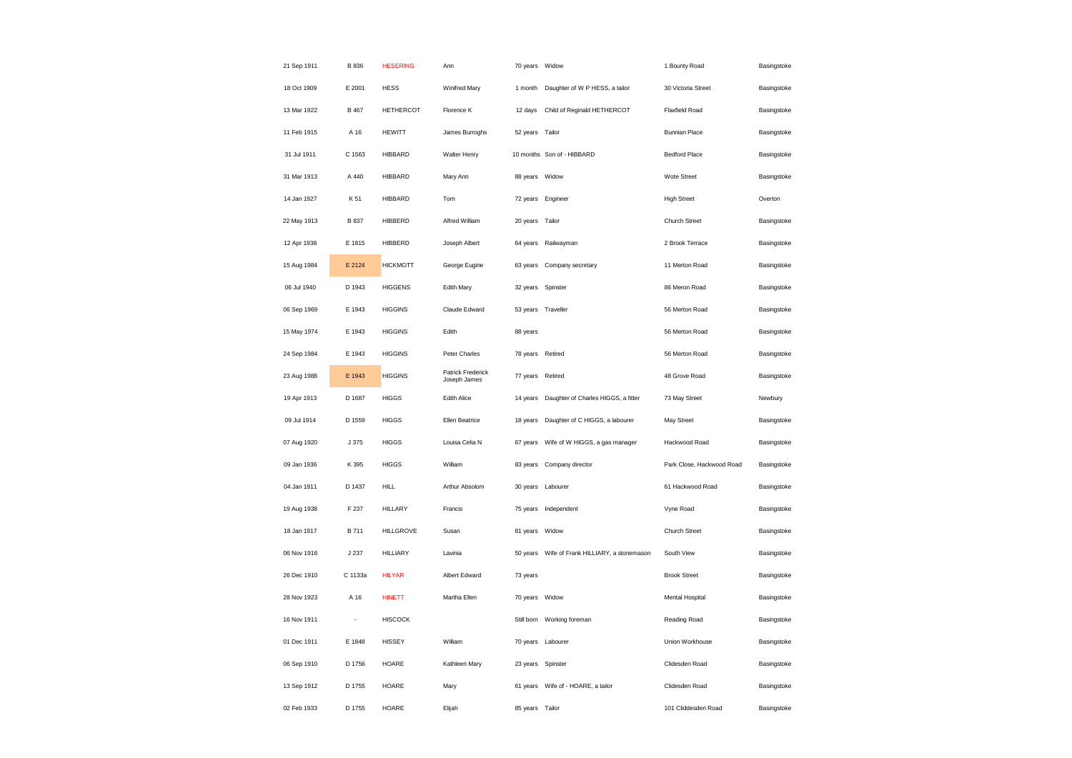| | | | | | | | |
|---|---|---|---|---|---|---|---|
| 21 Sep 1911 | B 836 | HESERING | Ann | 70 years | Widow | 1 Bounty Road | Basingstoke |
| 18 Oct 1909 | E 2001 | HESS | Winifred Mary | 1 month | Daughter of W P HESS, a tailor | 30 Victoria Street | Basingstoke |
| 13 Mar 1922 | B 467 | HETHERCOT | Florence K | 12 days | Child of Reginald HETHERCOT | Flaxfield Road | Basingstoke |
| 11 Feb 1915 | A 16 | HEWITT | James Burroghs | 52 years | Tailor | Bunnian Place | Basingstoke |
| 31 Jul 1911 | C 1563 | HIBBARD | Walter Henry | 10 months | Son of - HIBBARD | Bedford Place | Basingstoke |
| 31 Mar 1913 | A 440 | HIBBARD | Mary Ann | 88 years | Widow | Wote Street | Basingstoke |
| 14 Jan 1927 | K 51 | HIBBARD | Tom | 72 years | Engineer | High Street | Overton |
| 22 May 1913 | B 837 | HIBBERD | Alfred William | 20 years | Tailor | Church Street | Basingstoke |
| 12 Apr 1938 | E 1815 | HIBBERD | Joseph Albert | 64 years | Railwayman | 2 Brook Terrace | Basingstoke |
| 15 Aug 1984 | E 2124 | HICKMOTT | George Eugine | 63 years | Company secretary | 11 Merton Road | Basingstoke |
| 06 Jul 1940 | D 1943 | HIGGENS | Edith Mary | 32 years | Spinster | 86 Meron Road | Basingstoke |
| 06 Sep 1969 | E 1943 | HIGGINS | Claude Edward | 53 years | Traveller | 56 Merton Road | Basingstoke |
| 15 May 1974 | E 1943 | HIGGINS | Edith | 88 years | | 56 Merton Road | Basingstoke |
| 24 Sep 1984 | E 1943 | HIGGINS | Peter Charles | 78 years | Retired | 56 Merton Road | Basingstoke |
| 23 Aug 1988 | E 1943 | HIGGINS | Patrick Frederick Joseph James | 77 years | Retired | 48 Grove Road | Basingstoke |
| 19 Apr 1913 | D 1687 | HIGGS | Edith Alice | 14 years | Daughter of Charles HIGGS, a fitter | 73 May Street | Newbury |
| 09 Jul 1914 | D 1559 | HIGGS | Ellen Beatrice | 18 years | Daughter of C HIGGS, a labourer | May Street | Basingstoke |
| 07 Aug 1920 | J 375 | HIGGS | Louisa Celia N | 67 years | Wife of W HIGGS, a gas manager | Hackwood Road | Basingstoke |
| 09 Jan 1936 | K 395 | HIGGS | William | 83 years | Company director | Park Close, Hackwood Road | Basingstoke |
| 04 Jan 1911 | D 1437 | HILL | Arthur Absolom | 30 years | Labourer | 61 Hackwood Road | Basingstoke |
| 19 Aug 1938 | F 237 | HILLARY | Francis | 75 years | Independent | Vyne Road | Basingstoke |
| 18 Jan 1917 | B 711 | HILLGROVE | Susan | 81 years | Widow | Church Street | Basingstoke |
| 06 Nov 1916 | J 237 | HILLIARY | Lavinia | 50 years | Wife of Frank HILLIARY, a stonemason | South View | Basingstoke |
| 26 Dec 1910 | C 1133a | HILYAR | Albert Edward | 73 years | | Brook Street | Basingstoke |
| 28 Nov 1923 | A 16 | HINETT | Martha Ellen | 70 years | Widow | Mental Hospital | Basingstoke |
| 16 Nov 1911 | - | HISCOCK | | Still born | Working foreman | Reading Road | Basingstoke |
| 01 Dec 1911 | E 1848 | HISSEY | William | 70 years | Labourer | Union Workhouse | Basingstoke |
| 06 Sep 1910 | D 1756 | HOARE | Kathleen Mary | 23 years | Spinster | Clidesden Road | Basingstoke |
| 13 Sep 1912 | D 1755 | HOARE | Mary | 61 years | Wife of - HOARE, a tailor | Clidesden Road | Basingstoke |
| 02 Feb 1933 | D 1755 | HOARE | Elijah | 85 years | Tailor | 101 Cliddesden Road | Basingstoke |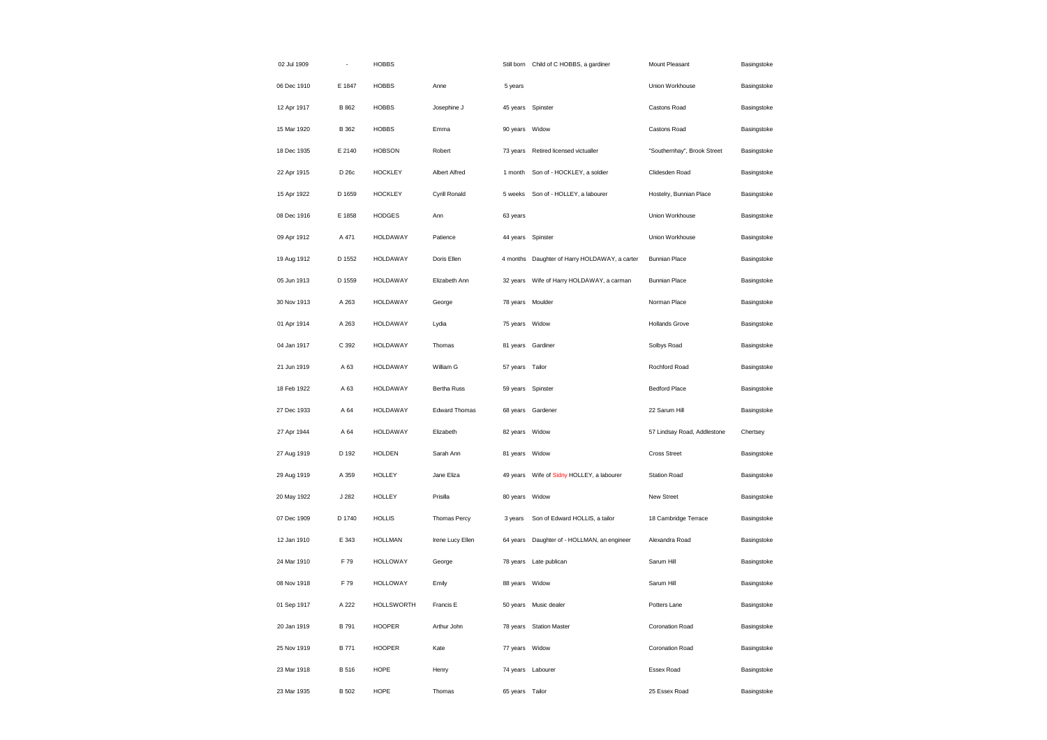| | | | | | | | |
|---|---|---|---|---|---|---|---|
| 02 Jul 1909 | - | HOBBS | | Still born | Child of C HOBBS, a gardiner | Mount Pleasant | Basingstoke |
| 06 Dec 1910 | E 1847 | HOBBS | Anne | 5 years | | Union Workhouse | Basingstoke |
| 12 Apr 1917 | B 862 | HOBBS | Josephine J | 45 years | Spinster | Castons Road | Basingstoke |
| 15 Mar 1920 | B 362 | HOBBS | Emma | 90 years | Widow | Castons Road | Basingstoke |
| 18 Dec 1935 | E 2140 | HOBSON | Robert | 73 years | Retired licensed victualler | "Southernhay", Brook Street | Basingstoke |
| 22 Apr 1915 | D 26c | HOCKLEY | Albert Alfred | 1 month | Son of - HOCKLEY, a soldier | Clidesden Road | Basingstoke |
| 15 Apr 1922 | D 1659 | HOCKLEY | Cyrill Ronald | 5 weeks | Son of - HOLLEY, a labourer | Hostelry, Bunnian Place | Basingstoke |
| 08 Dec 1916 | E 1858 | HODGES | Ann | 63 years | | Union Workhouse | Basingstoke |
| 09 Apr 1912 | A 471 | HOLDAWAY | Patience | 44 years | Spinster | Union Workhouse | Basingstoke |
| 19 Aug 1912 | D 1552 | HOLDAWAY | Doris Ellen | 4 months | Daughter of Harry HOLDAWAY, a carter | Bunnian Place | Basingstoke |
| 05 Jun 1913 | D 1559 | HOLDAWAY | Elizabeth Ann | 32 years | Wife of Harry HOLDAWAY, a carman | Bunnian Place | Basingstoke |
| 30 Nov 1913 | A 263 | HOLDAWAY | George | 78 years | Moulder | Norman Place | Basingstoke |
| 01 Apr 1914 | A 263 | HOLDAWAY | Lydia | 75 years | Widow | Hollands Grove | Basingstoke |
| 04 Jan 1917 | C 392 | HOLDAWAY | Thomas | 81 years | Gardiner | Solbys Road | Basingstoke |
| 21 Jun 1919 | A 63 | HOLDAWAY | William G | 57 years | Tailor | Rochford Road | Basingstoke |
| 18 Feb 1922 | A 63 | HOLDAWAY | Bertha Russ | 59 years | Spinster | Bedford Place | Basingstoke |
| 27 Dec 1933 | A 64 | HOLDAWAY | Edward Thomas | 68 years | Gardener | 22 Sarum Hill | Basingstoke |
| 27 Apr 1944 | A 64 | HOLDAWAY | Elizabeth | 82 years | Widow | 57 Lindsay Road, Addlestone | Chertsey |
| 27 Aug 1919 | D 192 | HOLDEN | Sarah Ann | 81 years | Widow | Cross Street | Basingstoke |
| 29 Aug 1919 | A 359 | HOLLEY | Jane Eliza | 49 years | Wife of Sidny HOLLEY, a labourer | Station Road | Basingstoke |
| 20 May 1922 | J 282 | HOLLEY | Prisilla | 80 years | Widow | New Street | Basingstoke |
| 07 Dec 1909 | D 1740 | HOLLIS | Thomas Percy | 3 years | Son of Edward HOLLIS, a tailor | 18 Cambridge Terrace | Basingstoke |
| 12 Jan 1910 | E 343 | HOLLMAN | Irene Lucy Ellen | 64 years | Daughter of - HOLLMAN, an engineer | Alexandra Road | Basingstoke |
| 24 Mar 1910 | F 79 | HOLLOWAY | George | 78 years | Late publican | Sarum Hill | Basingstoke |
| 08 Nov 1918 | F 79 | HOLLOWAY | Emily | 88 years | Widow | Sarum Hill | Basingstoke |
| 01 Sep 1917 | A 222 | HOLLSWORTH | Francis E | 50 years | Music dealer | Potters Lane | Basingstoke |
| 20 Jan 1919 | B 791 | HOOPER | Arthur John | 78 years | Station Master | Coronation Road | Basingstoke |
| 25 Nov 1919 | B 771 | HOOPER | Kate | 77 years | Widow | Coronation Road | Basingstoke |
| 23 Mar 1918 | B 516 | HOPE | Henry | 74 years | Labourer | Essex Road | Basingstoke |
| 23 Mar 1935 | B 502 | HOPE | Thomas | 65 years | Tailor | 25 Essex Road | Basingstoke |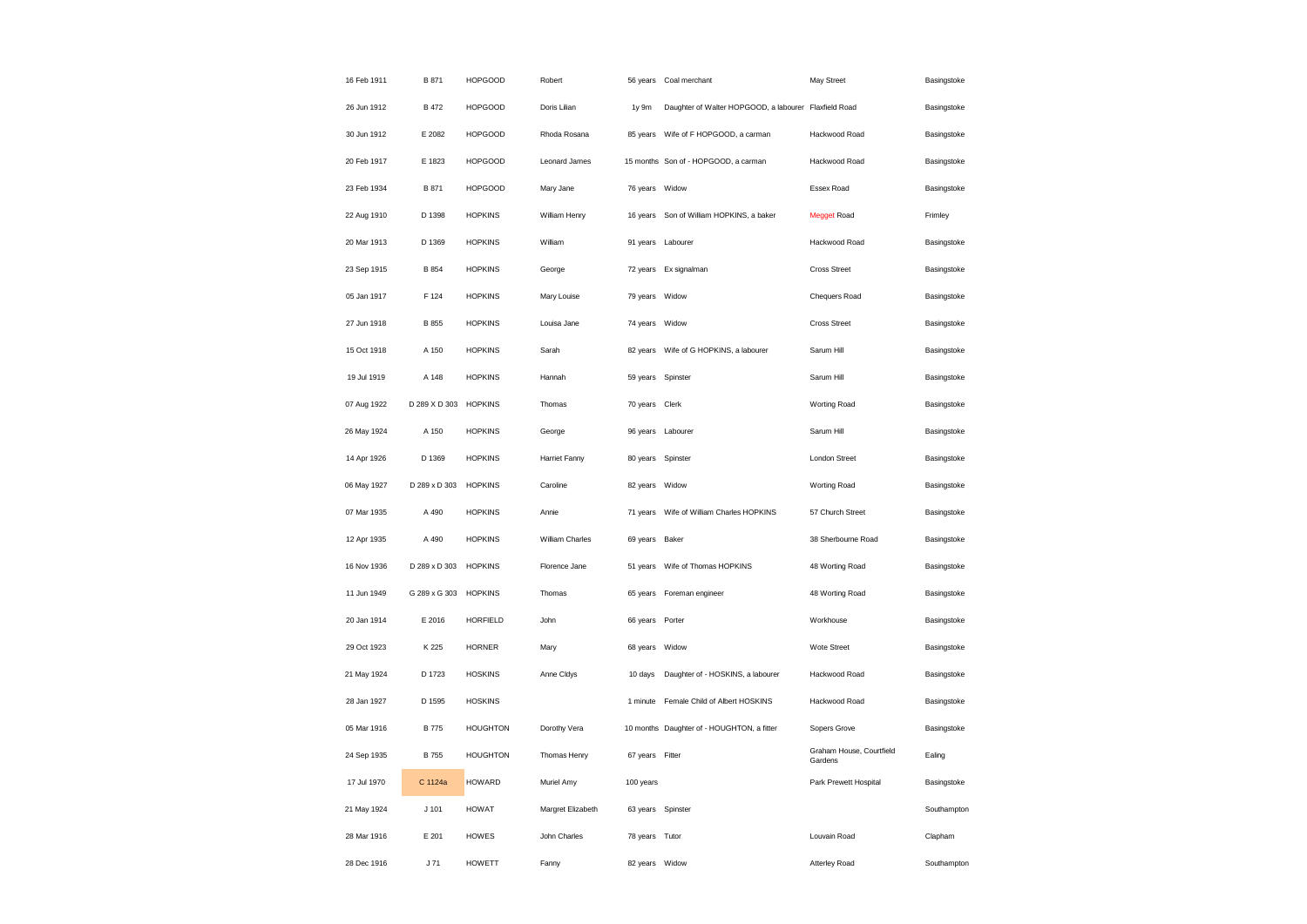| | | | | | | | |
|---|---|---|---|---|---|---|---|
| 16 Feb 1911 | B 871 | HOPGOOD | Robert | 56 years | Coal merchant | May Street | Basingstoke |
| 26 Jun 1912 | B 472 | HOPGOOD | Doris Lilian | 1y 9m | Daughter of Walter HOPGOOD, a labourer | Flaxfield Road | Basingstoke |
| 30 Jun 1912 | E 2082 | HOPGOOD | Rhoda Rosana | 85 years | Wife of F HOPGOOD, a carman | Hackwood Road | Basingstoke |
| 20 Feb 1917 | E 1823 | HOPGOOD | Leonard James | 15 months | Son of - HOPGOOD, a carman | Hackwood Road | Basingstoke |
| 23 Feb 1934 | B 871 | HOPGOOD | Mary Jane | 76 years | Widow | Essex Road | Basingstoke |
| 22 Aug 1910 | D 1398 | HOPKINS | William Henry | 16 years | Son of William HOPKINS, a baker | Megget Road | Frimley |
| 20 Mar 1913 | D 1369 | HOPKINS | William | 91 years | Labourer | Hackwood Road | Basingstoke |
| 23 Sep 1915 | B 854 | HOPKINS | George | 72 years | Ex signalman | Cross Street | Basingstoke |
| 05 Jan 1917 | F 124 | HOPKINS | Mary Louise | 79 years | Widow | Chequers Road | Basingstoke |
| 27 Jun 1918 | B 855 | HOPKINS | Louisa Jane | 74 years | Widow | Cross Street | Basingstoke |
| 15 Oct 1918 | A 150 | HOPKINS | Sarah | 82 years | Wife of G HOPKINS, a labourer | Sarum Hill | Basingstoke |
| 19 Jul 1919 | A 148 | HOPKINS | Hannah | 59 years | Spinster | Sarum Hill | Basingstoke |
| 07 Aug 1922 | D 289 X D 303 | HOPKINS | Thomas | 70 years | Clerk | Worting Road | Basingstoke |
| 26 May 1924 | A 150 | HOPKINS | George | 96 years | Labourer | Sarum Hill | Basingstoke |
| 14 Apr 1926 | D 1369 | HOPKINS | Harriet Fanny | 80 years | Spinster | London Street | Basingstoke |
| 06 May 1927 | D 289 x D 303 | HOPKINS | Caroline | 82 years | Widow | Worting Road | Basingstoke |
| 07 Mar 1935 | A 490 | HOPKINS | Annie | 71 years | Wife of William Charles HOPKINS | 57 Church Street | Basingstoke |
| 12 Apr 1935 | A 490 | HOPKINS | William Charles | 69 years | Baker | 38 Sherbourne Road | Basingstoke |
| 16 Nov 1936 | D 289 x D 303 | HOPKINS | Florence Jane | 51 years | Wife of Thomas HOPKINS | 48 Worting Road | Basingstoke |
| 11 Jun 1949 | G 289 x G 303 | HOPKINS | Thomas | 65 years | Foreman engineer | 48 Worting Road | Basingstoke |
| 20 Jan 1914 | E 2016 | HORFIELD | John | 66 years | Porter | Workhouse | Basingstoke |
| 29 Oct 1923 | K 225 | HORNER | Mary | 68 years | Widow | Wote Street | Basingstoke |
| 21 May 1924 | D 1723 | HOSKINS | Anne Cldys | 10 days | Daughter of - HOSKINS, a labourer | Hackwood Road | Basingstoke |
| 28 Jan 1927 | D 1595 | HOSKINS | | 1 minute | Female Child of Albert HOSKINS | Hackwood Road | Basingstoke |
| 05 Mar 1916 | B 775 | HOUGHTON | Dorothy Vera | 10 months | Daughter of - HOUGHTON, a fitter | Sopers Grove | Basingstoke |
| 24 Sep 1935 | B 755 | HOUGHTON | Thomas Henry | 67 years | Fitter | Graham House, Courtfield Gardens | Ealing |
| 17 Jul 1970 | C 1124a | HOWARD | Muriel Amy | 100 years | | Park Prewett Hospital | Basingstoke |
| 21 May 1924 | J 101 | HOWAT | Margret Elizabeth | 63 years | Spinster | | Southampton |
| 28 Mar 1916 | E 201 | HOWES | John Charles | 78 years | Tutor | Louvain Road | Clapham |
| 28 Dec 1916 | J 71 | HOWETT | Fanny | 82 years | Widow | Atterley Road | Southampton |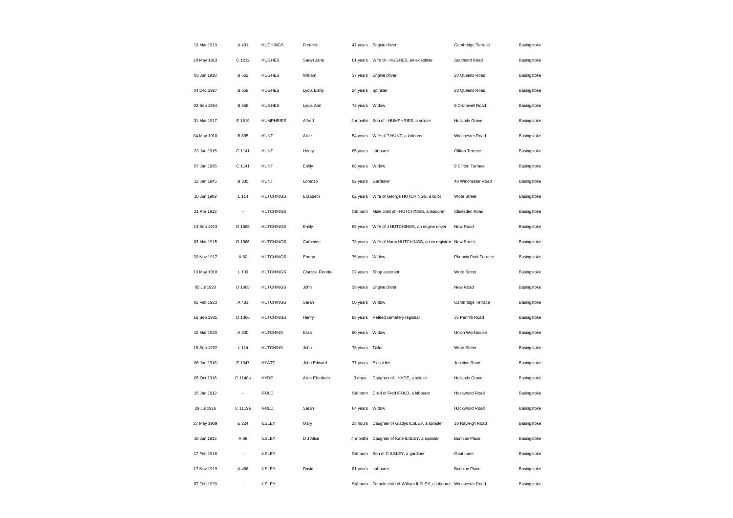| | | | | | | | |
|---|---|---|---|---|---|---|---|
| 13 Mar 1919 | A 431 | HUCHINGS | Fredrick | 47 years | Engine driver | Cambridge Terrace | Basingstoke |
| 20 May 1913 | C 1212 | HUGHES | Sarah Jane | 61 years | Wife of - HUGHES, an ex soldier | Southend Road | Basingstoke |
| 03 Jun 1918 | B 662 | HUGHES | William | 37 years | Engine driver | 23 Queens Road | Basingstoke |
| 04 Dec 1927 | B 658 | HUGHES | Lydia Emily | 24 years | Spinster | 23 Queens Road | Basingstoke |
| 02 Sep 1954 | B 658 | HUGHES | Lydia Ann | 72 years | Widow | 9 Cromwell Road | Basingstoke |
| 31 Mar 1917 | E 1819 | HUMPHRIES | Alfred | 2 months | Son of - HUMPHRIES, a soldier | Hollands Grove | Basingstoke |
| 04 May 1910 | B 835 | HUNT | Alice | 54 years | Wife of ? HUNT, a labourer | Winchester Road | Basingstoke |
| 23 Jan 1915 | C 1141 | HUNT | Henry | 65 years | Labourer | Clifton Terrace | Basingstoke |
| 07 Jan 1936 | C 1141 | HUNT | Emily | 88 years | Widow | 9 Clifton Terrace | Basingstoke |
| 12 Jan 1945 | B 335 | HUNT | Lorenzo | 92 years | Gardener | 48 Winchester Road | Basingstoke |
| 10 Jun 1909 | L 114 | HUTCHINGS | Elizabeth | 62 years | Wife of George HUTCHINGS, a tailor | Wote Street | Basingstoke |
| 21 Apr 1913 | - | HUTCHINGS | | Still born | Male child of - HUTCHINGS, a labourer | Clidesden Road | Basingstoke |
| 13 Sep 1913 | D 1685 | HUTCHINGS | Emily | 65 years | Wife of J HUTCHINGS, an engine driver | New Road | Basingstoke |
| 03 Mar 1915 | D 1366 | HUTCHINGS | Catherine | 73 years | Wife of Harry HUTCHINGS, an ex registrar | New Street | Basingstoke |
| 20 Nov 1917 | A 60 | HUTCHINGS | Emma | 75 years | Widow | Pheonix Park Terrace | Basingstoke |
| 13 May 1918 | L 100 | HUTCHINGS | Clarissa Floretta | 27 years | Shop assistant | Wote Street | Basingstoke |
| 05 Jul 1920 | D 1685 | HUTCHINGS | John | 39 years | Engine driver | New Road | Basingstoke |
| 05 Feb 1923 | A 431 | HUTCHINGS | Sarah | 50 years | Widow | Cambridge Terrace | Basingstoke |
| 16 Sep 1931 | D 1366 | HUTCHINGS | Henry | 88 years | Retired cemetery registrar | 35 Penrith Road | Basingstoke |
| 10 Mar 1920 | A 330 | HUTCHINS | Eliza | 80 years | Widow | Union Workhouse | Basingstoke |
| 15 Sep 1922 | L 114 | HUTCHINS | John | 78 years | Tailor | Wote Street | Basingstoke |
| 06 Jan 1916 | E 1947 | HYATT | John Edward | 77 years | Ex soldier | Junction Road | Basingstoke |
| 05 Oct 1916 | C 1148a | HYDE | Alice Elizabeth | 3 days | Daughter of - HYDE, a soldier | Hollands Grove | Basingstoke |
| 15 Jan 1912 | - | IFOLD | | Still born | Child of Fred IFOLD, a labourer | Hackwood Road | Basingstoke |
| 29 Jul 1916 | C 1119a | IFOLD | Sarah | 64 years | Widow | Hackwood Road | Basingstoke |
| 27 May 1909 | E 224 | ILSLEY | Mary | 23 hours | Daughter of Gladys ILSLEY, a spinster | 10 Rayleigh Road | Basingstoke |
| 10 Jun 1913 | A 88 | ILSLEY | D J Alice | 4 months | Daughter of Kate ILSLEY, a spinster | Bunnian Place | Basingstoke |
| 17 Feb 1916 | - | ILSLEY | | Still born | Son of C ILSLEY, a gardiner | Goat Lane | Basingstoke |
| 17 Nov 1919 | A 486 | ILSLEY | David | 81 years | Labourer | Bunnian Place | Basingstoke |
| 07 Feb 1920 | - | ILSLEY | | Still born | Female child of William ILSLEY, a labourer | Winchester Road | Basingstoke |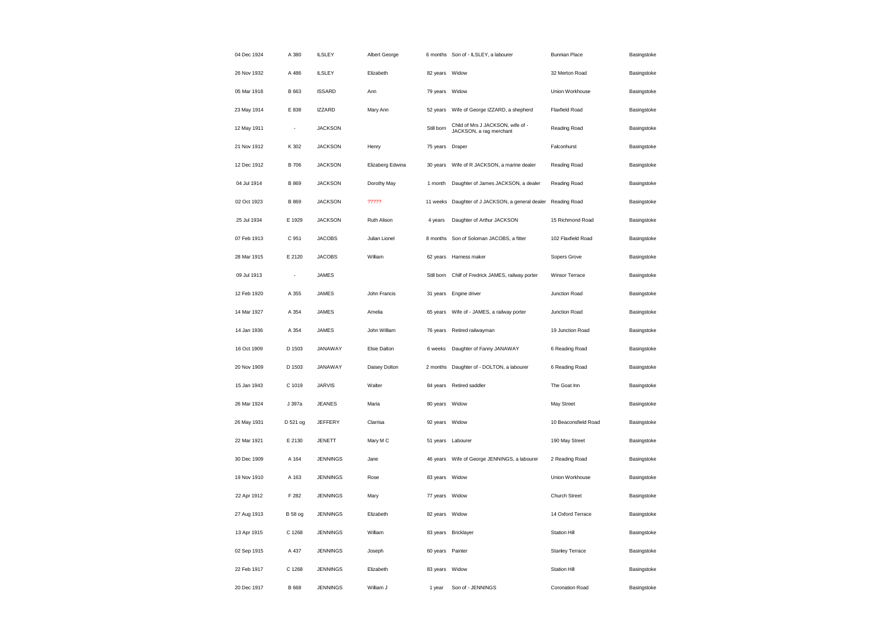| | | | | | | | |
|---|---|---|---|---|---|---|---|
| 04 Dec 1924 | A 380 | ILSLEY | Albert George | 6 months | Son of - ILSLEY, a labourer | Bunnian Place | Basingstoke |
| 26 Nov 1932 | A 486 | ILSLEY | Elizabeth | 82 years | Widow | 32 Merton Road | Basingstoke |
| 05 Mar 1918 | B 663 | ISSARD | Ann | 79 years | Widow | Union Workhouse | Basingstoke |
| 23 May 1914 | E 838 | IZZARD | Mary Ann | 52 years | Wife of George IZZARD, a shepherd | Flaxfield Road | Basingstoke |
| 12 May 1911 | - | JACKSON | | Still born | Child of Mrs J JACKSON, wife of - JACKSON, a rag merchant | Reading Road | Basingstoke |
| 21 Nov 1912 | K 302 | JACKSON | Henry | 75 years | Draper | Falconhurst | Basingstoke |
| 12 Dec 1912 | B 706 | JACKSON | Elizaberg Edwina | 30 years | Wife of R JACKSON, a marine dealer | Reading Road | Basingstoke |
| 04 Jul 1914 | B 869 | JACKSON | Dorothy May | 1 month | Daughter of James JACKSON, a dealer | Reading Road | Basingstoke |
| 02 Oct 1923 | B 869 | JACKSON | ????? | 11 weeks | Daughter of J JACKSON, a general dealer | Reading Road | Basingstoke |
| 25 Jul 1934 | E 1929 | JACKSON | Ruth Alison | 4 years | Daughter of Arthur JACKSON | 15 Richmond Road | Basingstoke |
| 07 Feb 1913 | C 951 | JACOBS | Julian Lionel | 8 months | Son of Soloman JACOBS, a fitter | 102 Flaxfield Road | Basingstoke |
| 28 Mar 1915 | E 2120 | JACOBS | William | 62 years | Harness maker | Sopers Grove | Basingstoke |
| 09 Jul 1913 | - | JAMES | | Still born | Chilf of Fredrick JAMES, railway porter | Winsor Terrace | Basingstoke |
| 12 Feb 1920 | A 355 | JAMES | John Francis | 31 years | Engine driver | Junction Road | Basingstoke |
| 14 Mar 1927 | A 354 | JAMES | Amelia | 65 years | Wife of - JAMES, a railway porter | Junction Road | Basingstoke |
| 14 Jan 1936 | A 354 | JAMES | John William | 76 years | Retired railwayman | 19 Junction Road | Basingstoke |
| 16 Oct 1909 | D 1503 | JANAWAY | Elsie Dalton | 6 weeks | Daughter of Fanny JANAWAY | 6 Reading Road | Basingstoke |
| 20 Nov 1909 | D 1503 | JANAWAY | Daisey Dolton | 2 months | Daughter of - DOLTON, a labourer | 6 Reading Road | Basingstoke |
| 15 Jan 1943 | C 1019 | JARVIS | Walter | 84 years | Retired saddler | The Goat Inn | Basingstoke |
| 26 Mar 1924 | J 397a | JEANES | Maria | 80 years | Widow | May Street | Basingstoke |
| 26 May 1931 | D 521 og | JEFFERY | Clarrisa | 92 years | Widow | 10 Beaconsfield Road | Basingstoke |
| 22 Mar 1921 | E 2130 | JENETT | Mary M C | 51 years | Labourer | 190 May Street | Basingstoke |
| 30 Dec 1909 | A 164 | JENNINGS | Jane | 46 years | Wife of George JENNINGS, a labourer | 2 Reading Road | Basingstoke |
| 19 Nov 1910 | A 163 | JENNINGS | Rose | 83 years | Widow | Union Workhouse | Basingstoke |
| 22 Apr 1912 | F 282 | JENNINGS | Mary | 77 years | Widow | Church Street | Basingstoke |
| 27 Aug 1913 | B 58 og | JENNINGS | Elizabeth | 82 years | Widow | 14 Oxford Terrace | Basingstoke |
| 13 Apr 1915 | C 1268 | JENNINGS | William | 83 years | Bricklayer | Station Hill | Basingstoke |
| 02 Sep 1915 | A 437 | JENNINGS | Joseph | 60 years | Painter | Stanley Terrace | Basingstoke |
| 22 Feb 1917 | C 1268 | JENNINGS | Elizabeth | 83 years | Widow | Station Hill | Basingstoke |
| 20 Dec 1917 | B 668 | JENNINGS | William J | 1 year | Son of - JENNINGS | Coronation Road | Basingstoke |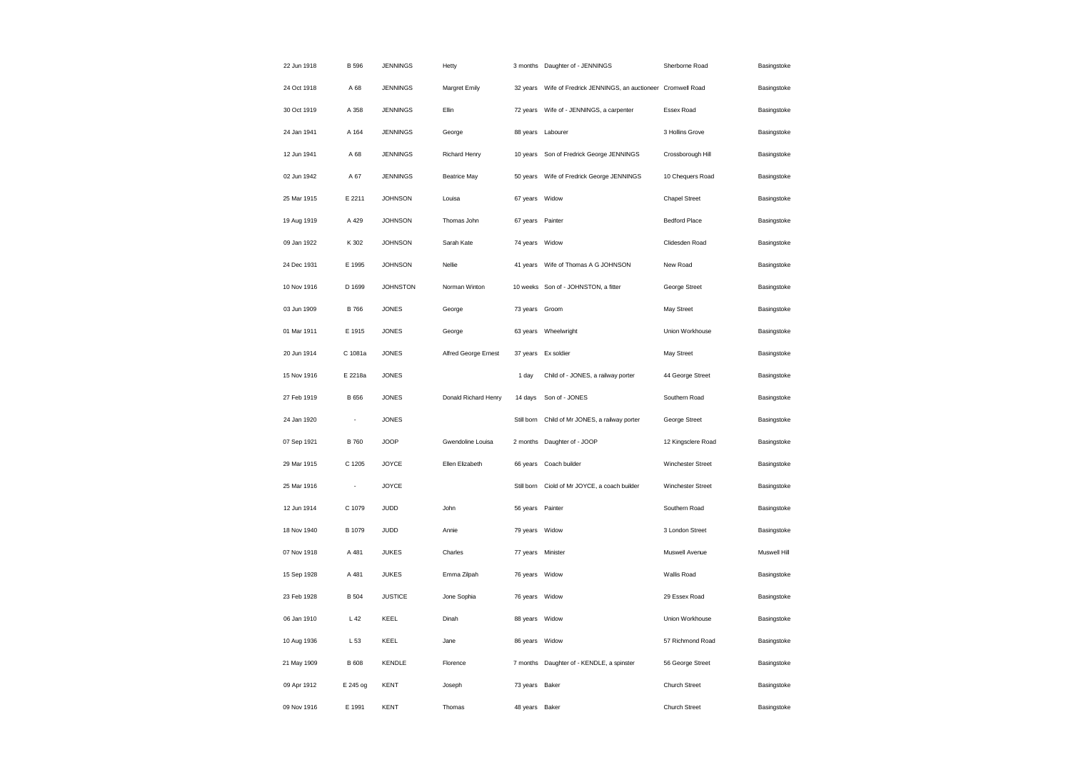| | | | | | | | |
|---|---|---|---|---|---|---|---|
| 22 Jun 1918 | B 596 | JENNINGS | Hetty | 3 months | Daughter of - JENNINGS | Sherborne Road | Basingstoke |
| 24 Oct 1918 | A 68 | JENNINGS | Margret Emily | 32 years | Wife of Fredrick JENNINGS, an auctioneer | Cromwell Road | Basingstoke |
| 30 Oct 1919 | A 358 | JENNINGS | Ellin | 72 years | Wife of - JENNINGS, a carpenter | Essex Road | Basingstoke |
| 24 Jan 1941 | A 164 | JENNINGS | George | 88 years | Labourer | 3 Hollins Grove | Basingstoke |
| 12 Jun 1941 | A 68 | JENNINGS | Richard Henry | 10 years | Son of Fredrick George JENNINGS | Crossborough Hill | Basingstoke |
| 02 Jun 1942 | A 67 | JENNINGS | Beatrice May | 50 years | Wife of Fredrick George JENNINGS | 10 Chequers Road | Basingstoke |
| 25 Mar 1915 | E 2211 | JOHNSON | Louisa | 67 years | Widow | Chapel Street | Basingstoke |
| 19 Aug 1919 | A 429 | JOHNSON | Thomas John | 67 years | Painter | Bedford Place | Basingstoke |
| 09 Jan 1922 | K 302 | JOHNSON | Sarah Kate | 74 years | Widow | Clidesden Road | Basingstoke |
| 24 Dec 1931 | E 1995 | JOHNSON | Nellie | 41 years | Wife of Thomas A G JOHNSON | New Road | Basingstoke |
| 10 Nov 1916 | D 1699 | JOHNSTON | Norman Winton | 10 weeks | Son of - JOHNSTON, a fitter | George Street | Basingstoke |
| 03 Jun 1909 | B 766 | JONES | George | 73 years | Groom | May Street | Basingstoke |
| 01 Mar 1911 | E 1915 | JONES | George | 63 years | Wheelwright | Union Workhouse | Basingstoke |
| 20 Jun 1914 | C 1081a | JONES | Alfred George Ernest | 37 years | Ex soldier | May Street | Basingstoke |
| 15 Nov 1916 | E 2218a | JONES | | 1 day | Child of - JONES, a railway porter | 44 George Street | Basingstoke |
| 27 Feb 1919 | B 656 | JONES | Donald Richard Henry | 14 days | Son of - JONES | Southern Road | Basingstoke |
| 24 Jan 1920 | - | JONES | | Still born | Child of Mr JONES, a railway porter | George Street | Basingstoke |
| 07 Sep 1921 | B 760 | JOOP | Gwendoline Louisa | 2 months | Daughter of - JOOP | 12 Kingsclere Road | Basingstoke |
| 29 Mar 1915 | C 1205 | JOYCE | Ellen Elizabeth | 66 years | Coach builder | Winchester Street | Basingstoke |
| 25 Mar 1916 | - | JOYCE | | Still born | Ciold of Mr JOYCE, a coach builder | Winchester Street | Basingstoke |
| 12 Jun 1914 | C 1079 | JUDD | John | 56 years | Painter | Southern Road | Basingstoke |
| 18 Nov 1940 | B 1079 | JUDD | Annie | 79 years | Widow | 3 London Street | Basingstoke |
| 07 Nov 1918 | A 481 | JUKES | Charles | 77 years | Minister | Muswell Avenue | Muswell Hill |
| 15 Sep 1928 | A 481 | JUKES | Emma Zilpah | 76 years | Widow | Wallis Road | Basingstoke |
| 23 Feb 1928 | B 504 | JUSTICE | Jone Sophia | 76 years | Widow | 29 Essex Road | Basingstoke |
| 06 Jan 1910 | L 42 | KEEL | Dinah | 88 years | Widow | Union Workhouse | Basingstoke |
| 10 Aug 1936 | L 53 | KEEL | Jane | 86 years | Widow | 57 Richmond Road | Basingstoke |
| 21 May 1909 | B 608 | KENDLE | Florence | 7 months | Daughter of - KENDLE, a spinster | 56 George Street | Basingstoke |
| 09 Apr 1912 | E 245 og | KENT | Joseph | 73 years | Baker | Church Street | Basingstoke |
| 09 Nov 1916 | E 1991 | KENT | Thomas | 48 years | Baker | Church Street | Basingstoke |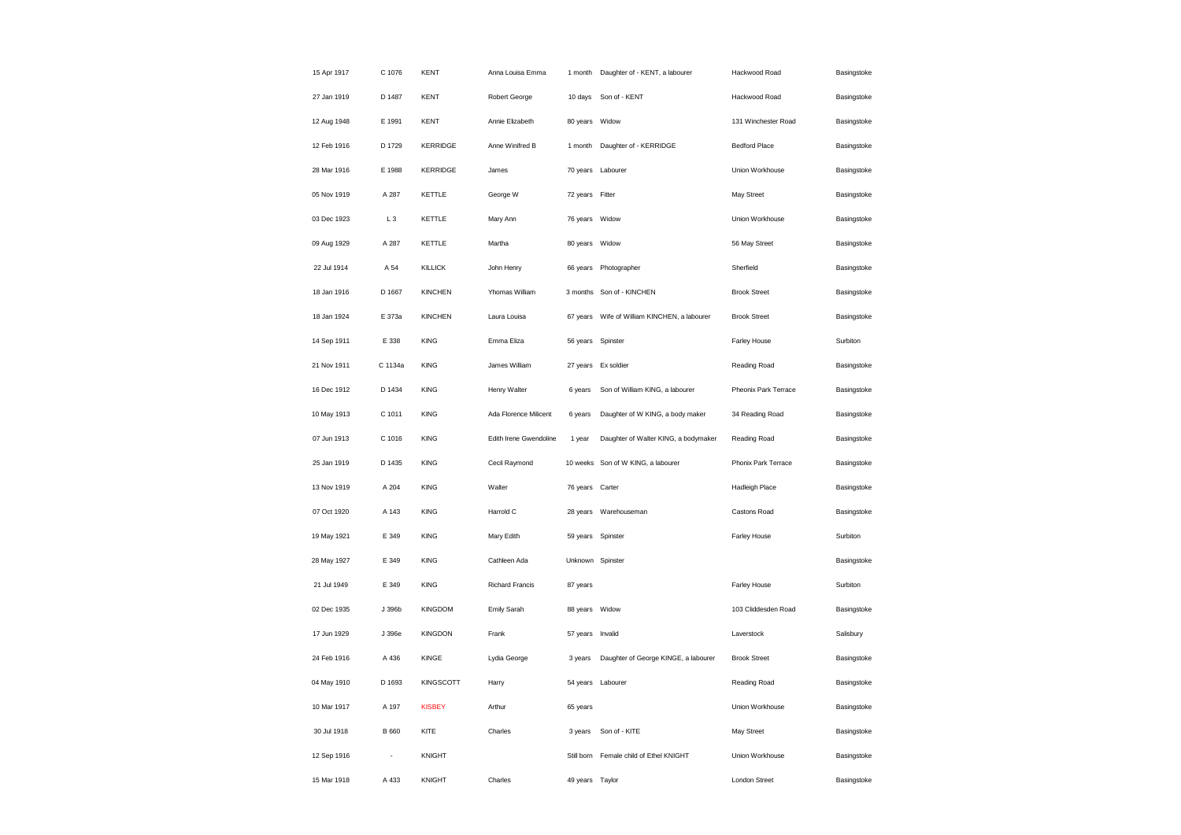| | | | | | | | |
|---|---|---|---|---|---|---|---|
| 15 Apr 1917 | C 1076 | KENT | Anna Louisa Emma | 1 month | Daughter of - KENT, a labourer | Hackwood Road | Basingstoke |
| 27 Jan 1919 | D 1487 | KENT | Robert George | 10 days | Son of - KENT | Hackwood Road | Basingstoke |
| 12 Aug 1948 | E 1991 | KENT | Annie Elizabeth | 80 years | Widow | 131 Winchester Road | Basingstoke |
| 12 Feb 1916 | D 1729 | KERRIDGE | Anne Winifred B | 1 month | Daughter of - KERRIDGE | Bedford Place | Basingstoke |
| 28 Mar 1916 | E 1988 | KERRIDGE | James | 70 years | Labourer | Union Workhouse | Basingstoke |
| 05 Nov 1919 | A 287 | KETTLE | George W | 72 years | Fitter | May Street | Basingstoke |
| 03 Dec 1923 | L 3 | KETTLE | Mary Ann | 76 years | Widow | Union Workhouse | Basingstoke |
| 09 Aug 1929 | A 287 | KETTLE | Martha | 80 years | Widow | 56 May Street | Basingstoke |
| 22 Jul 1914 | A 54 | KILLICK | John Henry | 66 years | Photographer | Sherfield | Basingstoke |
| 18 Jan 1916 | D 1667 | KINCHEN | Yhomas William | 3 months | Son of - KINCHEN | Brook Street | Basingstoke |
| 18 Jan 1924 | E 373a | KINCHEN | Laura Louisa | 67 years | Wife of William KINCHEN, a labourer | Brook Street | Basingstoke |
| 14 Sep 1911 | E 338 | KING | Emma Eliza | 56 years | Spinster | Farley House | Surbiton |
| 21 Nov 1911 | C 1134a | KING | James William | 27 years | Ex soldier | Reading Road | Basingstoke |
| 16 Dec 1912 | D 1434 | KING | Henry Walter | 6 years | Son of William KING, a labourer | Pheonix Park Terrace | Basingstoke |
| 10 May 1913 | C 1011 | KING | Ada Florence Milicent | 6 years | Daughter of W KING, a body maker | 34 Reading Road | Basingstoke |
| 07 Jun 1913 | C 1016 | KING | Edith Irene Gwendoline | 1 year | Daughter of Walter KING, a bodymaker | Reading Road | Basingstoke |
| 25 Jan 1919 | D 1435 | KING | Cecil Raymond | 10 weeks | Son of W KING, a labourer | Phonix Park Terrace | Basingstoke |
| 13 Nov 1919 | A 204 | KING | Walter | 76 years | Carter | Hadleigh Place | Basingstoke |
| 07 Oct 1920 | A 143 | KING | Harrold C | 28 years | Warehouseman | Castons Road | Basingstoke |
| 19 May 1921 | E 349 | KING | Mary Edith | 59 years | Spinster | Farley House | Surbiton |
| 28 May 1927 | E 349 | KING | Cathleen Ada | Unknown | Spinster | | Basingstoke |
| 21 Jul 1949 | E 349 | KING | Richard Francis | 87 years | | Farley House | Surbiton |
| 02 Dec 1935 | J 396b | KINGDOM | Emily Sarah | 88 years | Widow | 103 Cliddesden Road | Basingstoke |
| 17 Jun 1929 | J 396e | KINGDON | Frank | 57 years | Invalid | Laverstock | Salisbury |
| 24 Feb 1916 | A 436 | KINGE | Lydia George | 3 years | Daughter of George KINGE, a labourer | Brook Street | Basingstoke |
| 04 May 1910 | D 1693 | KINGSCOTT | Harry | 54 years | Labourer | Reading Road | Basingstoke |
| 10 Mar 1917 | A 197 | KISBEY | Arthur | 65 years | | Union Workhouse | Basingstoke |
| 30 Jul 1918 | B 660 | KITE | Charles | 3 years | Son of - KITE | May Street | Basingstoke |
| 12 Sep 1916 | - | KNIGHT | | Still born | Female child of Ethel KNIGHT | Union Workhouse | Basingstoke |
| 15 Mar 1918 | A 433 | KNIGHT | Charles | 49 years | Taylor | London Street | Basingstoke |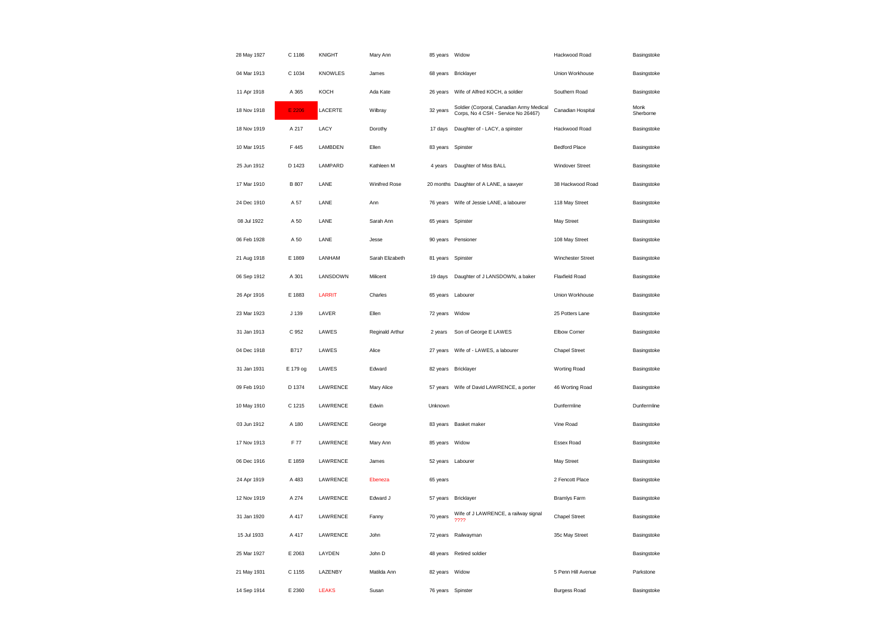| | | | | | | | |
|---|---|---|---|---|---|---|---|
| 28 May 1927 | C 1186 | KNIGHT | Mary Ann | 85 years | Widow | Hackwood Road | Basingstoke |
| 04 Mar 1913 | C 1034 | KNOWLES | James | 68 years | Bricklayer | Union Workhouse | Basingstoke |
| 11 Apr 1918 | A 365 | KOCH | Ada Kate | 26 years | Wife of Alfred KOCH, a soldier | Southern Road | Basingstoke |
| 18 Nov 1918 | E 2206 | LACERTE | Wilbray | 32 years | Soldier (Corporal, Canadian Army Medical Corps, No 4 CSH - Service No 26467) | Canadian Hospital | Monk Sherborne |
| 18 Nov 1919 | A 217 | LACY | Dorothy | 17 days | Daughter of - LACY, a spinster | Hackwood Road | Basingstoke |
| 10 Mar 1915 | F 445 | LAMBDEN | Ellen | 83 years | Spinster | Bedford Place | Basingstoke |
| 25 Jun 1912 | D 1423 | LAMPARD | Kathleen M | 4 years | Daughter of Miss BALL | Windover Street | Basingstoke |
| 17 Mar 1910 | B 807 | LANE | Winifred Rose | 20 months | Daughter of A LANE, a sawyer | 38 Hackwood Road | Basingstoke |
| 24 Dec 1910 | A 57 | LANE | Ann | 76 years | Wife of Jessie LANE, a labourer | 118 May Street | Basingstoke |
| 08 Jul 1922 | A 50 | LANE | Sarah Ann | 65 years | Spinster | May Street | Basingstoke |
| 06 Feb 1928 | A 50 | LANE | Jesse | 90 years | Pensioner | 108 May Street | Basingstoke |
| 21 Aug 1918 | E 1869 | LANHAM | Sarah Elizabeth | 81 years | Spinster | Winchester Street | Basingstoke |
| 06 Sep 1912 | A 301 | LANSDOWN | Milicent | 19 days | Daughter of J LANSDOWN, a baker | Flaxfield Road | Basingstoke |
| 26 Apr 1916 | E 1883 | LARRIT | Charles | 65 years | Labourer | Union Workhouse | Basingstoke |
| 23 Mar 1923 | J 139 | LAVER | Ellen | 72 years | Widow | 25 Potters Lane | Basingstoke |
| 31 Jan 1913 | C 952 | LAWES | Reginald Arthur | 2 years | Son of George E LAWES | Elbow Corner | Basingstoke |
| 04 Dec 1918 | B717 | LAWES | Alice | 27 years | Wife of - LAWES, a labourer | Chapel Street | Basingstoke |
| 31 Jan 1931 | E 179 og | LAWES | Edward | 82 years | Bricklayer | Worting Road | Basingstoke |
| 09 Feb 1910 | D 1374 | LAWRENCE | Mary Alice | 57 years | Wife of David LAWRENCE, a porter | 46 Worting Road | Basingstoke |
| 10 May 1910 | C 1215 | LAWRENCE | Edwin | Unknown | | Dunfermline | Dunfermline |
| 03 Jun 1912 | A 180 | LAWRENCE | George | 83 years | Basket maker | Vine Road | Basingstoke |
| 17 Nov 1913 | F 77 | LAWRENCE | Mary Ann | 85 years | Widow | Essex Road | Basingstoke |
| 06 Dec 1916 | E 1859 | LAWRENCE | James | 52 years | Labourer | May Street | Basingstoke |
| 24 Apr 1919 | A 483 | LAWRENCE | Ebeneza | 65 years | | 2 Fencott Place | Basingstoke |
| 12 Nov 1919 | A 274 | LAWRENCE | Edward J | 57 years | Bricklayer | Bramlys Farm | Basingstoke |
| 31 Jan 1920 | A 417 | LAWRENCE | Fanny | 70 years | Wife of J LAWRENCE, a railway signal ???? | Chapel Street | Basingstoke |
| 15 Jul 1933 | A 417 | LAWRENCE | John | 72 years | Railwayman | 35c May Street | Basingstoke |
| 25 Mar 1927 | E 2063 | LAYDEN | John D | 48 years | Retired soldier | | Basingstoke |
| 21 May 1931 | C 1155 | LAZENBY | Matilda Ann | 82 years | Widow | 5 Penn Hill Avenue | Parkstone |
| 14 Sep 1914 | E 2360 | LEAKS | Susan | 76 years | Spinster | Burgess Road | Basingstoke |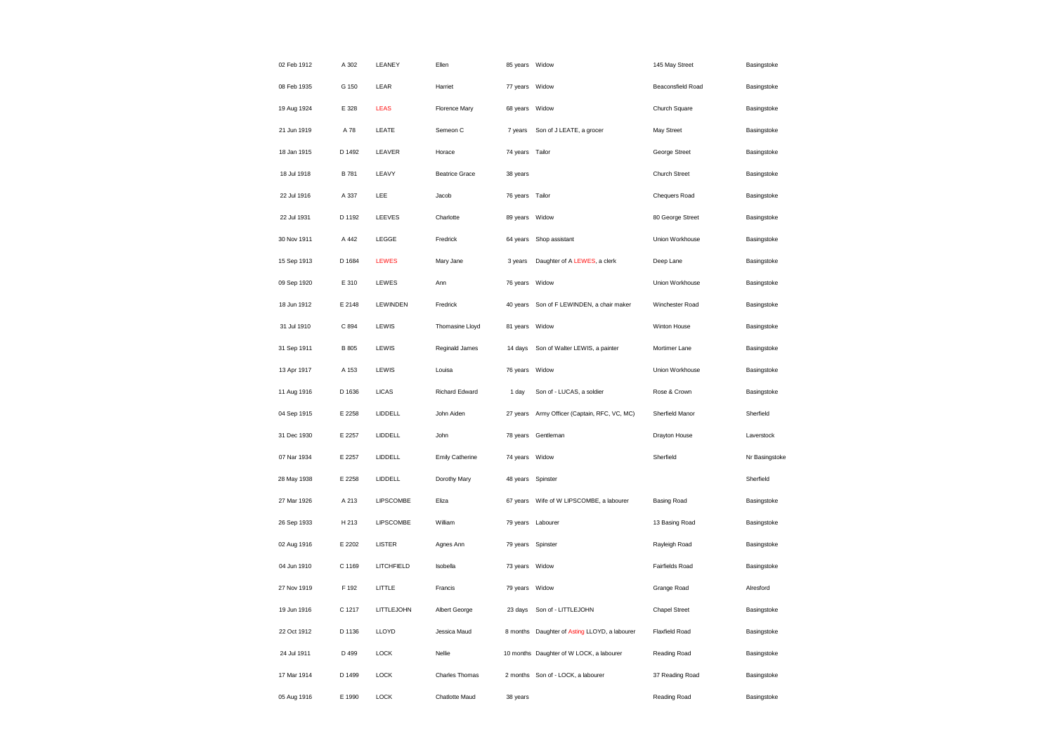| | | | | | | | |
|---|---|---|---|---|---|---|---|
| 02 Feb 1912 | A 302 | LEANEY | Ellen | 85 years | Widow | 145 May Street | Basingstoke |
| 08 Feb 1935 | G 150 | LEAR | Harriet | 77 years | Widow | Beaconsfield Road | Basingstoke |
| 19 Aug 1924 | E 328 | LEAS | Florence Mary | 68 years | Widow | Church Square | Basingstoke |
| 21 Jun 1919 | A 78 | LEATE | Semeon C | 7 years | Son of J LEATE, a grocer | May Street | Basingstoke |
| 18 Jan 1915 | D 1492 | LEAVER | Horace | 74 years | Tailor | George Street | Basingstoke |
| 18 Jul 1918 | B 781 | LEAVY | Beatrice Grace | 38 years | | Church Street | Basingstoke |
| 22 Jul 1916 | A 337 | LEE | Jacob | 76 years | Tailor | Chequers Road | Basingstoke |
| 22 Jul 1931 | D 1192 | LEEVES | Charlotte | 89 years | Widow | 80 George Street | Basingstoke |
| 30 Nov 1911 | A 442 | LEGGE | Fredrick | 64 years | Shop assistant | Union Workhouse | Basingstoke |
| 15 Sep 1913 | D 1684 | LEWES | Mary Jane | 3 years | Daughter of A LEWES, a clerk | Deep Lane | Basingstoke |
| 09 Sep 1920 | E 310 | LEWES | Ann | 76 years | Widow | Union Workhouse | Basingstoke |
| 18 Jun 1912 | E 2148 | LEWINDEN | Fredrick | 40 years | Son of F LEWINDEN, a chair maker | Winchester Road | Basingstoke |
| 31 Jul 1910 | C 894 | LEWIS | Thomasine Lloyd | 81 years | Widow | Winton House | Basingstoke |
| 31 Sep 1911 | B 805 | LEWIS | Reginald James | 14 days | Son of Walter LEWIS, a painter | Mortimer Lane | Basingstoke |
| 13 Apr 1917 | A 153 | LEWIS | Louisa | 76 years | Widow | Union Workhouse | Basingstoke |
| 11 Aug 1916 | D 1636 | LICAS | Richard Edward | 1 day | Son of - LUCAS, a soldier | Rose & Crown | Basingstoke |
| 04 Sep 1915 | E 2258 | LIDDELL | John Aiden | 27 years | Army Officer (Captain, RFC, VC, MC) | Sherfield Manor | Sherfield |
| 31 Dec 1930 | E 2257 | LIDDELL | John | 78 years | Gentleman | Drayton House | Laverstock |
| 07 Nar 1934 | E 2257 | LIDDELL | Emily Catherine | 74 years | Widow | Sherfield | Nr Basingstoke |
| 28 May 1938 | E 2258 | LIDDELL | Dorothy Mary | 48 years | Spinster | | Sherfield |
| 27 Mar 1926 | A 213 | LIPSCOMBE | Eliza | 67 years | Wife of W LIPSCOMBE, a labourer | Basing Road | Basingstoke |
| 26 Sep 1933 | H 213 | LIPSCOMBE | William | 79 years | Labourer | 13 Basing Road | Basingstoke |
| 02 Aug 1916 | E 2202 | LISTER | Agnes Ann | 79 years | Spinster | Rayleigh Road | Basingstoke |
| 04 Jun 1910 | C 1169 | LITCHFIELD | Isobella | 73 years | Widow | Fairfields Road | Basingstoke |
| 27 Nov 1919 | F 192 | LITTLE | Francis | 79 years | Widow | Grange Road | Alresford |
| 19 Jun 1916 | C 1217 | LITTLEJOHN | Albert George | 23 days | Son of - LITTLEJOHN | Chapel Street | Basingstoke |
| 22 Oct 1912 | D 1136 | LLOYD | Jessica Maud | 8 months | Daughter of Asting LLOYD, a labourer | Flaxfield Road | Basingstoke |
| 24 Jul 1911 | D 499 | LOCK | Nellie | 10 months | Daughter of W LOCK, a labourer | Reading Road | Basingstoke |
| 17 Mar 1914 | D 1499 | LOCK | Charles Thomas | 2 months | Son of - LOCK, a labourer | 37 Reading Road | Basingstoke |
| 05 Aug 1916 | E 1990 | LOCK | Chatlotte Maud | 38 years | | Reading Road | Basingstoke |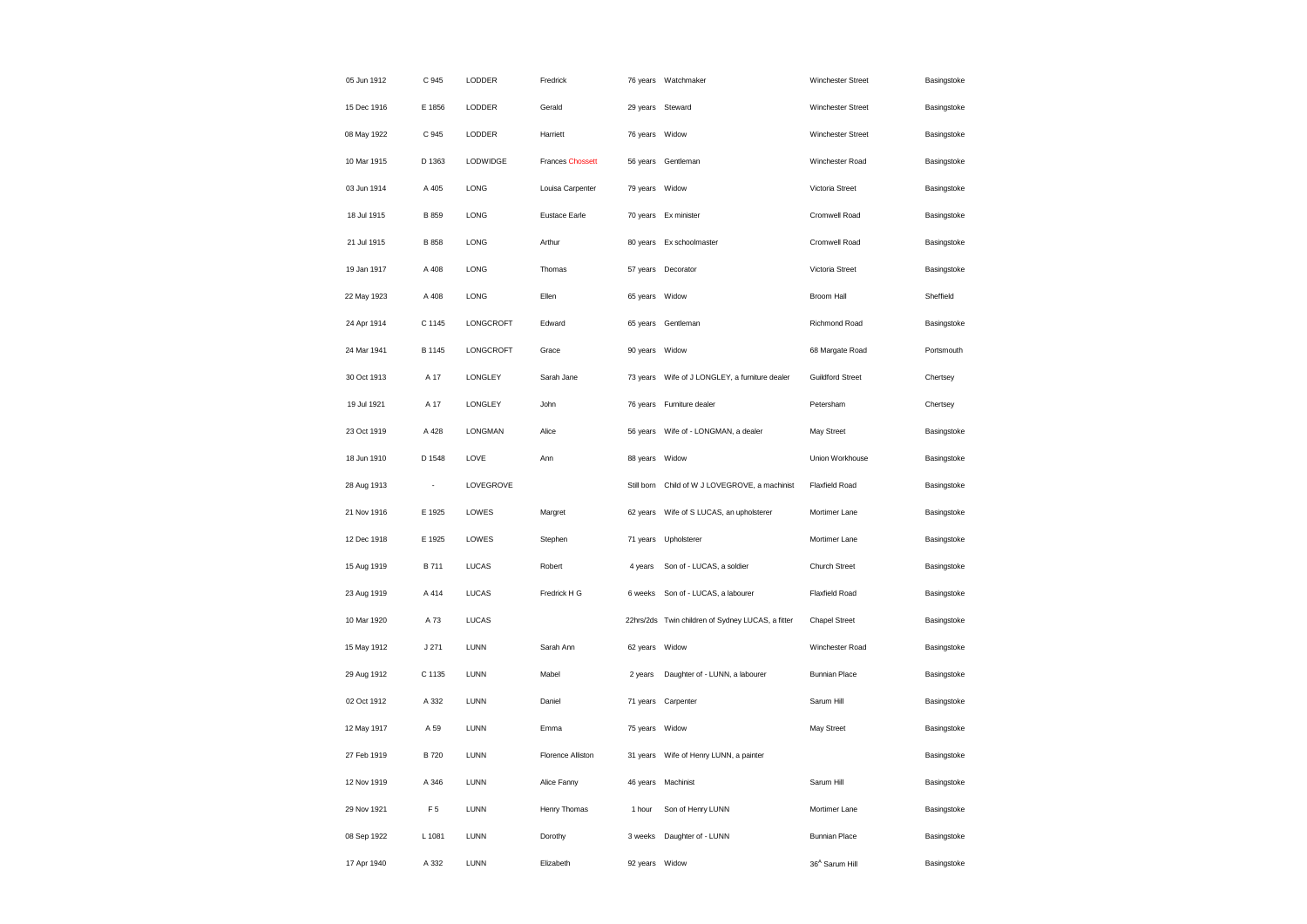| | | | | | | | |
|---|---|---|---|---|---|---|---|
| 05 Jun 1912 | C 945 | LODDER | Fredrick | 76 years | Watchmaker | Winchester Street | Basingstoke |
| 15 Dec 1916 | E 1856 | LODDER | Gerald | 29 years | Steward | Winchester Street | Basingstoke |
| 08 May 1922 | C 945 | LODDER | Harriett | 76 years | Widow | Winchester Street | Basingstoke |
| 10 Mar 1915 | D 1363 | LODWIDGE | Frances Chossett | 56 years | Gentleman | Winchester Road | Basingstoke |
| 03 Jun 1914 | A 405 | LONG | Louisa Carpenter | 79 years | Widow | Victoria Street | Basingstoke |
| 18 Jul 1915 | B 859 | LONG | Eustace Earle | 70 years | Ex minister | Cromwell Road | Basingstoke |
| 21 Jul 1915 | B 858 | LONG | Arthur | 80 years | Ex schoolmaster | Cromwell Road | Basingstoke |
| 19 Jan 1917 | A 408 | LONG | Thomas | 57 years | Decorator | Victoria Street | Basingstoke |
| 22 May 1923 | A 408 | LONG | Ellen | 65 years | Widow | Broom Hall | Sheffield |
| 24 Apr 1914 | C 1145 | LONGCROFT | Edward | 65 years | Gentleman | Richmond Road | Basingstoke |
| 24 Mar 1941 | B 1145 | LONGCROFT | Grace | 90 years | Widow | 68 Margate Road | Portsmouth |
| 30 Oct 1913 | A 17 | LONGLEY | Sarah Jane | 73 years | Wife of J LONGLEY, a furniture dealer | Guildford Street | Chertsey |
| 19 Jul 1921 | A 17 | LONGLEY | John | 76 years | Furniture dealer | Petersham | Chertsey |
| 23 Oct 1919 | A 428 | LONGMAN | Alice | 56 years | Wife of - LONGMAN, a dealer | May Street | Basingstoke |
| 18 Jun 1910 | D 1548 | LOVE | Ann | 88 years | Widow | Union Workhouse | Basingstoke |
| 28 Aug 1913 | - | LOVEGROVE | | Still born | Child of W J LOVEGROVE, a machinist | Flaxfield Road | Basingstoke |
| 21 Nov 1916 | E 1925 | LOWES | Margret | 62 years | Wife of S LUCAS, an upholsterer | Mortimer Lane | Basingstoke |
| 12 Dec 1918 | E 1925 | LOWES | Stephen | 71 years | Upholsterer | Mortimer Lane | Basingstoke |
| 15 Aug 1919 | B 711 | LUCAS | Robert | 4 years | Son of - LUCAS, a soldier | Church Street | Basingstoke |
| 23 Aug 1919 | A 414 | LUCAS | Fredrick H G | 6 weeks | Son of - LUCAS, a labourer | Flaxfield Road | Basingstoke |
| 10 Mar 1920 | A 73 | LUCAS | | 22hrs/2ds | Twin children of Sydney LUCAS, a fitter | Chapel Street | Basingstoke |
| 15 May 1912 | J 271 | LUNN | Sarah Ann | 62 years | Widow | Winchester Road | Basingstoke |
| 29 Aug 1912 | C 1135 | LUNN | Mabel | 2 years | Daughter of - LUNN, a labourer | Bunnian Place | Basingstoke |
| 02 Oct 1912 | A 332 | LUNN | Daniel | 71 years | Carpenter | Sarum Hill | Basingstoke |
| 12 May 1917 | A 59 | LUNN | Emma | 75 years | Widow | May Street | Basingstoke |
| 27 Feb 1919 | B 720 | LUNN | Florence Alliston | 31 years | Wife of Henry LUNN, a painter | | Basingstoke |
| 12 Nov 1919 | A 346 | LUNN | Alice Fanny | 46 years | Machinist | Sarum Hill | Basingstoke |
| 29 Nov 1921 | F 5 | LUNN | Henry Thomas | 1 hour | Son of Henry LUNN | Mortimer Lane | Basingstoke |
| 08 Sep 1922 | L 1081 | LUNN | Dorothy | 3 weeks | Daughter of - LUNN | Bunnian Place | Basingstoke |
| 17 Apr 1940 | A 332 | LUNN | Elizabeth | 92 years | Widow | 36[A] Sarum Hill | Basingstoke |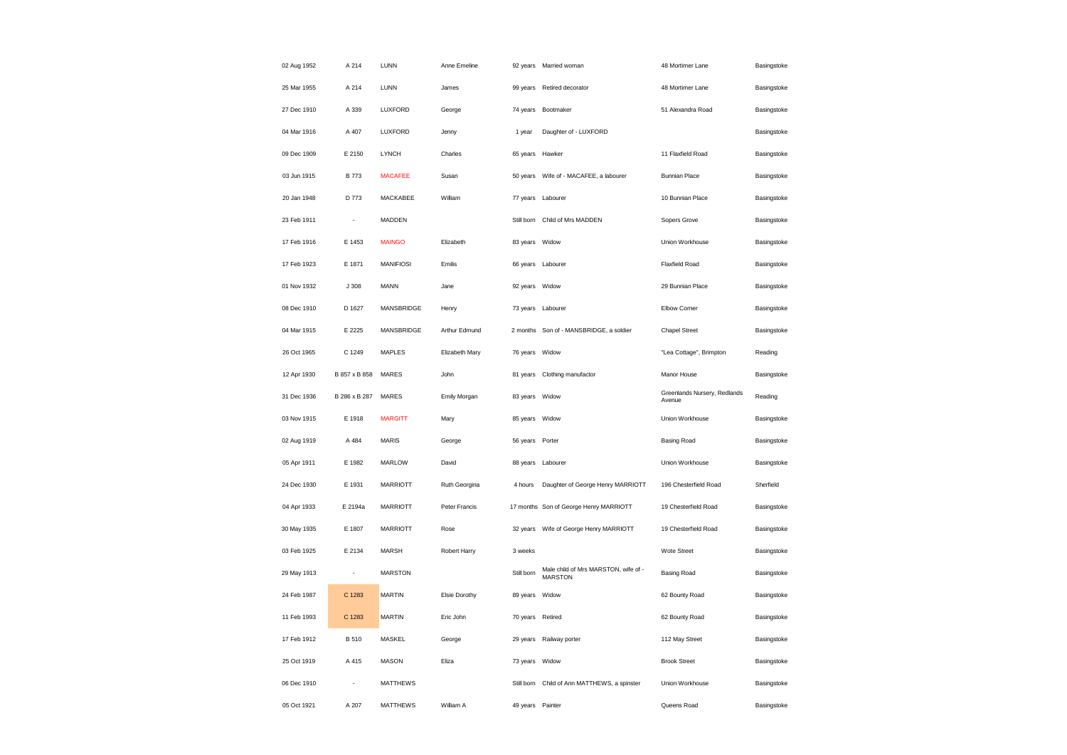| | | | | | | | |
|---|---|---|---|---|---|---|---|
| 02 Aug 1952 | A 214 | LUNN | Anne Emeline | 92 years | Married woman | 48 Mortimer Lane | Basingstoke |
| 25 Mar 1955 | A 214 | LUNN | James | 99 years | Retired decorator | 48 Mortimer Lane | Basingstoke |
| 27 Dec 1910 | A 339 | LUXFORD | George | 74 years | Bootmaker | 51 Alexandra Road | Basingstoke |
| 04 Mar 1916 | A 407 | LUXFORD | Jenny | 1 year | Daughter of - LUXFORD | | Basingstoke |
| 09 Dec 1909 | E 2150 | LYNCH | Charles | 65 years | Hawker | 11 Flaxfield Road | Basingstoke |
| 03 Jun 1915 | B 773 | MACAFEE | Susan | 50 years | Wife of - MACAFEE, a labourer | Bunnian Place | Basingstoke |
| 20 Jan 1948 | D 773 | MACKABEE | William | 77 years | Labourer | 10 Bunnian Place | Basingstoke |
| 23 Feb 1911 | - | MADDEN | | Still born | Child of Mrs MADDEN | Sopers Grove | Basingstoke |
| 17 Feb 1916 | E 1453 | MAINGO | Elizabeth | 83 years | Widow | Union Workhouse | Basingstoke |
| 17 Feb 1923 | E 1871 | MANIFIOSI | Emilis | 66 years | Labourer | Flaxfield Road | Basingstoke |
| 01 Nov 1932 | J 308 | MANN | Jane | 92 years | Widow | 29 Bunnian Place | Basingstoke |
| 08 Dec 1910 | D 1627 | MANSBRIDGE | Henry | 73 years | Labourer | Elbow Corner | Basingstoke |
| 04 Mar 1915 | E 2225 | MANSBRIDGE | Arthur Edmund | 2 months | Son of - MANSBRIDGE, a soldier | Chapel Street | Basingstoke |
| 26 Oct 1965 | C 1249 | MAPLES | Elizabeth Mary | 76 years | Widow | "Lea Cottage", Brimpton | Reading |
| 12 Apr 1930 | B 857 x B 858 | MARES | John | 81 years | Clothing manufactor | Manor House | Basingstoke |
| 31 Dec 1936 | B 286 x B 287 | MARES | Emily Morgan | 83 years | Widow | Greenlands Nursery, Redlands Avenue | Reading |
| 03 Nov 1915 | E 1918 | MARGITT | Mary | 85 years | Widow | Union Workhouse | Basingstoke |
| 02 Aug 1919 | A 484 | MARIS | George | 56 years | Porter | Basing Road | Basingstoke |
| 05 Apr 1911 | E 1982 | MARLOW | David | 88 years | Labourer | Union Workhouse | Basingstoke |
| 24 Dec 1930 | E 1931 | MARRIOTT | Ruth Georgina | 4 hours | Daughter of George Henry MARRIOTT | 196 Chesterfield Road | Sherfield |
| 04 Apr 1933 | E 2194a | MARRIOTT | Peter Francis | 17 months | Son of George Henry MARRIOTT | 19 Chesterfield Road | Basingstoke |
| 30 May 1935 | E 1807 | MARRIOTT | Rose | 32 years | Wife of George Henry MARRIOTT | 19 Chesterfield Road | Basingstoke |
| 03 Feb 1925 | E 2134 | MARSH | Robert Harry | 3 weeks | | Wote Street | Basingstoke |
| 29 May 1913 | - | MARSTON | | Still born | Male child of Mrs MARSTON, wife of - MARSTON | Basing Road | Basingstoke |
| 24 Feb 1987 | C 1283 | MARTIN | Elsie Dorothy | 89 years | Widow | 62 Bounty Road | Basingstoke |
| 11 Feb 1993 | C 1283 | MARTIN | Eric John | 70 years | Retired | 62 Bounty Road | Basingstoke |
| 17 Feb 1912 | B 510 | MASKEL | George | 29 years | Railway porter | 112 May Street | Basingstoke |
| 25 Oct 1919 | A 415 | MASON | Eliza | 73 years | Widow | Brook Street | Basingstoke |
| 06 Dec 1910 | - | MATTHEWS | | Still born | Child of Ann MATTHEWS, a spinster | Union Workhouse | Basingstoke |
| 05 Oct 1921 | A 207 | MATTHEWS | William A | 49 years | Painter | Queens Road | Basingstoke |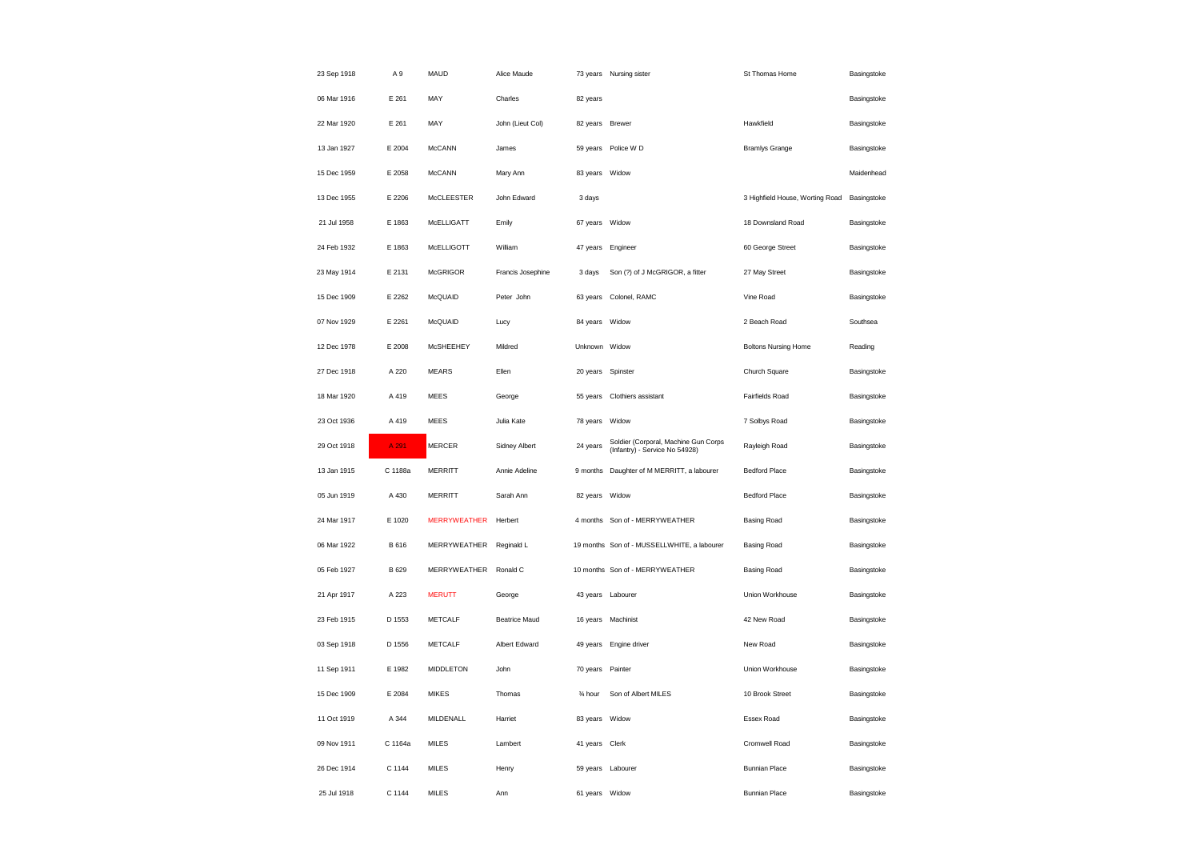| | | | | | | | |
|---|---|---|---|---|---|---|---|
| 23 Sep 1918 | A 9 | MAUD | Alice Maude | 73 years | Nursing sister | St Thomas Home | Basingstoke |
| 06 Mar 1916 | E 261 | MAY | Charles | 82 years | | | Basingstoke |
| 22 Mar 1920 | E 261 | MAY | John (Lieut Col) | 82 years | Brewer | Hawkfield | Basingstoke |
| 13 Jan 1927 | E 2004 | McCANN | James | 59 years | Police W D | Bramlys Grange | Basingstoke |
| 15 Dec 1959 | E 2058 | McCANN | Mary Ann | 83 years | Widow | | Maidenhead |
| 13 Dec 1955 | E 2206 | McCLEESTER | John Edward | 3 days | | 3 Highfield House, Worting Road | Basingstoke |
| 21 Jul 1958 | E 1863 | McELLIGATT | Emily | 67 years | Widow | 18 Downsland Road | Basingstoke |
| 24 Feb 1932 | E 1863 | McELLIGOTT | William | 47 years | Engineer | 60 George Street | Basingstoke |
| 23 May 1914 | E 2131 | McGRIGOR | Francis Josephine | 3 days | Son (?) of J McGRIGOR, a fitter | 27 May Street | Basingstoke |
| 15 Dec 1909 | E 2262 | McQUAID | Peter John | 63 years | Colonel, RAMC | Vine Road | Basingstoke |
| 07 Nov 1929 | E 2261 | McQUAID | Lucy | 84 years | Widow | 2 Beach Road | Southsea |
| 12 Dec 1978 | E 2008 | McSHEEHEY | Mildred | Unknown | Widow | Boltons Nursing Home | Reading |
| 27 Dec 1918 | A 220 | MEARS | Ellen | 20 years | Spinster | Church Square | Basingstoke |
| 18 Mar 1920 | A 419 | MEES | George | 55 years | Clothiers assistant | Fairfields Road | Basingstoke |
| 23 Oct 1936 | A 419 | MEES | Julia Kate | 78 years | Widow | 7 Solbys Road | Basingstoke |
| 29 Oct 1918 | A 291 | MERCER | Sidney Albert | 24 years | Soldier (Corporal, Machine Gun Corps (Infantry) - Service No 54928) | Rayleigh Road | Basingstoke |
| 13 Jan 1915 | C 1188a | MERRITT | Annie Adeline | 9 months | Daughter of M MERRITT, a labourer | Bedford Place | Basingstoke |
| 05 Jun 1919 | A 430 | MERRITT | Sarah Ann | 82 years | Widow | Bedford Place | Basingstoke |
| 24 Mar 1917 | E 1020 | MERRYWEATHER | Herbert | 4 months | Son of - MERRYWEATHER | Basing Road | Basingstoke |
| 06 Mar 1922 | B 616 | MERRYWEATHER | Reginald L | 19 months | Son of - MUSSELLWHITE, a labourer | Basing Road | Basingstoke |
| 05 Feb 1927 | B 629 | MERRYWEATHER | Ronald C | 10 months | Son of - MERRYWEATHER | Basing Road | Basingstoke |
| 21 Apr 1917 | A 223 | MERUTT | George | 43 years | Labourer | Union Workhouse | Basingstoke |
| 23 Feb 1915 | D 1553 | METCALF | Beatrice Maud | 16 years | Machinist | 42 New Road | Basingstoke |
| 03 Sep 1918 | D 1556 | METCALF | Albert Edward | 49 years | Engine driver | New Road | Basingstoke |
| 11 Sep 1911 | E 1982 | MIDDLETON | John | 70 years | Painter | Union Workhouse | Basingstoke |
| 15 Dec 1909 | E 2084 | MIKES | Thomas | ¾ hour | Son of Albert MILES | 10 Brook Street | Basingstoke |
| 11 Oct 1919 | A 344 | MILDENALL | Harriet | 83 years | Widow | Essex Road | Basingstoke |
| 09 Nov 1911 | C 1164a | MILES | Lambert | 41 years | Clerk | Cromwell Road | Basingstoke |
| 26 Dec 1914 | C 1144 | MILES | Henry | 59 years | Labourer | Bunnian Place | Basingstoke |
| 25 Jul 1918 | C 1144 | MILES | Ann | 61 years | Widow | Bunnian Place | Basingstoke |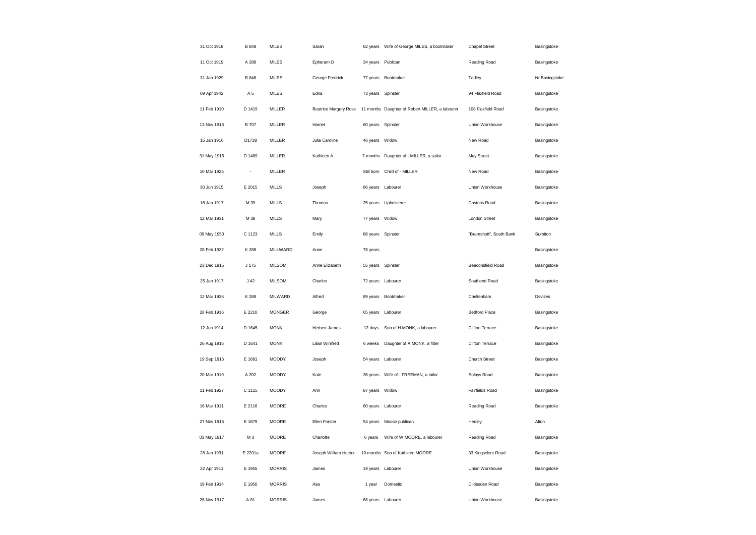| | | | | | | | |
|---|---|---|---|---|---|---|---|
| 31 Oct 1918 | B 848 | MILES | Sarah | 62 years | Wife of George MILES, a bootmaker | Chapel Street | Basingstoke |
| 11 Oct 1919 | A 288 | MILES | Epheram D | 34 years | Publican | Reading Road | Basingstoke |
| 31 Jan 1929 | B 848 | MILES | George Fredrick | 77 years | Bootmaker | Tadley | Nr Basingstoke |
| 09 Apr 1942 | A 5 | MILES | Edna | 73 years | Spinster | 94 Flaxfield Road | Basingstoke |
| 11 Feb 1910 | D 1419 | MILLER | Beatrice Margery Rose | 11 months | Daughter of Robert MILLER, a labourer | 108 Flaxfield Road | Basingstoke |
| 13 Nov 1913 | B 707 | MILLER | Harriet | 60 years | Spinster | Union Workhouse | Basingstoke |
| 15 Jan 1916 | D1738 | MILLER | Julia Caroline | 46 years | Widow | New Road | Basingstoke |
| 31 May 1916 | D 1489 | MILLER | Kathleen A | 7 months | Daughter of - MILLER, a sailor | May Street | Basingstoke |
| 10 Mar 1925 | - | MILLER | | Still born | Child of - MILLER | New Road | Basingstoke |
| 30 Jun 1915 | E 2015 | MILLS | Joseph | 86 years | Labourer | Union Workhouse | Basingstoke |
| 18 Jan 1917 | M 39 | MILLS | Thomas | 25 years | Upholsterer | Castons Road | Basingstoke |
| 12 Mar 1931 | M 38 | MILLS | Mary | 77 years | Widow | London Street | Basingstoke |
| 09 May 1950 | C 1123 | MILLS | Emily | 88 years | Spinster | "Bramshott", South Bank | Surbiton |
| 28 Feb 1922 | K 288 | MILLWARD | Anne | 78 years | | | Basingstoke |
| 23 Dec 1915 | J 175 | MILSOM | Anne Elizabeth | 55 years | Spinster | Beaconsfield Road | Basingstoke |
| 25 Jan 1917 | J 42 | MILSOM | Charles | 72 years | Labourer | Southend Road | Basingstoke |
| 12 Mar 1926 | K 288 | MILWARD | Alfred | 89 years | Bootmaker | Cheltenham | Devizes |
| 28 Feb 1916 | E 2210 | MONGER | George | 65 years | Labourer | Bedford Place | Basingstoke |
| 12 Jun 1914 | D 1645 | MONK | Herbert James | 12 days | Son of H MONK, a labourer | Clifton Terrace | Basingstoke |
| 26 Aug 1915 | D 1641 | MONK | Lilian Winifred | 6 weeks | Daughter of A MONK, a fitter | Clifton Terrace | Basingstoke |
| 19 Sep 1916 | E 1681 | MOODY | Joseph | 54 years | Labourer | Church Street | Basingstoke |
| 20 Mar 1919 | A 202 | MOODY | Kate | 36 years | Wife of - FREEMAN, a tailor | Solbys Road | Basingstoke |
| 11 Feb 1927 | C 1115 | MOODY | Ann | 87 years | Widow | Fairfields Road | Basingstoke |
| 16 Mar 1911 | E 2116 | MOORE | Charles | 60 years | Labourer | Reading Road | Basingstoke |
| 27 Nov 1916 | E 1879 | MOORE | Ellen Forster | 54 years | Moose publican | Hedley | Alton |
| 03 May 1917 | M 3 | MOORE | Charlotte | 6 years | Wife of W MOORE, a labourer | Reading Road | Basingstoke |
| 28 Jan 1931 | E 2201a | MOORE | Joseph William Hector | 10 months | Son of Kathleen MOORE | 33 Kingsclere Road | Basingstoke |
| 22 Apr 1911 | E 1955 | MORRIS | James | 19 years | Labourer | Union Workhouse | Basingstoke |
| 19 Feb 1914 | E 1950 | MORRIS | Asa | 1 year | Domestic | Clidesden Road | Basingstoke |
| 26 Nov 1917 | A 81 | MORRIS | James | 68 years | Labourer | Union Workhouse | Basingstoke |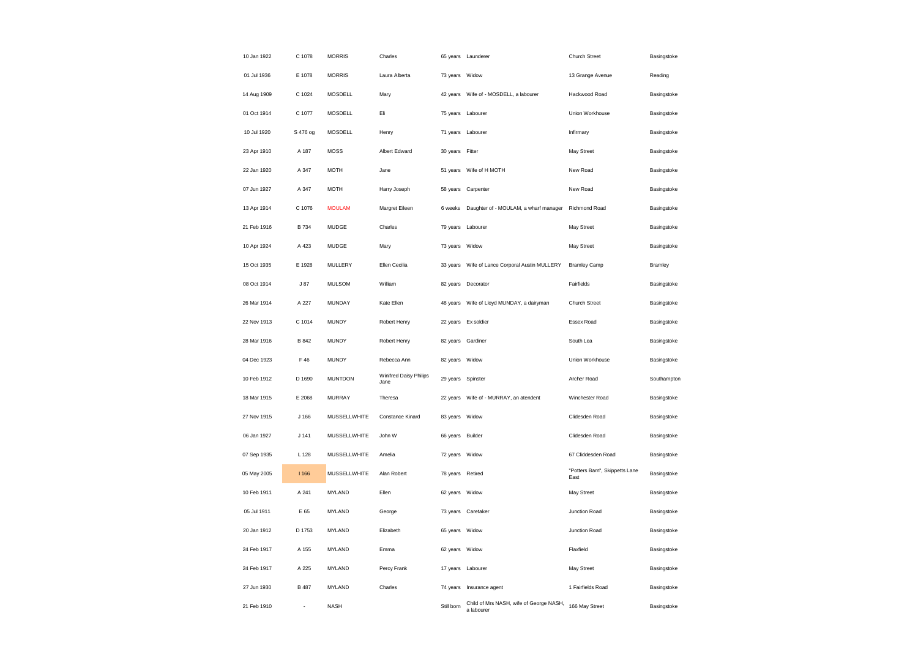| | | | | | | | |
|---|---|---|---|---|---|---|---|
| 10 Jan 1922 | C 1078 | MORRIS | Charles | 65 years | Launderer | Church Street | Basingstoke |
| 01 Jul 1936 | E 1078 | MORRIS | Laura Alberta | 73 years | Widow | 13 Grange Avenue | Reading |
| 14 Aug 1909 | C 1024 | MOSDELL | Mary | 42 years | Wife of - MOSDELL, a labourer | Hackwood Road | Basingstoke |
| 01 Oct 1914 | C 1077 | MOSDELL | Eli | 75 years | Labourer | Union Workhouse | Basingstoke |
| 10 Jul 1920 | S 476 og | MOSDELL | Henry | 71 years | Labourer | Infirmary | Basingstoke |
| 23 Apr 1910 | A 187 | MOSS | Albert Edward | 30 years | Fitter | May Street | Basingstoke |
| 22 Jan 1920 | A 347 | MOTH | Jane | 51 years | Wife of H MOTH | New Road | Basingstoke |
| 07 Jun 1927 | A 347 | MOTH | Harry Joseph | 58 years | Carpenter | New Road | Basingstoke |
| 13 Apr 1914 | C 1076 | MOULAM | Margret Eileen | 6 weeks | Daughter of - MOULAM, a wharf manager | Richmond Road | Basingstoke |
| 21 Feb 1916 | B 734 | MUDGE | Charles | 79 years | Labourer | May Street | Basingstoke |
| 10 Apr 1924 | A 423 | MUDGE | Mary | 73 years | Widow | May Street | Basingstoke |
| 15 Oct 1935 | E 1928 | MULLERY | Ellen Cecilia | 33 years | Wife of Lance Corporal Austin MULLERY | Bramley Camp | Bramley |
| 08 Oct 1914 | J 87 | MULSOM | William | 82 years | Decorator | Fairfields | Basingstoke |
| 26 Mar 1914 | A 227 | MUNDAY | Kate Ellen | 48 years | Wife of Lloyd MUNDAY, a dairyman | Church Street | Basingstoke |
| 22 Nov 1913 | C 1014 | MUNDY | Robert Henry | 22 years | Ex soldier | Essex Road | Basingstoke |
| 28 Mar 1916 | B 842 | MUNDY | Robert Henry | 82 years | Gardiner | South Lea | Basingstoke |
| 04 Dec 1923 | F 46 | MUNDY | Rebecca Ann | 82 years | Widow | Union Workhouse | Basingstoke |
| 10 Feb 1912 | D 1690 | MUNTDON | Winifred Daisy Philips Jane | 29 years | Spinster | Archer Road | Southampton |
| 18 Mar 1915 | E 2068 | MURRAY | Theresa | 22 years | Wife of - MURRAY, an atendent | Winchester Road | Basingstoke |
| 27 Nov 1915 | J 166 | MUSSELLWHITE | Constance Kinard | 83 years | Widow | Clidesden Road | Basingstoke |
| 06 Jan 1927 | J 141 | MUSSELLWHITE | John W | 66 years | Builder | Clidesden Road | Basingstoke |
| 07 Sep 1935 | L 128 | MUSSELLWHITE | Amelia | 72 years | Widow | 67 Cliddesden Road | Basingstoke |
| 05 May 2005 | I 166 | MUSSELLWHITE | Alan Robert | 78 years | Retired | "Potters Barn", Skippetts Lane East | Basingstoke |
| 10 Feb 1911 | A 241 | MYLAND | Ellen | 62 years | Widow | May Street | Basingstoke |
| 05 Jul 1911 | E 65 | MYLAND | George | 73 years | Caretaker | Junction Road | Basingstoke |
| 20 Jan 1912 | D 1753 | MYLAND | Elizabeth | 65 years | Widow | Junction Road | Basingstoke |
| 24 Feb 1917 | A 155 | MYLAND | Emma | 62 years | Widow | Flaxfield | Basingstoke |
| 24 Feb 1917 | A 225 | MYLAND | Percy Frank | 17 years | Labourer | May Street | Basingstoke |
| 27 Jun 1930 | B 487 | MYLAND | Charles | 74 years | Insurance agent | 1 Fairfields Road | Basingstoke |
| 21 Feb 1910 | - | NASH | | Still born | Child of Mrs NASH, wife of George NASH, a labourer | 166 May Street | Basingstoke |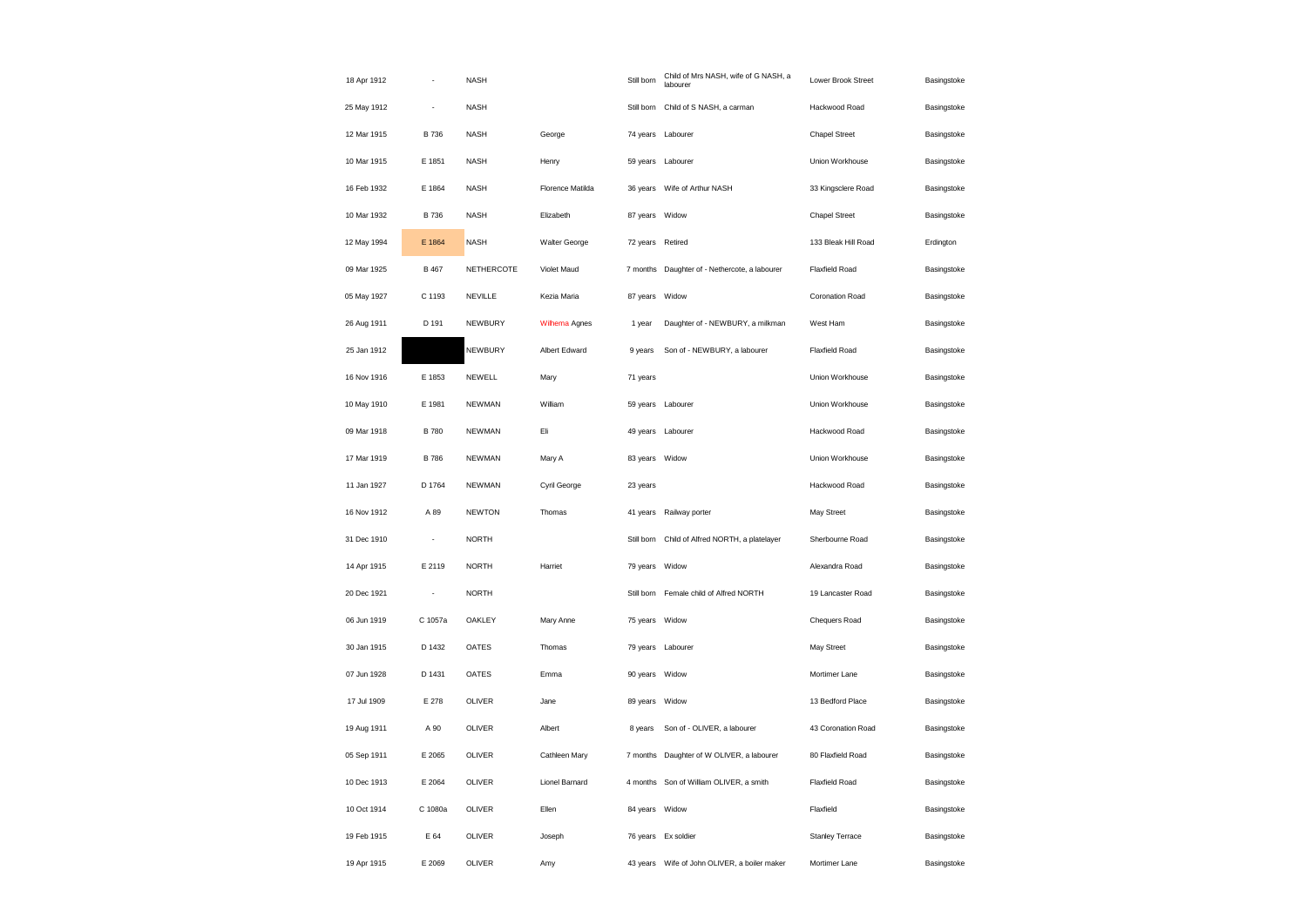| | | | | | | | |
|---|---|---|---|---|---|---|---|
| 18 Apr 1912 | - | NASH | | Still born | Child of Mrs NASH, wife of G NASH, a labourer | Lower Brook Street | Basingstoke |
| 25 May 1912 | - | NASH | | Still born | Child of S NASH, a carman | Hackwood Road | Basingstoke |
| 12 Mar 1915 | B 736 | NASH | George | 74 years | Labourer | Chapel Street | Basingstoke |
| 10 Mar 1915 | E 1851 | NASH | Henry | 59 years | Labourer | Union Workhouse | Basingstoke |
| 16 Feb 1932 | E 1864 | NASH | Florence Matilda | 36 years | Wife of Arthur NASH | 33 Kingsclere Road | Basingstoke |
| 10 Mar 1932 | B 736 | NASH | Elizabeth | 87 years | Widow | Chapel Street | Basingstoke |
| 12 May 1994 | E 1864 | NASH | Walter George | 72 years | Retired | 133 Bleak Hill Road | Erdington |
| 09 Mar 1925 | B 467 | NETHERCOTE | Violet Maud | 7 months | Daughter of - Nethercote, a labourer | Flaxfield Road | Basingstoke |
| 05 May 1927 | C 1193 | NEVILLE | Kezia Maria | 87 years | Widow | Coronation Road | Basingstoke |
| 26 Aug 1911 | D 191 | NEWBURY | Wilhema Agnes | 1 year | Daughter of - NEWBURY, a milkman | West Ham | Basingstoke |
| 25 Jan 1912 | | NEWBURY | Albert Edward | 9 years | Son of - NEWBURY, a labourer | Flaxfield Road | Basingstoke |
| 16 Nov 1916 | E 1853 | NEWELL | Mary | 71 years | | Union Workhouse | Basingstoke |
| 10 May 1910 | E 1981 | NEWMAN | William | 59 years | Labourer | Union Workhouse | Basingstoke |
| 09 Mar 1918 | B 780 | NEWMAN | Eli | 49 years | Labourer | Hackwood Road | Basingstoke |
| 17 Mar 1919 | B 786 | NEWMAN | Mary A | 83 years | Widow | Union Workhouse | Basingstoke |
| 11 Jan 1927 | D 1764 | NEWMAN | Cyril George | 23 years | | Hackwood Road | Basingstoke |
| 16 Nov 1912 | A 89 | NEWTON | Thomas | 41 years | Railway porter | May Street | Basingstoke |
| 31 Dec 1910 | - | NORTH | | Still born | Child of Alfred NORTH, a platelayer | Sherbourne Road | Basingstoke |
| 14 Apr 1915 | E 2119 | NORTH | Harriet | 79 years | Widow | Alexandra Road | Basingstoke |
| 20 Dec 1921 | - | NORTH | | Still born | Female child of Alfred NORTH | 19 Lancaster Road | Basingstoke |
| 06 Jun 1919 | C 1057a | OAKLEY | Mary Anne | 75 years | Widow | Chequers Road | Basingstoke |
| 30 Jan 1915 | D 1432 | OATES | Thomas | 79 years | Labourer | May Street | Basingstoke |
| 07 Jun 1928 | D 1431 | OATES | Emma | 90 years | Widow | Mortimer Lane | Basingstoke |
| 17 Jul 1909 | E 278 | OLIVER | Jane | 89 years | Widow | 13 Bedford Place | Basingstoke |
| 19 Aug 1911 | A 90 | OLIVER | Albert | 8 years | Son of - OLIVER, a labourer | 43 Coronation Road | Basingstoke |
| 05 Sep 1911 | E 2065 | OLIVER | Cathleen Mary | 7 months | Daughter of W OLIVER, a labourer | 80 Flaxfield Road | Basingstoke |
| 10 Dec 1913 | E 2064 | OLIVER | Lionel Barnard | 4 months | Son of William OLIVER, a smith | Flaxfield Road | Basingstoke |
| 10 Oct 1914 | C 1080a | OLIVER | Ellen | 84 years | Widow | Flaxfield | Basingstoke |
| 19 Feb 1915 | E 64 | OLIVER | Joseph | 76 years | Ex soldier | Stanley Terrace | Basingstoke |
| 19 Apr 1915 | E 2069 | OLIVER | Amy | 43 years | Wife of John OLIVER, a boiler maker | Mortimer Lane | Basingstoke |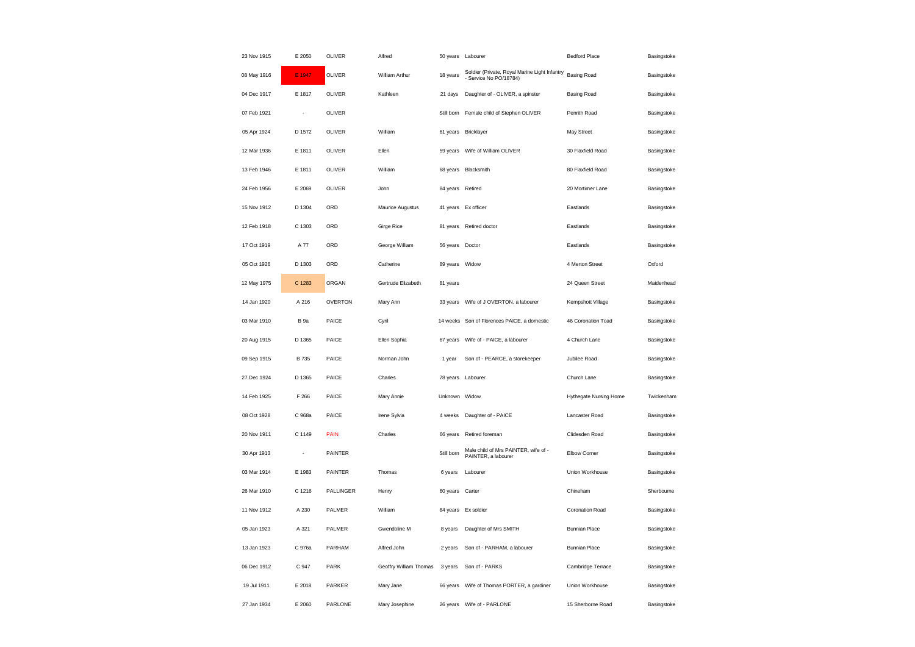| | | | | | | | |
|---|---|---|---|---|---|---|---|
| 23 Nov 1915 | E 2050 | OLIVER | Alfred | 50 years | Labourer | Bedford Place | Basingstoke |
| 08 May 1916 | E 1947 | OLIVER | William Arthur | 18 years | Soldier (Private, Royal Marine Light Infantry - Service No PO/18784) | Basing Road | Basingstoke |
| 04 Dec 1917 | E 1817 | OLIVER | Kathleen | 21 days | Daughter of - OLIVER, a spinster | Basing Road | Basingstoke |
| 07 Feb 1921 | - | OLIVER | | Still born | Female child of Stephen OLIVER | Penrith Road | Basingstoke |
| 05 Apr 1924 | D 1572 | OLIVER | William | 61 years | Bricklayer | May Street | Basingstoke |
| 12 Mar 1936 | E 1811 | OLIVER | Ellen | 59 years | Wife of William OLIVER | 30 Flaxfield Road | Basingstoke |
| 13 Feb 1946 | E 1811 | OLIVER | William | 68 years | Blacksmith | 80 Flaxfield Road | Basingstoke |
| 24 Feb 1956 | E 2069 | OLIVER | John | 84 years | Retired | 20 Mortimer Lane | Basingstoke |
| 15 Nov 1912 | D 1304 | ORD | Maurice Augustus | 41 years | Ex officer | Eastlands | Basingstoke |
| 12 Feb 1918 | C 1303 | ORD | Girge Rice | 81 years | Retired doctor | Eastlands | Basingstoke |
| 17 Oct 1919 | A 77 | ORD | George William | 56 years | Doctor | Eastlands | Basingstoke |
| 05 Oct 1926 | D 1303 | ORD | Catherine | 89 years | Widow | 4 Merton Street | Oxford |
| 12 May 1975 | C 1283 | ORGAN | Gertrude Elizabeth | 81 years | | 24 Queen Street | Maidenhead |
| 14 Jan 1920 | A 216 | OVERTON | Mary Ann | 33 years | Wife of J OVERTON, a labourer | Kempshott Village | Basingstoke |
| 03 Mar 1910 | B 9a | PAICE | Cyril | 14 weeks | Son of Florences PAICE, a domestic | 46 Coronation Toad | Basingstoke |
| 20 Aug 1915 | D 1365 | PAICE | Ellen Sophia | 67 years | Wife of - PAICE, a labourer | 4 Church Lane | Basingstoke |
| 09 Sep 1915 | B 735 | PAICE | Norman John | 1 year | Son of - PEARCE, a storekeeper | Jubilee Road | Basingstoke |
| 27 Dec 1924 | D 1365 | PAICE | Charles | 78 years | Labourer | Church Lane | Basingstoke |
| 14 Feb 1925 | F 266 | PAICE | Mary Annie | Unknown | Widow | Hythegate Nursing Home | Twickenham |
| 08 Oct 1928 | C 968a | PAICE | Irene Sylvia | 4 weeks | Daughter of - PAICE | Lancaster Road | Basingstoke |
| 20 Nov 1911 | C 1149 | PAIN | Charles | 66 years | Retired foreman | Clidesden Road | Basingstoke |
| 30 Apr 1913 | - | PAINTER | | Still born | Male child of Mrs PAINTER, wife of - PAINTER, a labourer | Elbow Corner | Basingstoke |
| 03 Mar 1914 | E 1983 | PAINTER | Thomas | 6 years | Labourer | Union Workhouse | Basingstoke |
| 26 Mar 1910 | C 1216 | PALLINGER | Henry | 60 years | Carter | Chineham | Sherbourne |
| 11 Nov 1912 | A 230 | PALMER | William | 84 years | Ex soldier | Coronation Road | Basingstoke |
| 05 Jan 1923 | A 321 | PALMER | Gwendoline M | 8 years | Daughter of Mrs SMITH | Bunnian Place | Basingstoke |
| 13 Jan 1923 | C 976a | PARHAM | Alfred John | 2 years | Son of - PARHAM, a labourer | Bunnian Place | Basingstoke |
| 06 Dec 1912 | C 947 | PARK | Geoffry William Thomas | 3 years | Son of - PARKS | Cambridge Terrace | Basingstoke |
| 19 Jul 1911 | E 2018 | PARKER | Mary Jane | 66 years | Wife of Thomas PORTER, a gardiner | Union Workhouse | Basingstoke |
| 27 Jan 1934 | E 2060 | PARLONE | Mary Josephine | 26 years | Wife of - PARLONE | 15 Sherborne Road | Basingstoke |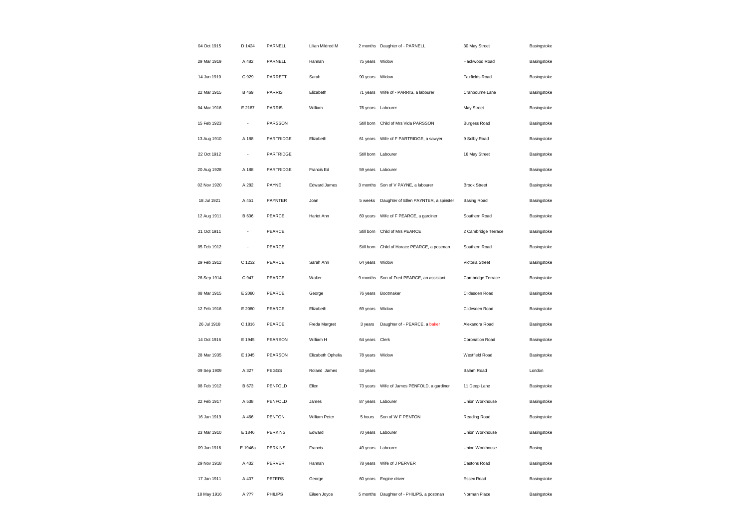| | | | | | | | |
|---|---|---|---|---|---|---|---|
| 04 Oct 1915 | D 1424 | PARNELL | Lilian Mildred M | 2 months | Daughter of - PARNELL | 30 May Street | Basingstoke |
| 29 Mar 1919 | A 482 | PARNELL | Hannah | 75 years | Widow | Hackwood Road | Basingstoke |
| 14 Jun 1910 | C 929 | PARRETT | Sarah | 90 years | Widow | Fairfields Road | Basingstoke |
| 22 Mar 1915 | B 469 | PARRIS | Elizabeth | 71 years | Wife of - PARRIS, a labourer | Cranbourne Lane | Basingstoke |
| 04 Mar 1916 | E 2187 | PARRIS | William | 76 years | Labourer | May Street | Basingstoke |
| 15 Feb 1923 | - | PARSSON | | Still born | Child of Mrs Vida PARSSON | Burgess Road | Basingstoke |
| 13 Aug 1910 | A 188 | PARTRIDGE | Elizabeth | 61 years | Wife of F PARTRIDGE, a sawyer | 9 Solby Road | Basingstoke |
| 22 Oct 1912 | - | PARTRIDGE | | Still born | Labourer | 16 May Street | Basingstoke |
| 20 Aug 1928 | A 188 | PARTRIDGE | Francis Ed | 59 years | Labourer | | Basingstoke |
| 02 Nov 1920 | A 282 | PAYNE | Edward James | 3 months | Son of V PAYNE, a labourer | Brook Street | Basingstoke |
| 18 Jul 1921 | A 451 | PAYNTER | Joan | 5 weeks | Daughter of Ellen PAYNTER, a spinster | Basing Road | Basingstoke |
| 12 Aug 1911 | B 606 | PEARCE | Hariet Ann | 69 years | Wife of F PEARCE, a gardiner | Southern Road | Basingstoke |
| 21 Oct 1911 | - | PEARCE | | Still born | Child of Mrs PEARCE | 2 Cambridge Terrace | Basingstoke |
| 05 Feb 1912 | - | PEARCE | | Still born | Child of Horace PEARCE, a postman | Southern Road | Basingstoke |
| 29 Feb 1912 | C 1232 | PEARCE | Sarah Ann | 64 years | Widow | Victoria Street | Basingstoke |
| 26 Sep 1914 | C 947 | PEARCE | Walter | 9 months | Son of Fred PEARCE, an assistant | Cambridge Terrace | Basingstoke |
| 08 Mar 1915 | E 2080 | PEARCE | George | 76 years | Bootmaker | Clidesden Road | Basingstoke |
| 12 Feb 1916 | E 2080 | PEARCE | Elizabeth | 69 years | Widow | Clidesden Road | Basingstoke |
| 26 Jul 1918 | C 1816 | PEARCE | Freda Margret | 3 years | Daughter of - PEARCE, a baker | Alexandra Road | Basingstoke |
| 14 Oct 1916 | E 1945 | PEARSON | William H | 64 years | Clerk | Coronation Road | Basingstoke |
| 28 Mar 1935 | E 1945 | PEARSON | Elizabeth Ophelia | 78 years | Widow | Westfield Road | Basingstoke |
| 09 Sep 1909 | A 327 | PEGGS | Roland James | 53 years | | Balam Road | London |
| 08 Feb 1912 | B 673 | PENFOLD | Ellen | 73 years | Wife of James PENFOLD, a gardiner | 11 Deep Lane | Basingstoke |
| 22 Feb 1917 | A 538 | PENFOLD | James | 87 years | Labourer | Union Workhouse | Basingstoke |
| 16 Jan 1919 | A 466 | PENTON | William Peter | 5 hours | Son of W F PENTON | Reading Road | Basingstoke |
| 23 Mar 1910 | E 1846 | PERKINS | Edward | 70 years | Labourer | Union Workhouse | Basingstoke |
| 09 Jun 1916 | E 1946a | PERKINS | Francis | 49 years | Labourer | Union Workhouse | Basing |
| 29 Nov 1918 | A 432 | PERVER | Hannah | 78 years | Wife of J PERVER | Castons Road | Basingstoke |
| 17 Jan 1911 | A 407 | PETERS | George | 60 years | Engine driver | Essex Road | Basingstoke |
| 18 May 1916 | A ??? | PHILIPS | Eileen Joyce | 5 months | Daughter of - PHILIPS, a postman | Norman Place | Basingstoke |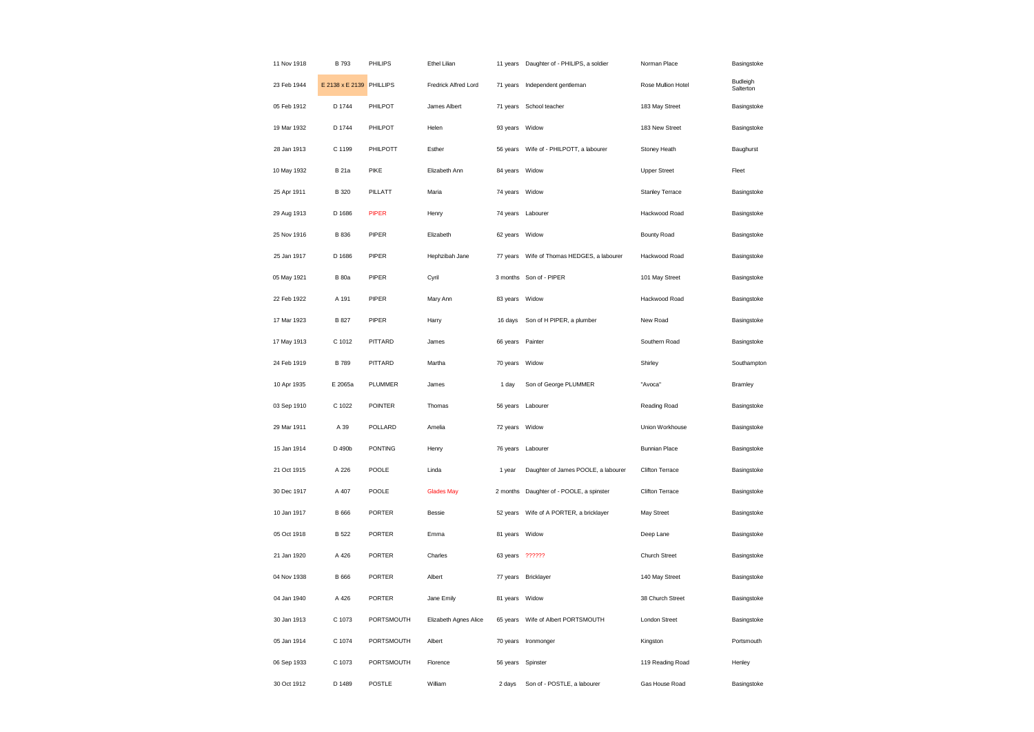| | | | | | | | |
|---|---|---|---|---|---|---|---|
| 11 Nov 1918 | B 793 | PHILIPS | Ethel Lilian | 11 years | Daughter of - PHILIPS, a soldier | Norman Place | Basingstoke |
| 23 Feb 1944 | E 2138 x E 2139 | PHILLIPS | Fredrick Alfred Lord | 71 years | Independent gentleman | Rose Mullion Hotel | Budleigh Salterton |
| 05 Feb 1912 | D 1744 | PHILPOT | James Albert | 71 years | School teacher | 183 May Street | Basingstoke |
| 19 Mar 1932 | D 1744 | PHILPOT | Helen | 93 years | Widow | 183 New Street | Basingstoke |
| 28 Jan 1913 | C 1199 | PHILPOTT | Esther | 56 years | Wife of - PHILPOTT, a labourer | Stoney Heath | Baughurst |
| 10 May 1932 | B 21a | PIKE | Elizabeth Ann | 84 years | Widow | Upper Street | Fleet |
| 25 Apr 1911 | B 320 | PILLATT | Maria | 74 years | Widow | Stanley Terrace | Basingstoke |
| 29 Aug 1913 | D 1686 | PIPER | Henry | 74 years | Labourer | Hackwood Road | Basingstoke |
| 25 Nov 1916 | B 836 | PIPER | Elizabeth | 62 years | Widow | Bounty Road | Basingstoke |
| 25 Jan 1917 | D 1686 | PIPER | Hephzibah Jane | 77 years | Wife of Thomas HEDGES, a labourer | Hackwood Road | Basingstoke |
| 05 May 1921 | B 80a | PIPER | Cyril | 3 months | Son of - PIPER | 101 May Street | Basingstoke |
| 22 Feb 1922 | A 191 | PIPER | Mary Ann | 83 years | Widow | Hackwood Road | Basingstoke |
| 17 Mar 1923 | B 827 | PIPER | Harry | 16 days | Son of H PIPER, a plumber | New Road | Basingstoke |
| 17 May 1913 | C 1012 | PITTARD | James | 66 years | Painter | Southern Road | Basingstoke |
| 24 Feb 1919 | B 789 | PITTARD | Martha | 70 years | Widow | Shirley | Southampton |
| 10 Apr 1935 | E 2065a | PLUMMER | James | 1 day | Son of George PLUMMER | "Avoca" | Bramley |
| 03 Sep 1910 | C 1022 | POINTER | Thomas | 56 years | Labourer | Reading Road | Basingstoke |
| 29 Mar 1911 | A 39 | POLLARD | Amelia | 72 years | Widow | Union Workhouse | Basingstoke |
| 15 Jan 1914 | D 490b | PONTING | Henry | 76 years | Labourer | Bunnian Place | Basingstoke |
| 21 Oct 1915 | A 226 | POOLE | Linda | 1 year | Daughter of James POOLE, a labourer | Clifton Terrace | Basingstoke |
| 30 Dec 1917 | A 407 | POOLE | Glades May | 2 months | Daughter of - POOLE, a spinster | Clifton Terrace | Basingstoke |
| 10 Jan 1917 | B 666 | PORTER | Bessie | 52 years | Wife of A PORTER, a bricklayer | May Street | Basingstoke |
| 05 Oct 1918 | B 522 | PORTER | Emma | 81 years | Widow | Deep Lane | Basingstoke |
| 21 Jan 1920 | A 426 | PORTER | Charles | 63 years | ?????? | Church Street | Basingstoke |
| 04 Nov 1938 | B 666 | PORTER | Albert | 77 years | Bricklayer | 140 May Street | Basingstoke |
| 04 Jan 1940 | A 426 | PORTER | Jane Emily | 81 years | Widow | 38 Church Street | Basingstoke |
| 30 Jan 1913 | C 1073 | PORTSMOUTH | Elizabeth Agnes Alice | 65 years | Wife of Albert PORTSMOUTH | London Street | Basingstoke |
| 05 Jan 1914 | C 1074 | PORTSMOUTH | Albert | 70 years | Ironmonger | Kingston | Portsmouth |
| 06 Sep 1933 | C 1073 | PORTSMOUTH | Florence | 56 years | Spinster | 119 Reading Road | Henley |
| 30 Oct 1912 | D 1489 | POSTLE | William | 2 days | Son of - POSTLE, a labourer | Gas House Road | Basingstoke |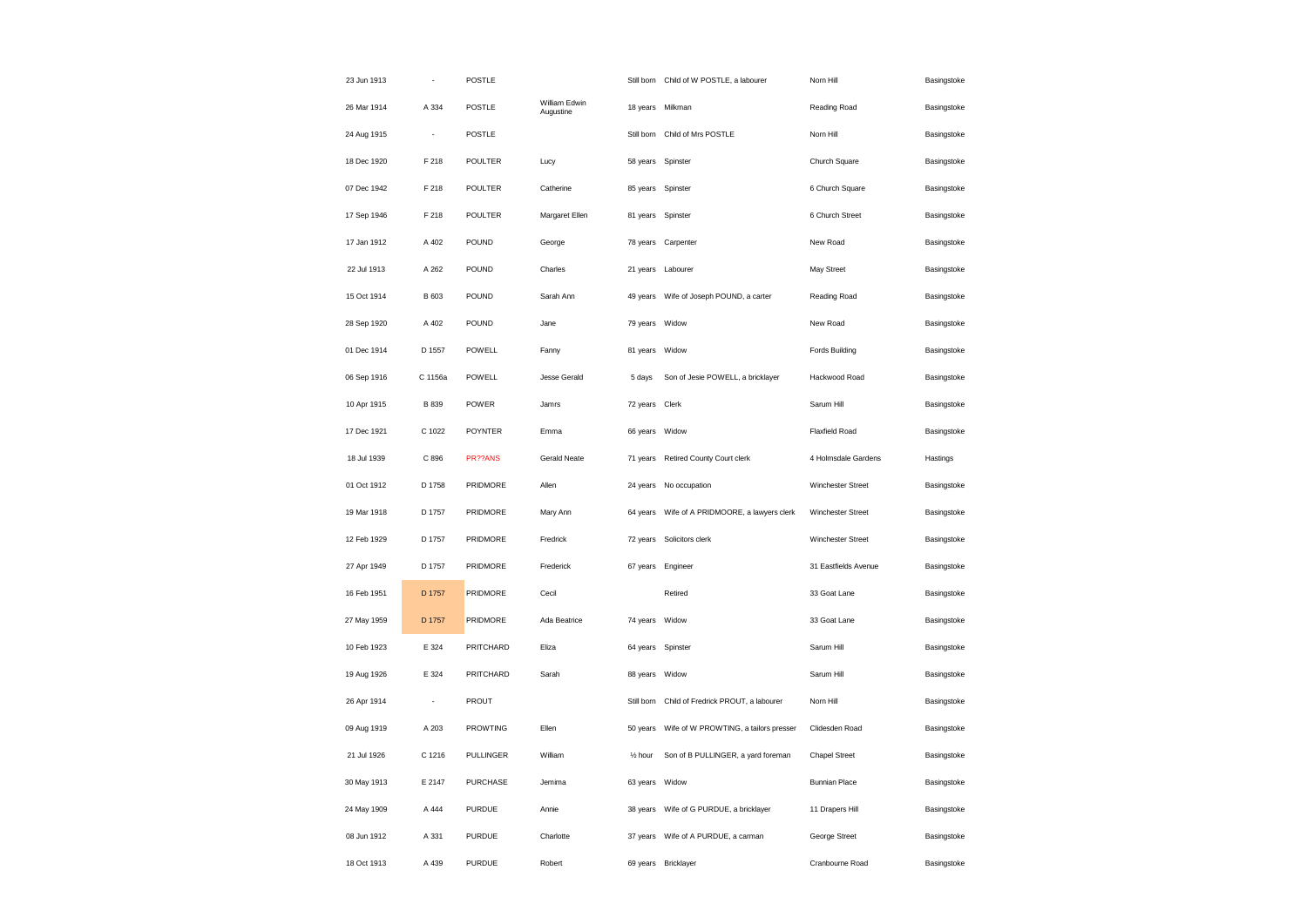| | | | | | | | |
|---|---|---|---|---|---|---|---|
| 23 Jun 1913 | - | POSTLE | | Still born | Child of W POSTLE, a labourer | Norn Hill | Basingstoke |
| 26 Mar 1914 | A 334 | POSTLE | William Edwin Augustine | 18 years | Milkman | Reading Road | Basingstoke |
| 24 Aug 1915 | - | POSTLE | | Still born | Child of Mrs POSTLE | Norn Hill | Basingstoke |
| 18 Dec 1920 | F 218 | POULTER | Lucy | 58 years | Spinster | Church Square | Basingstoke |
| 07 Dec 1942 | F 218 | POULTER | Catherine | 85 years | Spinster | 6 Church Square | Basingstoke |
| 17 Sep 1946 | F 218 | POULTER | Margaret Ellen | 81 years | Spinster | 6 Church Street | Basingstoke |
| 17 Jan 1912 | A 402 | POUND | George | 78 years | Carpenter | New Road | Basingstoke |
| 22 Jul 1913 | A 262 | POUND | Charles | 21 years | Labourer | May Street | Basingstoke |
| 15 Oct 1914 | B 603 | POUND | Sarah Ann | 49 years | Wife of Joseph POUND, a carter | Reading Road | Basingstoke |
| 28 Sep 1920 | A 402 | POUND | Jane | 79 years | Widow | New Road | Basingstoke |
| 01 Dec 1914 | D 1557 | POWELL | Fanny | 81 years | Widow | Fords Building | Basingstoke |
| 06 Sep 1916 | C 1156a | POWELL | Jesse Gerald | 5 days | Son of Jesie POWELL, a bricklayer | Hackwood Road | Basingstoke |
| 10 Apr 1915 | B 839 | POWER | Jamrs | 72 years | Clerk | Sarum Hill | Basingstoke |
| 17 Dec 1921 | C 1022 | POYNTER | Emma | 66 years | Widow | Flaxfield Road | Basingstoke |
| 18 Jul 1939 | C 896 | PR??ANS | Gerald Neate | 71 years | Retired County Court clerk | 4 Holmsdale Gardens | Hastings |
| 01 Oct 1912 | D 1758 | PRIDMORE | Allen | 24 years | No occupation | Winchester Street | Basingstoke |
| 19 Mar 1918 | D 1757 | PRIDMORE | Mary Ann | 64 years | Wife of A PRIDMOORE, a lawyers clerk | Winchester Street | Basingstoke |
| 12 Feb 1929 | D 1757 | PRIDMORE | Fredrick | 72 years | Solicitors clerk | Winchester Street | Basingstoke |
| 27 Apr 1949 | D 1757 | PRIDMORE | Frederick | 67 years | Engineer | 31 Eastfields Avenue | Basingstoke |
| 16 Feb 1951 | D 1757 | PRIDMORE | Cecil | | Retired | 33 Goat Lane | Basingstoke |
| 27 May 1959 | D 1757 | PRIDMORE | Ada Beatrice | 74 years | Widow | 33 Goat Lane | Basingstoke |
| 10 Feb 1923 | E 324 | PRITCHARD | Eliza | 64 years | Spinster | Sarum Hill | Basingstoke |
| 19 Aug 1926 | E 324 | PRITCHARD | Sarah | 88 years | Widow | Sarum Hill | Basingstoke |
| 26 Apr 1914 | - | PROUT | | Still born | Child of Fredrick PROUT, a labourer | Norn Hill | Basingstoke |
| 09 Aug 1919 | A 203 | PROWTING | Ellen | 50 years | Wife of W PROWTING, a tailors presser | Clidesden Road | Basingstoke |
| 21 Jul 1926 | C 1216 | PULLINGER | William | ½ hour | Son of B PULLINGER, a yard foreman | Chapel Street | Basingstoke |
| 30 May 1913 | E 2147 | PURCHASE | Jemima | 63 years | Widow | Bunnian Place | Basingstoke |
| 24 May 1909 | A 444 | PURDUE | Annie | 38 years | Wife of G PURDUE, a bricklayer | 11 Drapers Hill | Basingstoke |
| 08 Jun 1912 | A 331 | PURDUE | Charlotte | 37 years | Wife of A PURDUE, a carman | George Street | Basingstoke |
| 18 Oct 1913 | A 439 | PURDUE | Robert | 69 years | Bricklayer | Cranbourne Road | Basingstoke |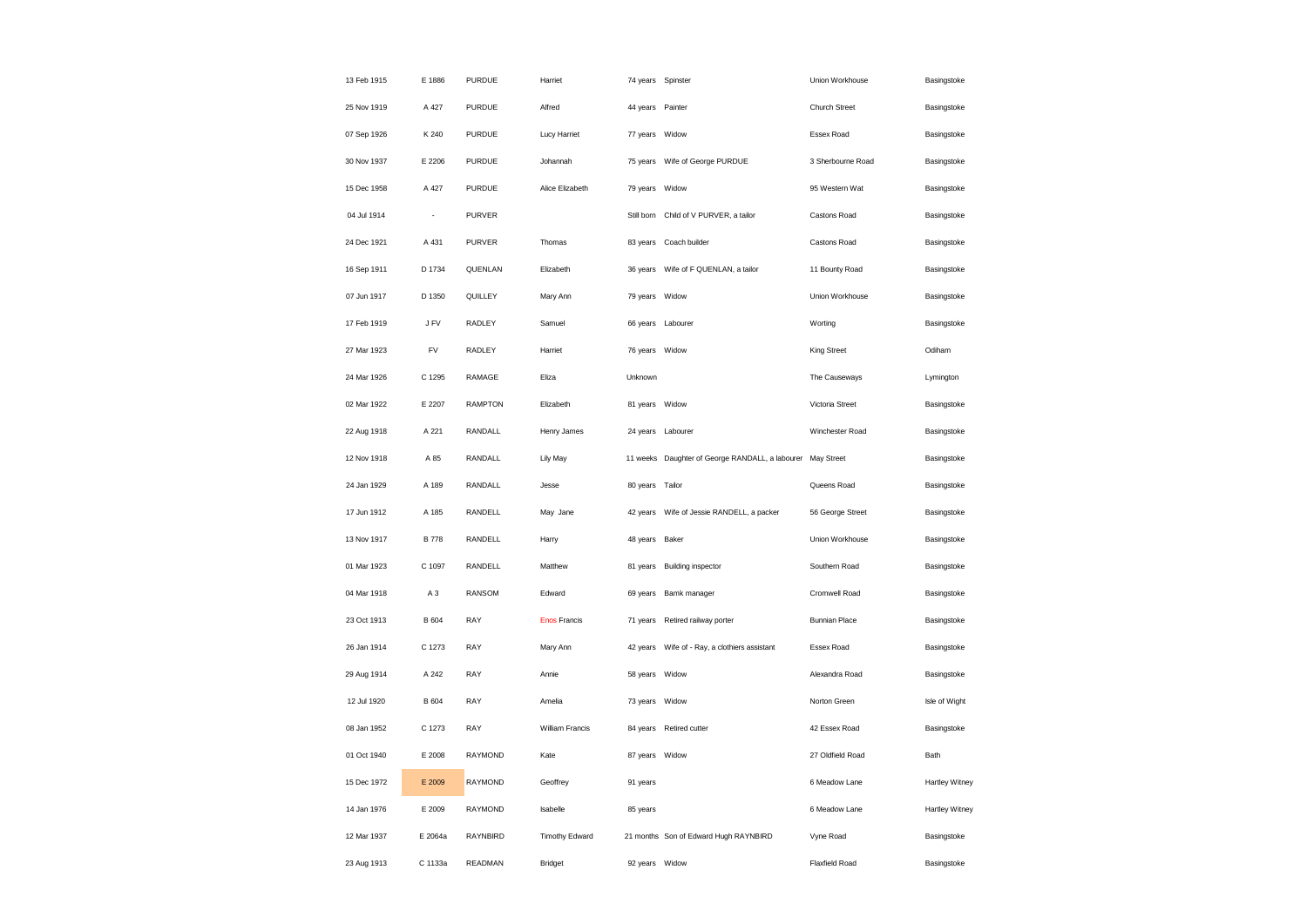| | | | | | | | |
|---|---|---|---|---|---|---|---|
| 13 Feb 1915 | E 1886 | PURDUE | Harriet | 74 years | Spinster | Union Workhouse | Basingstoke |
| 25 Nov 1919 | A 427 | PURDUE | Alfred | 44 years | Painter | Church Street | Basingstoke |
| 07 Sep 1926 | K 240 | PURDUE | Lucy Harriet | 77 years | Widow | Essex Road | Basingstoke |
| 30 Nov 1937 | E 2206 | PURDUE | Johannah | 75 years | Wife of George PURDUE | 3 Sherbourne Road | Basingstoke |
| 15 Dec 1958 | A 427 | PURDUE | Alice Elizabeth | 79 years | Widow | 95 Western Wat | Basingstoke |
| 04 Jul 1914 | - | PURVER | | Still born | Child of V PURVER, a tailor | Castons Road | Basingstoke |
| 24 Dec 1921 | A 431 | PURVER | Thomas | 83 years | Coach builder | Castons Road | Basingstoke |
| 16 Sep 1911 | D 1734 | QUENLAN | Elizabeth | 36 years | Wife of F QUENLAN, a tailor | 11 Bounty Road | Basingstoke |
| 07 Jun 1917 | D 1350 | QUILLEY | Mary Ann | 79 years | Widow | Union Workhouse | Basingstoke |
| 17 Feb 1919 | J FV | RADLEY | Samuel | 66 years | Labourer | Worting | Basingstoke |
| 27 Mar 1923 | FV | RADLEY | Harriet | 76 years | Widow | King Street | Odiham |
| 24 Mar 1926 | C 1295 | RAMAGE | Eliza | Unknown | | The Causeways | Lymington |
| 02 Mar 1922 | E 2207 | RAMPTON | Elizabeth | 81 years | Widow | Victoria Street | Basingstoke |
| 22 Aug 1918 | A 221 | RANDALL | Henry James | 24 years | Labourer | Winchester Road | Basingstoke |
| 12 Nov 1918 | A 85 | RANDALL | Lily May | 11 weeks | Daughter of George RANDALL, a labourer | May Street | Basingstoke |
| 24 Jan 1929 | A 189 | RANDALL | Jesse | 80 years | Tailor | Queens Road | Basingstoke |
| 17 Jun 1912 | A 185 | RANDELL | May Jane | 42 years | Wife of Jessie RANDELL, a packer | 56 George Street | Basingstoke |
| 13 Nov 1917 | B 778 | RANDELL | Harry | 48 years | Baker | Union Workhouse | Basingstoke |
| 01 Mar 1923 | C 1097 | RANDELL | Matthew | 81 years | Building inspector | Southern Road | Basingstoke |
| 04 Mar 1918 | A 3 | RANSOM | Edward | 69 years | Bamk manager | Cromwell Road | Basingstoke |
| 23 Oct 1913 | B 604 | RAY | Enos Francis | 71 years | Retired railway porter | Bunnian Place | Basingstoke |
| 26 Jan 1914 | C 1273 | RAY | Mary Ann | 42 years | Wife of - Ray, a clothiers assistant | Essex Road | Basingstoke |
| 29 Aug 1914 | A 242 | RAY | Annie | 58 years | Widow | Alexandra Road | Basingstoke |
| 12 Jul 1920 | B 604 | RAY | Amelia | 73 years | Widow | Norton Green | Isle of Wight |
| 08 Jan 1952 | C 1273 | RAY | William Francis | 84 years | Retired cutter | 42 Essex Road | Basingstoke |
| 01 Oct 1940 | E 2008 | RAYMOND | Kate | 87 years | Widow | 27 Oldfield Road | Bath |
| 15 Dec 1972 | E 2009 | RAYMOND | Geoffrey | 91 years | | 6 Meadow Lane | Hartley Witney |
| 14 Jan 1976 | E 2009 | RAYMOND | Isabelle | 85 years | | 6 Meadow Lane | Hartley Witney |
| 12 Mar 1937 | E 2064a | RAYNBIRD | Timothy Edward | 21 months | Son of Edward Hugh RAYNBIRD | Vyne Road | Basingstoke |
| 23 Aug 1913 | C 1133a | READMAN | Bridget | 92 years | Widow | Flaxfield Road | Basingstoke |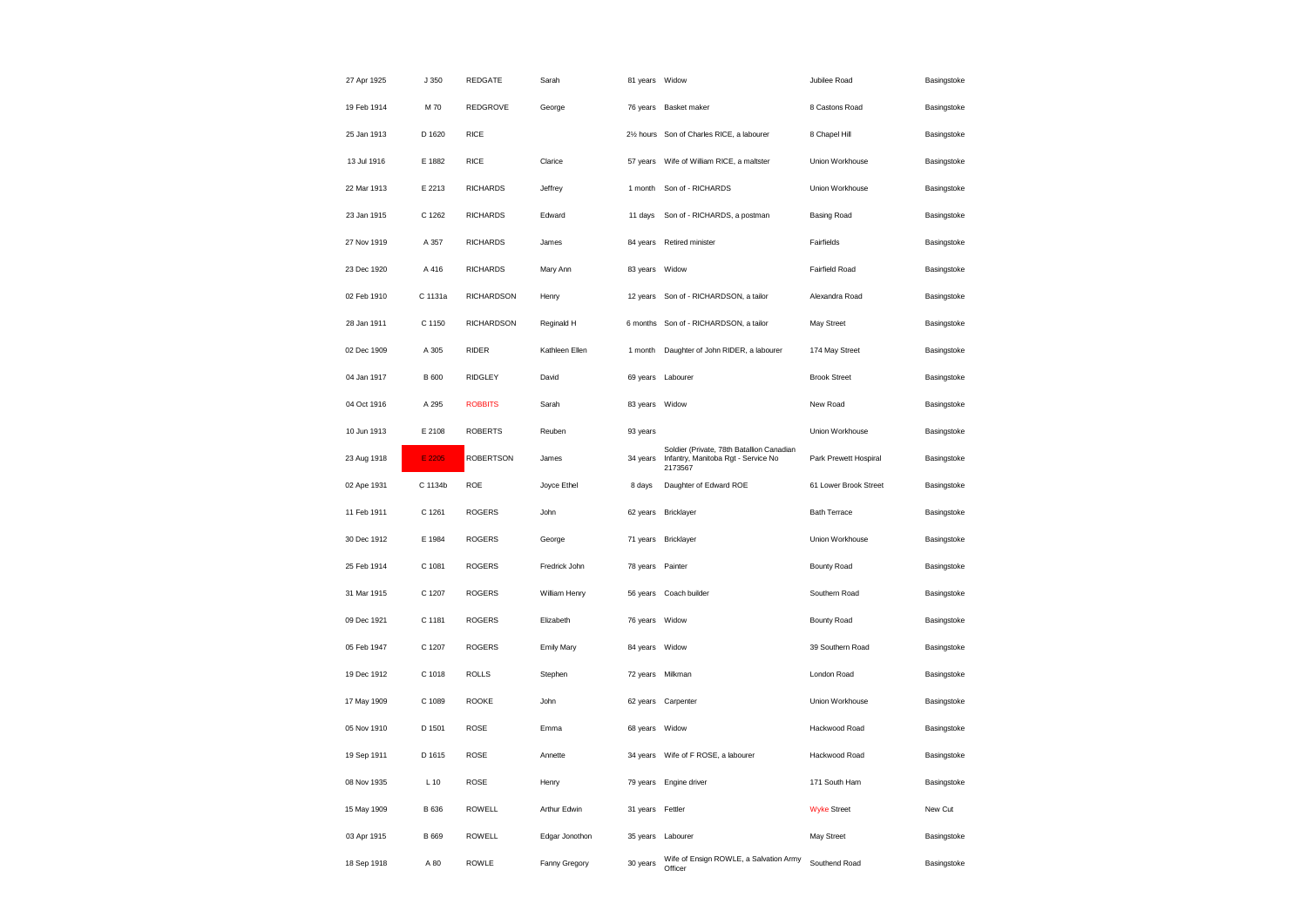| | | | | | | | |
|---|---|---|---|---|---|---|---|
| 27 Apr 1925 | J 350 | REDGATE | Sarah | 81 years | Widow | Jubilee Road | Basingstoke |
| 19 Feb 1914 | M 70 | REDGROVE | George | 76 years | Basket maker | 8 Castons Road | Basingstoke |
| 25 Jan 1913 | D 1620 | RICE | | 2½ hours | Son of Charles RICE, a labourer | 8 Chapel Hill | Basingstoke |
| 13 Jul 1916 | E 1882 | RICE | Clarice | 57 years | Wife of William RICE, a maltster | Union Workhouse | Basingstoke |
| 22 Mar 1913 | E 2213 | RICHARDS | Jeffrey | 1 month | Son of - RICHARDS | Union Workhouse | Basingstoke |
| 23 Jan 1915 | C 1262 | RICHARDS | Edward | 11 days | Son of - RICHARDS, a postman | Basing Road | Basingstoke |
| 27 Nov 1919 | A 357 | RICHARDS | James | 84 years | Retired minister | Fairfields | Basingstoke |
| 23 Dec 1920 | A 416 | RICHARDS | Mary Ann | 83 years | Widow | Fairfield Road | Basingstoke |
| 02 Feb 1910 | C 1131a | RICHARDSON | Henry | 12 years | Son of - RICHARDSON, a tailor | Alexandra Road | Basingstoke |
| 28 Jan 1911 | C 1150 | RICHARDSON | Reginald H | 6 months | Son of - RICHARDSON, a tailor | May Street | Basingstoke |
| 02 Dec 1909 | A 305 | RIDER | Kathleen Ellen | 1 month | Daughter of John RIDER, a labourer | 174 May Street | Basingstoke |
| 04 Jan 1917 | B 600 | RIDGLEY | David | 69 years | Labourer | Brook Street | Basingstoke |
| 04 Oct 1916 | A 295 | ROBBITS | Sarah | 83 years | Widow | New Road | Basingstoke |
| 10 Jun 1913 | E 2108 | ROBERTS | Reuben | 93 years | | Union Workhouse | Basingstoke |
| 23 Aug 1918 | E 2205 | ROBERTSON | James | 34 years | Soldier (Private, 78th Batallion Canadian Infantry, Manitoba Rgt - Service No 2173567 | Park Prewett Hospiral | Basingstoke |
| 02 Ape 1931 | C 1134b | ROE | Joyce Ethel | 8 days | Daughter of Edward ROE | 61 Lower Brook Street | Basingstoke |
| 11 Feb 1911 | C 1261 | ROGERS | John | 62 years | Bricklayer | Bath Terrace | Basingstoke |
| 30 Dec 1912 | E 1984 | ROGERS | George | 71 years | Bricklayer | Union Workhouse | Basingstoke |
| 25 Feb 1914 | C 1081 | ROGERS | Fredrick John | 78 years | Painter | Bounty Road | Basingstoke |
| 31 Mar 1915 | C 1207 | ROGERS | William Henry | 56 years | Coach builder | Southern Road | Basingstoke |
| 09 Dec 1921 | C 1181 | ROGERS | Elizabeth | 76 years | Widow | Bounty Road | Basingstoke |
| 05 Feb 1947 | C 1207 | ROGERS | Emily Mary | 84 years | Widow | 39 Southern Road | Basingstoke |
| 19 Dec 1912 | C 1018 | ROLLS | Stephen | 72 years | Milkman | London Road | Basingstoke |
| 17 May 1909 | C 1089 | ROOKE | John | 62 years | Carpenter | Union Workhouse | Basingstoke |
| 05 Nov 1910 | D 1501 | ROSE | Emma | 68 years | Widow | Hackwood Road | Basingstoke |
| 19 Sep 1911 | D 1615 | ROSE | Annette | 34 years | Wife of F ROSE, a labourer | Hackwood Road | Basingstoke |
| 08 Nov 1935 | L 10 | ROSE | Henry | 79 years | Engine driver | 171 South Ham | Basingstoke |
| 15 May 1909 | B 636 | ROWELL | Arthur Edwin | 31 years | Fettler | Wyke Street | New Cut |
| 03 Apr 1915 | B 669 | ROWELL | Edgar Jonothon | 35 years | Labourer | May Street | Basingstoke |
| 18 Sep 1918 | A 80 | ROWLE | Fanny Gregory | 30 years | Wife of Ensign ROWLE, a Salvation Army Officer | Southend Road | Basingstoke |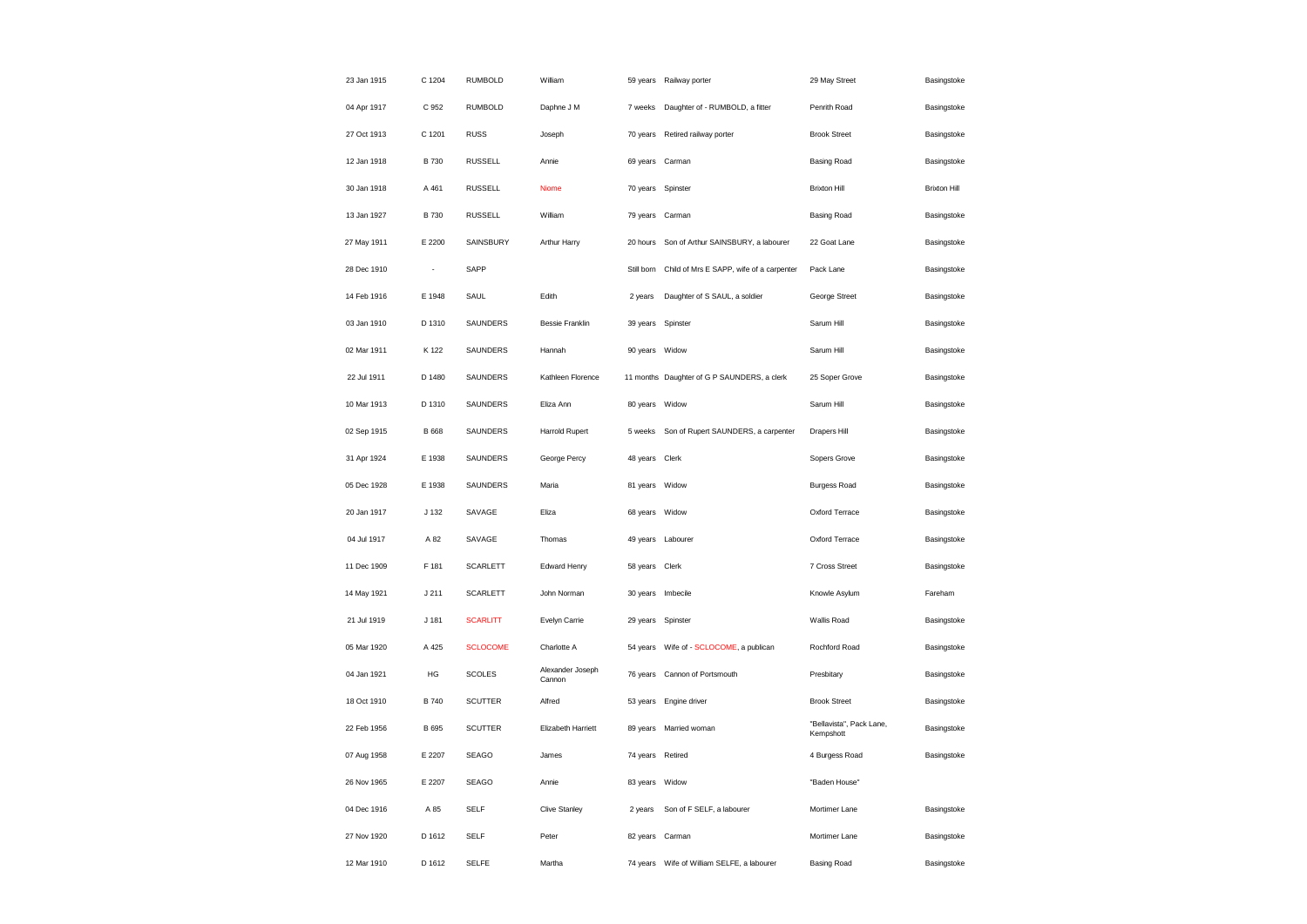| | | | | | | | |
|---|---|---|---|---|---|---|---|
| 23 Jan 1915 | C 1204 | RUMBOLD | William | 59 years | Railway porter | 29 May Street | Basingstoke |
| 04 Apr 1917 | C 952 | RUMBOLD | Daphne J M | 7 weeks | Daughter of - RUMBOLD, a fitter | Penrith Road | Basingstoke |
| 27 Oct 1913 | C 1201 | RUSS | Joseph | 70 years | Retired railway porter | Brook Street | Basingstoke |
| 12 Jan 1918 | B 730 | RUSSELL | Annie | 69 years | Carman | Basing Road | Basingstoke |
| 30 Jan 1918 | A 461 | RUSSELL | Niome | 70 years | Spinster | Brixton Hill | Brixton Hill |
| 13 Jan 1927 | B 730 | RUSSELL | William | 79 years | Carman | Basing Road | Basingstoke |
| 27 May 1911 | E 2200 | SAINSBURY | Arthur Harry | 20 hours | Son of Arthur SAINSBURY, a labourer | 22 Goat Lane | Basingstoke |
| 28 Dec 1910 | - | SAPP | | Still born | Child of Mrs E SAPP, wife of a carpenter | Pack Lane | Basingstoke |
| 14 Feb 1916 | E 1948 | SAUL | Edith | 2 years | Daughter of S SAUL, a soldier | George Street | Basingstoke |
| 03 Jan 1910 | D 1310 | SAUNDERS | Bessie Franklin | 39 years | Spinster | Sarum Hill | Basingstoke |
| 02 Mar 1911 | K 122 | SAUNDERS | Hannah | 90 years | Widow | Sarum Hill | Basingstoke |
| 22 Jul 1911 | D 1480 | SAUNDERS | Kathleen Florence | 11 months | Daughter of G P SAUNDERS, a clerk | 25 Soper Grove | Basingstoke |
| 10 Mar 1913 | D 1310 | SAUNDERS | Eliza Ann | 80 years | Widow | Sarum Hill | Basingstoke |
| 02 Sep 1915 | B 668 | SAUNDERS | Harrold Rupert | 5 weeks | Son of Rupert SAUNDERS, a carpenter | Drapers Hill | Basingstoke |
| 31 Apr 1924 | E 1938 | SAUNDERS | George Percy | 48 years | Clerk | Sopers Grove | Basingstoke |
| 05 Dec 1928 | E 1938 | SAUNDERS | Maria | 81 years | Widow | Burgess Road | Basingstoke |
| 20 Jan 1917 | J 132 | SAVAGE | Eliza | 68 years | Widow | Oxford Terrace | Basingstoke |
| 04 Jul 1917 | A 82 | SAVAGE | Thomas | 49 years | Labourer | Oxford Terrace | Basingstoke |
| 11 Dec 1909 | F 181 | SCARLETT | Edward Henry | 58 years | Clerk | 7 Cross Street | Basingstoke |
| 14 May 1921 | J 211 | SCARLETT | John Norman | 30 years | Imbecile | Knowle Asylum | Fareham |
| 21 Jul 1919 | J 181 | SCARLITT | Evelyn Carrie | 29 years | Spinster | Wallis Road | Basingstoke |
| 05 Mar 1920 | A 425 | SCLOCOME | Charlotte A | 54 years | Wife of - SCLOCOME, a publican | Rochford Road | Basingstoke |
| 04 Jan 1921 | HG | SCOLES | Alexander Joseph Cannon | 76 years | Cannon of Portsmouth | Presbitary | Basingstoke |
| 18 Oct 1910 | B 740 | SCUTTER | Alfred | 53 years | Engine driver | Brook Street | Basingstoke |
| 22 Feb 1956 | B 695 | SCUTTER | Elizabeth Harriett | 89 years | Married woman | "Bellavista", Pack Lane, Kempshott | Basingstoke |
| 07 Aug 1958 | E 2207 | SEAGO | James | 74 years | Retired | 4 Burgess Road | Basingstoke |
| 26 Nov 1965 | E 2207 | SEAGO | Annie | 83 years | Widow | "Baden House" | |
| 04 Dec 1916 | A 85 | SELF | Clive Stanley | 2 years | Son of F SELF, a labourer | Mortimer Lane | Basingstoke |
| 27 Nov 1920 | D 1612 | SELF | Peter | 82 years | Carman | Mortimer Lane | Basingstoke |
| 12 Mar 1910 | D 1612 | SELFE | Martha | 74 years | Wife of William SELFE, a labourer | Basing Road | Basingstoke |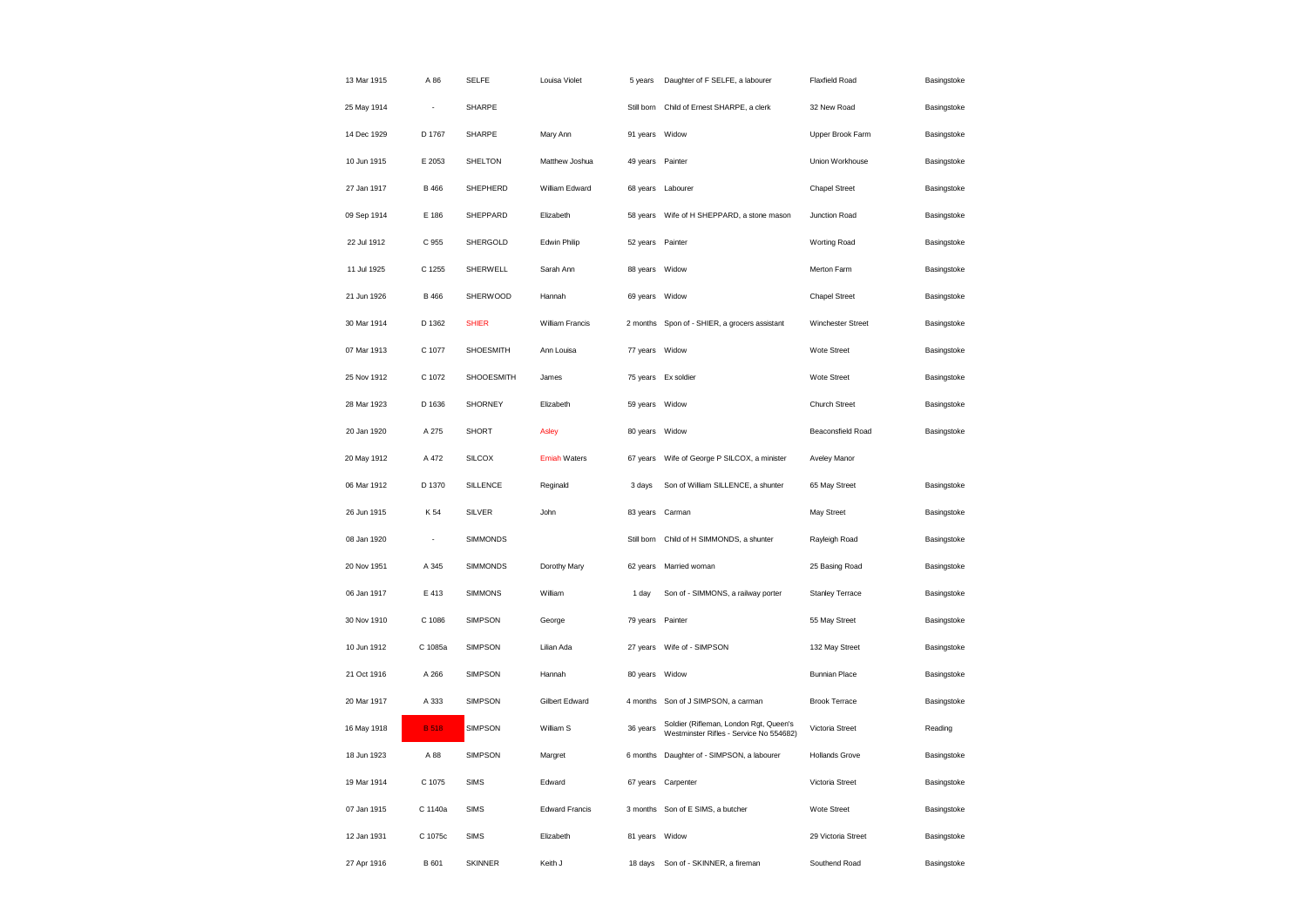| | | | | | | | |
|---|---|---|---|---|---|---|---|
| 13 Mar 1915 | A 86 | SELFE | Louisa Violet | 5 years | Daughter of F SELFE, a labourer | Flaxfield Road | Basingstoke |
| 25 May 1914 | - | SHARPE | | Still born | Child of Ernest SHARPE, a clerk | 32 New Road | Basingstoke |
| 14 Dec 1929 | D 1767 | SHARPE | Mary Ann | 91 years | Widow | Upper Brook Farm | Basingstoke |
| 10 Jun 1915 | E 2053 | SHELTON | Matthew Joshua | 49 years | Painter | Union Workhouse | Basingstoke |
| 27 Jan 1917 | B 466 | SHEPHERD | William Edward | 68 years | Labourer | Chapel Street | Basingstoke |
| 09 Sep 1914 | E 186 | SHEPPARD | Elizabeth | 58 years | Wife of H SHEPPARD, a stone mason | Junction Road | Basingstoke |
| 22 Jul 1912 | C 955 | SHERGOLD | Edwin Philip | 52 years | Painter | Worting Road | Basingstoke |
| 11 Jul 1925 | C 1255 | SHERWELL | Sarah Ann | 88 years | Widow | Merton Farm | Basingstoke |
| 21 Jun 1926 | B 466 | SHERWOOD | Hannah | 69 years | Widow | Chapel Street | Basingstoke |
| 30 Mar 1914 | D 1362 | SHIER | William Francis | 2 months | Spon of - SHIER, a grocers assistant | Winchester Street | Basingstoke |
| 07 Mar 1913 | C 1077 | SHOESMITH | Ann Louisa | 77 years | Widow | Wote Street | Basingstoke |
| 25 Nov 1912 | C 1072 | SHOOESMITH | James | 75 years | Ex soldier | Wote Street | Basingstoke |
| 28 Mar 1923 | D 1636 | SHORNEY | Elizabeth | 59 years | Widow | Church Street | Basingstoke |
| 20 Jan 1920 | A 275 | SHORT | Asley | 80 years | Widow | Beaconsfield Road | Basingstoke |
| 20 May 1912 | A 472 | SILCOX | Emiah Waters | 67 years | Wife of George P SILCOX, a minister | Aveley Manor | |
| 06 Mar 1912 | D 1370 | SILLENCE | Reginald | 3 days | Son of William SILLENCE, a shunter | 65 May Street | Basingstoke |
| 26 Jun 1915 | K 54 | SILVER | John | 83 years | Carman | May Street | Basingstoke |
| 08 Jan 1920 | - | SIMMONDS | | Still born | Child of H SIMMONDS, a shunter | Rayleigh Road | Basingstoke |
| 20 Nov 1951 | A 345 | SIMMONDS | Dorothy Mary | 62 years | Married woman | 25 Basing Road | Basingstoke |
| 06 Jan 1917 | E 413 | SIMMONS | William | 1 day | Son of - SIMMONS, a railway porter | Stanley Terrace | Basingstoke |
| 30 Nov 1910 | C 1086 | SIMPSON | George | 79 years | Painter | 55 May Street | Basingstoke |
| 10 Jun 1912 | C 1085a | SIMPSON | Lilian Ada | 27 years | Wife of - SIMPSON | 132 May Street | Basingstoke |
| 21 Oct 1916 | A 266 | SIMPSON | Hannah | 80 years | Widow | Bunnian Place | Basingstoke |
| 20 Mar 1917 | A 333 | SIMPSON | Gilbert Edward | 4 months | Son of J SIMPSON, a carman | Brook Terrace | Basingstoke |
| 16 May 1918 | B 518 | SIMPSON | William S | 36 years | Soldier (Rifleman, London Rgt, Queen's Westminster Rifles - Service No 554682) | Victoria Street | Reading |
| 18 Jun 1923 | A 88 | SIMPSON | Margret | 6 months | Daughter of - SIMPSON, a labourer | Hollands Grove | Basingstoke |
| 19 Mar 1914 | C 1075 | SIMS | Edward | 67 years | Carpenter | Victoria Street | Basingstoke |
| 07 Jan 1915 | C 1140a | SIMS | Edward Francis | 3 months | Son of E SIMS, a butcher | Wote Street | Basingstoke |
| 12 Jan 1931 | C 1075c | SIMS | Elizabeth | 81 years | Widow | 29 Victoria Street | Basingstoke |
| 27 Apr 1916 | B 601 | SKINNER | Keith J | 18 days | Son of - SKINNER, a fireman | Southend Road | Basingstoke |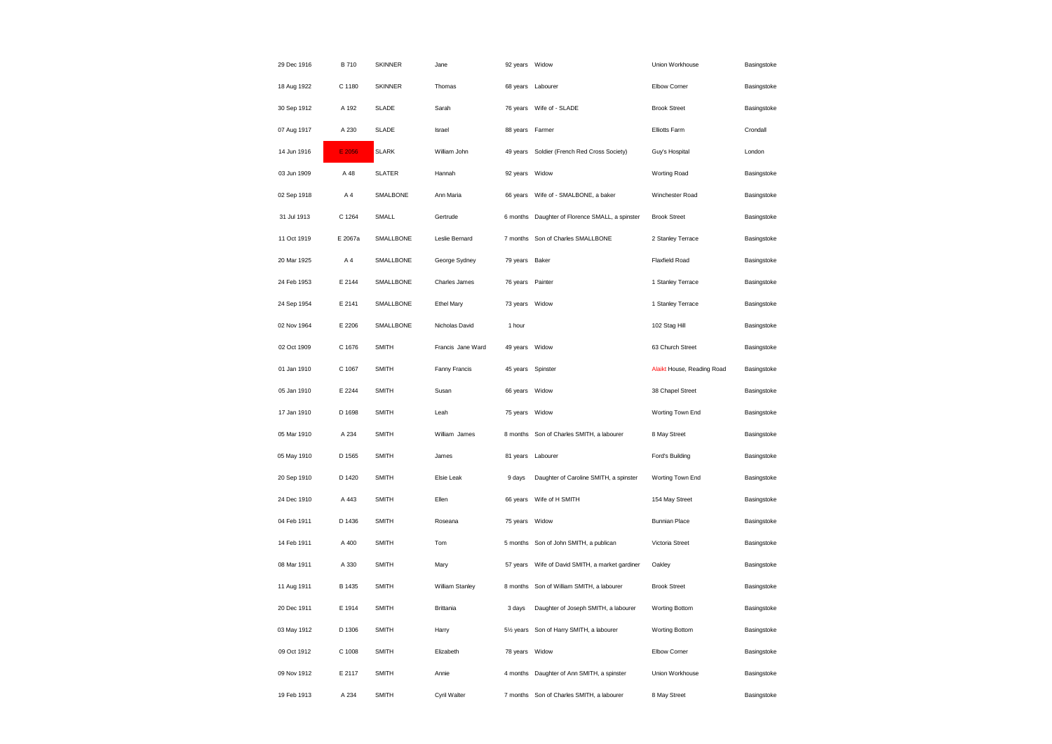| | | | | | | | |
|---|---|---|---|---|---|---|---|
| 29 Dec 1916 | B 710 | SKINNER | Jane | 92 years | Widow | Union Workhouse | Basingstoke |
| 18 Aug 1922 | C 1180 | SKINNER | Thomas | 68 years | Labourer | Elbow Corner | Basingstoke |
| 30 Sep 1912 | A 192 | SLADE | Sarah | 76 years | Wife of - SLADE | Brook Street | Basingstoke |
| 07 Aug 1917 | A 230 | SLADE | Israel | 88 years | Farmer | Elliotts Farm | Crondall |
| 14 Jun 1916 | E 2056 | SLARK | William John | 49 years | Soldier (French Red Cross Society) | Guy's Hospital | London |
| 03 Jun 1909 | A 48 | SLATER | Hannah | 92 years | Widow | Worting Road | Basingstoke |
| 02 Sep 1918 | A 4 | SMALBONE | Ann Maria | 66 years | Wife of - SMALBONE, a baker | Winchester Road | Basingstoke |
| 31 Jul 1913 | C 1264 | SMALL | Gertrude | 6 months | Daughter of Florence SMALL, a spinster | Brook Street | Basingstoke |
| 11 Oct 1919 | E 2067a | SMALLBONE | Leslie Bernard | 7 months | Son of Charles SMALLBONE | 2 Stanley Terrace | Basingstoke |
| 20 Mar 1925 | A 4 | SMALLBONE | George Sydney | 79 years | Baker | Flaxfield Road | Basingstoke |
| 24 Feb 1953 | E 2144 | SMALLBONE | Charles James | 76 years | Painter | 1 Stanley Terrace | Basingstoke |
| 24 Sep 1954 | E 2141 | SMALLBONE | Ethel Mary | 73 years | Widow | 1 Stanley Terrace | Basingstoke |
| 02 Nov 1964 | E 2206 | SMALLBONE | Nicholas David | 1 hour | | 102 Stag Hill | Basingstoke |
| 02 Oct 1909 | C 1676 | SMITH | Francis Jane Ward | 49 years | Widow | 63 Church Street | Basingstoke |
| 01 Jan 1910 | C 1067 | SMITH | Fanny Francis | 45 years | Spinster | Alaikt House, Reading Road | Basingstoke |
| 05 Jan 1910 | E 2244 | SMITH | Susan | 66 years | Widow | 38 Chapel Street | Basingstoke |
| 17 Jan 1910 | D 1698 | SMITH | Leah | 75 years | Widow | Worting Town End | Basingstoke |
| 05 Mar 1910 | A 234 | SMITH | William James | 8 months | Son of Charles SMITH, a labourer | 8 May Street | Basingstoke |
| 05 May 1910 | D 1565 | SMITH | James | 81 years | Labourer | Ford's Building | Basingstoke |
| 20 Sep 1910 | D 1420 | SMITH | Elsie Leak | 9 days | Daughter of Caroline SMITH, a spinster | Worting Town End | Basingstoke |
| 24 Dec 1910 | A 443 | SMITH | Ellen | 66 years | Wife of H SMITH | 154 May Street | Basingstoke |
| 04 Feb 1911 | D 1436 | SMITH | Roseana | 75 years | Widow | Bunnian Place | Basingstoke |
| 14 Feb 1911 | A 400 | SMITH | Tom | 5 months | Son of John SMITH, a publican | Victoria Street | Basingstoke |
| 08 Mar 1911 | A 330 | SMITH | Mary | 57 years | Wife of David SMITH, a market gardiner | Oakley | Basingstoke |
| 11 Aug 1911 | B 1435 | SMITH | William Stanley | 8 months | Son of William SMITH, a labourer | Brook Street | Basingstoke |
| 20 Dec 1911 | E 1914 | SMITH | Brittania | 3 days | Daughter of Joseph SMITH, a labourer | Worting Bottom | Basingstoke |
| 03 May 1912 | D 1306 | SMITH | Harry | 5½ years | Son of Harry SMITH, a labourer | Worting Bottom | Basingstoke |
| 09 Oct 1912 | C 1008 | SMITH | Elizabeth | 78 years | Widow | Elbow Corner | Basingstoke |
| 09 Nov 1912 | E 2117 | SMITH | Annie | 4 months | Daughter of Ann SMITH, a spinster | Union Workhouse | Basingstoke |
| 19 Feb 1913 | A 234 | SMITH | Cyril Walter | 7 months | Son of Charles SMITH, a labourer | 8 May Street | Basingstoke |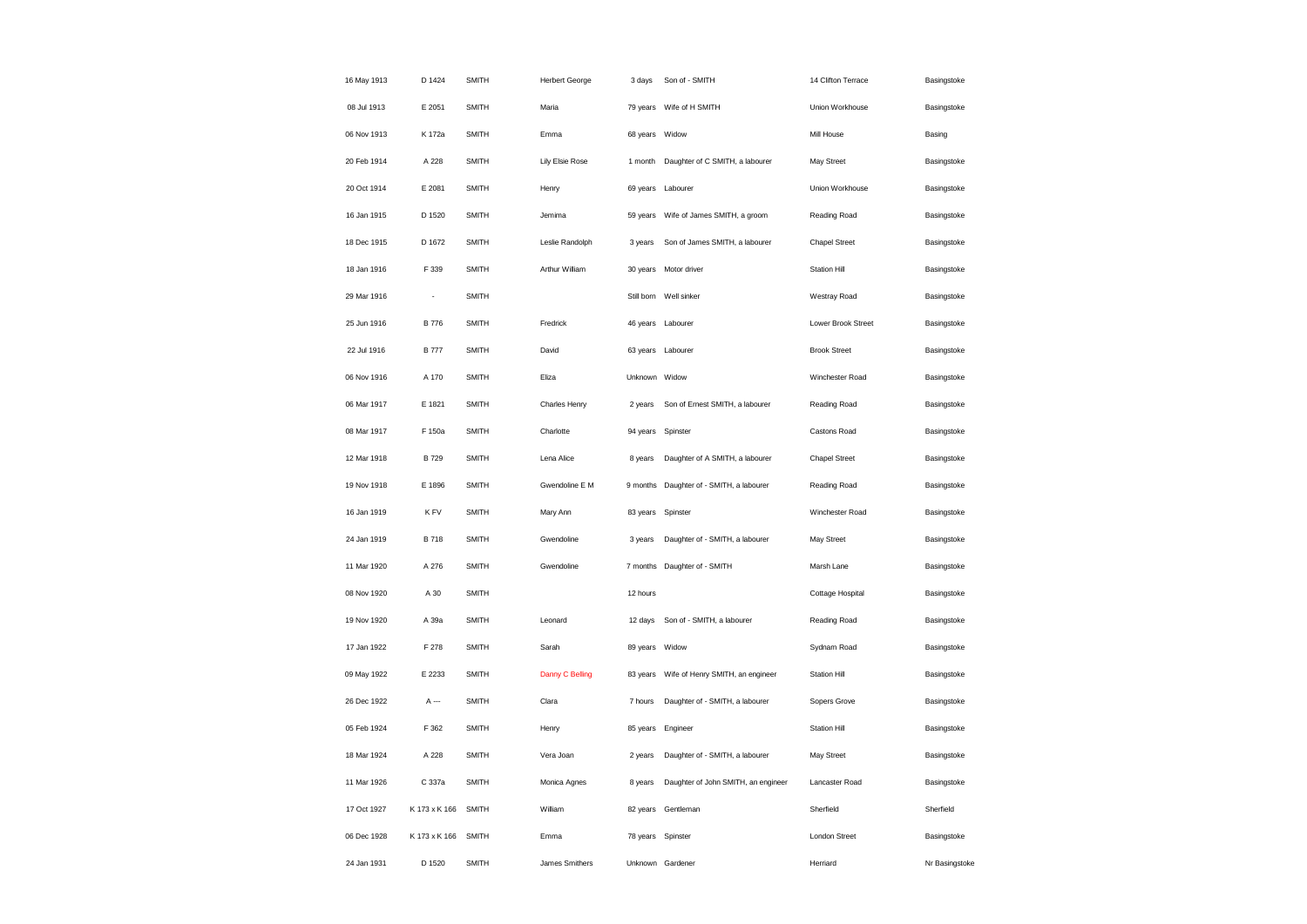| | | | | | | | |
|---|---|---|---|---|---|---|---|
| 16 May 1913 | D 1424 | SMITH | Herbert George | 3 days | Son of - SMITH | 14 Clifton Terrace | Basingstoke |
| 08 Jul 1913 | E 2051 | SMITH | Maria | 79 years | Wife of H SMITH | Union Workhouse | Basingstoke |
| 06 Nov 1913 | K 172a | SMITH | Emma | 68 years | Widow | Mill House | Basing |
| 20 Feb 1914 | A 228 | SMITH | Lily Elsie Rose | 1 month | Daughter of C SMITH, a labourer | May Street | Basingstoke |
| 20 Oct 1914 | E 2081 | SMITH | Henry | 69 years | Labourer | Union Workhouse | Basingstoke |
| 16 Jan 1915 | D 1520 | SMITH | Jemima | 59 years | Wife of James SMITH, a groom | Reading Road | Basingstoke |
| 18 Dec 1915 | D 1672 | SMITH | Leslie Randolph | 3 years | Son of James SMITH, a labourer | Chapel Street | Basingstoke |
| 18 Jan 1916 | F 339 | SMITH | Arthur William | 30 years | Motor driver | Station Hill | Basingstoke |
| 29 Mar 1916 | - | SMITH | | Still born | Well sinker | Westray Road | Basingstoke |
| 25 Jun 1916 | B 776 | SMITH | Fredrick | 46 years | Labourer | Lower Brook Street | Basingstoke |
| 22 Jul 1916 | B 777 | SMITH | David | 63 years | Labourer | Brook Street | Basingstoke |
| 06 Nov 1916 | A 170 | SMITH | Eliza | Unknown | Widow | Winchester Road | Basingstoke |
| 06 Mar 1917 | E 1821 | SMITH | Charles Henry | 2 years | Son of Ernest SMITH, a labourer | Reading Road | Basingstoke |
| 08 Mar 1917 | F 150a | SMITH | Charlotte | 94 years | Spinster | Castons Road | Basingstoke |
| 12 Mar 1918 | B 729 | SMITH | Lena Alice | 8 years | Daughter of A SMITH, a labourer | Chapel Street | Basingstoke |
| 19 Nov 1918 | E 1896 | SMITH | Gwendoline E M | 9 months | Daughter of - SMITH, a labourer | Reading Road | Basingstoke |
| 16 Jan 1919 | K FV | SMITH | Mary Ann | 83 years | Spinster | Winchester Road | Basingstoke |
| 24 Jan 1919 | B 718 | SMITH | Gwendoline | 3 years | Daughter of - SMITH, a labourer | May Street | Basingstoke |
| 11 Mar 1920 | A 276 | SMITH | Gwendoline | 7 months | Daughter of - SMITH | Marsh Lane | Basingstoke |
| 08 Nov 1920 | A 30 | SMITH | | 12 hours | | Cottage Hospital | Basingstoke |
| 19 Nov 1920 | A 39a | SMITH | Leonard | 12 days | Son of - SMITH, a labourer | Reading Road | Basingstoke |
| 17 Jan 1922 | F 278 | SMITH | Sarah | 89 years | Widow | Sydnam Road | Basingstoke |
| 09 May 1922 | E 2233 | SMITH | Danny C Belling | 83 years | Wife of Henry SMITH, an engineer | Station Hill | Basingstoke |
| 26 Dec 1922 | A --- | SMITH | Clara | 7 hours | Daughter of - SMITH, a labourer | Sopers Grove | Basingstoke |
| 05 Feb 1924 | F 362 | SMITH | Henry | 85 years | Engineer | Station Hill | Basingstoke |
| 18 Mar 1924 | A 228 | SMITH | Vera Joan | 2 years | Daughter of - SMITH, a labourer | May Street | Basingstoke |
| 11 Mar 1926 | C 337a | SMITH | Monica Agnes | 8 years | Daughter of John SMITH, an engineer | Lancaster Road | Basingstoke |
| 17 Oct 1927 | K 173 x K 166 | SMITH | William | 82 years | Gentleman | Sherfield | Sherfield |
| 06 Dec 1928 | K 173 x K 166 | SMITH | Emma | 78 years | Spinster | London Street | Basingstoke |
| 24 Jan 1931 | D 1520 | SMITH | James Smithers | Unknown | Gardener | Herriard | Nr Basingstoke |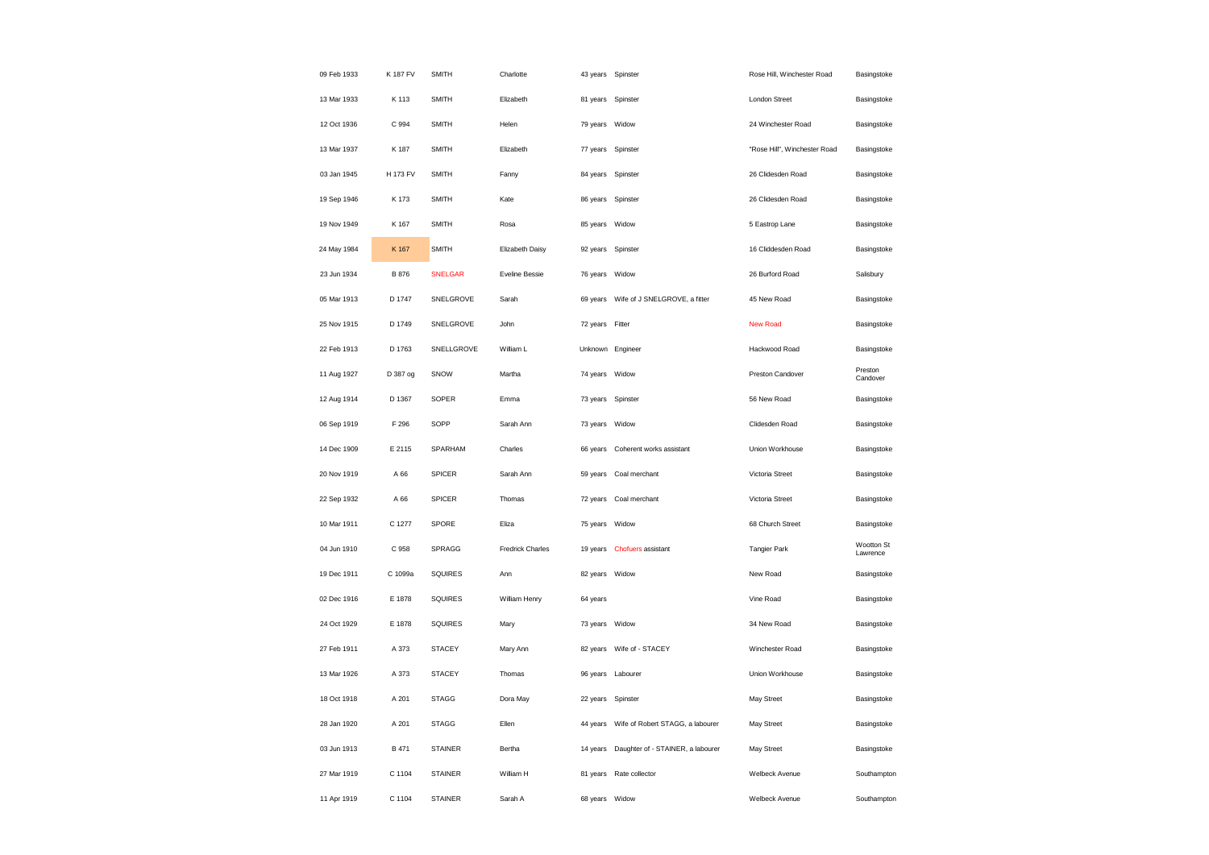| | | | | | | | |
|---|---|---|---|---|---|---|---|
| 09 Feb 1933 | K 187 FV | SMITH | Charlotte | 43 years | Spinster | Rose Hill, Winchester Road | Basingstoke |
| 13 Mar 1933 | K 113 | SMITH | Elizabeth | 81 years | Spinster | London Street | Basingstoke |
| 12 Oct 1936 | C 994 | SMITH | Helen | 79 years | Widow | 24 Winchester Road | Basingstoke |
| 13 Mar 1937 | K 187 | SMITH | Elizabeth | 77 years | Spinster | "Rose Hill", Winchester Road | Basingstoke |
| 03 Jan 1945 | H 173 FV | SMITH | Fanny | 84 years | Spinster | 26 Clidesden Road | Basingstoke |
| 19 Sep 1946 | K 173 | SMITH | Kate | 86 years | Spinster | 26 Clidesden Road | Basingstoke |
| 19 Nov 1949 | K 167 | SMITH | Rosa | 85 years | Widow | 5 Eastrop Lane | Basingstoke |
| 24 May 1984 | K 167 | SMITH | Elizabeth Daisy | 92 years | Spinster | 16 Cliddesden Road | Basingstoke |
| 23 Jun 1934 | B 876 | SNELGAR | Eveline Bessie | 76 years | Widow | 26 Burford Road | Salisbury |
| 05 Mar 1913 | D 1747 | SNELGROVE | Sarah | 69 years | Wife of J SNELGROVE, a fitter | 45 New Road | Basingstoke |
| 25 Nov 1915 | D 1749 | SNELGROVE | John | 72 years | Fitter | New Road | Basingstoke |
| 22 Feb 1913 | D 1763 | SNELLGROVE | William L | Unknown | Engineer | Hackwood Road | Basingstoke |
| 11 Aug 1927 | D 387 og | SNOW | Martha | 74 years | Widow | Preston Candover | Preston Candover |
| 12 Aug 1914 | D 1367 | SOPER | Emma | 73 years | Spinster | 56 New Road | Basingstoke |
| 06 Sep 1919 | F 296 | SOPP | Sarah Ann | 73 years | Widow | Clidesden Road | Basingstoke |
| 14 Dec 1909 | E 2115 | SPARHAM | Charles | 66 years | Coherent works assistant | Union Workhouse | Basingstoke |
| 20 Nov 1919 | A 66 | SPICER | Sarah Ann | 59 years | Coal merchant | Victoria Street | Basingstoke |
| 22 Sep 1932 | A 66 | SPICER | Thomas | 72 years | Coal merchant | Victoria Street | Basingstoke |
| 10 Mar 1911 | C 1277 | SPORE | Eliza | 75 years | Widow | 68 Church Street | Basingstoke |
| 04 Jun 1910 | C 958 | SPRAGG | Fredrick Charles | 19 years | Chofuers assistant | Tangier Park | Wootton St Lawrence |
| 19 Dec 1911 | C 1099a | SQUIRES | Ann | 82 years | Widow | New Road | Basingstoke |
| 02 Dec 1916 | E 1878 | SQUIRES | William Henry | 64 years | | Vine Road | Basingstoke |
| 24 Oct 1929 | E 1878 | SQUIRES | Mary | 73 years | Widow | 34 New Road | Basingstoke |
| 27 Feb 1911 | A 373 | STACEY | Mary Ann | 82 years | Wife of - STACEY | Winchester Road | Basingstoke |
| 13 Mar 1926 | A 373 | STACEY | Thomas | 96 years | Labourer | Union Workhouse | Basingstoke |
| 18 Oct 1918 | A 201 | STAGG | Dora May | 22 years | Spinster | May Street | Basingstoke |
| 28 Jan 1920 | A 201 | STAGG | Ellen | 44 years | Wife of Robert STAGG, a labourer | May Street | Basingstoke |
| 03 Jun 1913 | B 471 | STAINER | Bertha | 14 years | Daughter of - STAINER, a labourer | May Street | Basingstoke |
| 27 Mar 1919 | C 1104 | STAINER | William H | 81 years | Rate collector | Welbeck Avenue | Southampton |
| 11 Apr 1919 | C 1104 | STAINER | Sarah A | 68 years | Widow | Welbeck Avenue | Southampton |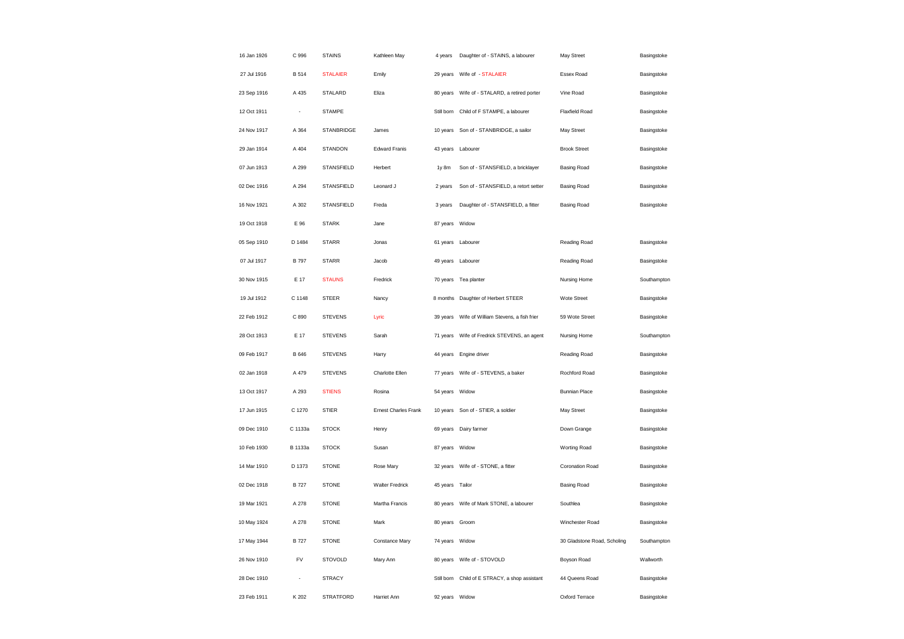| | | | | | | | |
|---|---|---|---|---|---|---|---|
| 16 Jan 1926 | C 996 | STAINS | Kathleen May | 4 years | Daughter of - STAINS, a labourer | May Street | Basingstoke |
| 27 Jul 1916 | B 514 | STALAIER | Emily | 29 years | Wife of - STALAIER | Essex Road | Basingstoke |
| 23 Sep 1916 | A 435 | STALARD | Eliza | 80 years | Wife of - STALARD, a retired porter | Vine Road | Basingstoke |
| 12 Oct 1911 | - | STAMPE | | Still born | Child of F STAMPE, a labourer | Flaxfield Road | Basingstoke |
| 24 Nov 1917 | A 364 | STANBRIDGE | James | 10 years | Son of - STANBRIDGE, a sailor | May Street | Basingstoke |
| 29 Jan 1914 | A 404 | STANDON | Edward Franis | 43 years | Labourer | Brook Street | Basingstoke |
| 07 Jun 1913 | A 299 | STANSFIELD | Herbert | 1y 8m | Son of - STANSFIELD, a bricklayer | Basing Road | Basingstoke |
| 02 Dec 1916 | A 294 | STANSFIELD | Leonard J | 2 years | Son of - STANSFIELD, a retort setter | Basing Road | Basingstoke |
| 16 Nov 1921 | A 302 | STANSFIELD | Freda | 3 years | Daughter of - STANSFIELD, a fitter | Basing Road | Basingstoke |
| 19 Oct 1918 | E 96 | STARK | Jane | 87 years | Widow | | |
| 05 Sep 1910 | D 1484 | STARR | Jonas | 61 years | Labourer | Reading Road | Basingstoke |
| 07 Jul 1917 | B 797 | STARR | Jacob | 49 years | Labourer | Reading Road | Basingstoke |
| 30 Nov 1915 | E 17 | STAUNS | Fredrick | 70 years | Tea planter | Nursing Home | Southampton |
| 19 Jul 1912 | C 1148 | STEER | Nancy | 8 months | Daughter of Herbert STEER | Wote Street | Basingstoke |
| 22 Feb 1912 | C 890 | STEVENS | Lyric | 39 years | Wife of William Stevens, a fish frier | 59 Wote Street | Basingstoke |
| 28 Oct 1913 | E 17 | STEVENS | Sarah | 71 years | Wife of Fredrick STEVENS, an agent | Nursing Home | Southampton |
| 09 Feb 1917 | B 646 | STEVENS | Harry | 44 years | Engine driver | Reading Road | Basingstoke |
| 02 Jan 1918 | A 479 | STEVENS | Charlotte Ellen | 77 years | Wife of - STEVENS, a baker | Rochford Road | Basingstoke |
| 13 Oct 1917 | A 293 | STIENS | Rosina | 54 years | Widow | Bunnian Place | Basingstoke |
| 17 Jun 1915 | C 1270 | STIER | Ernest Charles Frank | 10 years | Son of - STIER, a soldier | May Street | Basingstoke |
| 09 Dec 1910 | C 1133a | STOCK | Henry | 69 years | Dairy farmer | Down Grange | Basingstoke |
| 10 Feb 1930 | B 1133a | STOCK | Susan | 87 years | Widow | Worting Road | Basingstoke |
| 14 Mar 1910 | D 1373 | STONE | Rose Mary | 32 years | Wife of - STONE, a fitter | Coronation Road | Basingstoke |
| 02 Dec 1918 | B 727 | STONE | Walter Fredrick | 45 years | Tailor | Basing Road | Basingstoke |
| 19 Mar 1921 | A 278 | STONE | Martha Francis | 80 years | Wife of Mark STONE, a labourer | Southlea | Basingstoke |
| 10 May 1924 | A 278 | STONE | Mark | 80 years | Groom | Winchester Road | Basingstoke |
| 17 May 1944 | B 727 | STONE | Constance Mary | 74 years | Widow | 30 Gladstone Road, Scholing | Southampton |
| 26 Nov 1910 | FV | STOVOLD | Mary Ann | 80 years | Wife of - STOVOLD | Boyson Road | Wallworth |
| 28 Dec 1910 | - | STRACY | | Still born | Child of E STRACY, a shop assistant | 44 Queens Road | Basingstoke |
| 23 Feb 1911 | K 202 | STRATFORD | Harriet Ann | 92 years | Widow | Oxford Terrace | Basingstoke |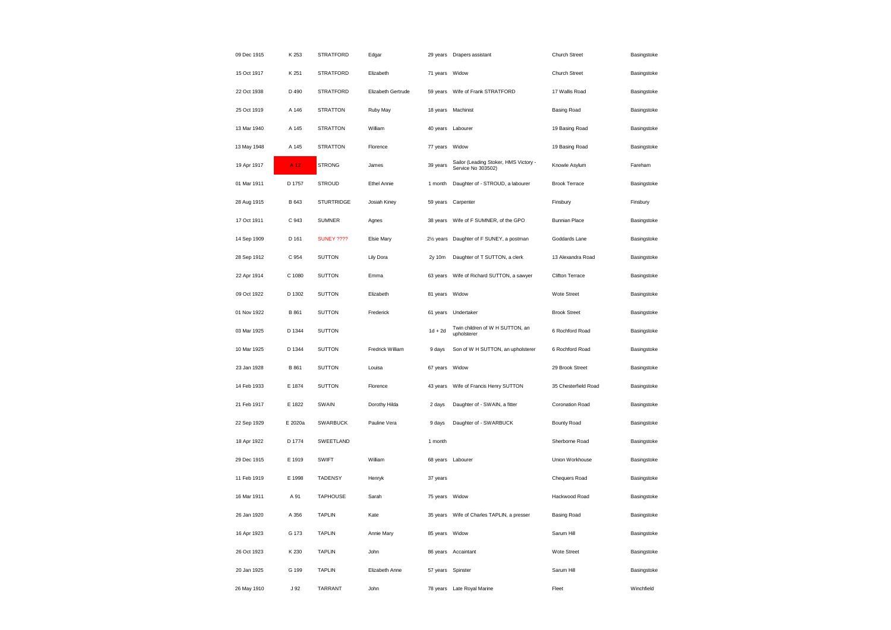| | | | | | | | |
|---|---|---|---|---|---|---|---|
| 09 Dec 1915 | K 253 | STRATFORD | Edgar | 29 years | Drapers assistant | Church Street | Basingstoke |
| 15 Oct 1917 | K 251 | STRATFORD | Elizabeth | 71 years | Widow | Church Street | Basingstoke |
| 22 Oct 1938 | D 490 | STRATFORD | Elizabeth Gertrude | 59 years | Wife of Frank STRATFORD | 17 Wallis Road | Basingstoke |
| 25 Oct 1919 | A 146 | STRATTON | Ruby May | 18 years | Machinist | Basing Road | Basingstoke |
| 13 Mar 1940 | A 145 | STRATTON | William | 40 years | Labourer | 19 Basing Road | Basingstoke |
| 13 May 1948 | A 145 | STRATTON | Florence | 77 years | Widow | 19 Basing Road | Basingstoke |
| 19 Apr 1917 | A 12 | STRONG | James | 39 years | Sailor (Leading Stoker, HMS Victory - Service No 303502) | Knowle Asylum | Fareham |
| 01 Mar 1911 | D 1757 | STROUD | Ethel Annie | 1 month | Daughter of - STROUD, a labourer | Brook Terrace | Basingstoke |
| 28 Aug 1915 | B 643 | STURTRIDGE | Josiah Kiney | 59 years | Carpenter | Finsbury | Finsbury |
| 17 Oct 1911 | C 943 | SUMNER | Agnes | 38 years | Wife of F SUMNER, of the GPO | Bunnian Place | Basingstoke |
| 14 Sep 1909 | D 161 | SUNEY ???? | Elsie Mary | 2½ years | Daughter of F SUNEY, a postman | Goddards Lane | Basingstoke |
| 28 Sep 1912 | C 954 | SUTTON | Lily Dora | 2y 10m | Daughter of T SUTTON, a clerk | 13 Alexandra Road | Basingstoke |
| 22 Apr 1914 | C 1080 | SUTTON | Emma | 63 years | Wife of Richard SUTTON, a sawyer | Clifton Terrace | Basingstoke |
| 09 Oct 1922 | D 1302 | SUTTON | Elizabeth | 81 years | Widow | Wote Street | Basingstoke |
| 01 Nov 1922 | B 861 | SUTTON | Frederick | 61 years | Undertaker | Brook Street | Basingstoke |
| 03 Mar 1925 | D 1344 | SUTTON | | 1d + 2d | Twin children of W H SUTTON, an upholsterer | 6 Rochford Road | Basingstoke |
| 10 Mar 1925 | D 1344 | SUTTON | Fredrick William | 9 days | Son of W H SUTTON, an upholsterer | 6 Rochford Road | Basingstoke |
| 23 Jan 1928 | B 861 | SUTTON | Louisa | 67 years | Widow | 29 Brook Street | Basingstoke |
| 14 Feb 1933 | E 1874 | SUTTON | Florence | 43 years | Wife of Francis Henry SUTTON | 35 Chesterfield Road | Basingstoke |
| 21 Feb 1917 | E 1822 | SWAIN | Dorothy Hilda | 2 days | Daughter of - SWAIN, a fitter | Coronation Road | Basingstoke |
| 22 Sep 1929 | E 2020a | SWARBUCK | Pauline Vera | 9 days | Daughter of - SWARBUCK | Bounty Road | Basingstoke |
| 18 Apr 1922 | D 1774 | SWEETLAND | | 1 month | | Sherborne Road | Basingstoke |
| 29 Dec 1915 | E 1919 | SWIFT | William | 68 years | Labourer | Union Workhouse | Basingstoke |
| 11 Feb 1919 | E 1998 | TADENSY | Henryk | 37 years | | Chequers Road | Basingstoke |
| 16 Mar 1911 | A 91 | TAPHOUSE | Sarah | 75 years | Widow | Hackwood Road | Basingstoke |
| 26 Jan 1920 | A 356 | TAPLIN | Kate | 35 years | Wife of Charles TAPLIN, a presser | Basing Road | Basingstoke |
| 16 Apr 1923 | G 173 | TAPLIN | Annie Mary | 85 years | Widow | Sarum Hill | Basingstoke |
| 26 Oct 1923 | K 230 | TAPLIN | John | 86 years | Accaintant | Wote Street | Basingstoke |
| 20 Jan 1925 | G 199 | TAPLIN | Elizabeth Anne | 57 years | Spinster | Sarum Hill | Basingstoke |
| 26 May 1910 | J 92 | TARRANT | John | 78 years | Late Royal Marine | Fleet | Winchfield |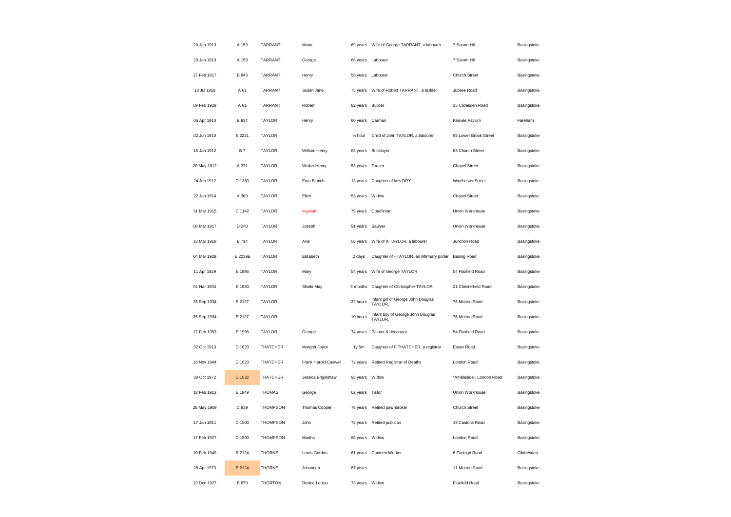| | | | | | | | |
|---|---|---|---|---|---|---|---|
| 20 Jan 1913 | A 159 | TARRANT | Maria | 69 years | Wife of George TARRANT, a labourer | 7 Sarum Hill | Basingstoke |
| 20 Jan 1913 | A 159 | TARRANT | George | 68 years | Labourer | 7 Sarum Hill | Basingstoke |
| 27 Feb 1917 | B 843 | TARRANT | Henry | 58 years | Labourer | Church Street | Basingstoke |
| 18 Jul 1918 | A 61 | TARRANT | Susan Jane | 75 years | Wife of Robert TARRANT, a builder | Jubilee Road | Basingstoke |
| 09 Feb 1929 | A 61 | TARRANT | Robert | 82 years | Builder | 35 Clidesden Road | Basingstoke |
| 06 Apr 1910 | B 834 | TAYLOR | Henry | 60 years | Carman | Knowle Asylum | Fareham |
| 02 Jun 1910 | E 2221 | TAYLOR | | ½ hour | Child of John TAYLOR, a labourer | 95 Lower Brook Street | Basingstoke |
| 15 Jan 1912 | B 7 | TAYLOR | William Henry | 63 years | Bricklayer | 63 Church Street | Basingstoke |
| 20 May 1912 | A 371 | TAYLOR | Walter Henry | 53 years | Grocer | Chapel Street | Basingstoke |
| 24 Jun 1912 | D 1360 | TAYLOR | Ema Blanch | 13 years | Daughter of Mrs DRY | Winchester Street | Basingstoke |
| 22 Jan 1914 | A 369 | TAYLOR | Ellen | 53 years | Widow | Chapel Street | Basingstoke |
| 31 Mar 1915 | C 1142 | TAYLOR | Ingsham | 79 years | Coachman | Union Workhouse | Basingstoke |
| 08 Mar 1917 | D 240 | TAYLOR | Joseph | 91 years | Sawyer | Union Workhouse | Basingstoke |
| 13 Mar 1918 | B 714 | TAYLOR | Avis | 56 years | Wife of A TAYLOR, a labourer | Junction Road | Basingstoke |
| 04 Mar 1929 | E 2239a | TAYLOR | Elizabeth | 2 days | Daughter of - TAYLOR, an infirmary porter | Basing Road | Basingstoke |
| 11 Apr 1929 | E 1996 | TAYLOR | Mary | 54 years | Wife of George TAYLOR | 54 Flaxfield Road | Basingstoke |
| 01 Nar 1934 | E 1930 | TAYLOR | Sheila May | 3 months | Daughter of Christopher TAYLOR | 21 Chesterfield Road | Basingstoke |
| 25 Sep 1934 | E 2127 | TAYLOR | | 22 hours | Infant girl of George John Douglas TAYLOR, | 76 Merton Road | Basingstoke |
| 25 Sep 1934 | E 2127 | TAYLOR | | 10 hours | Infant boy of George John Douglas TAYLOR, | 76 Merton Road | Basingstoke |
| 17 Feb 1953 | E 1996 | TAYLOR | George | 74 years | Painter & decorator | 54 Flaxfield Road | Basingstoke |
| 32 Oct 1913 | D 1623 | THATCHER | Margret Joyce | 1y 5m | Daughter of F THATCHER, a registrar | Essex Road | Basingstoke |
| 16 Nov 1944 | D 1623 | THATCHER | Frank Harold Caswell | 72 years | Retired Registrar of Deaths | London Road | Basingstoke |
| 30 Oct 1972 | D 1622 | THATCHER | Jessica Briginshaw | 93 years | Widow | "Ambleside", London Road | Basingstoke |
| 18 Feb 1913 | E 1849 | THOMAS | George | 62 years | Tailor | Union Workhouse | Basingstoke |
| 28 May 1909 | C 939 | THOMPSON | Thomas Cooper | 78 years | Retired pawnbroker | Church Street | Basingstoke |
| 17 Jan 1911 | D 1500 | THOMPSON | John | 72 years | Retired publican | 19 Castons Road | Basingstoke |
| 17 Feb 1927 | D 1500 | THOMPSON | Martha | 88 years | Widow | London Road | Basingstoke |
| 10 Feb 1949 | E 2124 | THORNE | Lewis Gordon | 61 years | Canteen Worker | 6 Farleigh Road | Cliddesden |
| 28 Apr 1973 | E 2124 | THORNE | Johannah | 87 years | | 11 Merton Road | Basingstoke |
| 19 Dec 1927 | B 879 | THORTON | Rosina Louisa | 73 years | Widow | Flaxfield Road | Basingstoke |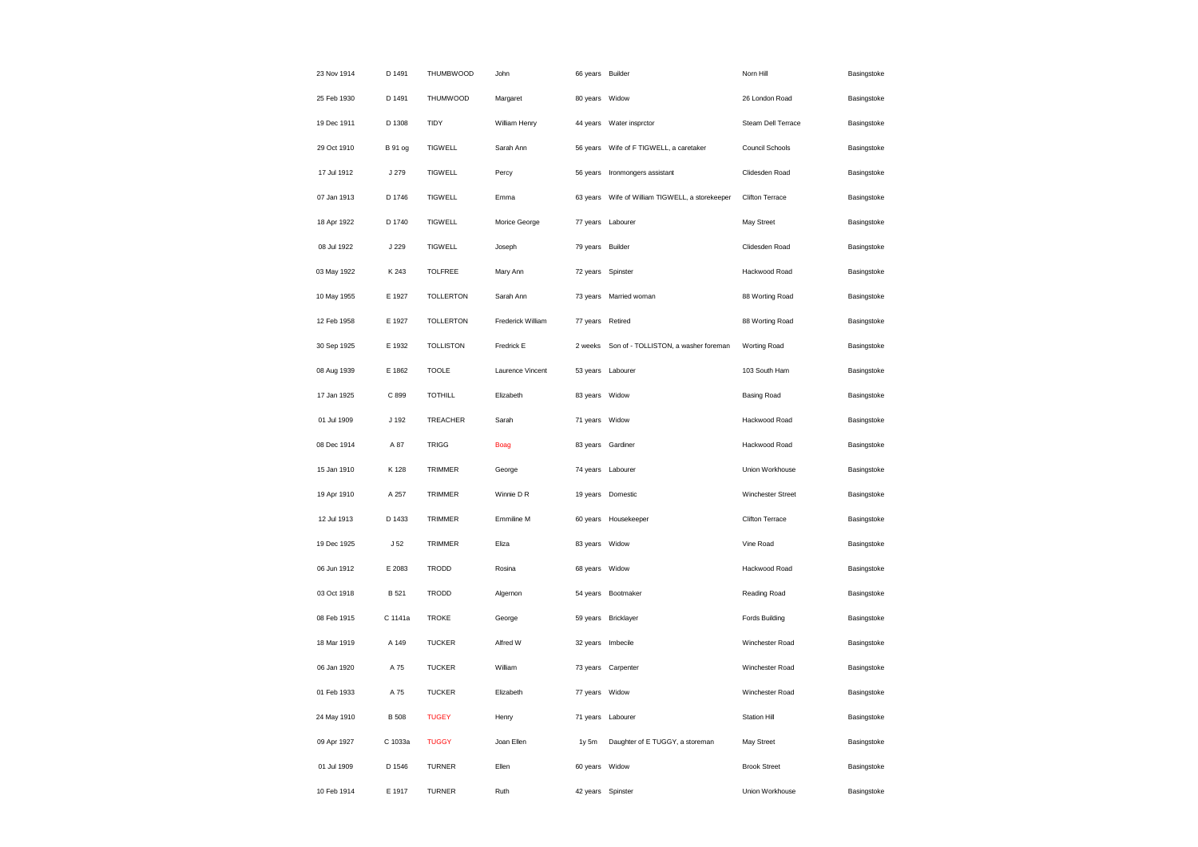| | | | | | | | |
|---|---|---|---|---|---|---|---|
| 23 Nov 1914 | D 1491 | THUMBWOOD | John | 66 years | Builder | Norn Hill | Basingstoke |
| 25 Feb 1930 | D 1491 | THUMWOOD | Margaret | 80 years | Widow | 26 London Road | Basingstoke |
| 19 Dec 1911 | D 1308 | TIDY | William Henry | 44 years | Water insprctor | Steam Dell Terrace | Basingstoke |
| 29 Oct 1910 | B 91 og | TIGWELL | Sarah Ann | 56 years | Wife of F TIGWELL, a caretaker | Council Schools | Basingstoke |
| 17 Jul 1912 | J 279 | TIGWELL | Percy | 56 years | Ironmongers assistant | Clidesden Road | Basingstoke |
| 07 Jan 1913 | D 1746 | TIGWELL | Emma | 63 years | Wife of William TIGWELL, a storekeeper | Clifton Terrace | Basingstoke |
| 18 Apr 1922 | D 1740 | TIGWELL | Morice George | 77 years | Labourer | May Street | Basingstoke |
| 08 Jul 1922 | J 229 | TIGWELL | Joseph | 79 years | Builder | Clidesden Road | Basingstoke |
| 03 May 1922 | K 243 | TOLFREE | Mary Ann | 72 years | Spinster | Hackwood Road | Basingstoke |
| 10 May 1955 | E 1927 | TOLLERTON | Sarah Ann | 73 years | Married woman | 88 Worting Road | Basingstoke |
| 12 Feb 1958 | E 1927 | TOLLERTON | Frederick William | 77 years | Retired | 88 Worting Road | Basingstoke |
| 30 Sep 1925 | E 1932 | TOLLISTON | Fredrick E | 2 weeks | Son of - TOLLISTON, a washer foreman | Worting Road | Basingstoke |
| 08 Aug 1939 | E 1862 | TOOLE | Laurence Vincent | 53 years | Labourer | 103 South Ham | Basingstoke |
| 17 Jan 1925 | C 899 | TOTHILL | Elizabeth | 83 years | Widow | Basing Road | Basingstoke |
| 01 Jul 1909 | J 192 | TREACHER | Sarah | 71 years | Widow | Hackwood Road | Basingstoke |
| 08 Dec 1914 | A 87 | TRIGG | Boag | 83 years | Gardiner | Hackwood Road | Basingstoke |
| 15 Jan 1910 | K 128 | TRIMMER | George | 74 years | Labourer | Union Workhouse | Basingstoke |
| 19 Apr 1910 | A 257 | TRIMMER | Winnie D R | 19 years | Domestic | Winchester Street | Basingstoke |
| 12 Jul 1913 | D 1433 | TRIMMER | Emmiline M | 60 years | Housekeeper | Clifton Terrace | Basingstoke |
| 19 Dec 1925 | J 52 | TRIMMER | Eliza | 83 years | Widow | Vine Road | Basingstoke |
| 06 Jun 1912 | E 2083 | TRODD | Rosina | 68 years | Widow | Hackwood Road | Basingstoke |
| 03 Oct 1918 | B 521 | TRODD | Algernon | 54 years | Bootmaker | Reading Road | Basingstoke |
| 08 Feb 1915 | C 1141a | TROKE | George | 59 years | Bricklayer | Fords Building | Basingstoke |
| 18 Mar 1919 | A 149 | TUCKER | Alfred W | 32 years | Imbecile | Winchester Road | Basingstoke |
| 06 Jan 1920 | A 75 | TUCKER | William | 73 years | Carpenter | Winchester Road | Basingstoke |
| 01 Feb 1933 | A 75 | TUCKER | Elizabeth | 77 years | Widow | Winchester Road | Basingstoke |
| 24 May 1910 | B 508 | TUGEY | Henry | 71 years | Labourer | Station Hill | Basingstoke |
| 09 Apr 1927 | C 1033a | TUGGY | Joan Ellen | 1y 5m | Daughter of E TUGGY, a storeman | May Street | Basingstoke |
| 01 Jul 1909 | D 1546 | TURNER | Ellen | 60 years | Widow | Brook Street | Basingstoke |
| 10 Feb 1914 | E 1917 | TURNER | Ruth | 42 years | Spinster | Union Workhouse | Basingstoke |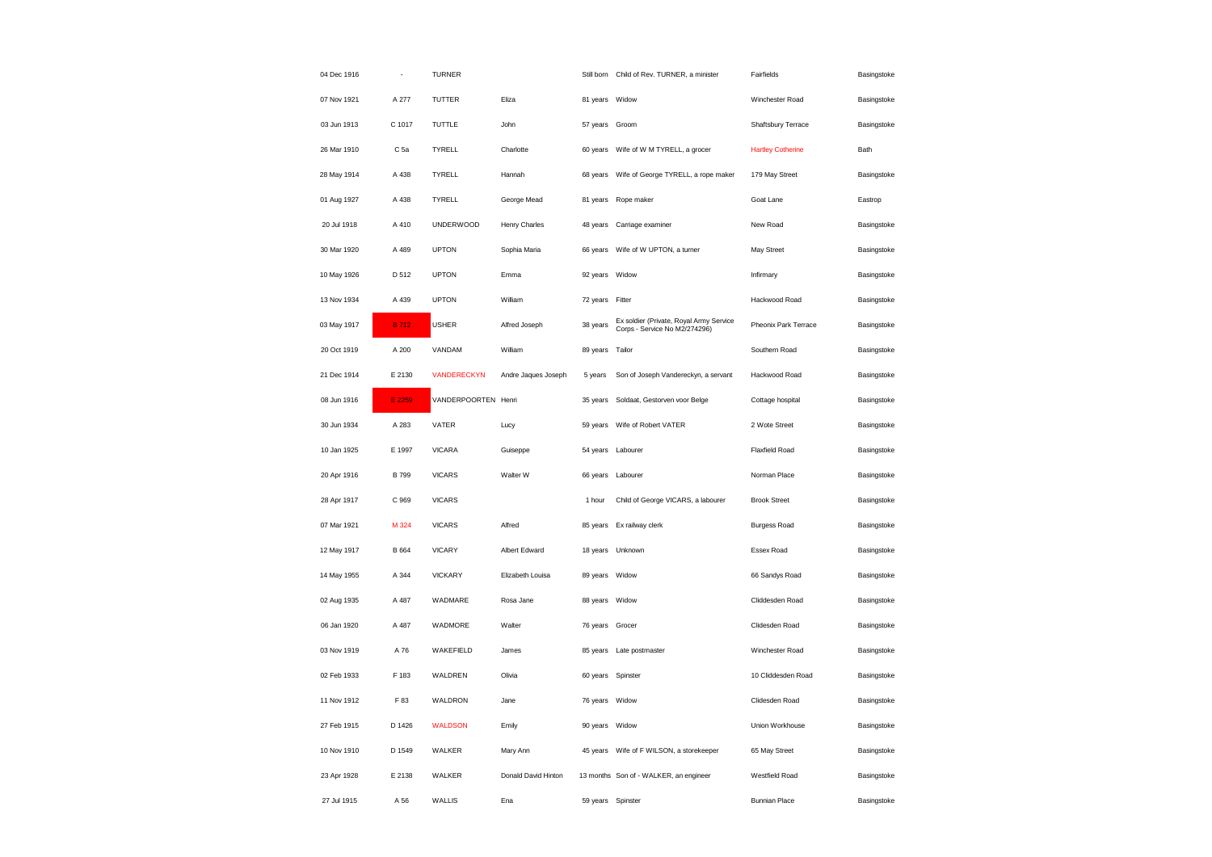| | | | | | | | |
|---|---|---|---|---|---|---|---|
| 04 Dec 1916 | - | TURNER | | Still born | Child of Rev. TURNER, a minister | Fairfields | Basingstoke |
| 07 Nov 1921 | A 277 | TUTTER | Eliza | 81 years | Widow | Winchester Road | Basingstoke |
| 03 Jun 1913 | C 1017 | TUTTLE | John | 57 years | Groom | Shaftsbury Terrace | Basingstoke |
| 26 Mar 1910 | C 5a | TYRELL | Charlotte | 60 years | Wife of W M TYRELL, a grocer | Hartley Cotherine | Bath |
| 28 May 1914 | A 438 | TYRELL | Hannah | 68 years | Wife of George TYRELL, a rope maker | 179 May Street | Basingstoke |
| 01 Aug 1927 | A 438 | TYRELL | George Mead | 81 years | Rope maker | Goat Lane | Eastrop |
| 20 Jul 1918 | A 410 | UNDERWOOD | Henry Charles | 48 years | Carriage examiner | New Road | Basingstoke |
| 30 Mar 1920 | A 489 | UPTON | Sophia Maria | 66 years | Wife of W UPTON, a turner | May Street | Basingstoke |
| 10 May 1926 | D 512 | UPTON | Emma | 92 years | Widow | Infirmary | Basingstoke |
| 13 Nov 1934 | A 439 | UPTON | William | 72 years | Fitter | Hackwood Road | Basingstoke |
| 03 May 1917 | B 712 | USHER | Alfred Joseph | 38 years | Ex soldier (Private, Royal Army Service Corps - Service No M2/274296) | Pheonix Park Terrace | Basingstoke |
| 20 Oct 1919 | A 200 | VANDAM | William | 89 years | Tailor | Southern Road | Basingstoke |
| 21 Dec 1914 | E 2130 | VANDERECKYN | Andre Jaques Joseph | 5 years | Son of Joseph Vandereckyn, a servant | Hackwood Road | Basingstoke |
| 08 Jun 1916 | E 2250 | VANDERPOORTEN | Henri | 35 years | Soldaat, Gestorven voor Belge | Cottage hospital | Basingstoke |
| 30 Jun 1934 | A 283 | VATER | Lucy | 59 years | Wife of Robert VATER | 2 Wote Street | Basingstoke |
| 10 Jan 1925 | E 1997 | VICARA | Guiseppe | 54 years | Labourer | Flaxfield Road | Basingstoke |
| 20 Apr 1916 | B 799 | VICARS | Walter W | 66 years | Labourer | Norman Place | Basingstoke |
| 28 Apr 1917 | C 969 | VICARS | | 1 hour | Child of George VICARS, a labourer | Brook Street | Basingstoke |
| 07 Mar 1921 | M 324 | VICARS | Alfred | 85 years | Ex railway clerk | Burgess Road | Basingstoke |
| 12 May 1917 | B 664 | VICARY | Albert Edward | 18 years | Unknown | Essex Road | Basingstoke |
| 14 May 1955 | A 344 | VICKARY | Elizabeth Louisa | 89 years | Widow | 66 Sandys Road | Basingstoke |
| 02 Aug 1935 | A 487 | WADMARE | Rosa Jane | 88 years | Widow | Cliddesden Road | Basingstoke |
| 06 Jan 1920 | A 487 | WADMORE | Walter | 76 years | Grocer | Clidesden Road | Basingstoke |
| 03 Nov 1919 | A 76 | WAKEFIELD | James | 85 years | Late postmaster | Winchester Road | Basingstoke |
| 02 Feb 1933 | F 183 | WALDREN | Olivia | 60 years | Spinster | 10 Cliddesden Road | Basingstoke |
| 11 Nov 1912 | F 83 | WALDRON | Jane | 76 years | Widow | Clidesden Road | Basingstoke |
| 27 Feb 1915 | D 1426 | WALDSON | Emily | 90 years | Widow | Union Workhouse | Basingstoke |
| 10 Nov 1910 | D 1549 | WALKER | Mary Ann | 45 years | Wife of F WILSON, a storekeeper | 65 May Street | Basingstoke |
| 23 Apr 1928 | E 2138 | WALKER | Donald David Hinton | 13 months | Son of - WALKER, an engineer | Westfield Road | Basingstoke |
| 27 Jul 1915 | A 56 | WALLIS | Ena | 59 years | Spinster | Bunnian Place | Basingstoke |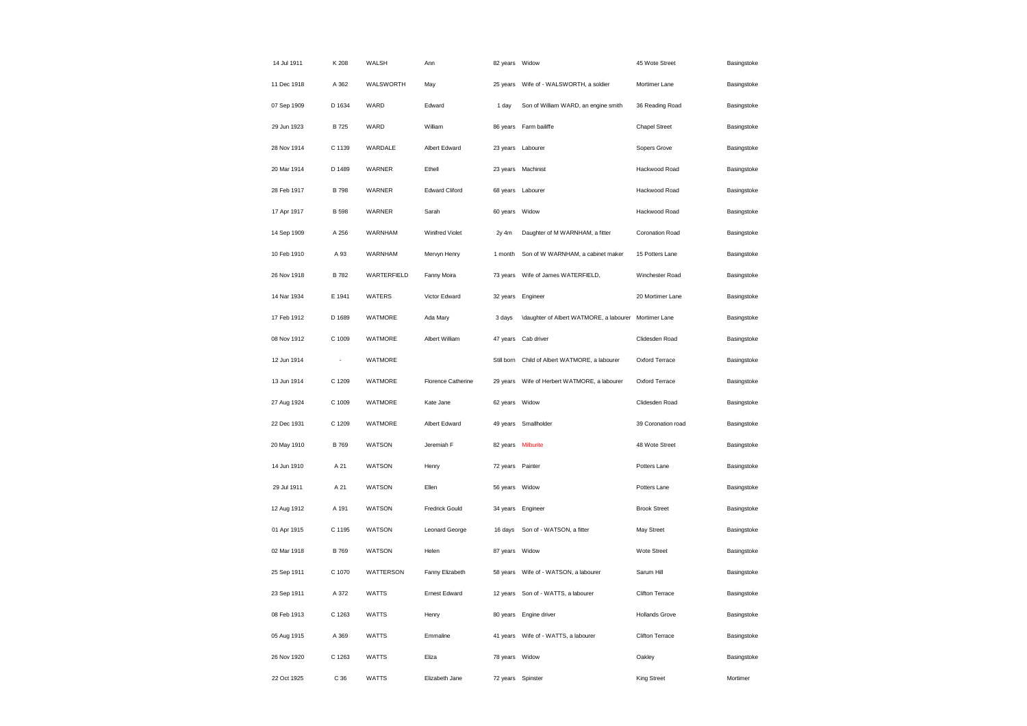| | | | | | | | |
|---|---|---|---|---|---|---|---|
| 14 Jul 1911 | K 208 | WALSH | Ann | 82 years | Widow | 45 Wote Street | Basingstoke |
| 11 Dec 1918 | A 362 | WALSWORTH | May | 25 years | Wife of - WALSWORTH, a soldier | Mortimer Lane | Basingstoke |
| 07 Sep 1909 | D 1634 | WARD | Edward | 1 day | Son of William WARD, an engine smith | 36 Reading Road | Basingstoke |
| 29 Jun 1923 | B 725 | WARD | William | 86 years | Farm bailiffe | Chapel Street | Basingstoke |
| 28 Nov 1914 | C 1139 | WARDALE | Albert Edward | 23 years | Labourer | Sopers Grove | Basingstoke |
| 20 Mar 1914 | D 1489 | WARNER | Ethell | 23 years | Machinist | Hackwood Road | Basingstoke |
| 28 Feb 1917 | B 798 | WARNER | Edward Cliford | 68 years | Labourer | Hackwood Road | Basingstoke |
| 17 Apr 1917 | B 598 | WARNER | Sarah | 60 years | Widow | Hackwood Road | Basingstoke |
| 14 Sep 1909 | A 256 | WARNHAM | Winifred Violet | 2y 4m | Daughter of M WARNHAM, a fitter | Coronation Road | Basingstoke |
| 10 Feb 1910 | A 93 | WARNHAM | Mervyn Henry | 1 month | Son of W WARNHAM, a cabinet maker | 15 Potters Lane | Basingstoke |
| 26 Nov 1918 | B 782 | WARTERFIELD | Fanny Moira | 73 years | Wife of James WATERFIELD, | Winchester Road | Basingstoke |
| 14 Nar 1934 | E 1941 | WATERS | Victor Edward | 32 years | Engineer | 20 Mortimer Lane | Basingstoke |
| 17 Feb 1912 | D 1689 | WATMORE | Ada Mary | 3 days | \daughter of Albert WATMORE, a labourer | Mortimer Lane | Basingstoke |
| 08 Nov 1912 | C 1009 | WATMORE | Albert William | 47 years | Cab driver | Clidesden Road | Basingstoke |
| 12 Jun 1914 | - | WATMORE | | Still born | Child of Albert WATMORE, a labourer | Oxford Terrace | Basingstoke |
| 13 Jun 1914 | C 1209 | WATMORE | Florence Catherine | 29 years | Wife of Herbert WATMORE, a labourer | Oxford Terrace | Basingstoke |
| 27 Aug 1924 | C 1009 | WATMORE | Kate Jane | 62 years | Widow | Clidesden Road | Basingstoke |
| 22 Dec 1931 | C 1209 | WATMORE | Albert Edward | 49 years | Smallholder | 39 Coronation road | Basingstoke |
| 20 May 1910 | B 769 | WATSON | Jeremiah F | 82 years | Milburite | 48 Wote Street | Basingstoke |
| 14 Jun 1910 | A 21 | WATSON | Henry | 72 years | Painter | Potters Lane | Basingstoke |
| 29 Jul 1911 | A 21 | WATSON | Ellen | 56 years | Widow | Potters Lane | Basingstoke |
| 12 Aug 1912 | A 191 | WATSON | Fredrick Gould | 34 years | Engineer | Brook Street | Basingstoke |
| 01 Apr 1915 | C 1195 | WATSON | Leonard George | 16 days | Son of - WATSON, a fitter | May Street | Basingstoke |
| 02 Mar 1918 | B 769 | WATSON | Helen | 87 years | Widow | Wote Street | Basingstoke |
| 25 Sep 1911 | C 1070 | WATTERSON | Fanny Elizabeth | 58 years | Wife of - WATSON, a labourer | Sarum Hill | Basingstoke |
| 23 Sep 1911 | A 372 | WATTS | Ernest Edward | 12 years | Son of - WATTS, a labourer | Clifton Terrace | Basingstoke |
| 08 Feb 1913 | C 1263 | WATTS | Henry | 80 years | Engine driver | Hollands Grove | Basingstoke |
| 05 Aug 1915 | A 369 | WATTS | Emmaline | 41 years | Wife of - WATTS, a labourer | Clifton Terrace | Basingstoke |
| 26 Nov 1920 | C 1263 | WATTS | Eliza | 78 years | Widow | Oakley | Basingstoke |
| 22 Oct 1925 | C 36 | WATTS | Elizabeth Jane | 72 years | Spinster | King Street | Mortimer |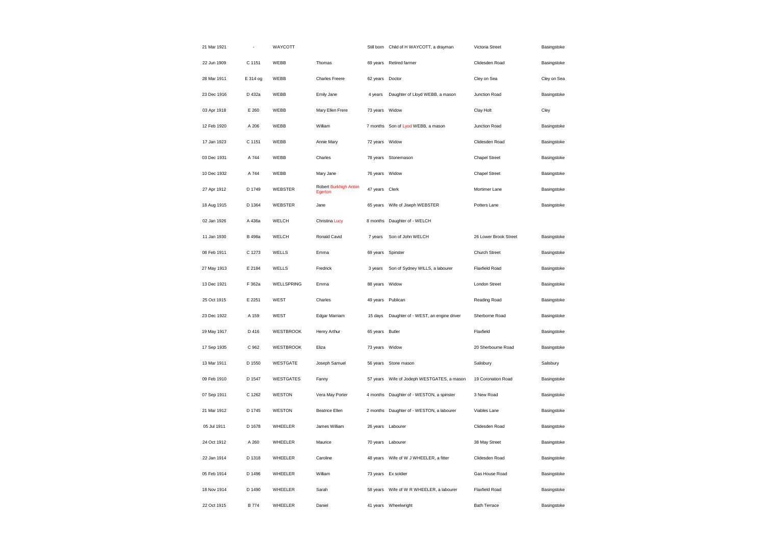| | | | | | | | |
|---|---|---|---|---|---|---|---|
| 21 Mar 1921 | - | WAYCOTT | | Still born | Child of H WAYCOTT, a drayman | Victoria Street | Basingstoke |
| 22 Jun 1909 | C 1151 | WEBB | Thomas | 69 years | Retired farmer | Clidesden Road | Basingstoke |
| 28 Mar 1911 | E 314 og | WEBB | Charles Freere | 62 years | Doctor | Cley on Sea | Cley on Sea |
| 23 Dec 1916 | D 432a | WEBB | Emily Jane | 4 years | Daughter of Lloyd WEBB, a mason | Junction Road | Basingstoke |
| 03 Apr 1918 | E 260 | WEBB | Mary Ellen Frere | 73 years | Widow | Clay Holt | Cley |
| 12 Feb 1920 | A 206 | WEBB | William | 7 months | Son of Lyod WEBB, a mason | Junction Road | Basingstoke |
| 17 Jan 1923 | C 1151 | WEBB | Annie Mary | 72 years | Widow | Clidesden Road | Basingstoke |
| 03 Dec 1931 | A 744 | WEBB | Charles | 78 years | Stonemason | Chapel Street | Basingstoke |
| 10 Dec 1932 | A 744 | WEBB | Mary Jane | 76 years | Widow | Chapel Street | Basingstoke |
| 27 Apr 1912 | D 1749 | WEBSTER | Robert Burkhigh Anton Egerton | 47 years | Clerk | Mortimer Lane | Basingstoke |
| 18 Aug 1915 | D 1364 | WEBSTER | Jane | 65 years | Wife of Jiseph WEBSTER | Potters Lane | Basingstoke |
| 02 Jan 1926 | A 436a | WELCH | Christina Lucy | 8 months | Daughter of - WELCH | | |
| 11 Jan 1930 | B 498a | WELCH | Ronald Cavid | 7 years | Son of John WELCH | 26 Lower Brook Street | Basingstoke |
| 08 Feb 1911 | C 1273 | WELLS | Emma | 69 years | Spinster | Church Street | Basingstoke |
| 27 May 1913 | E 2184 | WELLS | Fredrick | 3 years | Son of Sydney WILLS, a labourer | Flaxfield Road | Basingstoke |
| 13 Dec 1921 | F 362a | WELLSPRING | Emma | 88 years | Widow | London Street | Basingstoke |
| 25 Oct 1915 | E 2251 | WEST | Charles | 49 years | Publican | Reading Road | Basingstoke |
| 23 Dec 1922 | A 159 | WEST | Edgar Marriam | 15 days | Daughter of - WEST, an engine driver | Sherborne Road | Basingstoke |
| 19 May 1917 | D 416 | WESTBROOK | Henry Arthur | 65 years | Butler | Flaxfield | Basingstoke |
| 17 Sep 1935 | C 962 | WESTBROOK | Eliza | 73 years | Widow | 20 Sherbourne Road | Basingstoke |
| 13 Mar 1911 | D 1550 | WESTGATE | Joseph Samuel | 56 years | Stone mason | Salisbury | Salisbury |
| 09 Feb 1910 | D 1547 | WESTGATES | Fanny | 57 years | Wife of Jodeph WESTGATES, a mason | 19 Coronation Road | Basingstoke |
| 07 Sep 1911 | C 1262 | WESTON | Vera May Porter | 4 months | Daughter of - WESTON, a spinster | 3 New Road | Basingstoke |
| 21 Mar 1912 | D 1745 | WESTON | Beatrice Ellen | 2 months | Daughter of - WESTON, a labourer | Viables Lane | Basingstoke |
| 05 Jul 1911 | D 1678 | WHEELER | James William | 26 years | Labourer | Clidesden Road | Basingstoke |
| 24 Oct 1912 | A 260 | WHEELER | Maurice | 70 years | Labourer | 38 May Street | Basingstoke |
| 22 Jan 1914 | D 1318 | WHEELER | Caroline | 48 years | Wife of W J WHEELER, a fitter | Clidesden Road | Basingstoke |
| 05 Feb 1914 | D 1496 | WHEELER | William | 73 years | Ex soldier | Gas House Road | Basingstoke |
| 18 Nov 1914 | D 1490 | WHEELER | Sarah | 58 years | Wife of W R WHEELER, a labourer | Flaxfield Road | Basingstoke |
| 22 Oct 1915 | B 774 | WHEELER | Daniel | 41 years | Wheelwright | Bath Terrace | Basingstoke |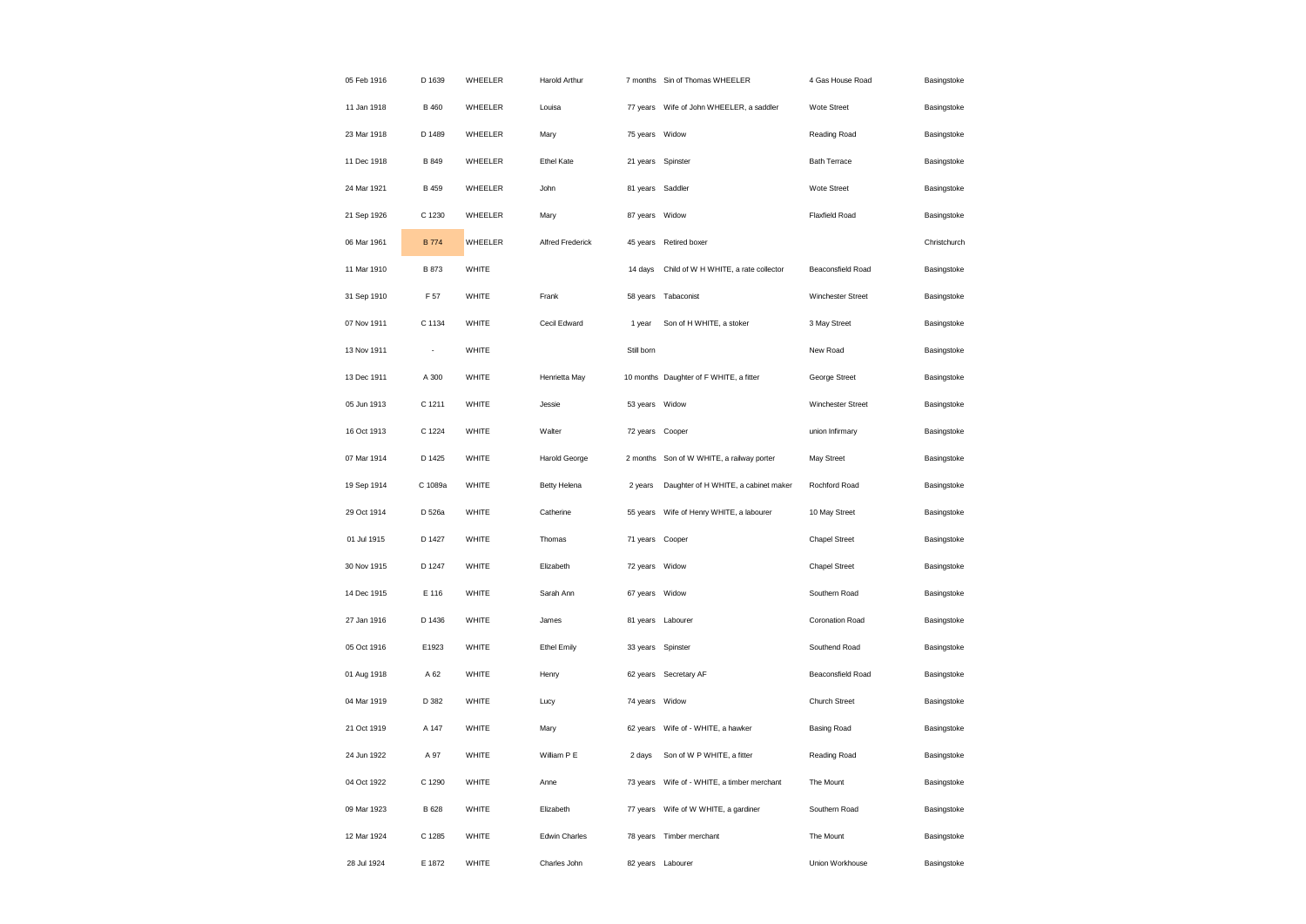| | | | | | | | |
|---|---|---|---|---|---|---|---|
| 05 Feb 1916 | D 1639 | WHEELER | Harold Arthur | 7 months | Sin of Thomas WHEELER | 4 Gas House Road | Basingstoke |
| 11 Jan 1918 | B 460 | WHEELER | Louisa | 77 years | Wife of John WHEELER, a saddler | Wote Street | Basingstoke |
| 23 Mar 1918 | D 1489 | WHEELER | Mary | 75 years | Widow | Reading Road | Basingstoke |
| 11 Dec 1918 | B 849 | WHEELER | Ethel Kate | 21 years | Spinster | Bath Terrace | Basingstoke |
| 24 Mar 1921 | B 459 | WHEELER | John | 81 years | Saddler | Wote Street | Basingstoke |
| 21 Sep 1926 | C 1230 | WHEELER | Mary | 87 years | Widow | Flaxfield Road | Basingstoke |
| 06 Mar 1961 | B 774 | WHEELER | Alfred Frederick | 45 years | Retired boxer | | Christchurch |
| 11 Mar 1910 | B 873 | WHITE | | 14 days | Child of W H WHITE, a rate collector | Beaconsfield Road | Basingstoke |
| 31 Sep 1910 | F 57 | WHITE | Frank | 58 years | Tabaconist | Winchester Street | Basingstoke |
| 07 Nov 1911 | C 1134 | WHITE | Cecil Edward | 1 year | Son of H WHITE, a stoker | 3 May Street | Basingstoke |
| 13 Nov 1911 | - | WHITE | | Still born | | New Road | Basingstoke |
| 13 Dec 1911 | A 300 | WHITE | Henrietta May | 10 months | Daughter of F WHITE, a fitter | George Street | Basingstoke |
| 05 Jun 1913 | C 1211 | WHITE | Jessie | 53 years | Widow | Winchester Street | Basingstoke |
| 16 Oct 1913 | C 1224 | WHITE | Walter | 72 years | Cooper | union Infirmary | Basingstoke |
| 07 Mar 1914 | D 1425 | WHITE | Harold George | 2 months | Son of W WHITE, a railway porter | May Street | Basingstoke |
| 19 Sep 1914 | C 1089a | WHITE | Betty Helena | 2 years | Daughter of H WHITE, a cabinet maker | Rochford Road | Basingstoke |
| 29 Oct 1914 | D 526a | WHITE | Catherine | 55 years | Wife of Henry WHITE, a labourer | 10 May Street | Basingstoke |
| 01 Jul 1915 | D 1427 | WHITE | Thomas | 71 years | Cooper | Chapel Street | Basingstoke |
| 30 Nov 1915 | D 1247 | WHITE | Elizabeth | 72 years | Widow | Chapel Street | Basingstoke |
| 14 Dec 1915 | E 116 | WHITE | Sarah Ann | 67 years | Widow | Southern Road | Basingstoke |
| 27 Jan 1916 | D 1436 | WHITE | James | 81 years | Labourer | Coronation Road | Basingstoke |
| 05 Oct 1916 | E1923 | WHITE | Ethel Emily | 33 years | Spinster | Southend Road | Basingstoke |
| 01 Aug 1918 | A 62 | WHITE | Henry | 62 years | Secretary AF | Beaconsfield Road | Basingstoke |
| 04 Mar 1919 | D 382 | WHITE | Lucy | 74 years | Widow | Church Street | Basingstoke |
| 21 Oct 1919 | A 147 | WHITE | Mary | 62 years | Wife of - WHITE, a hawker | Basing Road | Basingstoke |
| 24 Jun 1922 | A 97 | WHITE | William P E | 2 days | Son of W P WHITE, a fitter | Reading Road | Basingstoke |
| 04 Oct 1922 | C 1290 | WHITE | Anne | 73 years | Wife of - WHITE, a timber merchant | The Mount | Basingstoke |
| 09 Mar 1923 | B 628 | WHITE | Elizabeth | 77 years | Wife of W WHITE, a gardiner | Southern Road | Basingstoke |
| 12 Mar 1924 | C 1285 | WHITE | Edwin Charles | 78 years | Timber merchant | The Mount | Basingstoke |
| 28 Jul 1924 | E 1872 | WHITE | Charles John | 82 years | Labourer | Union Workhouse | Basingstoke |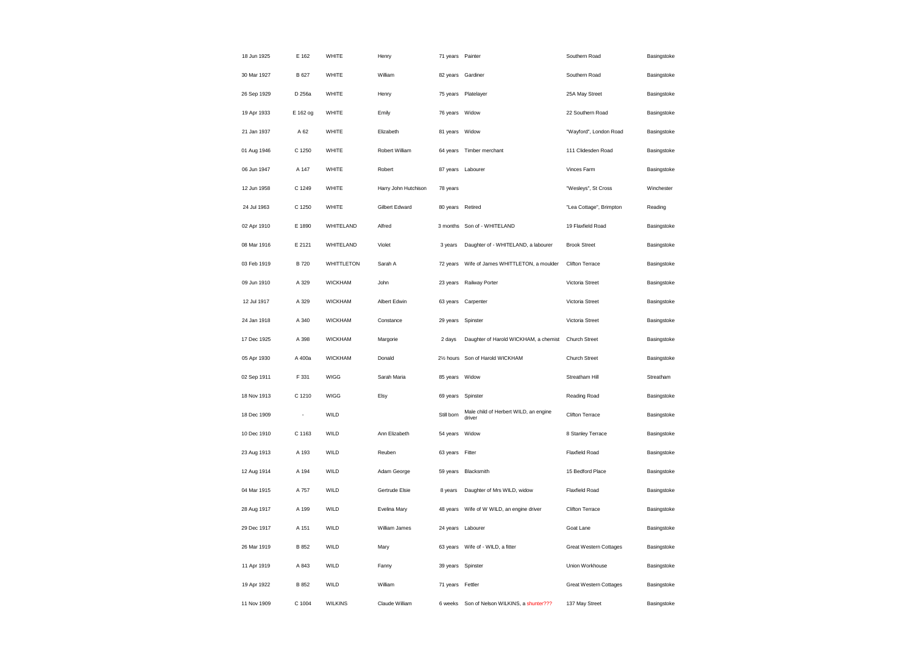| | | | | | | | |
|---|---|---|---|---|---|---|---|
| 18 Jun 1925 | E 162 | WHITE | Henry | 71 years | Painter | Southern Road | Basingstoke |
| 30 Mar 1927 | B 627 | WHITE | William | 82 years | Gardiner | Southern Road | Basingstoke |
| 26 Sep 1929 | D 256a | WHITE | Henry | 75 years | Platelayer | 25A May Street | Basingstoke |
| 19 Apr 1933 | E 162 og | WHITE | Emily | 76 years | Widow | 22 Southern Road | Basingstoke |
| 21 Jan 1937 | A 62 | WHITE | Elizabeth | 81 years | Widow | "Wayford", London Road | Basingstoke |
| 01 Aug 1946 | C 1250 | WHITE | Robert William | 64 years | Timber merchant | 111 Cliddesden Road | Basingstoke |
| 06 Jun 1947 | A 147 | WHITE | Robert | 87 years | Labourer | Vinces Farm | Basingstoke |
| 12 Jun 1958 | C 1249 | WHITE | Harry John Hutchison | 78 years | | "Wesleys", St Cross | Winchester |
| 24 Jul 1963 | C 1250 | WHITE | Gilbert Edward | 80 years | Retired | "Lea Cottage", Brimpton | Reading |
| 02 Apr 1910 | E 1890 | WHITELAND | Alfred | 3 months | Son of - WHITELAND | 19 Flaxfield Road | Basingstoke |
| 08 Mar 1916 | E 2121 | WHITELAND | Violet | 3 years | Daughter of - WHITELAND, a labourer | Brook Street | Basingstoke |
| 03 Feb 1919 | B 720 | WHITTLETON | Sarah A | 72 years | Wife of James WHITTLETON, a moulder | Clifton Terrace | Basingstoke |
| 09 Jun 1910 | A 329 | WICKHAM | John | 23 years | Railway Porter | Victoria Street | Basingstoke |
| 12 Jul 1917 | A 329 | WICKHAM | Albert Edwin | 63 years | Carpenter | Victoria Street | Basingstoke |
| 24 Jan 1918 | A 340 | WICKHAM | Constance | 29 years | Spinster | Victoria Street | Basingstoke |
| 17 Dec 1925 | A 398 | WICKHAM | Margorie | 2 days | Daughter of Harold WICKHAM, a chemist | Church Street | Basingstoke |
| 05 Apr 1930 | A 400a | WICKHAM | Donald | 2½ hours | Son of Harold WICKHAM | Church Street | Basingstoke |
| 02 Sep 1911 | F 331 | WIGG | Sarah Maria | 85 years | Widow | Streatham Hill | Streatham |
| 18 Nov 1913 | C 1210 | WIGG | Elsy | 69 years | Spinster | Reading Road | Basingstoke |
| 18 Dec 1909 | - | WILD | | Still born | Male child of Herbert WILD, an engine driver | Clifton Terrace | Basingstoke |
| 10 Dec 1910 | C 1163 | WILD | Ann Elizabeth | 54 years | Widow | 8 Stanley Terrace | Basingstoke |
| 23 Aug 1913 | A 193 | WILD | Reuben | 63 years | Fitter | Flaxfield Road | Basingstoke |
| 12 Aug 1914 | A 194 | WILD | Adam George | 59 years | Blacksmith | 15 Bedford Place | Basingstoke |
| 04 Mar 1915 | A 757 | WILD | Gertrude Elsie | 8 years | Daughter of Mrs WILD, widow | Flaxfield Road | Basingstoke |
| 28 Aug 1917 | A 199 | WILD | Evelina Mary | 48 years | Wife of W WILD, an engine driver | Clifton Terrace | Basingstoke |
| 29 Dec 1917 | A 151 | WILD | William James | 24 years | Labourer | Goat Lane | Basingstoke |
| 26 Mar 1919 | B 852 | WILD | Mary | 63 years | Wife of - WILD, a fitter | Great Western Cottages | Basingstoke |
| 11 Apr 1919 | A 843 | WILD | Fanny | 39 years | Spinster | Union Workhouse | Basingstoke |
| 19 Apr 1922 | B 852 | WILD | William | 71 years | Fettler | Great Western Cottages | Basingstoke |
| 11 Nov 1909 | C 1004 | WILKINS | Claude William | 6 weeks | Son of Nelson WILKINS, a shunter??? | 137 May Street | Basingstoke |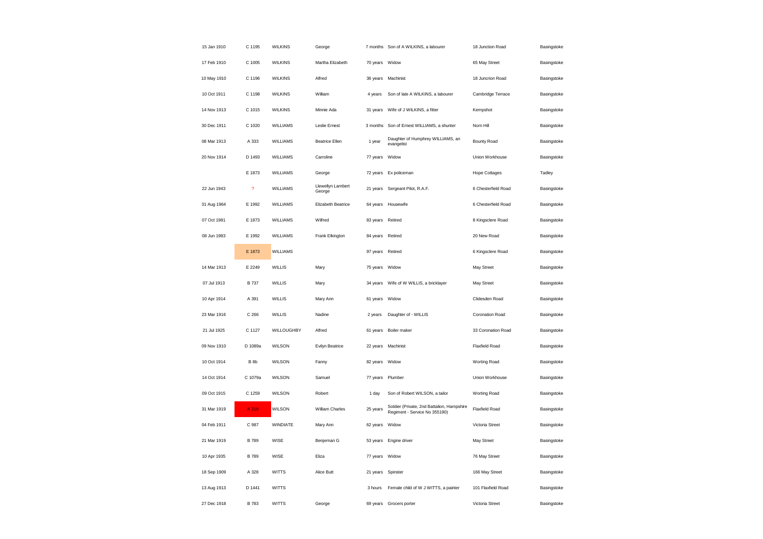| | | | | | | | |
|---|---|---|---|---|---|---|---|
| 15 Jan 1910 | C 1195 | WILKINS | George | 7 months | Son of A WILKINS, a labourer | 18 Junction Road | Basingstoke |
| 17 Feb 1910 | C 1005 | WILKINS | Martha Elizabeth | 70 years | Widow | 65 May Street | Basingstoke |
| 10 May 1910 | C 1196 | WILKINS | Alfred | 36 years | Machinist | 18 Juncrion Road | Basingstoke |
| 10 Oct 1911 | C 1198 | WILKINS | William | 4 years | Son of late A WILKINS, a labourer | Cambridge Terrace | Basingstoke |
| 14 Nov 1913 | C 1015 | WILKINS | Minnie Ada | 31 years | Wife of J WILKINS, a fitter | Kempshot | Basingstoke |
| 30 Dec 1911 | C 1020 | WILLIAMS | Leslie Ernest | 3 months | Son of Ernest WILLIAMS, a shunter | Norn Hill | Basingstoke |
| 08 Mar 1913 | A 333 | WILLIAMS | Beatrice Ellen | 1 year | Daughter of Humphrey WILLIAMS, an evangelist | Bounty Road | Basingstoke |
| 20 Nov 1914 | D 1493 | WILLIAMS | Carroline | 77 years | Widow | Union Workhouse | Basingstoke |
| | E 1873 | WILLIAMS | George | 72 years | Ex policeman | Hope Cottages | Tadley |
| 22 Jun 1943 | ? | WILLIAMS | Llewellyn Lambert George | 21 years | Sergeant Pilot, R.A.F. | 6 Chesterfield Road | Basingstoke |
| 31 Aug 1964 | E 1992 | WILLIAMS | Elizabeth Beatrice | 64 years | Housewife | 6 Chesterfield Road | Basingstoke |
| 07 Oct 1981 | E 1873 | WILLIAMS | Wilfred | 83 years | Retired | 8 Kingsclere Road | Basingstoke |
| 08 Jun 1983 | E 1992 | WILLIAMS | Frank Elkington | 84 years | Retired | 20 New Road | Basingstoke |
| | E 1873 | WILLIAMS | | 97 years | Retired | 6 Kingsclere Road | Basingstoke |
| 14 Mar 1913 | E 2249 | WILLIS | Mary | 75 years | Widow | May Street | Basingstoke |
| 07 Jul 1913 | B 737 | WILLIS | Mary | 34 years | Wife of W WILLIS, a bricklayer | May Street | Basingstoke |
| 10 Apr 1914 | A 391 | WILLIS | Mary Ann | 61 years | Widow | Clidesden Road | Basingstoke |
| 23 Mar 1916 | C 266 | WILLIS | Nadine | 2 years | Daughter of - WILLIS | Coronation Road | Basingstoke |
| 21 Jul 1925 | C 1127 | WILLOUGHBY | Alfred | 61 years | Boiler maker | 33 Coronation Road | Basingstoke |
| 09 Nov 1910 | D 1089a | WILSON | Evilyn Beatrice | 22 years | Machinist | Flaxfield Road | Basingstoke |
| 10 Oct 1914 | B 8b | WILSON | Fanny | 82 years | Widow | Worting Road | Basingstoke |
| 14 Oct 1914 | C 1079a | WILSON | Samuel | 77 years | Plumber | Union Workhouse | Basingstoke |
| 09 Oct 1915 | C 1259 | WILSON | Robert | 1 day | Son of Robert WILSON, a tailor | Worting Road | Basingstoke |
| 31 Mar 1919 | A 219 | WILSON | William Charles | 25 years | Soldier (Private, 2nd Battalion, Hampshire Regiment - Service No 355190) | Flaxfield Road | Basingstoke |
| 04 Feb 1911 | C 987 | WINDIATE | Mary Ann | 62 years | Widow | Victoria Street | Basingstoke |
| 21 Mar 1919 | B 789 | WISE | Benjeman G | 53 years | Engine driver | May Street | Basingstoke |
| 10 Apr 1935 | B 789 | WISE | Eliza | 77 years | Widow | 76 May Street | Basingstoke |
| 18 Sep 1909 | A 328 | WITTS | Alice Butt | 21 years | Spinster | 166 May Street | Basingstoke |
| 13 Aug 1913 | D 1441 | WITTS | | 3 hours | Female child of W J WITTS, a painter | 101 Flaxfield Road | Basingstoke |
| 27 Dec 1918 | B 783 | WITTS | George | 69 years | Grocers porter | Victoria Street | Basingstoke |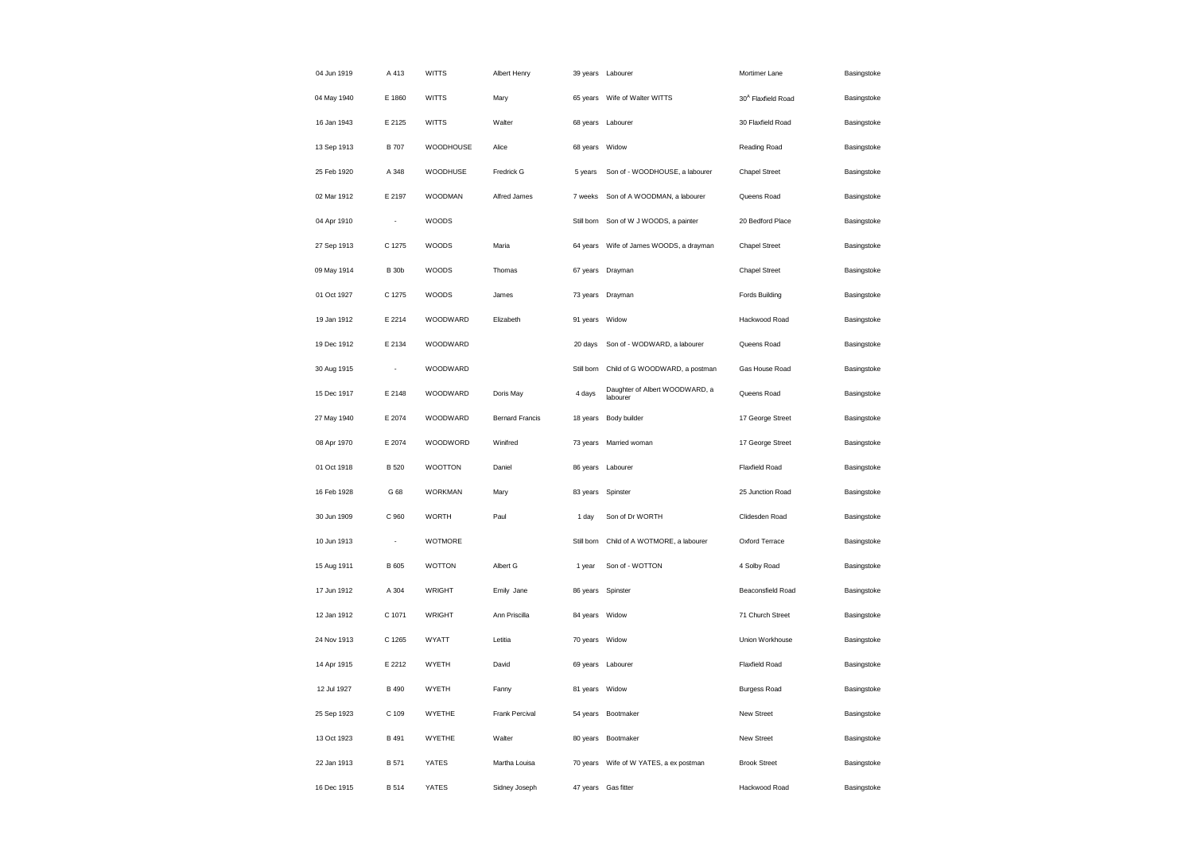| | | | | | | | |
|---|---|---|---|---|---|---|---|
| 04 Jun 1919 | A 413 | WITTS | Albert Henry | 39 years | Labourer | Mortimer Lane | Basingstoke |
| 04 May 1940 | E 1860 | WITTS | Mary | 65 years | Wife of Walter WITTS | 30A Flaxfield Road | Basingstoke |
| 16 Jan 1943 | E 2125 | WITTS | Walter | 68 years | Labourer | 30 Flaxfield Road | Basingstoke |
| 13 Sep 1913 | B 707 | WOODHOUSE | Alice | 68 years | Widow | Reading Road | Basingstoke |
| 25 Feb 1920 | A 348 | WOODHUSE | Fredrick G | 5 years | Son of - WOODHOUSE, a labourer | Chapel Street | Basingstoke |
| 02 Mar 1912 | E 2197 | WOODMAN | Alfred James | 7 weeks | Son of A WOODMAN, a labourer | Queens Road | Basingstoke |
| 04 Apr 1910 | - | WOODS | | Still born | Son of W J WOODS, a painter | 20 Bedford Place | Basingstoke |
| 27 Sep 1913 | C 1275 | WOODS | Maria | 64 years | Wife of James WOODS, a drayman | Chapel Street | Basingstoke |
| 09 May 1914 | B 30b | WOODS | Thomas | 67 years | Drayman | Chapel Street | Basingstoke |
| 01 Oct 1927 | C 1275 | WOODS | James | 73 years | Drayman | Fords Building | Basingstoke |
| 19 Jan 1912 | E 2214 | WOODWARD | Elizabeth | 91 years | Widow | Hackwood Road | Basingstoke |
| 19 Dec 1912 | E 2134 | WOODWARD | | 20 days | Son of - WODWARD, a labourer | Queens Road | Basingstoke |
| 30 Aug 1915 | - | WOODWARD | | Still born | Child of G WOODWARD, a postman | Gas House Road | Basingstoke |
| 15 Dec 1917 | E 2148 | WOODWARD | Doris May | 4 days | Daughter of Albert WOODWARD, a labourer | Queens Road | Basingstoke |
| 27 May 1940 | E 2074 | WOODWARD | Bernard Francis | 18 years | Body builder | 17 George Street | Basingstoke |
| 08 Apr 1970 | E 2074 | WOODWORD | Winifred | 73 years | Married woman | 17 George Street | Basingstoke |
| 01 Oct 1918 | B 520 | WOOTTON | Daniel | 86 years | Labourer | Flaxfield Road | Basingstoke |
| 16 Feb 1928 | G 68 | WORKMAN | Mary | 83 years | Spinster | 25 Junction Road | Basingstoke |
| 30 Jun 1909 | C 960 | WORTH | Paul | 1 day | Son of Dr WORTH | Cliddesden Road | Basingstoke |
| 10 Jun 1913 | - | WOTMORE | | Still born | Child of A WOTMORE, a labourer | Oxford Terrace | Basingstoke |
| 15 Aug 1911 | B 605 | WOTTON | Albert G | 1 year | Son of - WOTTON | 4 Solby Road | Basingstoke |
| 17 Jun 1912 | A 304 | WRIGHT | Emily Jane | 86 years | Spinster | Beaconsfield Road | Basingstoke |
| 12 Jan 1912 | C 1071 | WRIGHT | Ann Priscilla | 84 years | Widow | 71 Church Street | Basingstoke |
| 24 Nov 1913 | C 1265 | WYATT | Letitia | 70 years | Widow | Union Workhouse | Basingstoke |
| 14 Apr 1915 | E 2212 | WYETH | David | 69 years | Labourer | Flaxfield Road | Basingstoke |
| 12 Jul 1927 | B 490 | WYETH | Fanny | 81 years | Widow | Burgess Road | Basingstoke |
| 25 Sep 1923 | C 109 | WYETHE | Frank Percival | 54 years | Bootmaker | New Street | Basingstoke |
| 13 Oct 1923 | B 491 | WYETHE | Walter | 80 years | Bootmaker | New Street | Basingstoke |
| 22 Jan 1913 | B 571 | YATES | Martha Louisa | 70 years | Wife of W YATES, a ex postman | Brook Street | Basingstoke |
| 16 Dec 1915 | B 514 | YATES | Sidney Joseph | 47 years | Gas fitter | Hackwood Road | Basingstoke |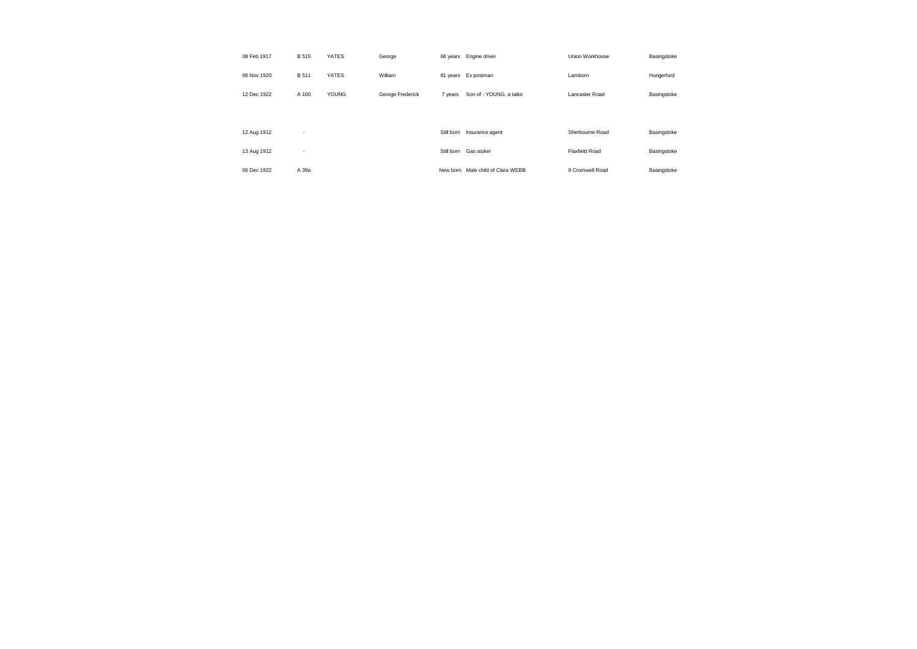| | | | | | | | |
|---|---|---|---|---|---|---|---|
| 08 Feb 1917 | B 515 | YATES | George | 68 years | Engine driver | Union Workhouse | Basingstoke |
| 06 Nov 1920 | B 511 | YATES | William | 81 years | Ex postman | Lamborn | Hungerford |
| 12 Dec 1922 | A 100 | YOUNG | George Frederick | 7 years | Son of - YOUNG, a tailor | Lancaster Road | Basingstoke |
| | | | | | | | |
| 12 Aug 1912 | - | | | Still born | Insurance agent | Sherbourne Road | Basingstoke |
| 13 Aug 1912 | - | | | Still born | Gas stoker | Flaxfield Road | Basingstoke |
| 06 Dec 1922 | A 39a | | | New born | Male child of Clara WEBB | 9 Cromwell Road | Basingstoke |